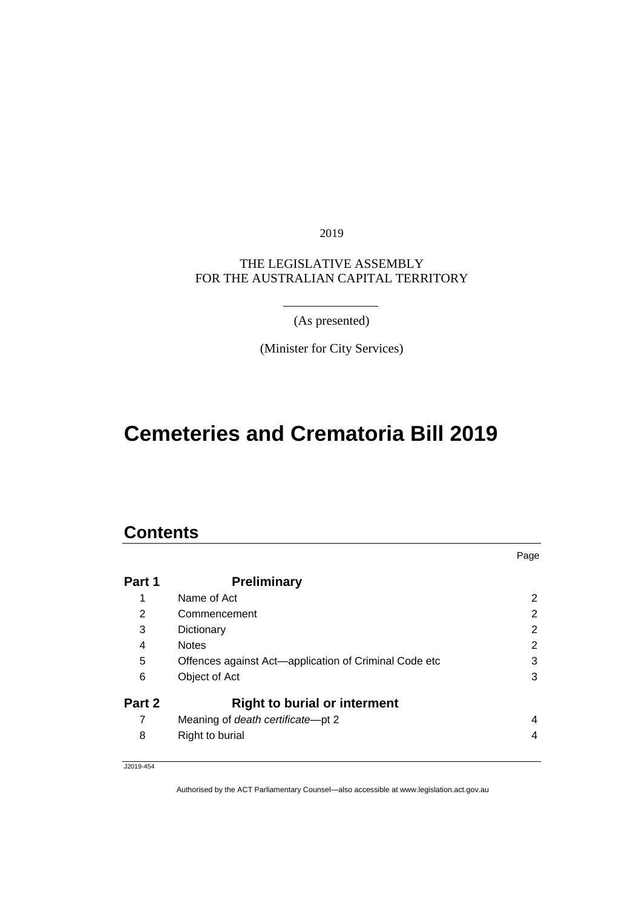2019

THE LEGISLATIVE ASSEMBLY
FOR THE AUSTRALIAN CAPITAL TERRITORY

(As presented)

(Minister for City Services)

# Cemeteries and Crematoria Bill 2019

## Contents

| | | Page |
|---|---|---|
| **Part 1** | **Preliminary** | |
| 1 | Name of Act | 2 |
| 2 | Commencement | 2 |
| 3 | Dictionary | 2 |
| 4 | Notes | 2 |
| 5 | Offences against Act—application of Criminal Code etc | 3 |
| 6 | Object of Act | 3 |
| **Part 2** | **Right to burial or interment** | |
| 7 | Meaning of *death certificate*—pt 2 | 4 |
| 8 | Right to burial | 4 |

J2019-454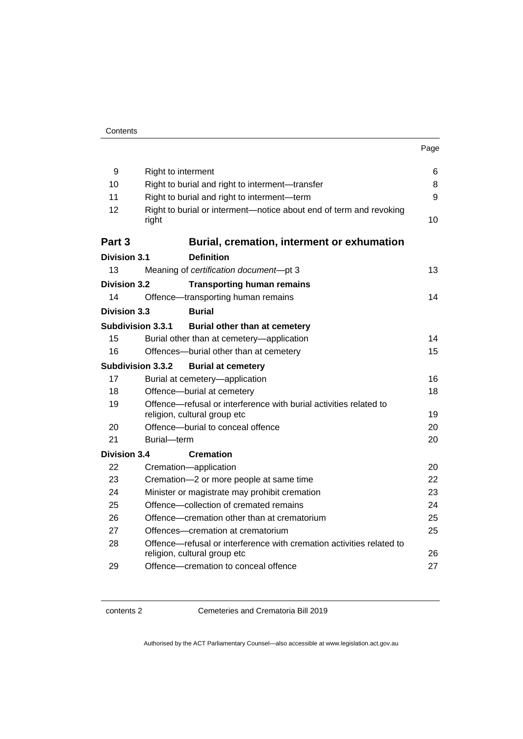| | | Page |
|---|---|---|
| 9 | Right to interment | 6 |
| 10 | Right to burial and right to interment—transfer | 8 |
| 11 | Right to burial and right to interment—term | 9 |
| 12 | Right to burial or interment—notice about end of term and revoking right | 10 |

## Part 3 Burial, cremation, interment or exhumation

### Division 3.1 Definition

| | | |
|---|---|---|
| 13 | Meaning of *certification document*—pt 3 | 13 |

### Division 3.2 Transporting human remains

| | | |
|---|---|---|
| 14 | Offence—transporting human remains | 14 |

### Division 3.3 Burial

#### Subdivision 3.3.1 Burial other than at cemetery

| | | |
|---|---|---|
| 15 | Burial other than at cemetery—application | 14 |
| 16 | Offences—burial other than at cemetery | 15 |

#### Subdivision 3.3.2 Burial at cemetery

| | | |
|---|---|---|
| 17 | Burial at cemetery—application | 16 |
| 18 | Offence—burial at cemetery | 18 |
| 19 | Offence—refusal or interference with burial activities related to religion, cultural group etc | 19 |
| 20 | Offence—burial to conceal offence | 20 |
| 21 | Burial—term | 20 |

### Division 3.4 Cremation

| | | |
|---|---|---|
| 22 | Cremation—application | 20 |
| 23 | Cremation—2 or more people at same time | 22 |
| 24 | Minister or magistrate may prohibit cremation | 23 |
| 25 | Offence—collection of cremated remains | 24 |
| 26 | Offence—cremation other than at crematorium | 25 |
| 27 | Offences—cremation at crematorium | 25 |
| 28 | Offence—refusal or interference with cremation activities related to religion, cultural group etc | 26 |
| 29 | Offence—cremation to conceal offence | 27 |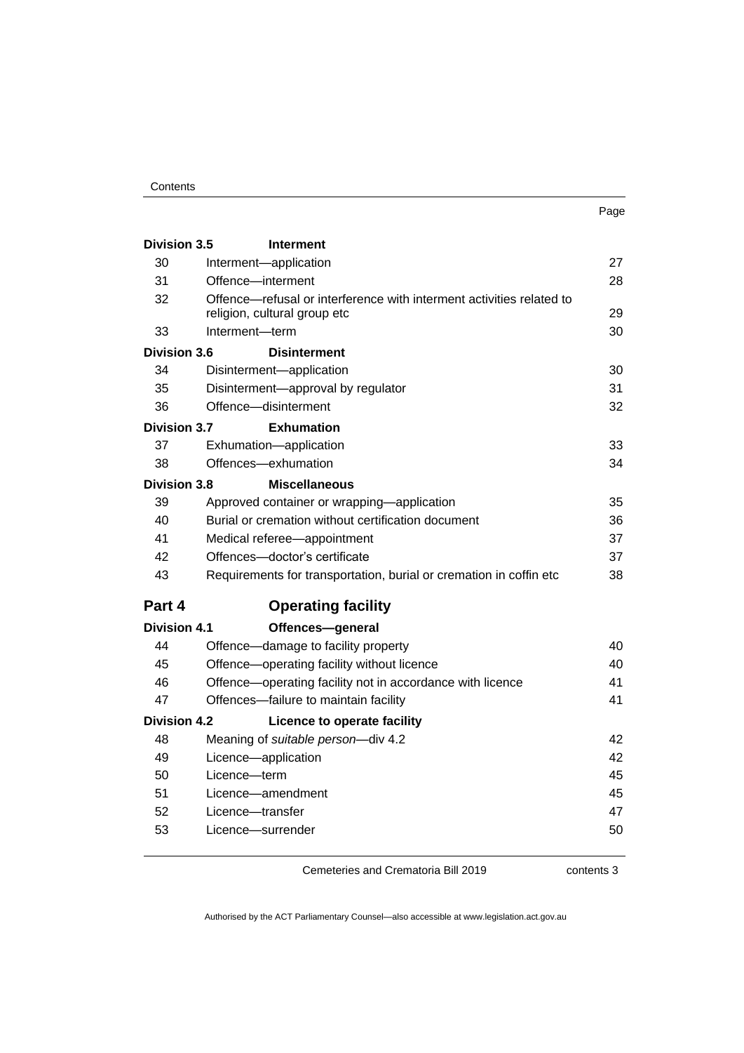| | | Page |
|---|---|---|
| **Division 3.5** | **Interment** | |
| 30 | Interment—application | 27 |
| 31 | Offence—interment | 28 |
| 32 | Offence—refusal or interference with interment activities related to religion, cultural group etc | 29 |
| 33 | Interment—term | 30 |
| **Division 3.6** | **Disinterment** | |
| 34 | Disinterment—application | 30 |
| 35 | Disinterment—approval by regulator | 31 |
| 36 | Offence—disinterment | 32 |
| **Division 3.7** | **Exhumation** | |
| 37 | Exhumation—application | 33 |
| 38 | Offences—exhumation | 34 |
| **Division 3.8** | **Miscellaneous** | |
| 39 | Approved container or wrapping—application | 35 |
| 40 | Burial or cremation without certification document | 36 |
| 41 | Medical referee—appointment | 37 |
| 42 | Offences—doctor's certificate | 37 |
| 43 | Requirements for transportation, burial or cremation in coffin etc | 38 |
| **Part 4** | **Operating facility** | |
| **Division 4.1** | **Offences—general** | |
| 44 | Offence—damage to facility property | 40 |
| 45 | Offence—operating facility without licence | 40 |
| 46 | Offence—operating facility not in accordance with licence | 41 |
| 47 | Offences—failure to maintain facility | 41 |
| **Division 4.2** | **Licence to operate facility** | |
| 48 | Meaning of *suitable person*—div 4.2 | 42 |
| 49 | Licence—application | 42 |
| 50 | Licence—term | 45 |
| 51 | Licence—amendment | 45 |
| 52 | Licence—transfer | 47 |
| 53 | Licence—surrender | 50 |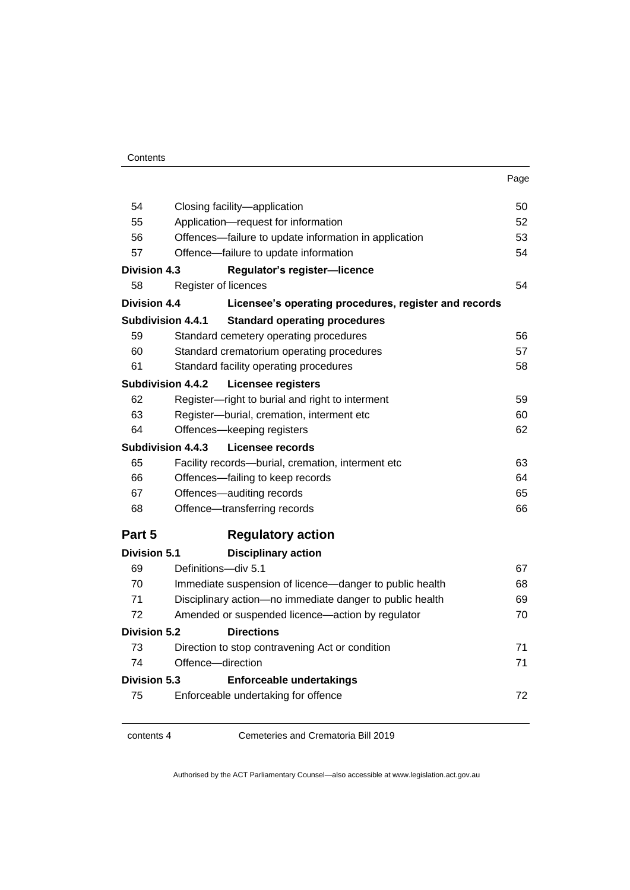| | | Page |
|---|---|---|
| 54 | Closing facility—application | 50 |
| 55 | Application—request for information | 52 |
| 56 | Offences—failure to update information in application | 53 |
| 57 | Offence—failure to update information | 54 |
| **Division 4.3** | **Regulator's register—licence** | |
| 58 | Register of licences | 54 |
| **Division 4.4** | **Licensee's operating procedures, register and records** | |
| **Subdivision 4.4.1** | **Standard operating procedures** | |
| 59 | Standard cemetery operating procedures | 56 |
| 60 | Standard crematorium operating procedures | 57 |
| 61 | Standard facility operating procedures | 58 |
| **Subdivision 4.4.2** | **Licensee registers** | |
| 62 | Register—right to burial and right to interment | 59 |
| 63 | Register—burial, cremation, interment etc | 60 |
| 64 | Offences—keeping registers | 62 |
| **Subdivision 4.4.3** | **Licensee records** | |
| 65 | Facility records—burial, cremation, interment etc | 63 |
| 66 | Offences—failing to keep records | 64 |
| 67 | Offences—auditing records | 65 |
| 68 | Offence—transferring records | 66 |
| **Part 5** | **Regulatory action** | |
| **Division 5.1** | **Disciplinary action** | |
| 69 | Definitions—div 5.1 | 67 |
| 70 | Immediate suspension of licence—danger to public health | 68 |
| 71 | Disciplinary action—no immediate danger to public health | 69 |
| 72 | Amended or suspended licence—action by regulator | 70 |
| **Division 5.2** | **Directions** | |
| 73 | Direction to stop contravening Act or condition | 71 |
| 74 | Offence—direction | 71 |
| **Division 5.3** | **Enforceable undertakings** | |
| 75 | Enforceable undertaking for offence | 72 |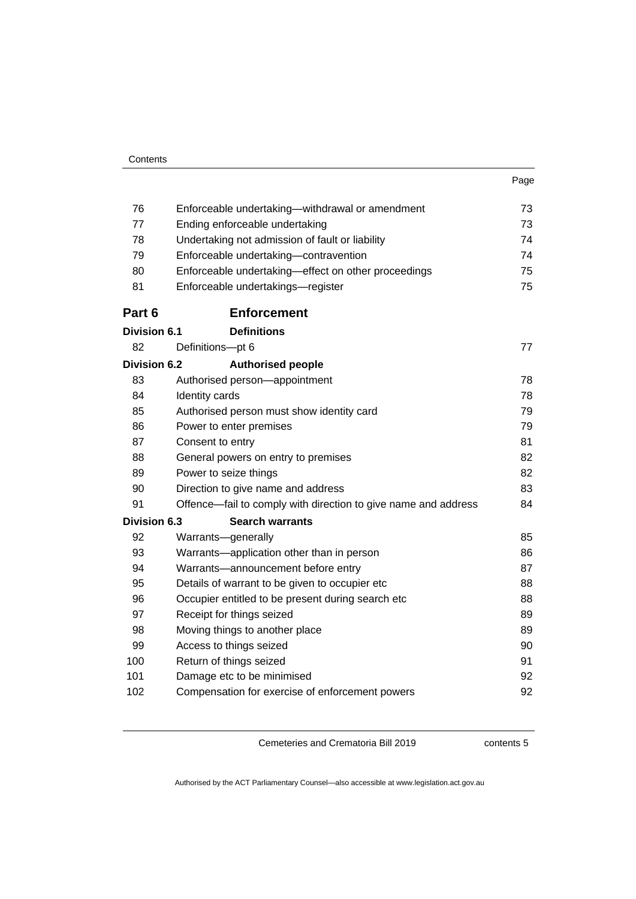| | | Page |
|---|---|---|
| 76 | Enforceable undertaking—withdrawal or amendment | 73 |
| 77 | Ending enforceable undertaking | 73 |
| 78 | Undertaking not admission of fault or liability | 74 |
| 79 | Enforceable undertaking—contravention | 74 |
| 80 | Enforceable undertaking—effect on other proceedings | 75 |
| 81 | Enforceable undertakings—register | 75 |
| **Part 6** | **Enforcement** | |
| **Division 6.1** | **Definitions** | |
| 82 | Definitions—pt 6 | 77 |
| **Division 6.2** | **Authorised people** | |
| 83 | Authorised person—appointment | 78 |
| 84 | Identity cards | 78 |
| 85 | Authorised person must show identity card | 79 |
| 86 | Power to enter premises | 79 |
| 87 | Consent to entry | 81 |
| 88 | General powers on entry to premises | 82 |
| 89 | Power to seize things | 82 |
| 90 | Direction to give name and address | 83 |
| 91 | Offence—fail to comply with direction to give name and address | 84 |
| **Division 6.3** | **Search warrants** | |
| 92 | Warrants—generally | 85 |
| 93 | Warrants—application other than in person | 86 |
| 94 | Warrants—announcement before entry | 87 |
| 95 | Details of warrant to be given to occupier etc | 88 |
| 96 | Occupier entitled to be present during search etc | 88 |
| 97 | Receipt for things seized | 89 |
| 98 | Moving things to another place | 89 |
| 99 | Access to things seized | 90 |
| 100 | Return of things seized | 91 |
| 101 | Damage etc to be minimised | 92 |
| 102 | Compensation for exercise of enforcement powers | 92 |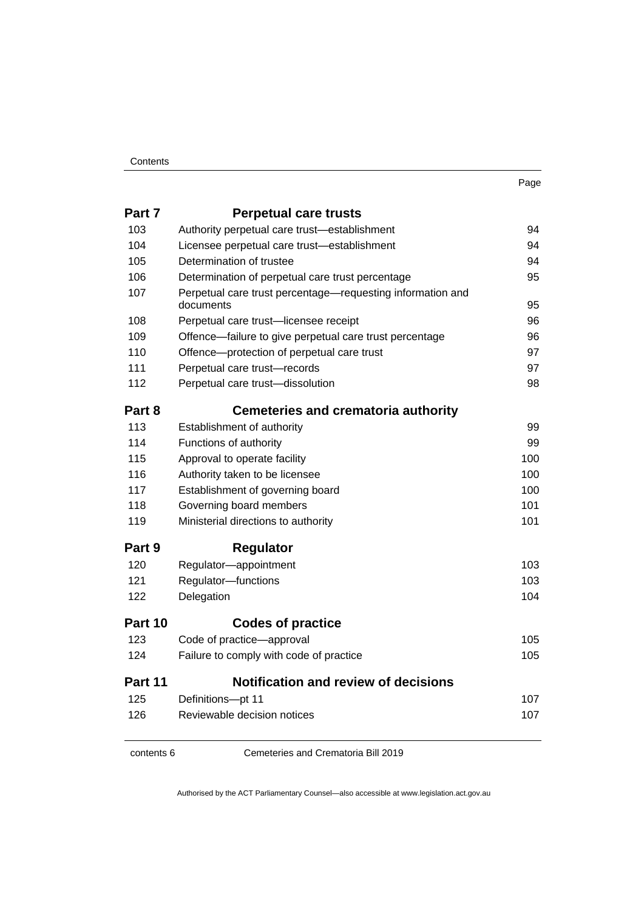| | | Page |
|---|---|---|
| **Part 7** | **Perpetual care trusts** | |
| 103 | Authority perpetual care trust—establishment | 94 |
| 104 | Licensee perpetual care trust—establishment | 94 |
| 105 | Determination of trustee | 94 |
| 106 | Determination of perpetual care trust percentage | 95 |
| 107 | Perpetual care trust percentage—requesting information and documents | 95 |
| 108 | Perpetual care trust—licensee receipt | 96 |
| 109 | Offence—failure to give perpetual care trust percentage | 96 |
| 110 | Offence—protection of perpetual care trust | 97 |
| 111 | Perpetual care trust—records | 97 |
| 112 | Perpetual care trust—dissolution | 98 |
| **Part 8** | **Cemeteries and crematoria authority** | |
| 113 | Establishment of authority | 99 |
| 114 | Functions of authority | 99 |
| 115 | Approval to operate facility | 100 |
| 116 | Authority taken to be licensee | 100 |
| 117 | Establishment of governing board | 100 |
| 118 | Governing board members | 101 |
| 119 | Ministerial directions to authority | 101 |
| **Part 9** | **Regulator** | |
| 120 | Regulator—appointment | 103 |
| 121 | Regulator—functions | 103 |
| 122 | Delegation | 104 |
| **Part 10** | **Codes of practice** | |
| 123 | Code of practice—approval | 105 |
| 124 | Failure to comply with code of practice | 105 |
| **Part 11** | **Notification and review of decisions** | |
| 125 | Definitions—pt 11 | 107 |
| 126 | Reviewable decision notices | 107 |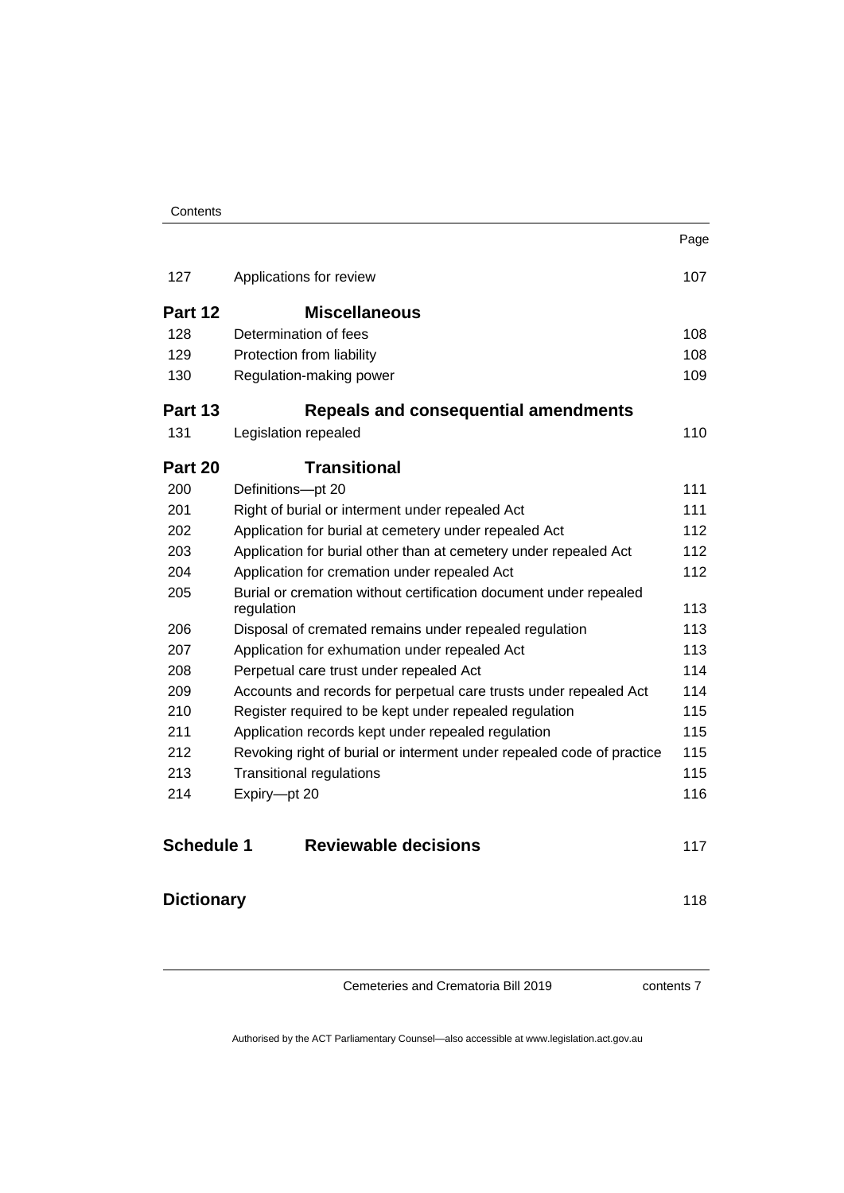| | | Page |
|---|---|---|
| 127 | Applications for review | 107 |
| **Part 12** | **Miscellaneous** | |
| 128 | Determination of fees | 108 |
| 129 | Protection from liability | 108 |
| 130 | Regulation-making power | 109 |
| **Part 13** | **Repeals and consequential amendments** | |
| 131 | Legislation repealed | 110 |
| **Part 20** | **Transitional** | |
| 200 | Definitions—pt 20 | 111 |
| 201 | Right of burial or interment under repealed Act | 111 |
| 202 | Application for burial at cemetery under repealed Act | 112 |
| 203 | Application for burial other than at cemetery under repealed Act | 112 |
| 204 | Application for cremation under repealed Act | 112 |
| 205 | Burial or cremation without certification document under repealed regulation | 113 |
| 206 | Disposal of cremated remains under repealed regulation | 113 |
| 207 | Application for exhumation under repealed Act | 113 |
| 208 | Perpetual care trust under repealed Act | 114 |
| 209 | Accounts and records for perpetual care trusts under repealed Act | 114 |
| 210 | Register required to be kept under repealed regulation | 115 |
| 211 | Application records kept under repealed regulation | 115 |
| 212 | Revoking right of burial or interment under repealed code of practice | 115 |
| 213 | Transitional regulations | 115 |
| 214 | Expiry—pt 20 | 116 |
| **Schedule 1** | **Reviewable decisions** | 117 |
| **Dictionary** | | 118 |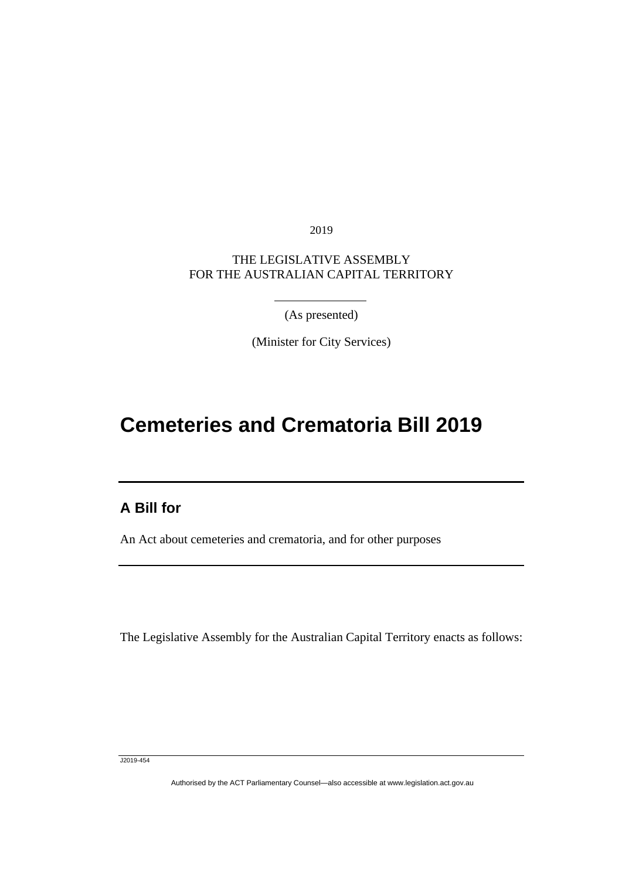2019

THE LEGISLATIVE ASSEMBLY
FOR THE AUSTRALIAN CAPITAL TERRITORY

(As presented)

(Minister for City Services)

# Cemeteries and Crematoria Bill 2019

## A Bill for

An Act about cemeteries and crematoria, and for other purposes

The Legislative Assembly for the Australian Capital Territory enacts as follows:

J2019-454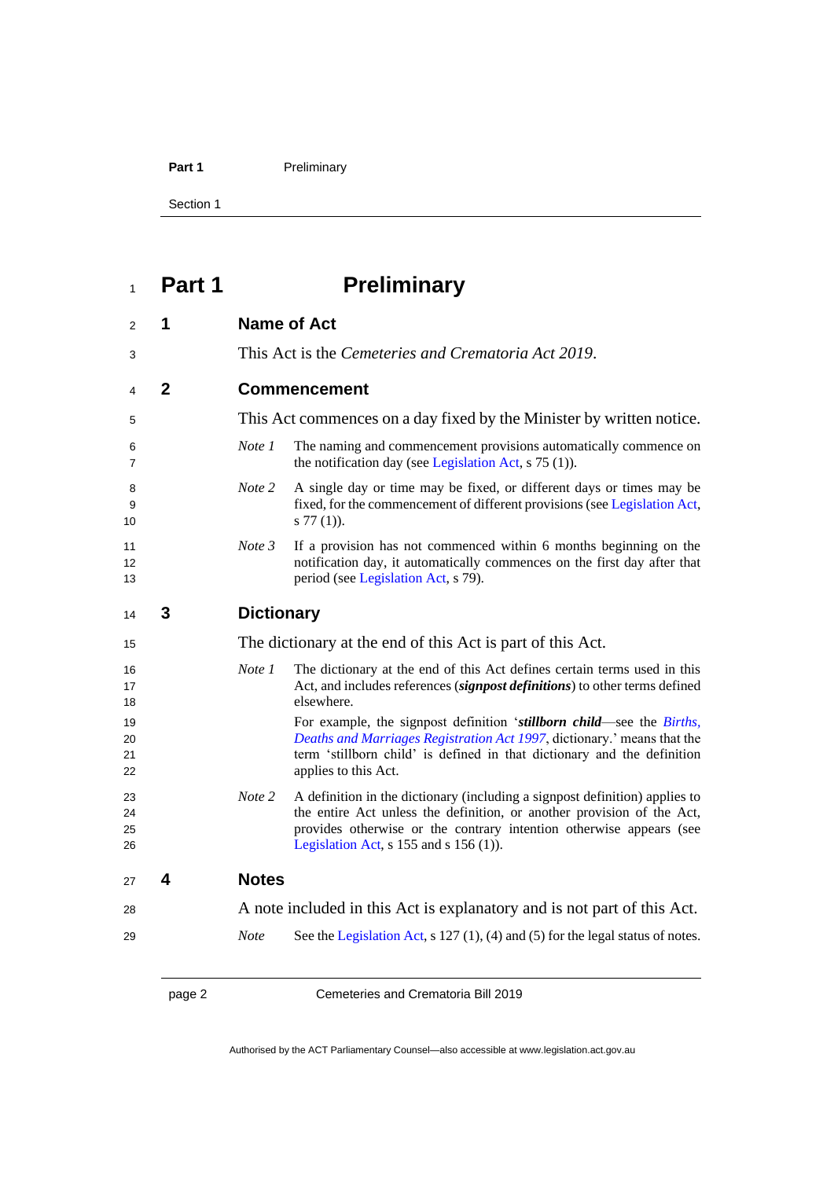# Part 1 Preliminary

## 1 Name of Act

This Act is the *Cemeteries and Crematoria Act 2019*.

## 2 Commencement

This Act commences on a day fixed by the Minister by written notice.

*Note 1* The naming and commencement provisions automatically commence on the notification day (see Legislation Act, s 75 (1)).

*Note 2* A single day or time may be fixed, or different days or times may be fixed, for the commencement of different provisions (see Legislation Act, s 77 (1)).

*Note 3* If a provision has not commenced within 6 months beginning on the notification day, it automatically commences on the first day after that period (see Legislation Act, s 79).

## 3 Dictionary

The dictionary at the end of this Act is part of this Act.

*Note 1* The dictionary at the end of this Act defines certain terms used in this Act, and includes references (***signpost definitions***) to other terms defined elsewhere.

For example, the signpost definition '***stillborn child***—see the *Births, Deaths and Marriages Registration Act 1997*, dictionary.' means that the term 'stillborn child' is defined in that dictionary and the definition applies to this Act.

*Note 2* A definition in the dictionary (including a signpost definition) applies to the entire Act unless the definition, or another provision of the Act, provides otherwise or the contrary intention otherwise appears (see Legislation Act, s 155 and s 156 (1)).

## 4 Notes

A note included in this Act is explanatory and is not part of this Act.

*Note* See the Legislation Act, s 127 (1), (4) and (5) for the legal status of notes.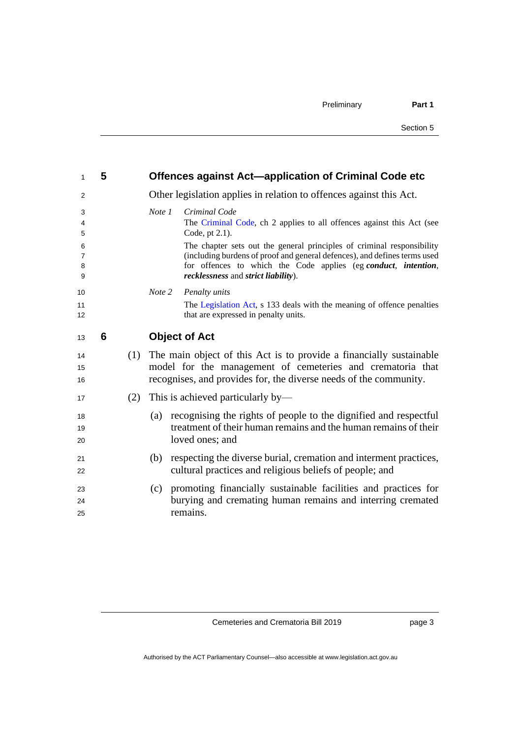## 5 Offences against Act—application of Criminal Code etc

Other legislation applies in relation to offences against this Act.

*Note 1* *Criminal Code*

The Criminal Code, ch 2 applies to all offences against this Act (see Code, pt 2.1).

The chapter sets out the general principles of criminal responsibility (including burdens of proof and general defences), and defines terms used for offences to which the Code applies (eg ***conduct***, ***intention***, ***recklessness*** and ***strict liability***).

*Note 2* *Penalty units*

The Legislation Act, s 133 deals with the meaning of offence penalties that are expressed in penalty units.

## 6 Object of Act

(1) The main object of this Act is to provide a financially sustainable model for the management of cemeteries and crematoria that recognises, and provides for, the diverse needs of the community.

(2) This is achieved particularly by—

(a) recognising the rights of people to the dignified and respectful treatment of their human remains and the human remains of their loved ones; and

(b) respecting the diverse burial, cremation and interment practices, cultural practices and religious beliefs of people; and

(c) promoting financially sustainable facilities and practices for burying and cremating human remains and interring cremated remains.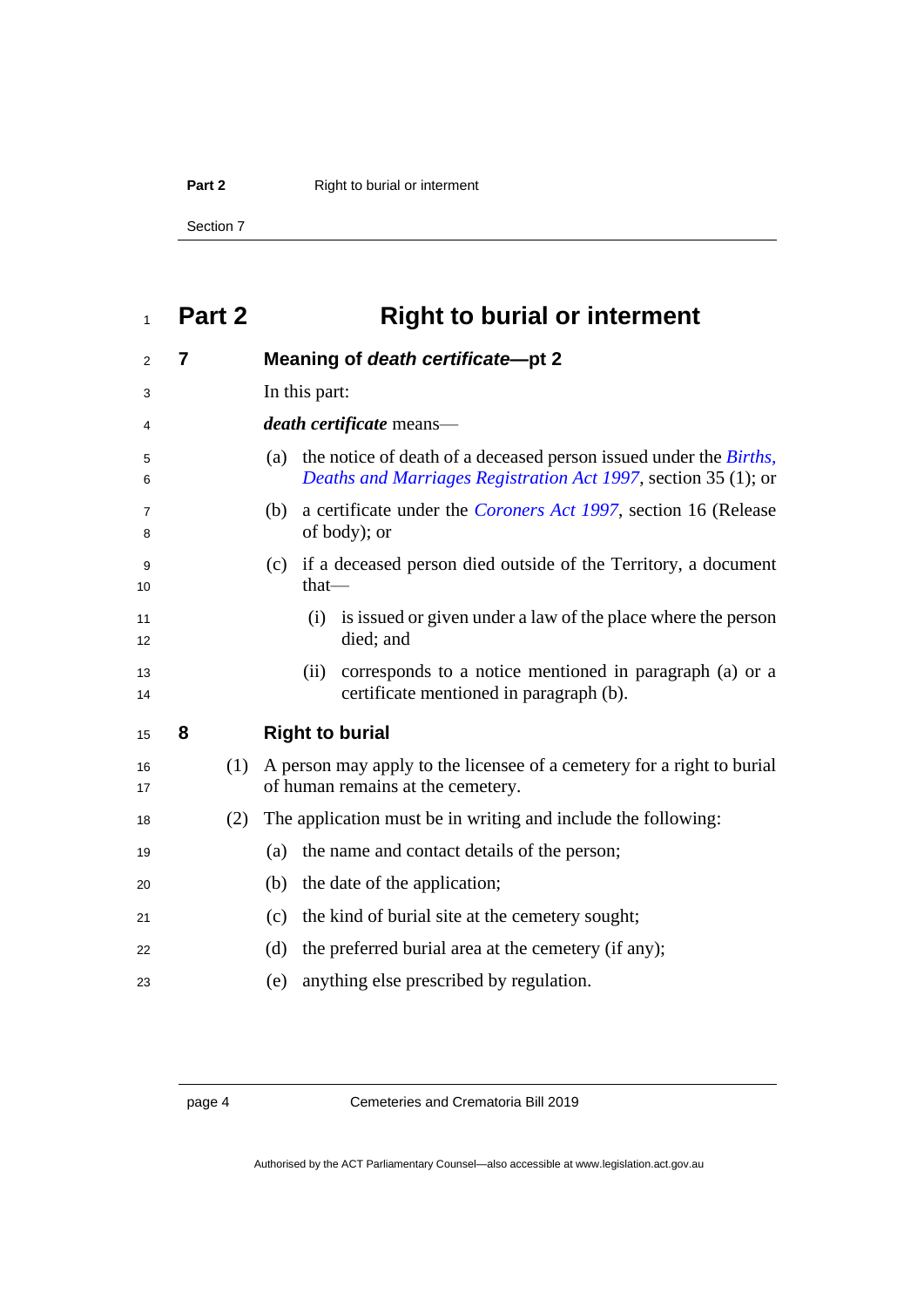# Part 2 Right to burial or interment

## 7 Meaning of *death certificate*—pt 2

In this part:

***death certificate*** means—

(a) the notice of death of a deceased person issued under the *Births, Deaths and Marriages Registration Act 1997*, section 35 (1); or

(b) a certificate under the *Coroners Act 1997*, section 16 (Release of body); or

(c) if a deceased person died outside of the Territory, a document that—

(i) is issued or given under a law of the place where the person died; and

(ii) corresponds to a notice mentioned in paragraph (a) or a certificate mentioned in paragraph (b).

## 8 Right to burial

(1) A person may apply to the licensee of a cemetery for a right to burial of human remains at the cemetery.

(2) The application must be in writing and include the following:

(a) the name and contact details of the person;

(b) the date of the application;

(c) the kind of burial site at the cemetery sought;

(d) the preferred burial area at the cemetery (if any);

(e) anything else prescribed by regulation.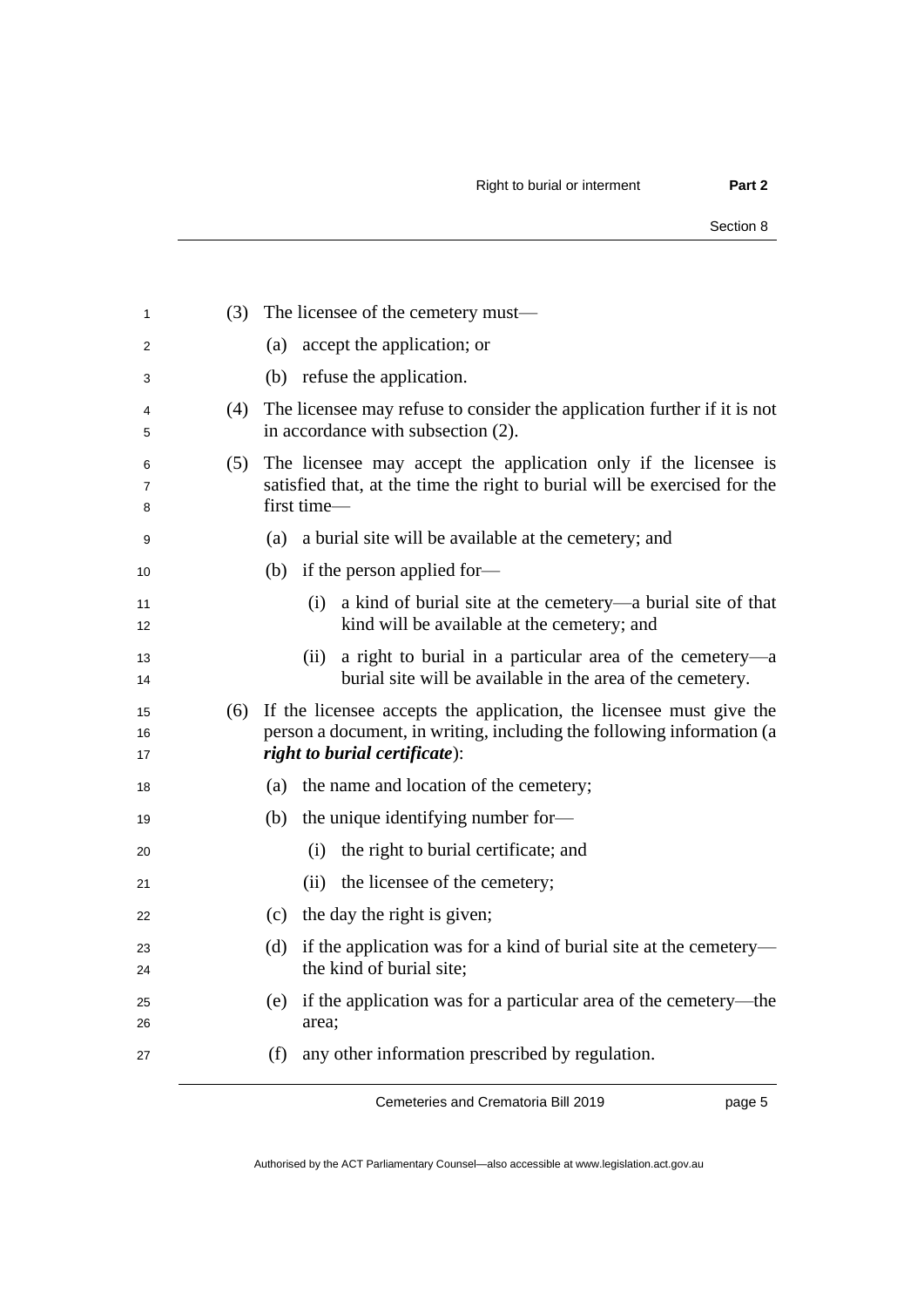(3) The licensee of the cemetery must—

(a) accept the application; or

(b) refuse the application.

(4) The licensee may refuse to consider the application further if it is not in accordance with subsection (2).

(5) The licensee may accept the application only if the licensee is satisfied that, at the time the right to burial will be exercised for the first time—

(a) a burial site will be available at the cemetery; and

(b) if the person applied for—

(i) a kind of burial site at the cemetery—a burial site of that kind will be available at the cemetery; and

(ii) a right to burial in a particular area of the cemetery—a burial site will be available in the area of the cemetery.

(6) If the licensee accepts the application, the licensee must give the person a document, in writing, including the following information (a ***right to burial certificate***):

(a) the name and location of the cemetery;

(b) the unique identifying number for—

(i) the right to burial certificate; and

(ii) the licensee of the cemetery;

(c) the day the right is given;

(d) if the application was for a kind of burial site at the cemetery—the kind of burial site;

(e) if the application was for a particular area of the cemetery—the area;

(f) any other information prescribed by regulation.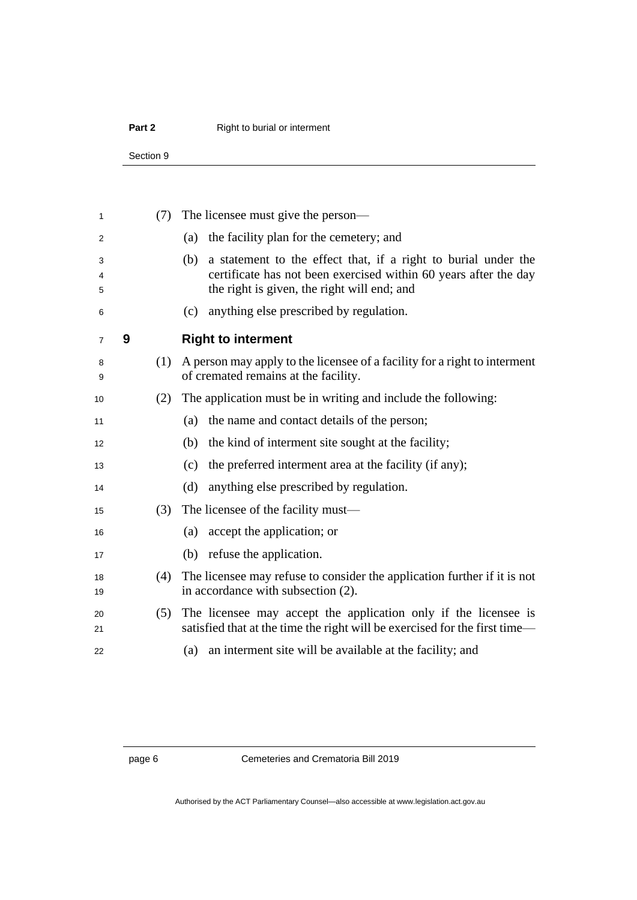(7) The licensee must give the person—

(a) the facility plan for the cemetery; and

(b) a statement to the effect that, if a right to burial under the certificate has not been exercised within 60 years after the day the right is given, the right will end; and

(c) anything else prescribed by regulation.

## 9 Right to interment

(1) A person may apply to the licensee of a facility for a right to interment of cremated remains at the facility.

(2) The application must be in writing and include the following:

(a) the name and contact details of the person;

(b) the kind of interment site sought at the facility;

(c) the preferred interment area at the facility (if any);

(d) anything else prescribed by regulation.

(3) The licensee of the facility must—

(a) accept the application; or

(b) refuse the application.

(4) The licensee may refuse to consider the application further if it is not in accordance with subsection (2).

(5) The licensee may accept the application only if the licensee is satisfied that at the time the right will be exercised for the first time—

(a) an interment site will be available at the facility; and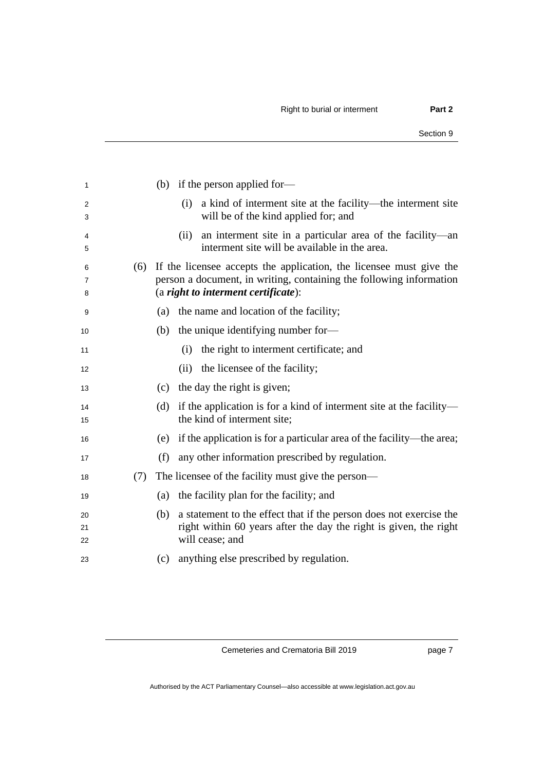(b) if the person applied for—

(i) a kind of interment site at the facility—the interment site will be of the kind applied for; and

(ii) an interment site in a particular area of the facility—an interment site will be available in the area.

(6) If the licensee accepts the application, the licensee must give the person a document, in writing, containing the following information (a ***right to interment certificate***):

(a) the name and location of the facility;

(b) the unique identifying number for—

(i) the right to interment certificate; and

(ii) the licensee of the facility;

(c) the day the right is given;

(d) if the application is for a kind of interment site at the facility—the kind of interment site;

(e) if the application is for a particular area of the facility—the area;

(f) any other information prescribed by regulation.

(7) The licensee of the facility must give the person—

(a) the facility plan for the facility; and

(b) a statement to the effect that if the person does not exercise the right within 60 years after the day the right is given, the right will cease; and

(c) anything else prescribed by regulation.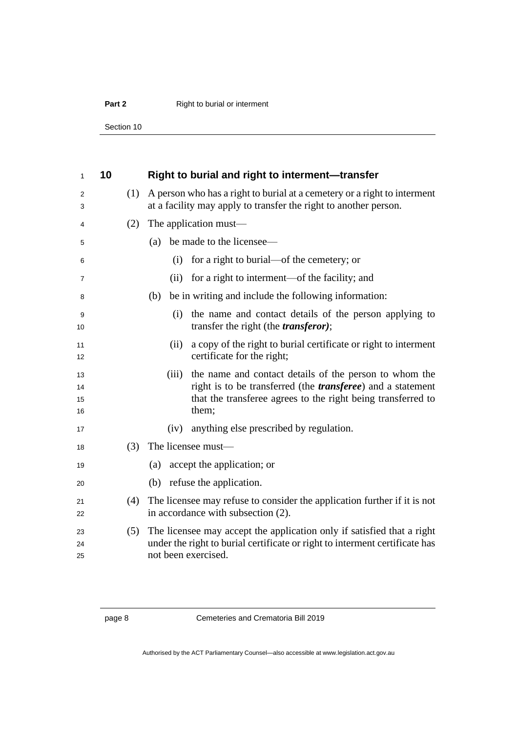## 10 Right to burial and right to interment—transfer

(1) A person who has a right to burial at a cemetery or a right to interment at a facility may apply to transfer the right to another person.

(2) The application must—

(a) be made to the licensee—

(i) for a right to burial—of the cemetery; or

(ii) for a right to interment—of the facility; and

(b) be in writing and include the following information:

(i) the name and contact details of the person applying to transfer the right (the ***transferor)***;

(ii) a copy of the right to burial certificate or right to interment certificate for the right;

(iii) the name and contact details of the person to whom the right is to be transferred (the ***transferee***) and a statement that the transferee agrees to the right being transferred to them;

(iv) anything else prescribed by regulation.

(3) The licensee must—

(a) accept the application; or

(b) refuse the application.

(4) The licensee may refuse to consider the application further if it is not in accordance with subsection (2).

(5) The licensee may accept the application only if satisfied that a right under the right to burial certificate or right to interment certificate has not been exercised.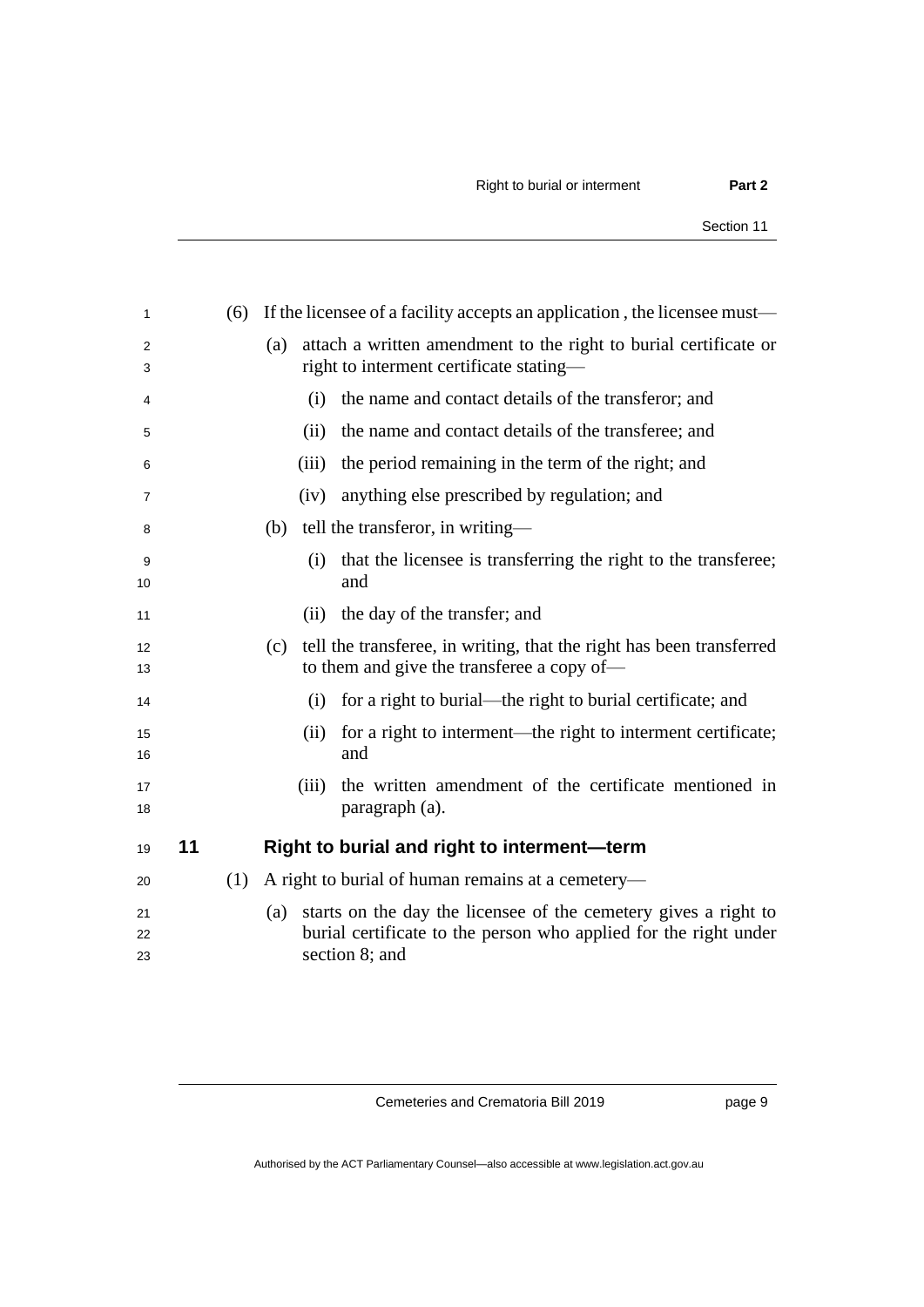(6) If the licensee of a facility accepts an application , the licensee must—

(a) attach a written amendment to the right to burial certificate or right to interment certificate stating—

(i) the name and contact details of the transferor; and

(ii) the name and contact details of the transferee; and

(iii) the period remaining in the term of the right; and

(iv) anything else prescribed by regulation; and

(b) tell the transferor, in writing—

(i) that the licensee is transferring the right to the transferee; and

(ii) the day of the transfer; and

(c) tell the transferee, in writing, that the right has been transferred to them and give the transferee a copy of—

(i) for a right to burial—the right to burial certificate; and

(ii) for a right to interment—the right to interment certificate; and

(iii) the written amendment of the certificate mentioned in paragraph (a).

## 11 Right to burial and right to interment—term

(1) A right to burial of human remains at a cemetery—

(a) starts on the day the licensee of the cemetery gives a right to burial certificate to the person who applied for the right under section 8; and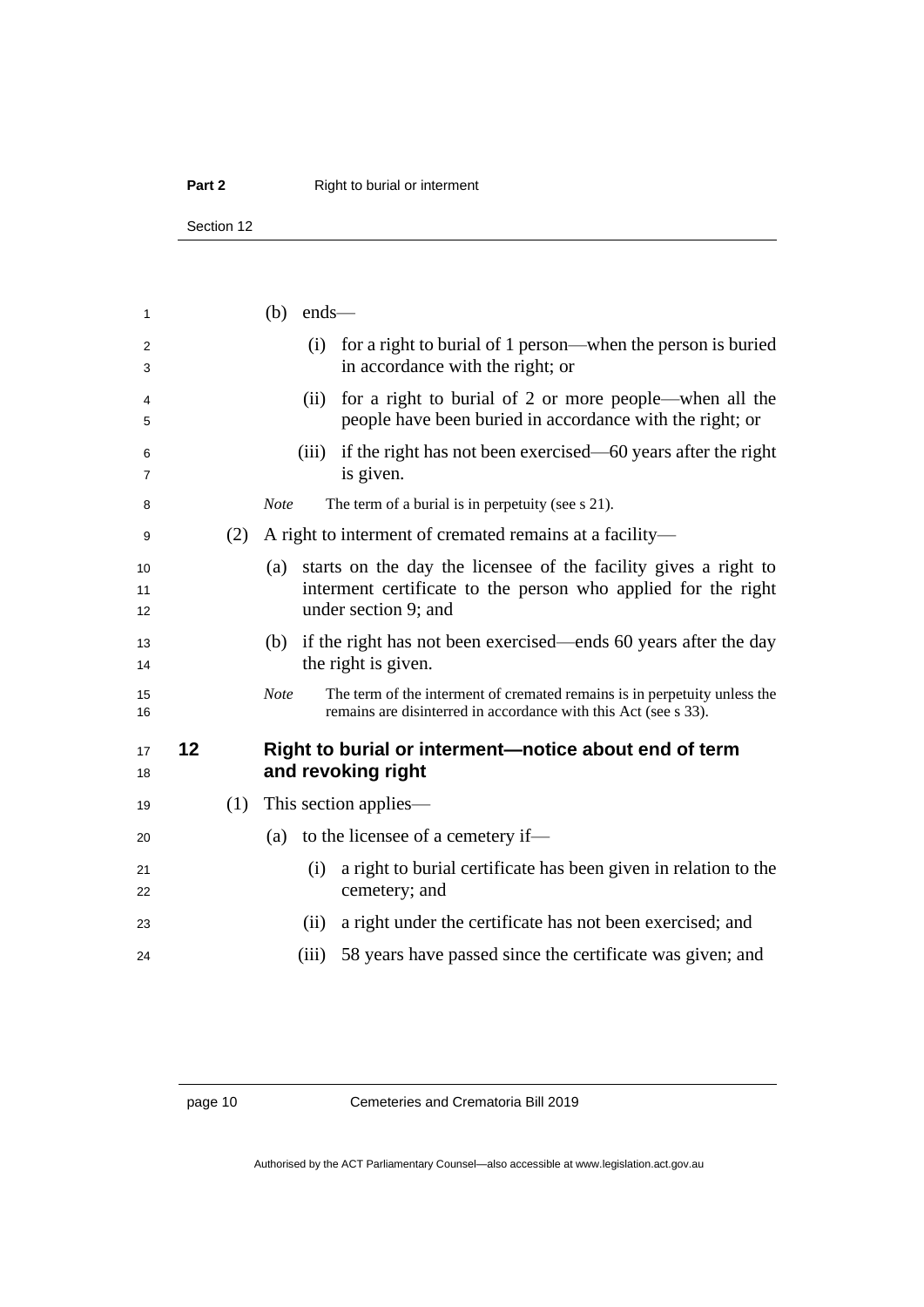(b) ends—

(i) for a right to burial of 1 person—when the person is buried in accordance with the right; or

(ii) for a right to burial of 2 or more people—when all the people have been buried in accordance with the right; or

(iii) if the right has not been exercised—60 years after the right is given.

*Note* The term of a burial is in perpetuity (see s 21).

(2) A right to interment of cremated remains at a facility—

(a) starts on the day the licensee of the facility gives a right to interment certificate to the person who applied for the right under section 9; and

(b) if the right has not been exercised—ends 60 years after the day the right is given.

*Note* The term of the interment of cremated remains is in perpetuity unless the remains are disinterred in accordance with this Act (see s 33).

## 12 Right to burial or interment—notice about end of term and revoking right

(1) This section applies—

(a) to the licensee of a cemetery if—

(i) a right to burial certificate has been given in relation to the cemetery; and

(ii) a right under the certificate has not been exercised; and

(iii) 58 years have passed since the certificate was given; and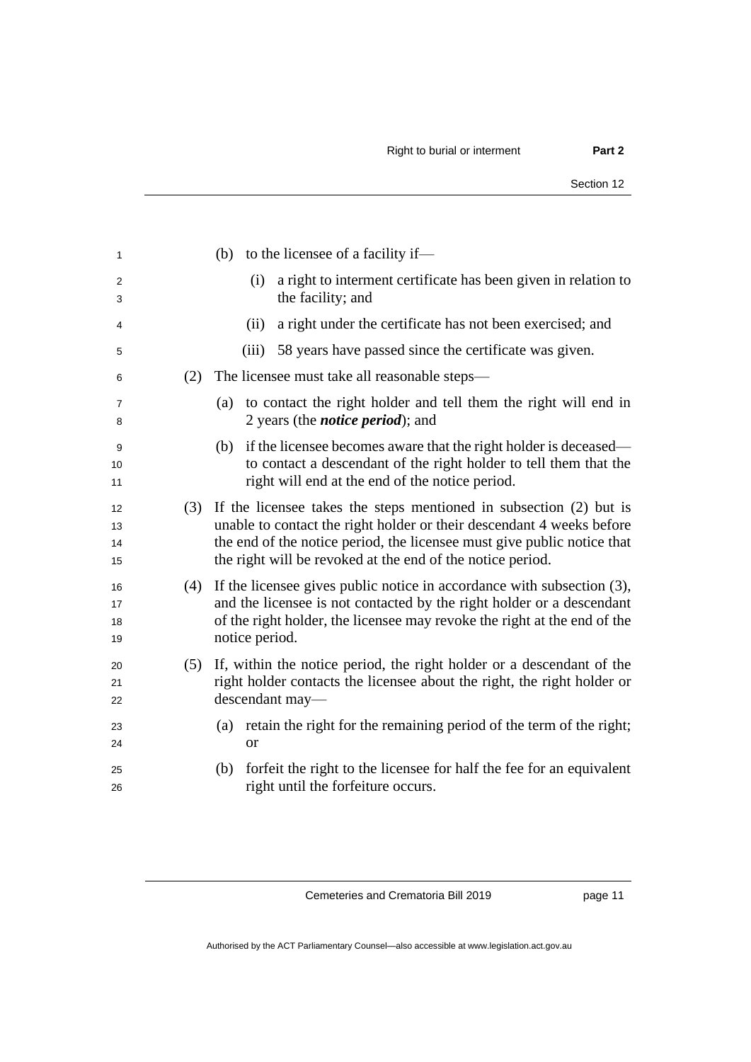(b) to the licensee of a facility if—

(i) a right to interment certificate has been given in relation to the facility; and

(ii) a right under the certificate has not been exercised; and

(iii) 58 years have passed since the certificate was given.

(2) The licensee must take all reasonable steps—

(a) to contact the right holder and tell them the right will end in 2 years (the ***notice period***); and

(b) if the licensee becomes aware that the right holder is deceased—to contact a descendant of the right holder to tell them that the right will end at the end of the notice period.

(3) If the licensee takes the steps mentioned in subsection (2) but is unable to contact the right holder or their descendant 4 weeks before the end of the notice period, the licensee must give public notice that the right will be revoked at the end of the notice period.

(4) If the licensee gives public notice in accordance with subsection (3), and the licensee is not contacted by the right holder or a descendant of the right holder, the licensee may revoke the right at the end of the notice period.

(5) If, within the notice period, the right holder or a descendant of the right holder contacts the licensee about the right, the right holder or descendant may—

(a) retain the right for the remaining period of the term of the right; or

(b) forfeit the right to the licensee for half the fee for an equivalent right until the forfeiture occurs.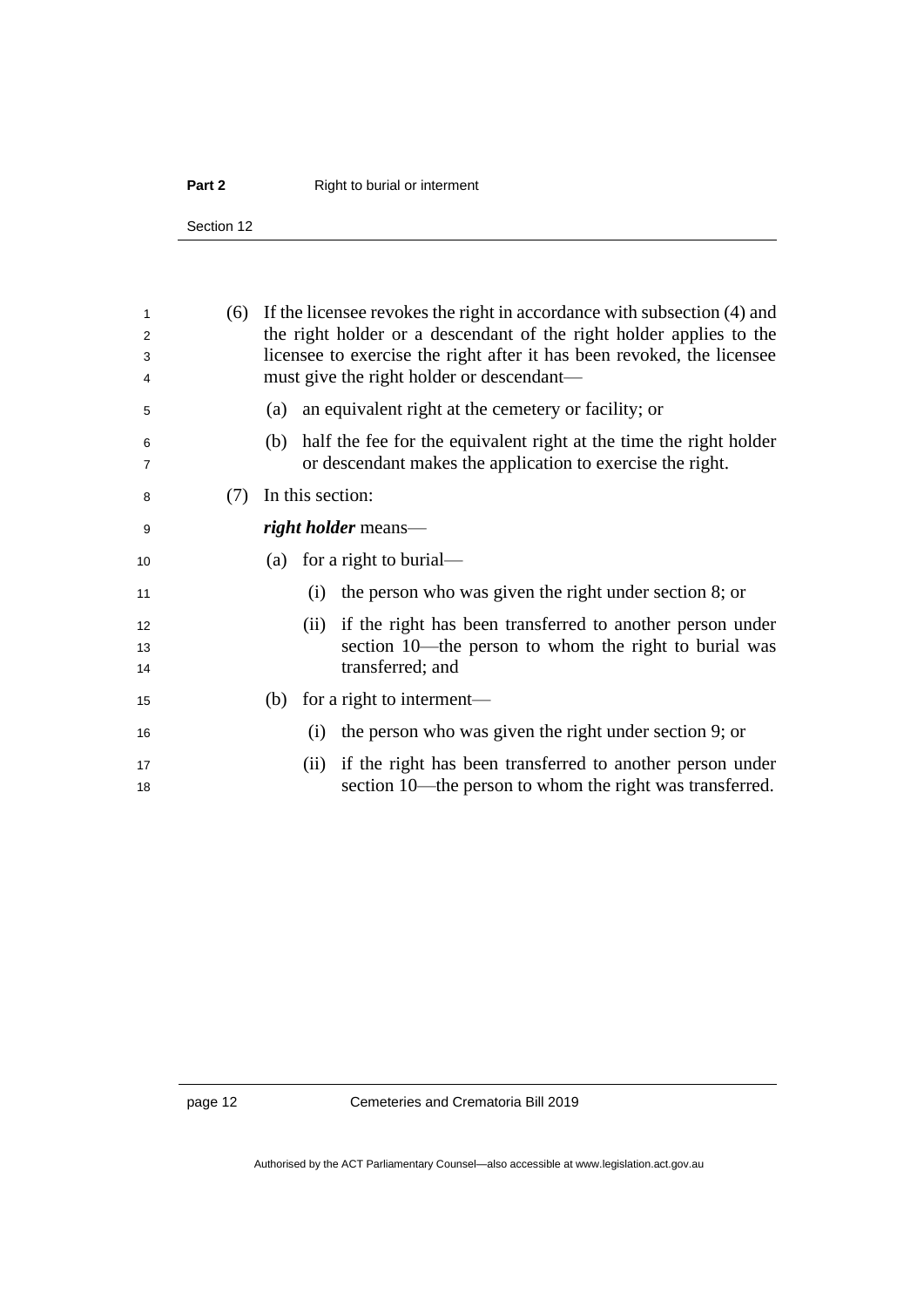(6) If the licensee revokes the right in accordance with subsection (4) and the right holder or a descendant of the right holder applies to the licensee to exercise the right after it has been revoked, the licensee must give the right holder or descendant—

(a) an equivalent right at the cemetery or facility; or

(b) half the fee for the equivalent right at the time the right holder or descendant makes the application to exercise the right.

(7) In this section:

***right holder*** means—

(a) for a right to burial—

(i) the person who was given the right under section 8; or

(ii) if the right has been transferred to another person under section 10—the person to whom the right to burial was transferred; and

(b) for a right to interment—

(i) the person who was given the right under section 9; or

(ii) if the right has been transferred to another person under section 10—the person to whom the right was transferred.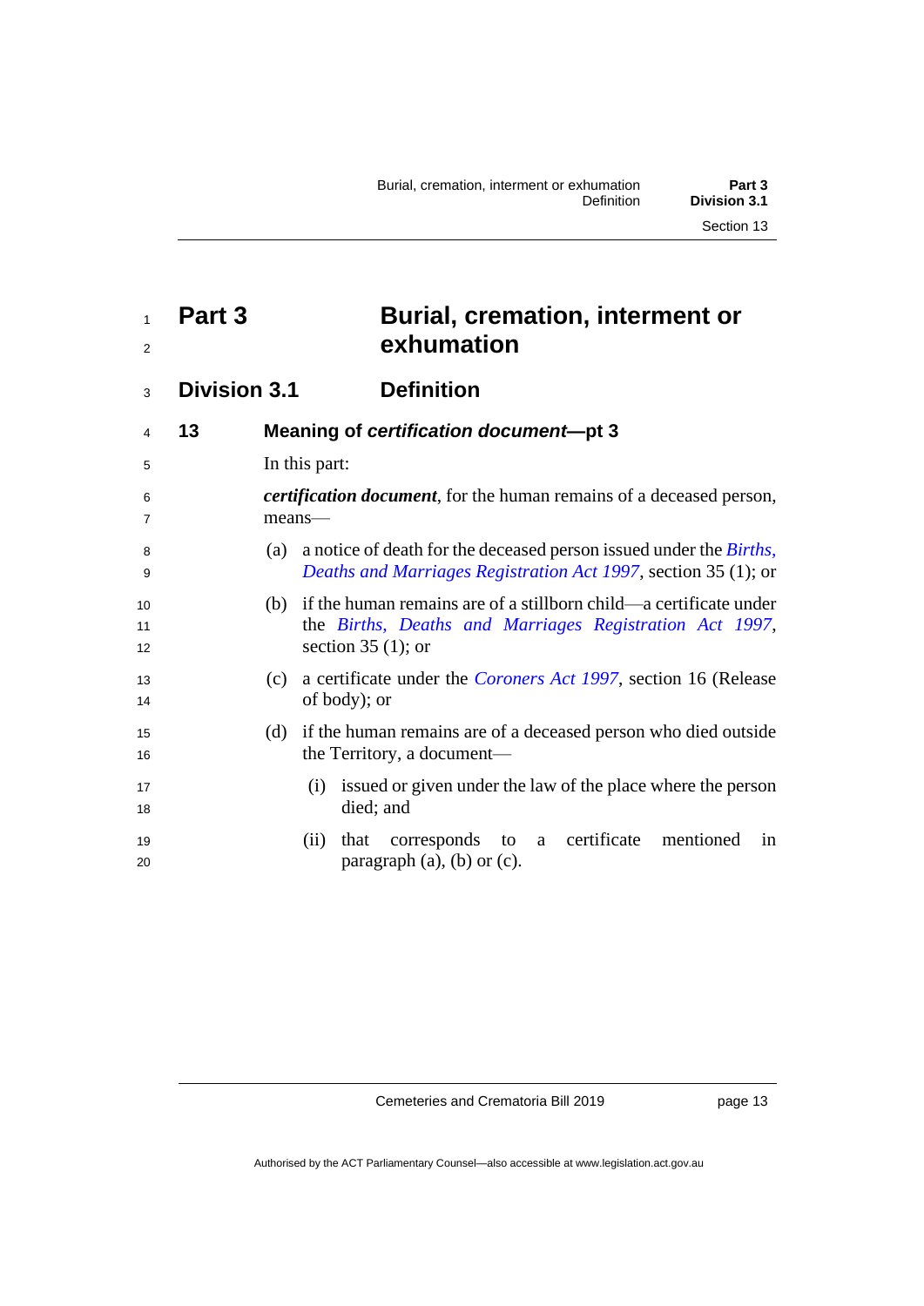# Part 3 Burial, cremation, interment or exhumation

## Division 3.1 Definition

### 13 Meaning of *certification document*—pt 3

In this part:

***certification document***, for the human remains of a deceased person, means—

(a) a notice of death for the deceased person issued under the *Births, Deaths and Marriages Registration Act 1997*, section 35 (1); or

(b) if the human remains are of a stillborn child—a certificate under the *Births, Deaths and Marriages Registration Act 1997*, section 35 (1); or

(c) a certificate under the *Coroners Act 1997*, section 16 (Release of body); or

(d) if the human remains are of a deceased person who died outside the Territory, a document—

(i) issued or given under the law of the place where the person died; and

(ii) that corresponds to a certificate mentioned in paragraph (a), (b) or (c).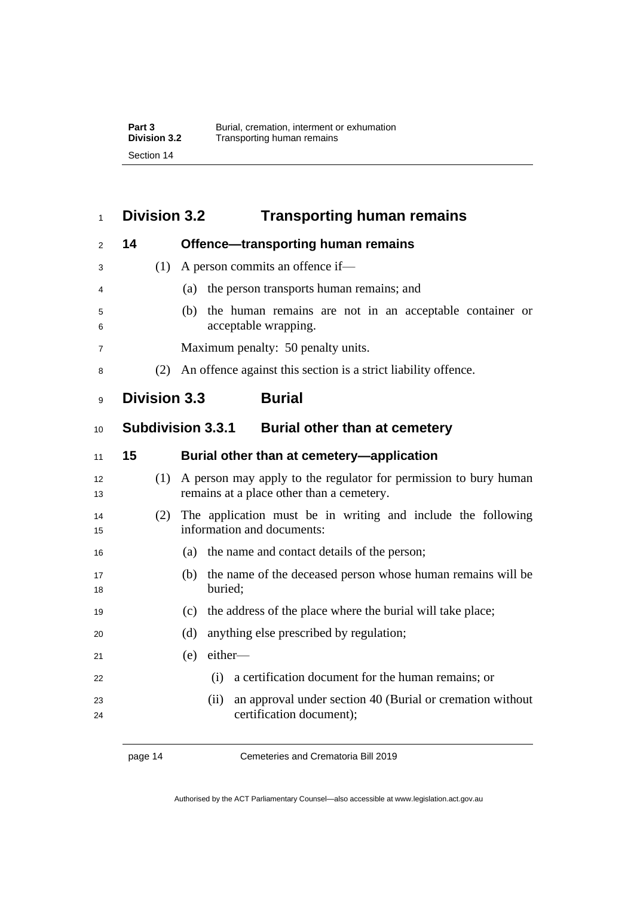## Division 3.2 Transporting human remains

### 14 Offence—transporting human remains

(1) A person commits an offence if—

(a) the person transports human remains; and

(b) the human remains are not in an acceptable container or acceptable wrapping.

Maximum penalty: 50 penalty units.

(2) An offence against this section is a strict liability offence.

## Division 3.3 Burial

## Subdivision 3.3.1 Burial other than at cemetery

### 15 Burial other than at cemetery—application

(1) A person may apply to the regulator for permission to bury human remains at a place other than a cemetery.

(2) The application must be in writing and include the following information and documents:

(a) the name and contact details of the person;

(b) the name of the deceased person whose human remains will be buried;

(c) the address of the place where the burial will take place;

(d) anything else prescribed by regulation;

(e) either—

(i) a certification document for the human remains; or

(ii) an approval under section 40 (Burial or cremation without certification document);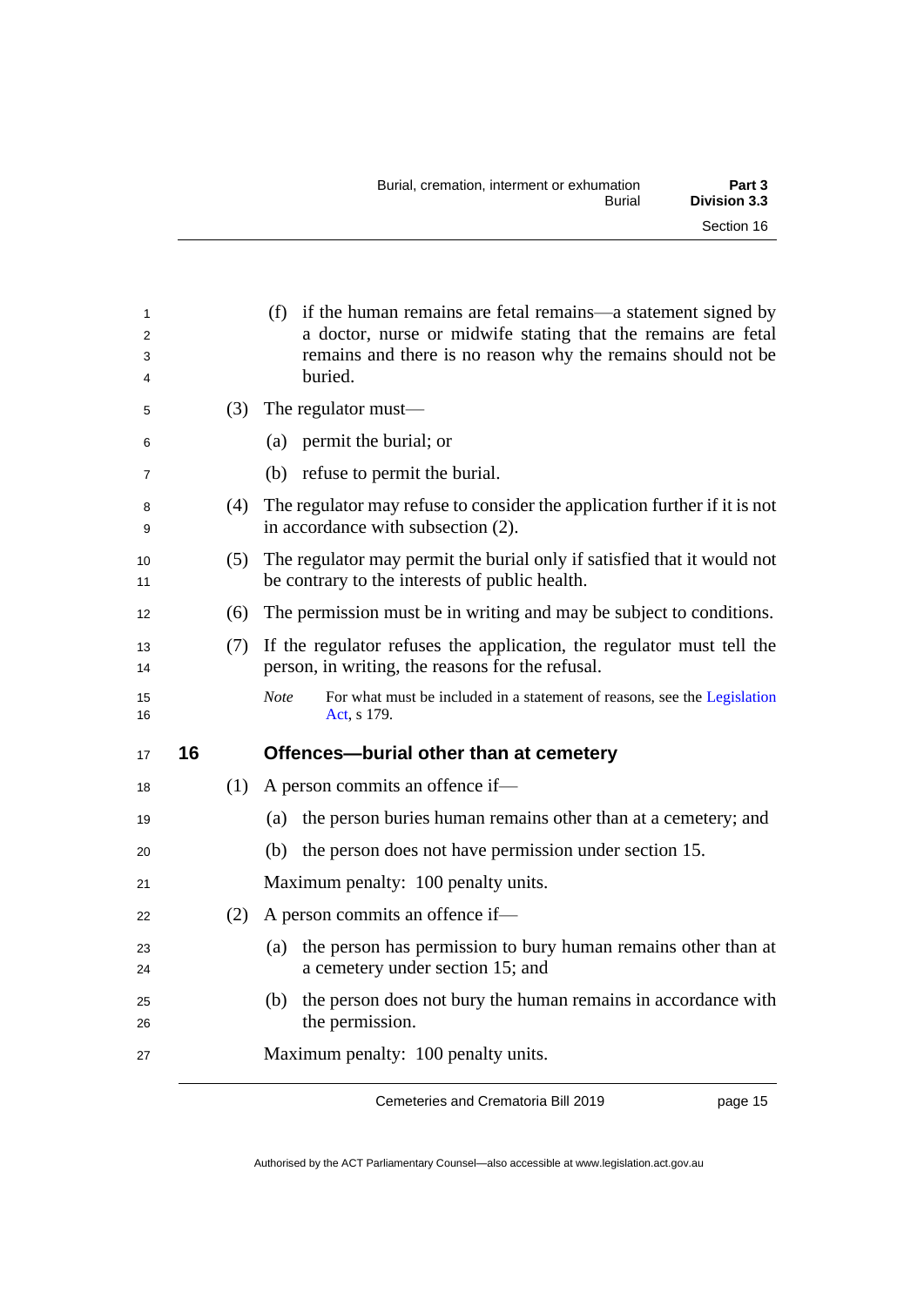(f) if the human remains are fetal remains—a statement signed by a doctor, nurse or midwife stating that the remains are fetal remains and there is no reason why the remains should not be buried.

(3) The regulator must—

(a) permit the burial; or

(b) refuse to permit the burial.

(4) The regulator may refuse to consider the application further if it is not in accordance with subsection (2).

(5) The regulator may permit the burial only if satisfied that it would not be contrary to the interests of public health.

(6) The permission must be in writing and may be subject to conditions.

(7) If the regulator refuses the application, the regulator must tell the person, in writing, the reasons for the refusal.

*Note* For what must be included in a statement of reasons, see the Legislation Act, s 179.

## 16 Offences—burial other than at cemetery

(1) A person commits an offence if—

(a) the person buries human remains other than at a cemetery; and

(b) the person does not have permission under section 15.

Maximum penalty: 100 penalty units.

(2) A person commits an offence if—

(a) the person has permission to bury human remains other than at a cemetery under section 15; and

(b) the person does not bury the human remains in accordance with the permission.

Maximum penalty: 100 penalty units.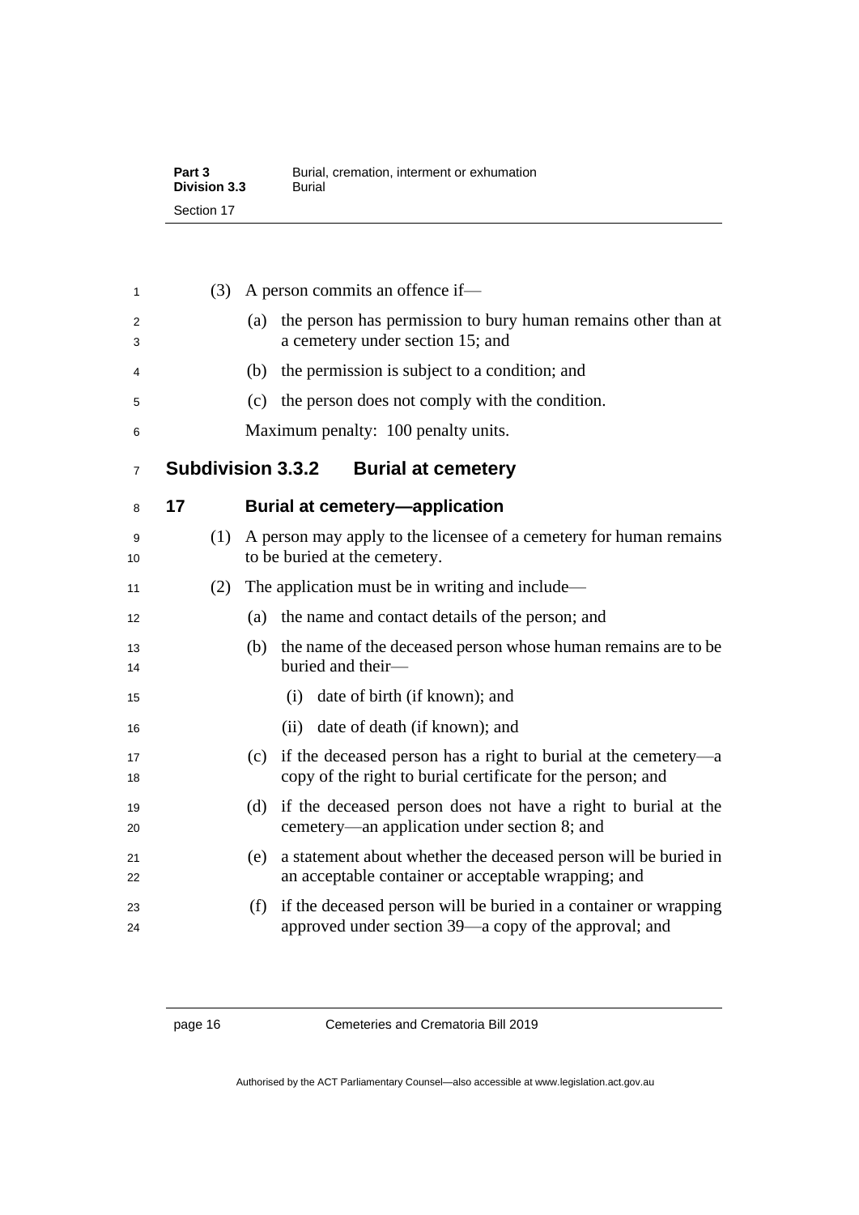(3) A person commits an offence if—

(a) the person has permission to bury human remains other than at a cemetery under section 15; and

(b) the permission is subject to a condition; and

(c) the person does not comply with the condition.

Maximum penalty: 100 penalty units.

## Subdivision 3.3.2 Burial at cemetery

### 17 Burial at cemetery—application

(1) A person may apply to the licensee of a cemetery for human remains to be buried at the cemetery.

(2) The application must be in writing and include—

(a) the name and contact details of the person; and

(b) the name of the deceased person whose human remains are to be buried and their—

(i) date of birth (if known); and

(ii) date of death (if known); and

(c) if the deceased person has a right to burial at the cemetery—a copy of the right to burial certificate for the person; and

(d) if the deceased person does not have a right to burial at the cemetery—an application under section 8; and

(e) a statement about whether the deceased person will be buried in an acceptable container or acceptable wrapping; and

(f) if the deceased person will be buried in a container or wrapping approved under section 39—a copy of the approval; and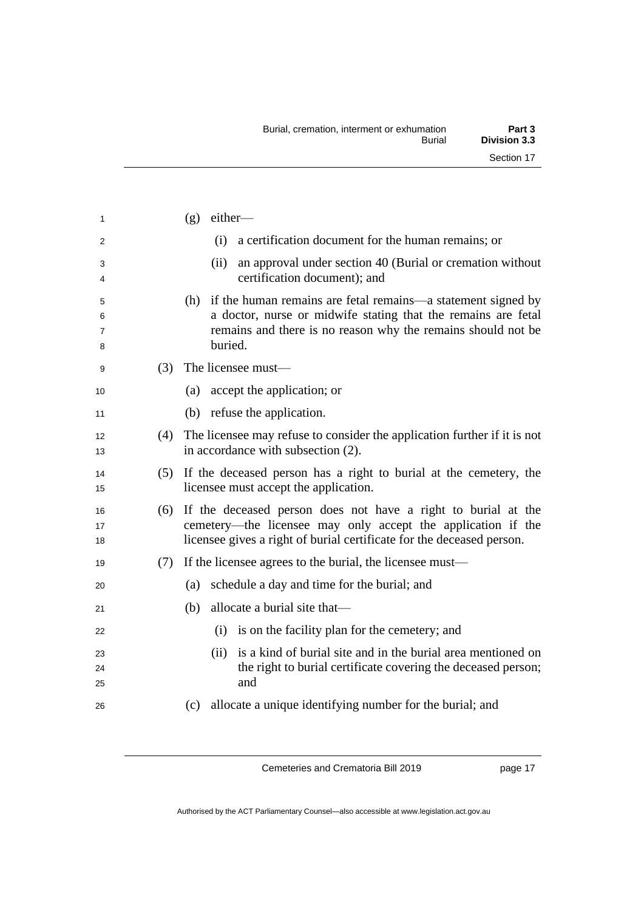(g) either—

(i) a certification document for the human remains; or

(ii) an approval under section 40 (Burial or cremation without certification document); and

(h) if the human remains are fetal remains—a statement signed by a doctor, nurse or midwife stating that the remains are fetal remains and there is no reason why the remains should not be buried.

(3) The licensee must—

(a) accept the application; or

(b) refuse the application.

(4) The licensee may refuse to consider the application further if it is not in accordance with subsection (2).

(5) If the deceased person has a right to burial at the cemetery, the licensee must accept the application.

(6) If the deceased person does not have a right to burial at the cemetery—the licensee may only accept the application if the licensee gives a right of burial certificate for the deceased person.

(7) If the licensee agrees to the burial, the licensee must—

(a) schedule a day and time for the burial; and

(b) allocate a burial site that—

(i) is on the facility plan for the cemetery; and

(ii) is a kind of burial site and in the burial area mentioned on the right to burial certificate covering the deceased person; and

(c) allocate a unique identifying number for the burial; and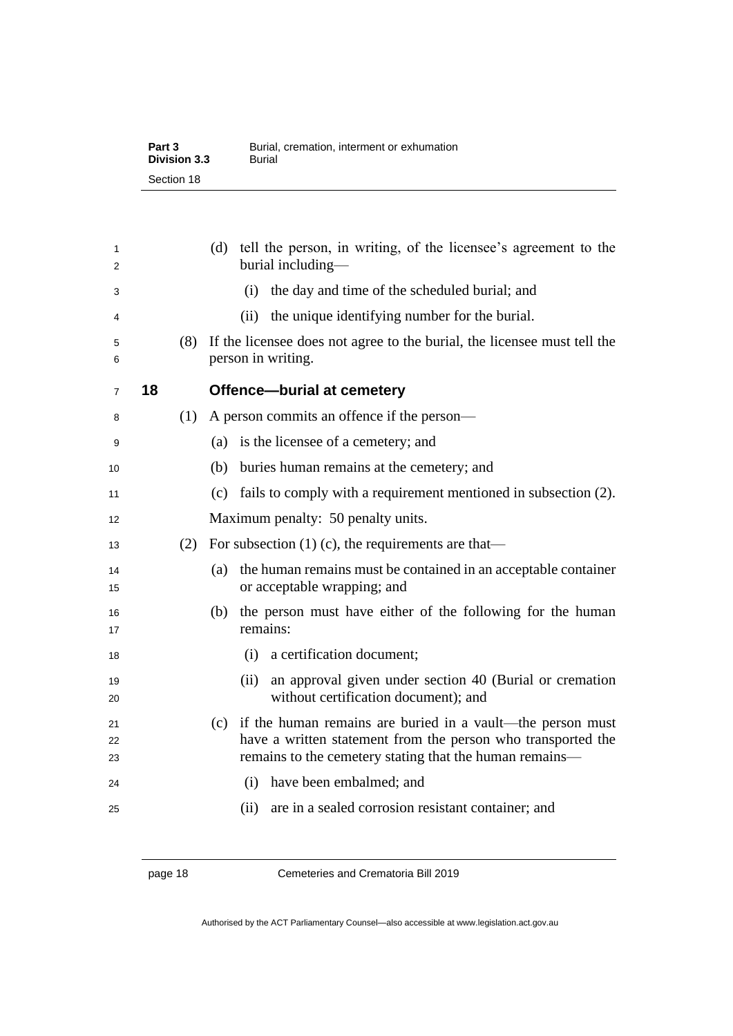(d) tell the person, in writing, of the licensee's agreement to the burial including—

(i) the day and time of the scheduled burial; and

(ii) the unique identifying number for the burial.

(8) If the licensee does not agree to the burial, the licensee must tell the person in writing.

## 18 Offence—burial at cemetery

(1) A person commits an offence if the person—

(a) is the licensee of a cemetery; and

(b) buries human remains at the cemetery; and

(c) fails to comply with a requirement mentioned in subsection (2).

Maximum penalty: 50 penalty units.

(2) For subsection (1) (c), the requirements are that—

(a) the human remains must be contained in an acceptable container or acceptable wrapping; and

(b) the person must have either of the following for the human remains:

(i) a certification document;

(ii) an approval given under section 40 (Burial or cremation without certification document); and

(c) if the human remains are buried in a vault—the person must have a written statement from the person who transported the remains to the cemetery stating that the human remains—

(i) have been embalmed; and

(ii) are in a sealed corrosion resistant container; and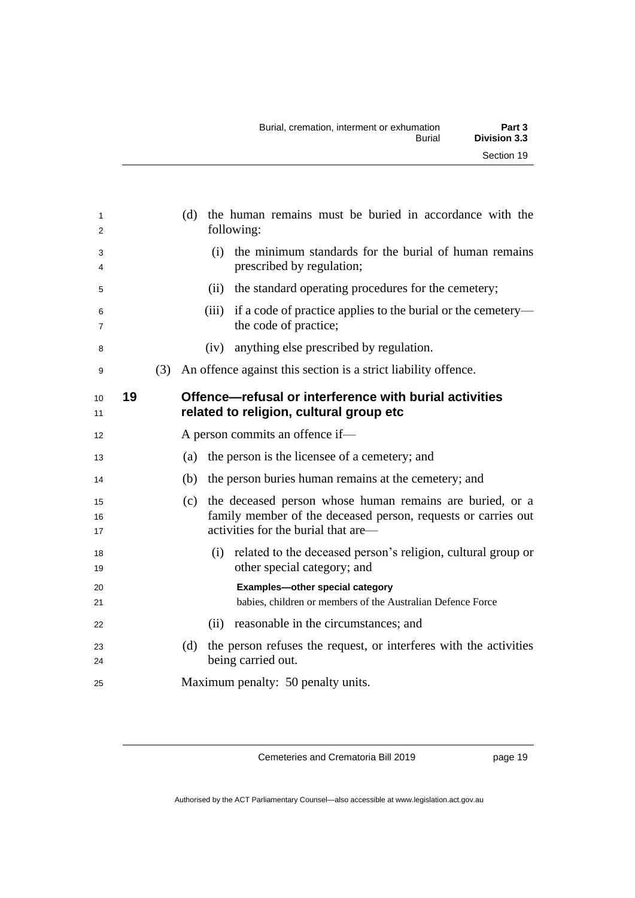(d) the human remains must be buried in accordance with the following:

(i) the minimum standards for the burial of human remains prescribed by regulation;

(ii) the standard operating procedures for the cemetery;

(iii) if a code of practice applies to the burial or the cemetery—the code of practice;

(iv) anything else prescribed by regulation.

(3) An offence against this section is a strict liability offence.

## 19 Offence—refusal or interference with burial activities related to religion, cultural group etc

A person commits an offence if—

(a) the person is the licensee of a cemetery; and

(b) the person buries human remains at the cemetery; and

(c) the deceased person whose human remains are buried, or a family member of the deceased person, requests or carries out activities for the burial that are—

(i) related to the deceased person's religion, cultural group or other special category; and

**Examples—other special category**

babies, children or members of the Australian Defence Force

(ii) reasonable in the circumstances; and

(d) the person refuses the request, or interferes with the activities being carried out.

Maximum penalty: 50 penalty units.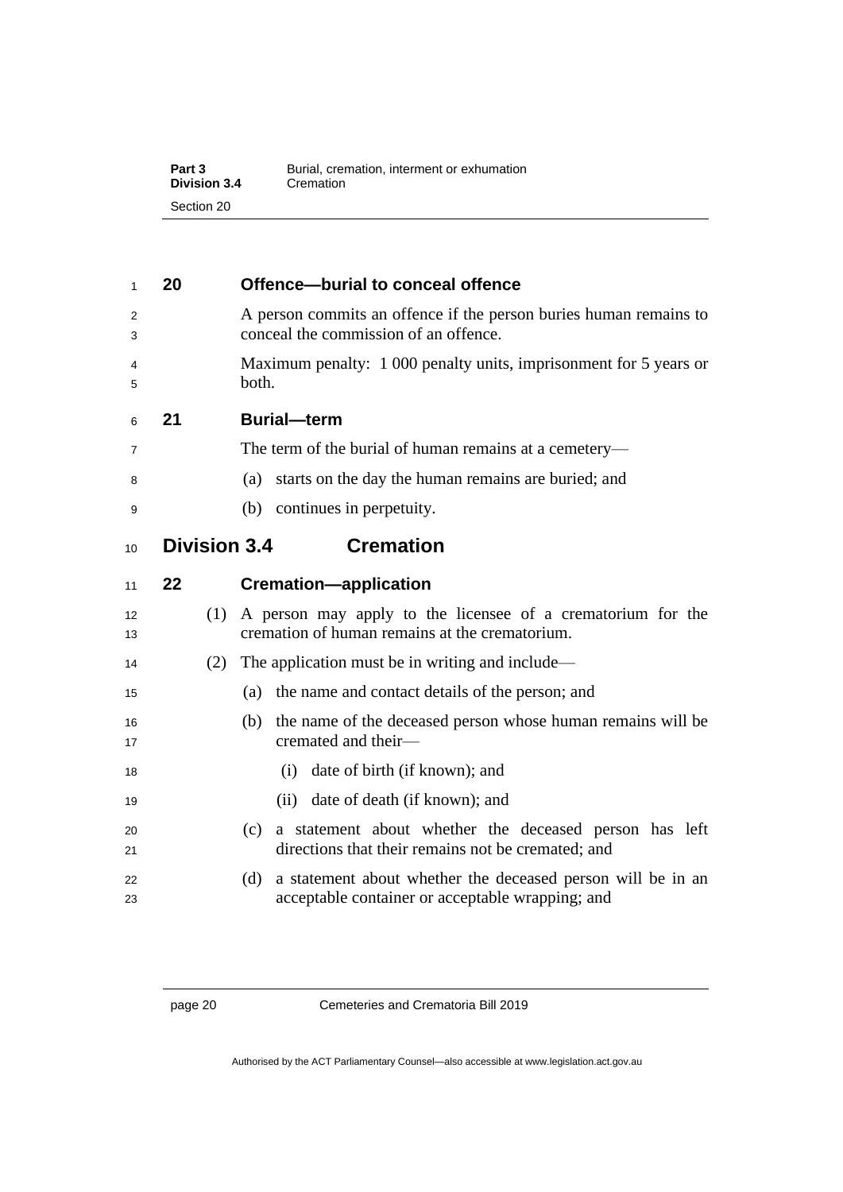### 20 Offence—burial to conceal offence

A person commits an offence if the person buries human remains to conceal the commission of an offence.

Maximum penalty: 1 000 penalty units, imprisonment for 5 years or both.

### 21 Burial—term

The term of the burial of human remains at a cemetery—

(a) starts on the day the human remains are buried; and

(b) continues in perpetuity.

## Division 3.4 Cremation

### 22 Cremation—application

(1) A person may apply to the licensee of a crematorium for the cremation of human remains at the crematorium.

(2) The application must be in writing and include—

(a) the name and contact details of the person; and

(b) the name of the deceased person whose human remains will be cremated and their—

(i) date of birth (if known); and

(ii) date of death (if known); and

(c) a statement about whether the deceased person has left directions that their remains not be cremated; and

(d) a statement about whether the deceased person will be in an acceptable container or acceptable wrapping; and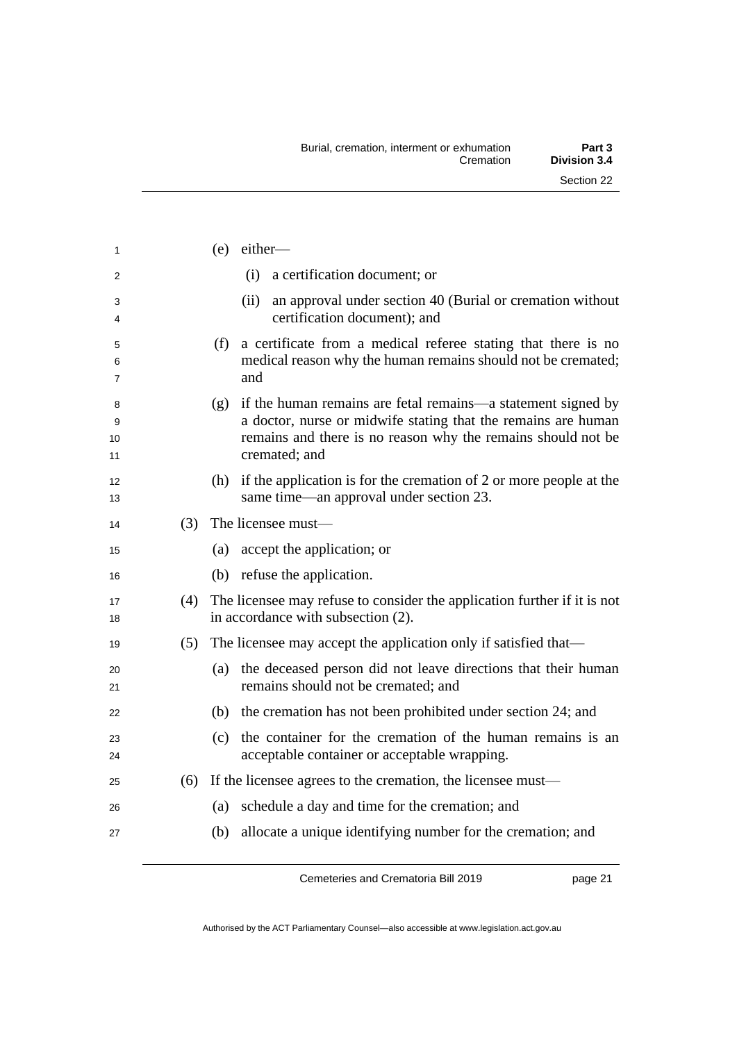(e) either—

(i) a certification document; or

(ii) an approval under section 40 (Burial or cremation without certification document); and

(f) a certificate from a medical referee stating that there is no medical reason why the human remains should not be cremated; and

(g) if the human remains are fetal remains—a statement signed by a doctor, nurse or midwife stating that the remains are human remains and there is no reason why the remains should not be cremated; and

(h) if the application is for the cremation of 2 or more people at the same time—an approval under section 23.

(3) The licensee must—

(a) accept the application; or

(b) refuse the application.

(4) The licensee may refuse to consider the application further if it is not in accordance with subsection (2).

(5) The licensee may accept the application only if satisfied that—

(a) the deceased person did not leave directions that their human remains should not be cremated; and

(b) the cremation has not been prohibited under section 24; and

(c) the container for the cremation of the human remains is an acceptable container or acceptable wrapping.

(6) If the licensee agrees to the cremation, the licensee must—

(a) schedule a day and time for the cremation; and

(b) allocate a unique identifying number for the cremation; and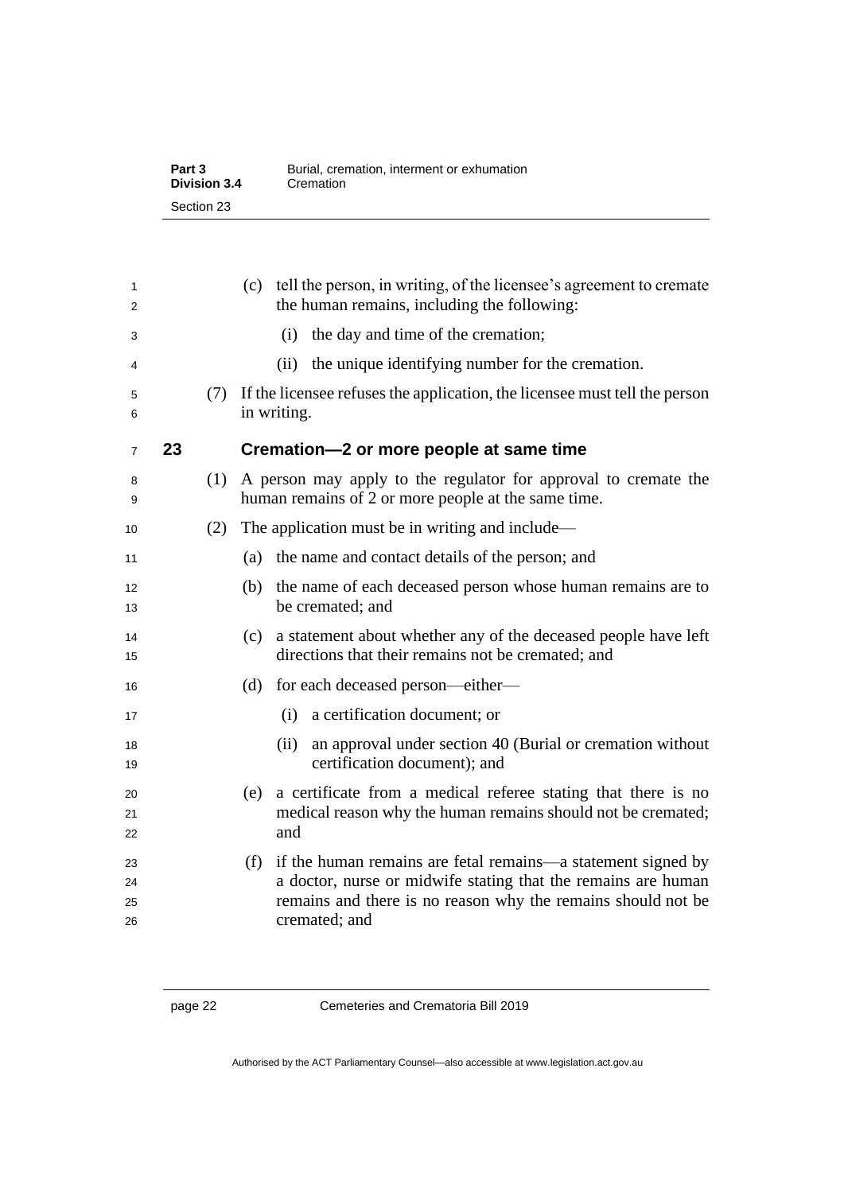(c) tell the person, in writing, of the licensee's agreement to cremate the human remains, including the following:

(i) the day and time of the cremation;

(ii) the unique identifying number for the cremation.

(7) If the licensee refuses the application, the licensee must tell the person in writing.

## 23 Cremation—2 or more people at same time

(1) A person may apply to the regulator for approval to cremate the human remains of 2 or more people at the same time.

(2) The application must be in writing and include—

(a) the name and contact details of the person; and

(b) the name of each deceased person whose human remains are to be cremated; and

(c) a statement about whether any of the deceased people have left directions that their remains not be cremated; and

(d) for each deceased person—either—

(i) a certification document; or

(ii) an approval under section 40 (Burial or cremation without certification document); and

(e) a certificate from a medical referee stating that there is no medical reason why the human remains should not be cremated; and

(f) if the human remains are fetal remains—a statement signed by a doctor, nurse or midwife stating that the remains are human remains and there is no reason why the remains should not be cremated; and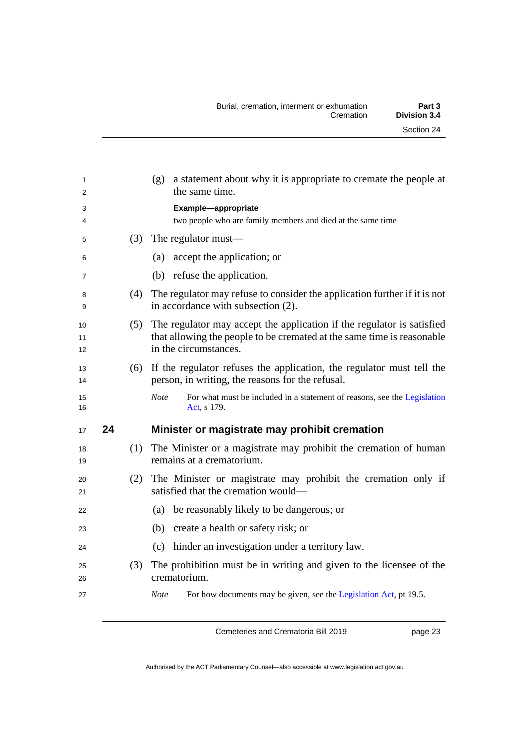(g) a statement about why it is appropriate to cremate the people at the same time.

**Example—appropriate**

two people who are family members and died at the same time

(3) The regulator must—

(a) accept the application; or

(b) refuse the application.

(4) The regulator may refuse to consider the application further if it is not in accordance with subsection (2).

(5) The regulator may accept the application if the regulator is satisfied that allowing the people to be cremated at the same time is reasonable in the circumstances.

(6) If the regulator refuses the application, the regulator must tell the person, in writing, the reasons for the refusal.

*Note* For what must be included in a statement of reasons, see the Legislation Act, s 179.

## 24 Minister or magistrate may prohibit cremation

(1) The Minister or a magistrate may prohibit the cremation of human remains at a crematorium.

(2) The Minister or magistrate may prohibit the cremation only if satisfied that the cremation would—

(a) be reasonably likely to be dangerous; or

(b) create a health or safety risk; or

(c) hinder an investigation under a territory law.

(3) The prohibition must be in writing and given to the licensee of the crematorium.

*Note* For how documents may be given, see the Legislation Act, pt 19.5.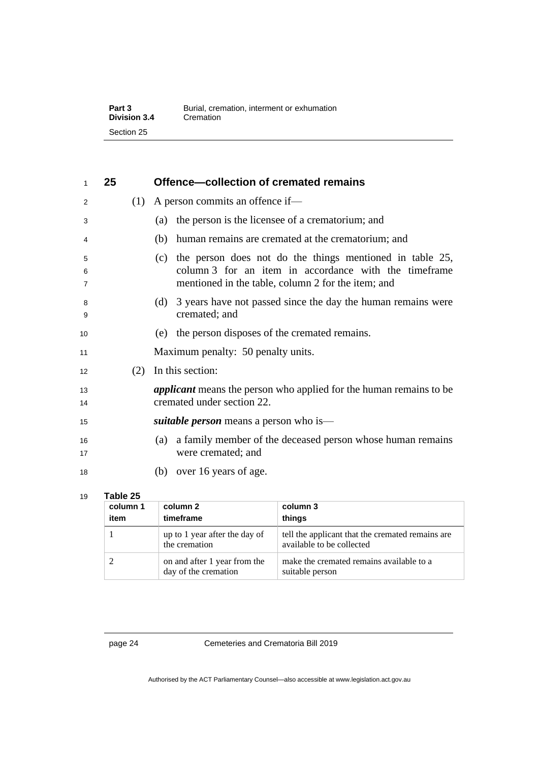## 25 Offence—collection of cremated remains

(1) A person commits an offence if—

(a) the person is the licensee of a crematorium; and

(b) human remains are cremated at the crematorium; and

(c) the person does not do the things mentioned in table 25, column 3 for an item in accordance with the timeframe mentioned in the table, column 2 for the item; and

(d) 3 years have not passed since the day the human remains were cremated; and

(e) the person disposes of the cremated remains.

Maximum penalty: 50 penalty units.

(2) In this section:

***applicant*** means the person who applied for the human remains to be cremated under section 22.

***suitable person*** means a person who is—

(a) a family member of the deceased person whose human remains were cremated; and

(b) over 16 years of age.

**Table 25**

| column 1<br>item | column 2<br>timeframe | column 3<br>things |
|---|---|---|
| 1 | up to 1 year after the day of the cremation | tell the applicant that the cremated remains are available to be collected |
| 2 | on and after 1 year from the day of the cremation | make the cremated remains available to a suitable person |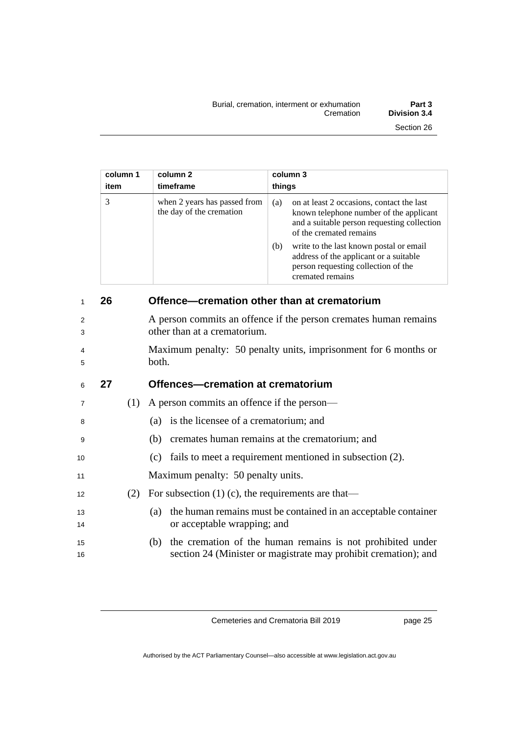| column 1<br>item | column 2<br>timeframe | column 3<br>things |
|---|---|---|
| 3 | when 2 years has passed from the day of the cremation | (a) on at least 2 occasions, contact the last known telephone number of the applicant and a suitable person requesting collection of the cremated remains<br>(b) write to the last known postal or email address of the applicant or a suitable person requesting collection of the cremated remains |

## 26 Offence—cremation other than at crematorium

A person commits an offence if the person cremates human remains other than at a crematorium.

Maximum penalty: 50 penalty units, imprisonment for 6 months or both.

## 27 Offences—cremation at crematorium

(1) A person commits an offence if the person—

(a) is the licensee of a crematorium; and

(b) cremates human remains at the crematorium; and

(c) fails to meet a requirement mentioned in subsection (2).

Maximum penalty: 50 penalty units.

(2) For subsection (1) (c), the requirements are that—

(a) the human remains must be contained in an acceptable container or acceptable wrapping; and

(b) the cremation of the human remains is not prohibited under section 24 (Minister or magistrate may prohibit cremation); and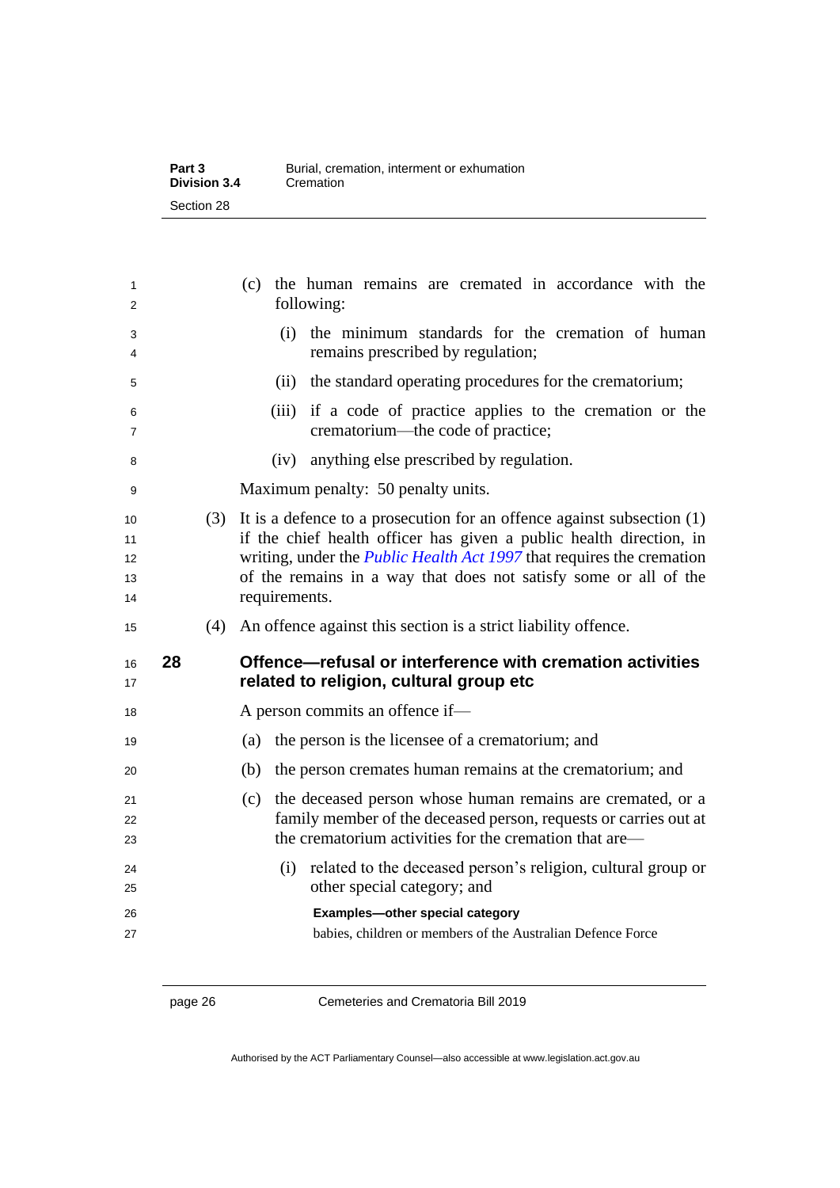(c) the human remains are cremated in accordance with the following:

(i) the minimum standards for the cremation of human remains prescribed by regulation;

(ii) the standard operating procedures for the crematorium;

(iii) if a code of practice applies to the cremation or the crematorium—the code of practice;

(iv) anything else prescribed by regulation.

Maximum penalty: 50 penalty units.

(3) It is a defence to a prosecution for an offence against subsection (1) if the chief health officer has given a public health direction, in writing, under the *Public Health Act 1997* that requires the cremation of the remains in a way that does not satisfy some or all of the requirements.

(4) An offence against this section is a strict liability offence.

## 28 Offence—refusal or interference with cremation activities related to religion, cultural group etc

A person commits an offence if—

(a) the person is the licensee of a crematorium; and

(b) the person cremates human remains at the crematorium; and

(c) the deceased person whose human remains are cremated, or a family member of the deceased person, requests or carries out at the crematorium activities for the cremation that are—

(i) related to the deceased person's religion, cultural group or other special category; and

**Examples—other special category**

babies, children or members of the Australian Defence Force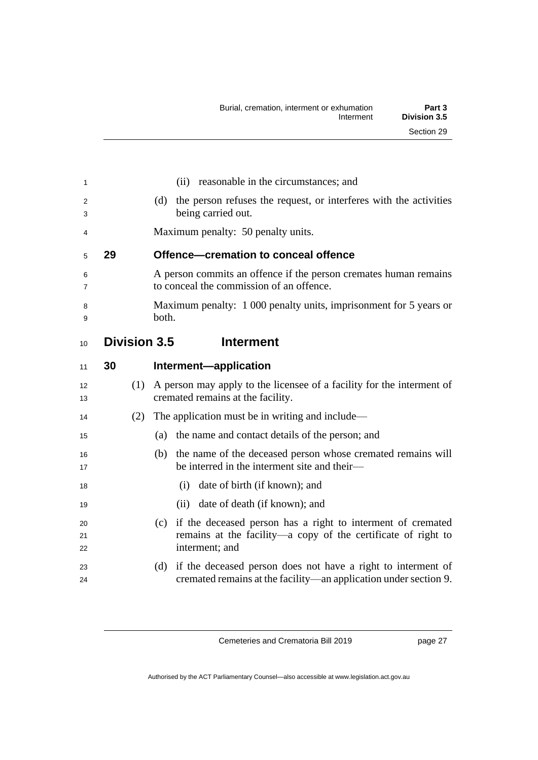(ii) reasonable in the circumstances; and

(d) the person refuses the request, or interferes with the activities being carried out.

Maximum penalty: 50 penalty units.

### 29 Offence—cremation to conceal offence

A person commits an offence if the person cremates human remains to conceal the commission of an offence.

Maximum penalty: 1 000 penalty units, imprisonment for 5 years or both.

## Division 3.5 Interment

### 30 Interment—application

(1) A person may apply to the licensee of a facility for the interment of cremated remains at the facility.

(2) The application must be in writing and include—

(a) the name and contact details of the person; and

(b) the name of the deceased person whose cremated remains will be interred in the interment site and their—

(i) date of birth (if known); and

(ii) date of death (if known); and

(c) if the deceased person has a right to interment of cremated remains at the facility—a copy of the certificate of right to interment; and

(d) if the deceased person does not have a right to interment of cremated remains at the facility—an application under section 9.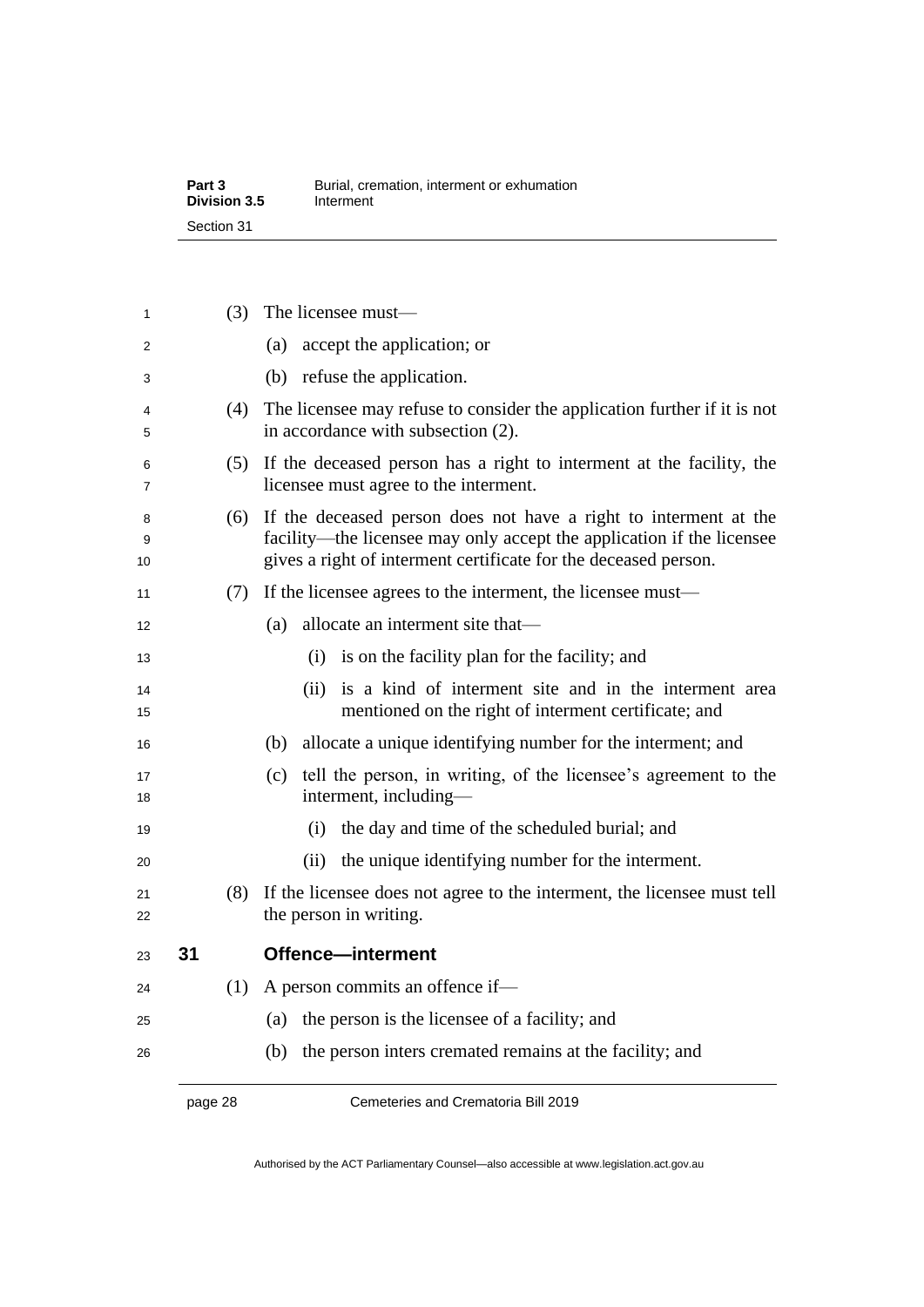(3) The licensee must—

(a) accept the application; or

(b) refuse the application.

(4) The licensee may refuse to consider the application further if it is not in accordance with subsection (2).

(5) If the deceased person has a right to interment at the facility, the licensee must agree to the interment.

(6) If the deceased person does not have a right to interment at the facility—the licensee may only accept the application if the licensee gives a right of interment certificate for the deceased person.

(7) If the licensee agrees to the interment, the licensee must—

(a) allocate an interment site that—

(i) is on the facility plan for the facility; and

(ii) is a kind of interment site and in the interment area mentioned on the right of interment certificate; and

(b) allocate a unique identifying number for the interment; and

(c) tell the person, in writing, of the licensee's agreement to the interment, including—

(i) the day and time of the scheduled burial; and

(ii) the unique identifying number for the interment.

(8) If the licensee does not agree to the interment, the licensee must tell the person in writing.

## 31 Offence—interment

(1) A person commits an offence if—

(a) the person is the licensee of a facility; and

(b) the person inters cremated remains at the facility; and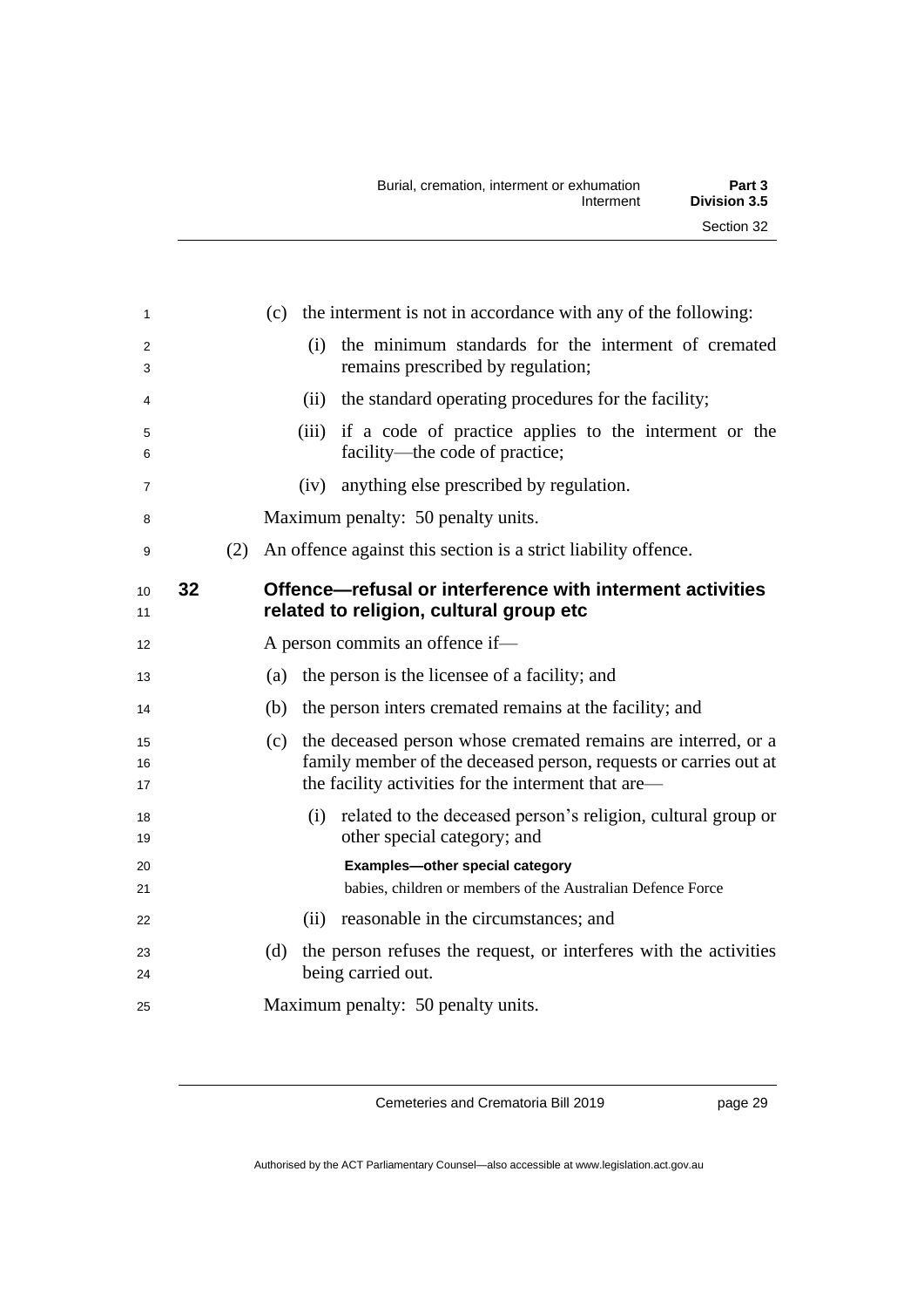(c) the interment is not in accordance with any of the following:

(i) the minimum standards for the interment of cremated remains prescribed by regulation;

(ii) the standard operating procedures for the facility;

(iii) if a code of practice applies to the interment or the facility—the code of practice;

(iv) anything else prescribed by regulation.

Maximum penalty: 50 penalty units.

(2) An offence against this section is a strict liability offence.

### 32 Offence—refusal or interference with interment activities related to religion, cultural group etc

A person commits an offence if—

(a) the person is the licensee of a facility; and

(b) the person inters cremated remains at the facility; and

(c) the deceased person whose cremated remains are interred, or a family member of the deceased person, requests or carries out at the facility activities for the interment that are—

(i) related to the deceased person's religion, cultural group or other special category; and

**Examples—other special category**

babies, children or members of the Australian Defence Force

(ii) reasonable in the circumstances; and

(d) the person refuses the request, or interferes with the activities being carried out.

Maximum penalty: 50 penalty units.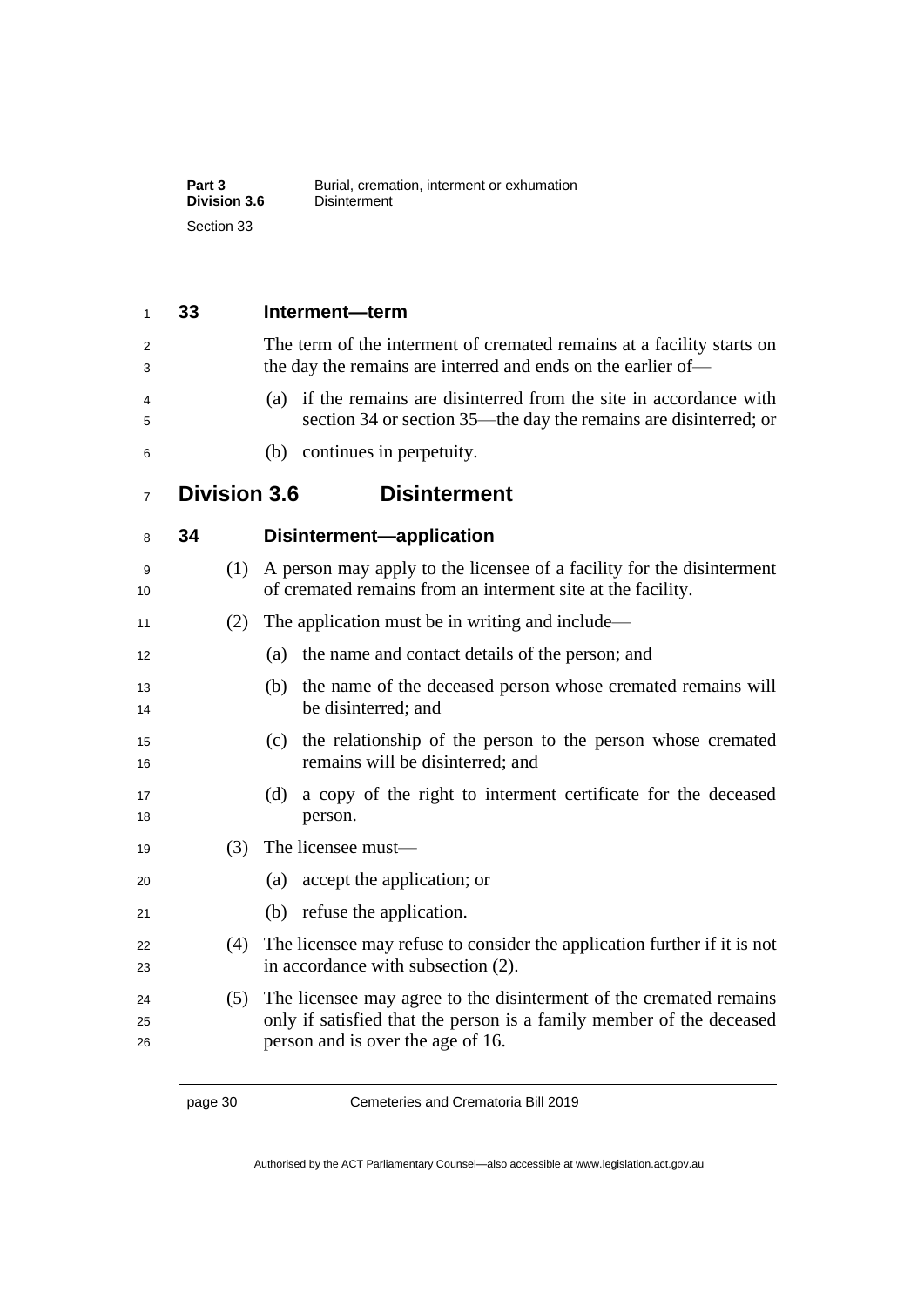### 33 Interment—term

The term of the interment of cremated remains at a facility starts on the day the remains are interred and ends on the earlier of—

(a) if the remains are disinterred from the site in accordance with section 34 or section 35—the day the remains are disinterred; or

(b) continues in perpetuity.

## Division 3.6 Disinterment

### 34 Disinterment—application

(1) A person may apply to the licensee of a facility for the disinterment of cremated remains from an interment site at the facility.

(2) The application must be in writing and include—

(a) the name and contact details of the person; and

(b) the name of the deceased person whose cremated remains will be disinterred; and

(c) the relationship of the person to the person whose cremated remains will be disinterred; and

(d) a copy of the right to interment certificate for the deceased person.

(3) The licensee must—

(a) accept the application; or

(b) refuse the application.

(4) The licensee may refuse to consider the application further if it is not in accordance with subsection (2).

(5) The licensee may agree to the disinterment of the cremated remains only if satisfied that the person is a family member of the deceased person and is over the age of 16.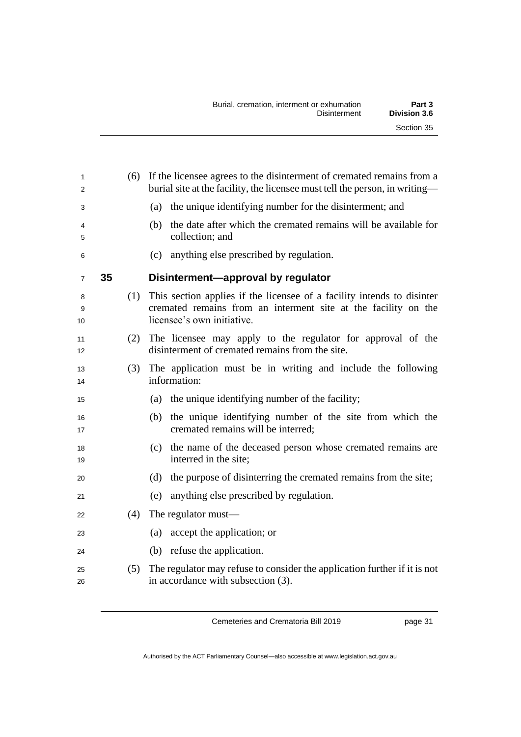(6) If the licensee agrees to the disinterment of cremated remains from a burial site at the facility, the licensee must tell the person, in writing—

(a) the unique identifying number for the disinterment; and

(b) the date after which the cremated remains will be available for collection; and

(c) anything else prescribed by regulation.

## 35 Disinterment—approval by regulator

(1) This section applies if the licensee of a facility intends to disinter cremated remains from an interment site at the facility on the licensee's own initiative.

(2) The licensee may apply to the regulator for approval of the disinterment of cremated remains from the site.

(3) The application must be in writing and include the following information:

(a) the unique identifying number of the facility;

(b) the unique identifying number of the site from which the cremated remains will be interred;

(c) the name of the deceased person whose cremated remains are interred in the site;

(d) the purpose of disinterring the cremated remains from the site;

(e) anything else prescribed by regulation.

(4) The regulator must—

(a) accept the application; or

(b) refuse the application.

(5) The regulator may refuse to consider the application further if it is not in accordance with subsection (3).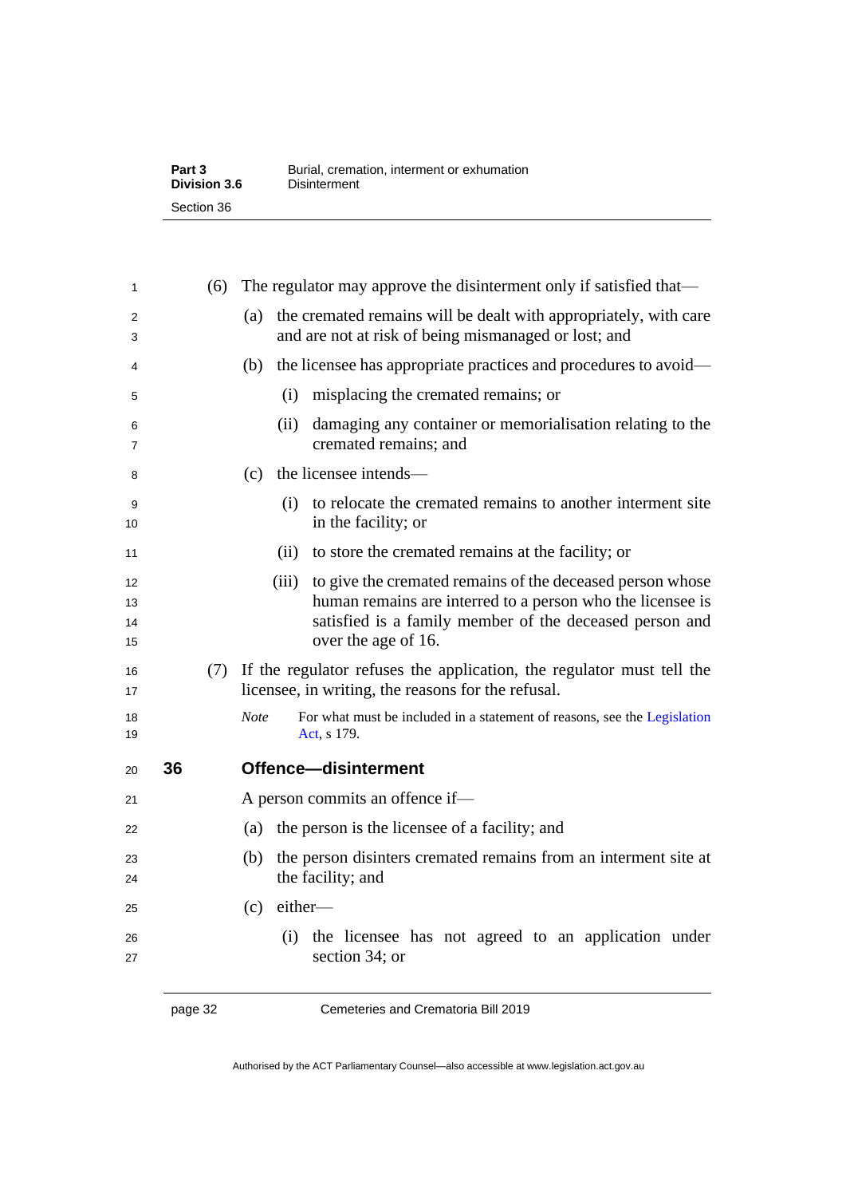(6) The regulator may approve the disinterment only if satisfied that—

(a) the cremated remains will be dealt with appropriately, with care and are not at risk of being mismanaged or lost; and

(b) the licensee has appropriate practices and procedures to avoid—

(i) misplacing the cremated remains; or

(ii) damaging any container or memorialisation relating to the cremated remains; and

(c) the licensee intends—

(i) to relocate the cremated remains to another interment site in the facility; or

(ii) to store the cremated remains at the facility; or

(iii) to give the cremated remains of the deceased person whose human remains are interred to a person who the licensee is satisfied is a family member of the deceased person and over the age of 16.

(7) If the regulator refuses the application, the regulator must tell the licensee, in writing, the reasons for the refusal.

*Note* For what must be included in a statement of reasons, see the Legislation Act, s 179.

## 36 Offence—disinterment

A person commits an offence if—

(a) the person is the licensee of a facility; and

(b) the person disinters cremated remains from an interment site at the facility; and

(c) either—

(i) the licensee has not agreed to an application under section 34; or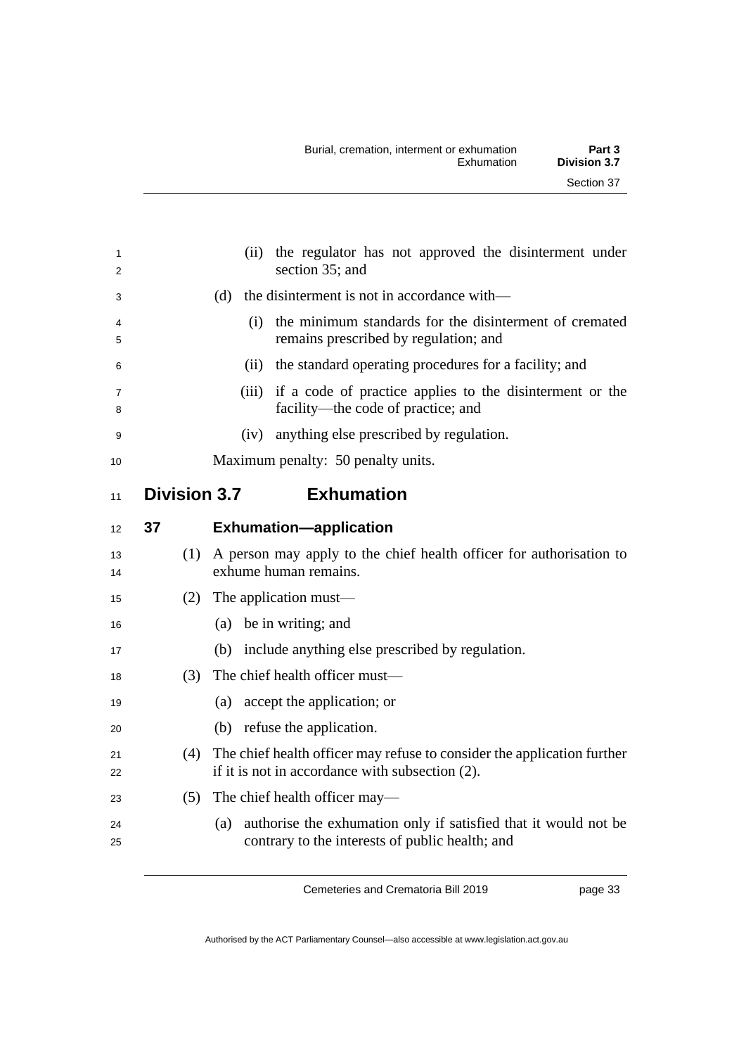(ii) the regulator has not approved the disinterment under section 35; and

(d) the disinterment is not in accordance with—

(i) the minimum standards for the disinterment of cremated remains prescribed by regulation; and

(ii) the standard operating procedures for a facility; and

(iii) if a code of practice applies to the disinterment or the facility—the code of practice; and

(iv) anything else prescribed by regulation.

Maximum penalty: 50 penalty units.

## Division 3.7 Exhumation

### 37 Exhumation—application

(1) A person may apply to the chief health officer for authorisation to exhume human remains.

(2) The application must—

(a) be in writing; and

(b) include anything else prescribed by regulation.

(3) The chief health officer must—

(a) accept the application; or

(b) refuse the application.

(4) The chief health officer may refuse to consider the application further if it is not in accordance with subsection (2).

(5) The chief health officer may—

(a) authorise the exhumation only if satisfied that it would not be contrary to the interests of public health; and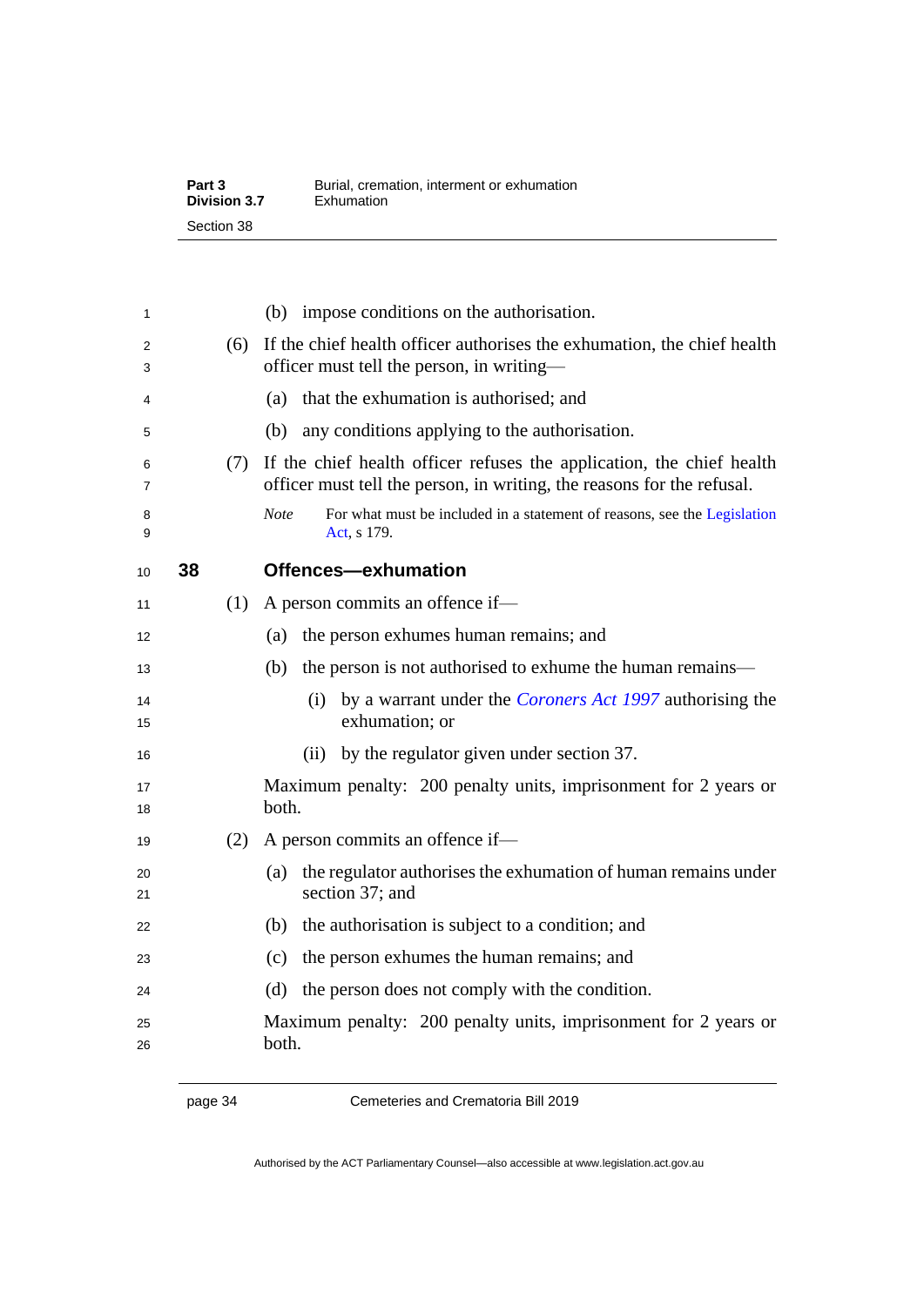(b) impose conditions on the authorisation.

(6) If the chief health officer authorises the exhumation, the chief health officer must tell the person, in writing—

(a) that the exhumation is authorised; and

(b) any conditions applying to the authorisation.

(7) If the chief health officer refuses the application, the chief health officer must tell the person, in writing, the reasons for the refusal.

*Note* For what must be included in a statement of reasons, see the Legislation Act, s 179.

## 38 Offences—exhumation

(1) A person commits an offence if—

(a) the person exhumes human remains; and

(b) the person is not authorised to exhume the human remains—

(i) by a warrant under the *Coroners Act 1997* authorising the exhumation; or

(ii) by the regulator given under section 37.

Maximum penalty: 200 penalty units, imprisonment for 2 years or both.

(2) A person commits an offence if—

(a) the regulator authorises the exhumation of human remains under section 37; and

(b) the authorisation is subject to a condition; and

(c) the person exhumes the human remains; and

(d) the person does not comply with the condition.

Maximum penalty: 200 penalty units, imprisonment for 2 years or both.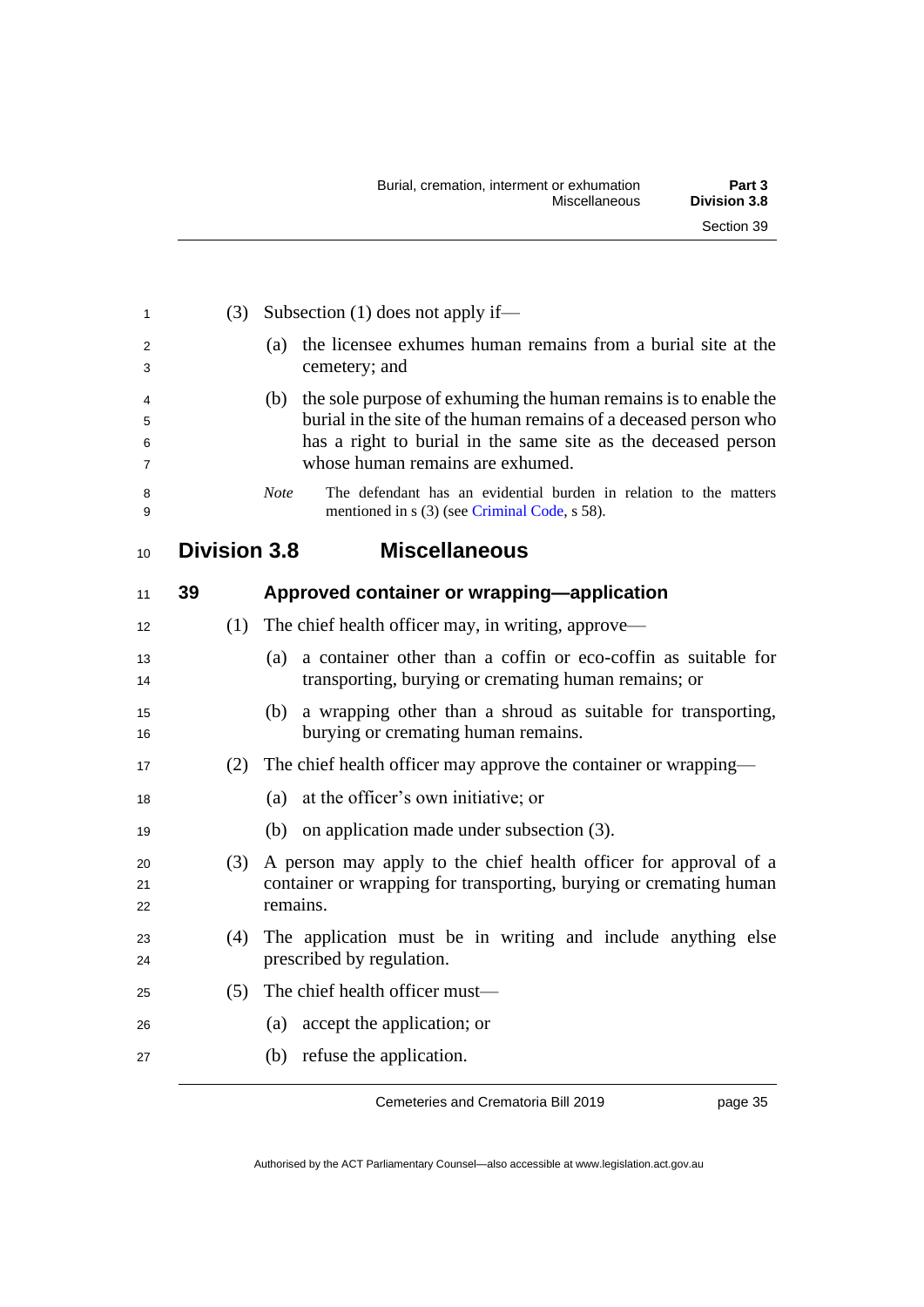(3) Subsection (1) does not apply if—

(a) the licensee exhumes human remains from a burial site at the cemetery; and

(b) the sole purpose of exhuming the human remains is to enable the burial in the site of the human remains of a deceased person who has a right to burial in the same site as the deceased person whose human remains are exhumed.

*Note* The defendant has an evidential burden in relation to the matters mentioned in s (3) (see Criminal Code, s 58).

## Division 3.8 Miscellaneous

### 39 Approved container or wrapping—application

(1) The chief health officer may, in writing, approve—

(a) a container other than a coffin or eco-coffin as suitable for transporting, burying or cremating human remains; or

(b) a wrapping other than a shroud as suitable for transporting, burying or cremating human remains.

(2) The chief health officer may approve the container or wrapping—

(a) at the officer's own initiative; or

(b) on application made under subsection (3).

(3) A person may apply to the chief health officer for approval of a container or wrapping for transporting, burying or cremating human remains.

(4) The application must be in writing and include anything else prescribed by regulation.

(5) The chief health officer must—

(a) accept the application; or

(b) refuse the application.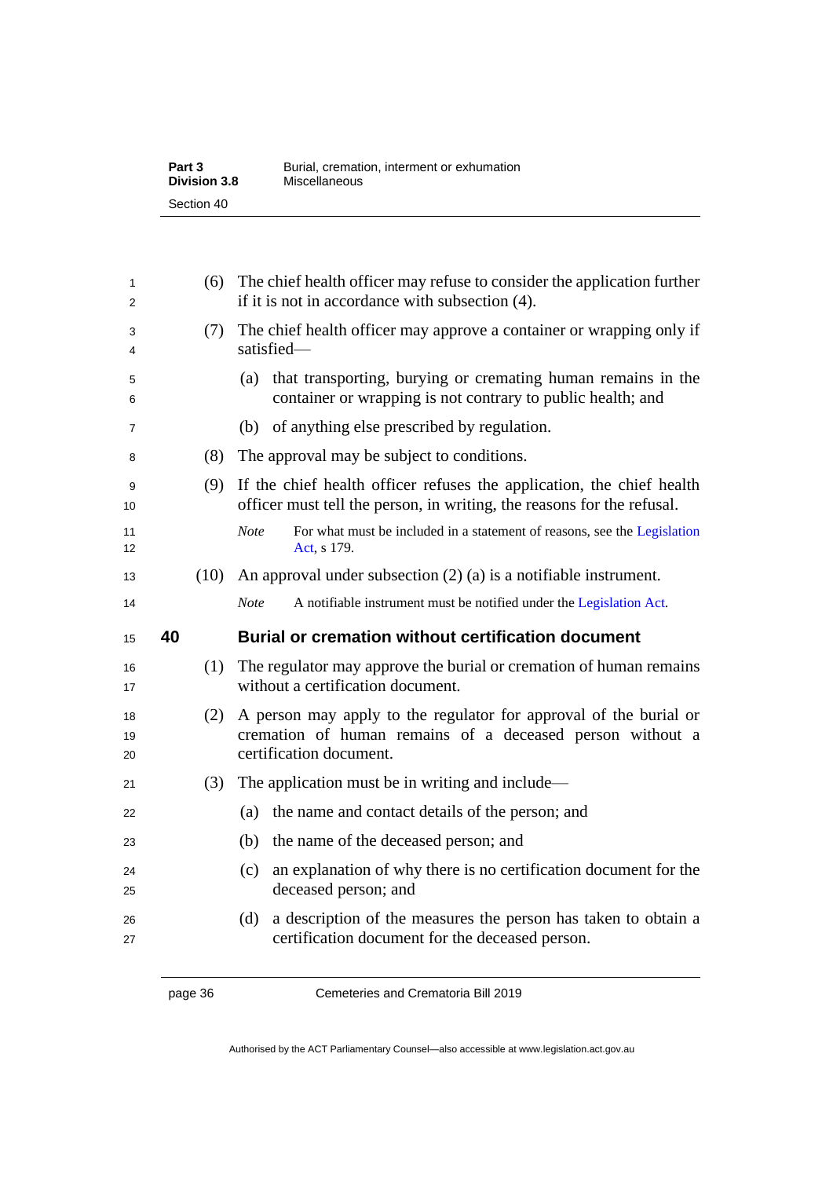(6) The chief health officer may refuse to consider the application further if it is not in accordance with subsection (4).

(7) The chief health officer may approve a container or wrapping only if satisfied—

(a) that transporting, burying or cremating human remains in the container or wrapping is not contrary to public health; and

(b) of anything else prescribed by regulation.

(8) The approval may be subject to conditions.

(9) If the chief health officer refuses the application, the chief health officer must tell the person, in writing, the reasons for the refusal.

*Note* For what must be included in a statement of reasons, see the Legislation Act, s 179.

(10) An approval under subsection (2) (a) is a notifiable instrument.

*Note* A notifiable instrument must be notified under the Legislation Act.

## 40 Burial or cremation without certification document

(1) The regulator may approve the burial or cremation of human remains without a certification document.

(2) A person may apply to the regulator for approval of the burial or cremation of human remains of a deceased person without a certification document.

(3) The application must be in writing and include—

(a) the name and contact details of the person; and

(b) the name of the deceased person; and

(c) an explanation of why there is no certification document for the deceased person; and

(d) a description of the measures the person has taken to obtain a certification document for the deceased person.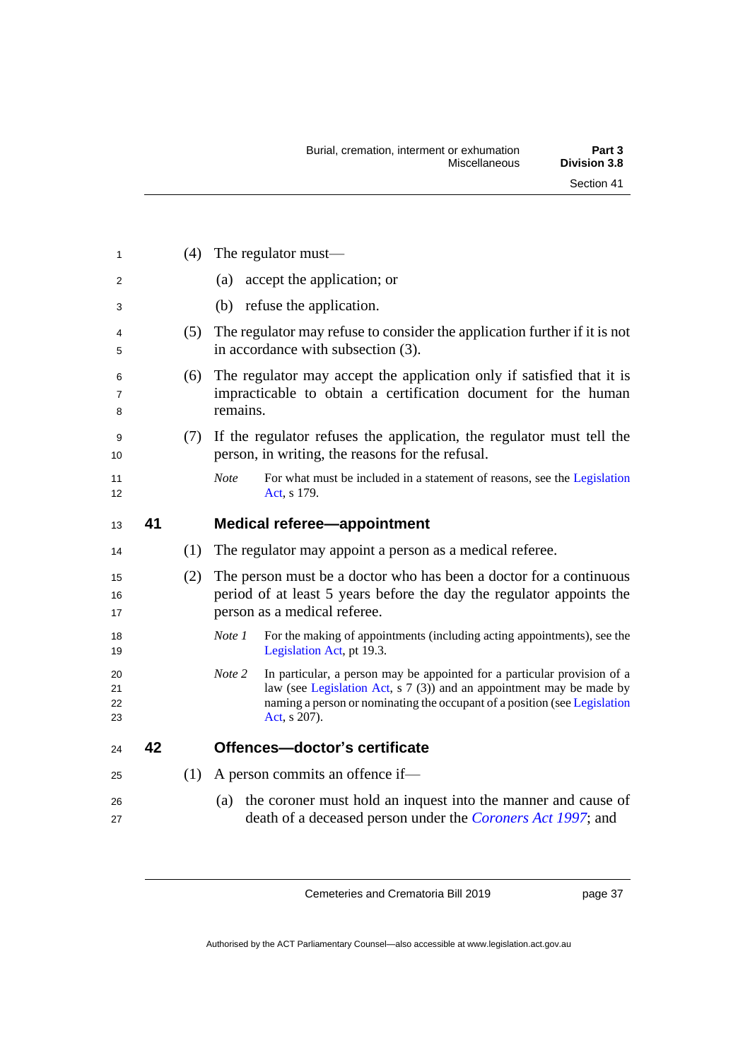(4) The regulator must—

(a) accept the application; or

(b) refuse the application.

(5) The regulator may refuse to consider the application further if it is not in accordance with subsection (3).

(6) The regulator may accept the application only if satisfied that it is impracticable to obtain a certification document for the human remains.

(7) If the regulator refuses the application, the regulator must tell the person, in writing, the reasons for the refusal.

*Note* For what must be included in a statement of reasons, see the Legislation Act, s 179.

### 41 Medical referee—appointment

(1) The regulator may appoint a person as a medical referee.

(2) The person must be a doctor who has been a doctor for a continuous period of at least 5 years before the day the regulator appoints the person as a medical referee.

*Note 1* For the making of appointments (including acting appointments), see the Legislation Act, pt 19.3.

*Note 2* In particular, a person may be appointed for a particular provision of a law (see Legislation Act, s 7 (3)) and an appointment may be made by naming a person or nominating the occupant of a position (see Legislation Act, s 207).

### 42 Offences—doctor's certificate

(1) A person commits an offence if—

(a) the coroner must hold an inquest into the manner and cause of death of a deceased person under the *Coroners Act 1997*; and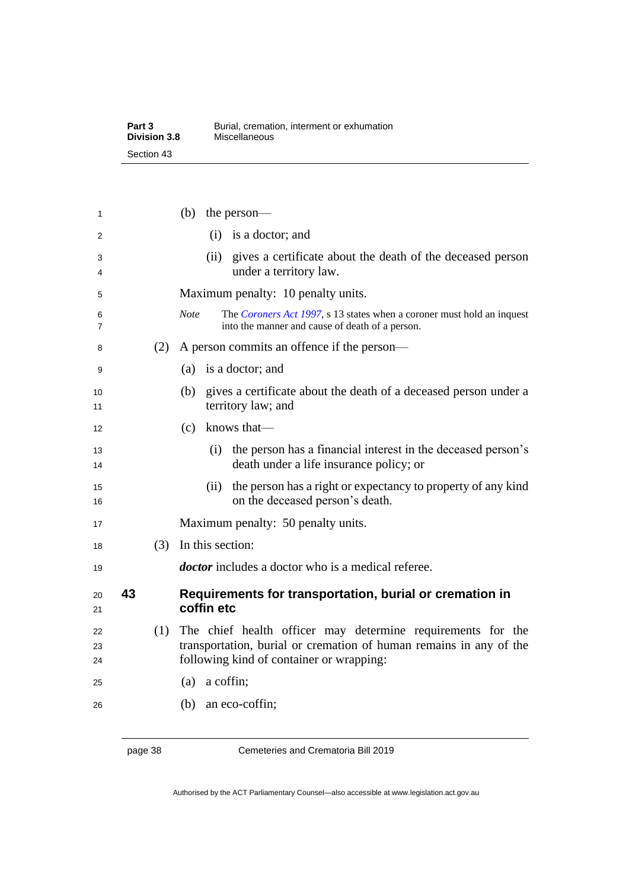(b) the person—

(i) is a doctor; and

(ii) gives a certificate about the death of the deceased person under a territory law.

Maximum penalty: 10 penalty units.

*Note* The *Coroners Act 1997*, s 13 states when a coroner must hold an inquest into the manner and cause of death of a person.

(2) A person commits an offence if the person—

(a) is a doctor; and

(b) gives a certificate about the death of a deceased person under a territory law; and

(c) knows that—

(i) the person has a financial interest in the deceased person's death under a life insurance policy; or

(ii) the person has a right or expectancy to property of any kind on the deceased person's death.

Maximum penalty: 50 penalty units.

(3) In this section:

***doctor*** includes a doctor who is a medical referee.

## 43 Requirements for transportation, burial or cremation in coffin etc

(1) The chief health officer may determine requirements for the transportation, burial or cremation of human remains in any of the following kind of container or wrapping:

(a) a coffin;

(b) an eco-coffin;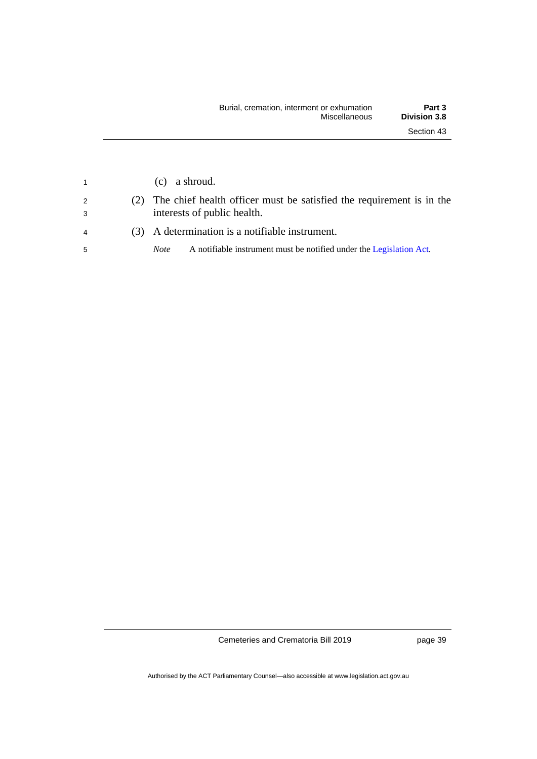(c) a shroud.

(2) The chief health officer must be satisfied the requirement is in the interests of public health.

(3) A determination is a notifiable instrument.

*Note* A notifiable instrument must be notified under the Legislation Act.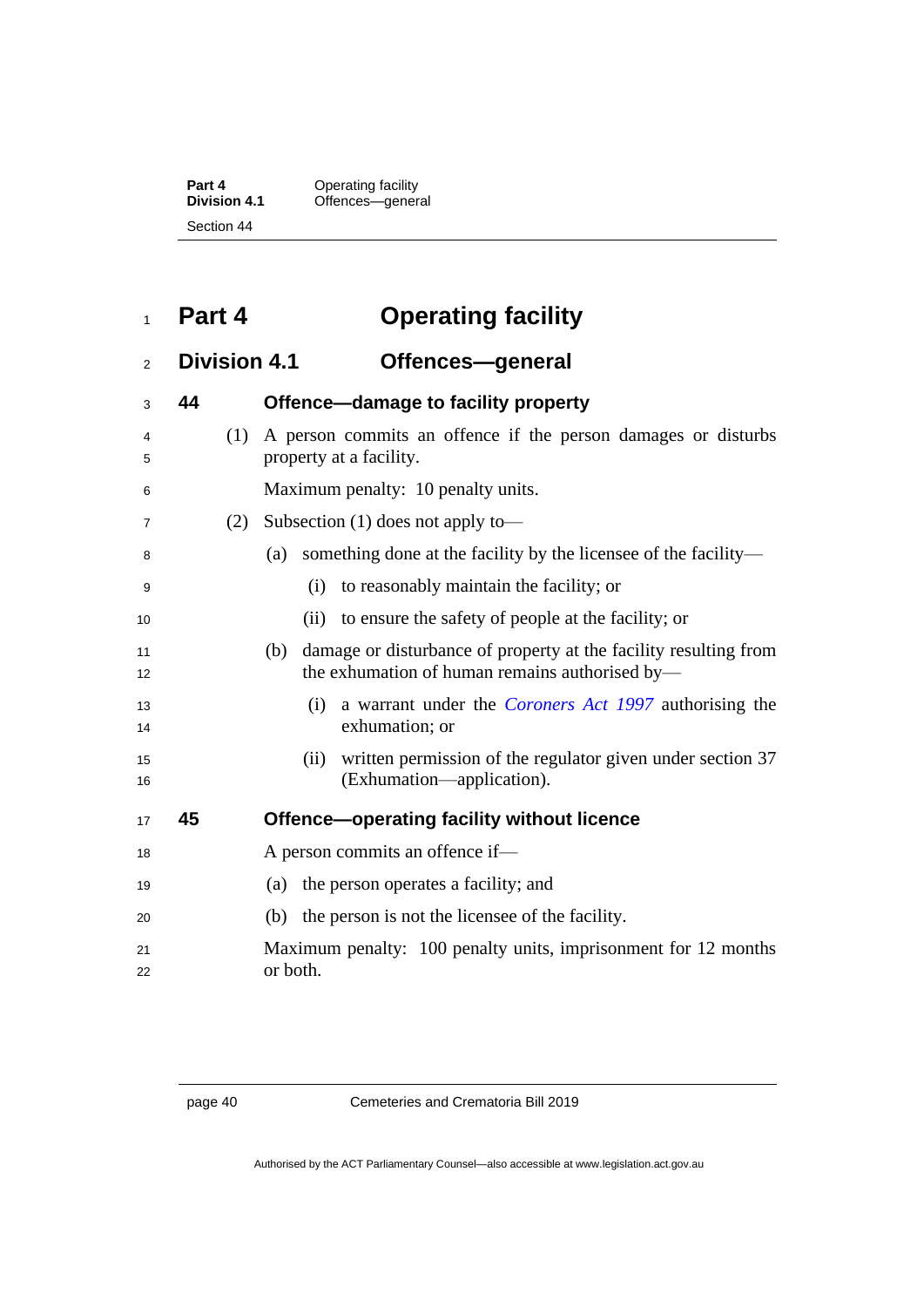# Part 4 Operating facility

## Division 4.1 Offences—general

### 44 Offence—damage to facility property

(1) A person commits an offence if the person damages or disturbs property at a facility.

Maximum penalty: 10 penalty units.

(2) Subsection (1) does not apply to—

(a) something done at the facility by the licensee of the facility—

(i) to reasonably maintain the facility; or

(ii) to ensure the safety of people at the facility; or

(b) damage or disturbance of property at the facility resulting from the exhumation of human remains authorised by—

(i) a warrant under the *Coroners Act 1997* authorising the exhumation; or

(ii) written permission of the regulator given under section 37 (Exhumation—application).

### 45 Offence—operating facility without licence

A person commits an offence if—

(a) the person operates a facility; and

(b) the person is not the licensee of the facility.

Maximum penalty: 100 penalty units, imprisonment for 12 months or both.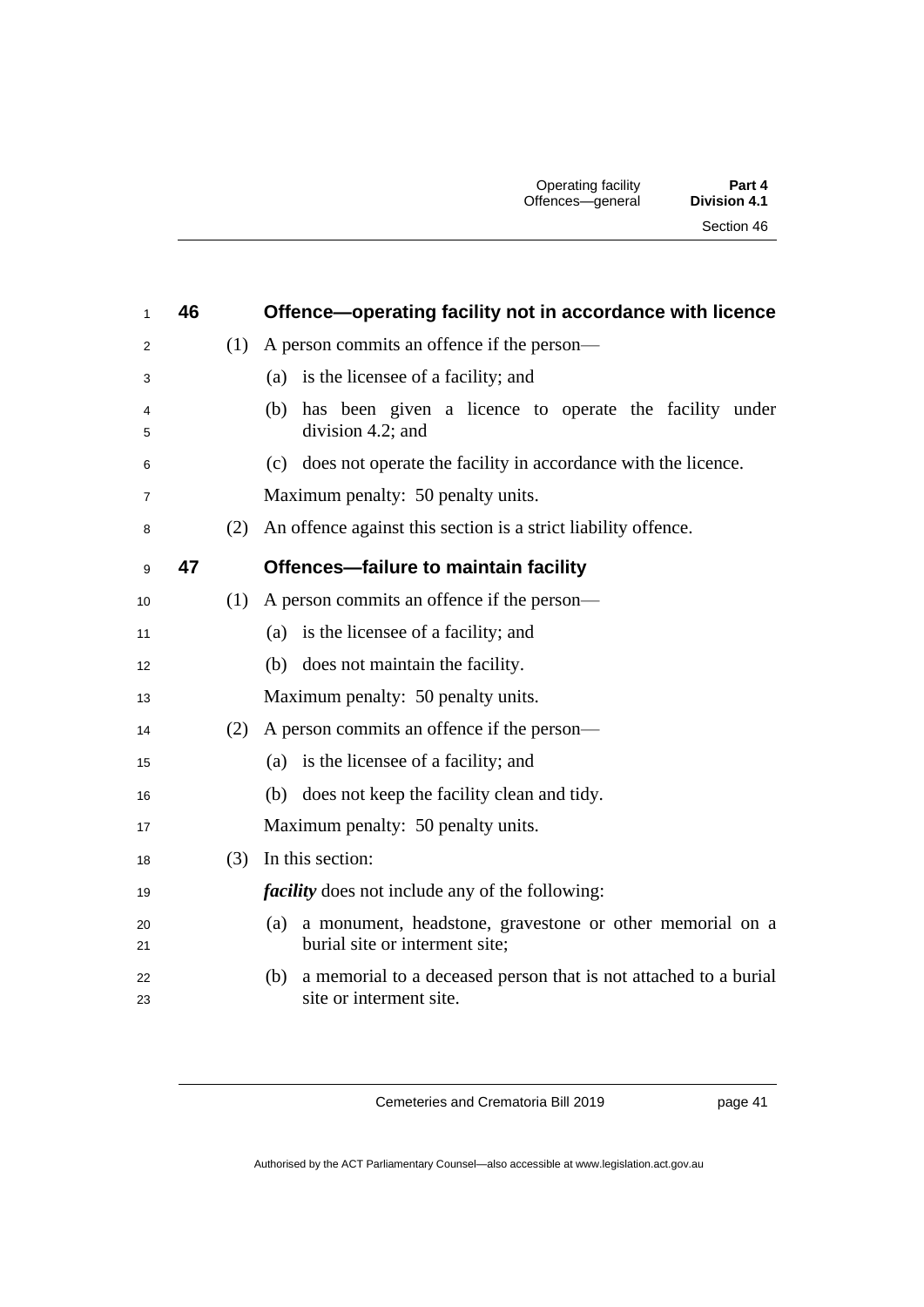## 46 Offence—operating facility not in accordance with licence

(1) A person commits an offence if the person—

(a) is the licensee of a facility; and

(b) has been given a licence to operate the facility under division 4.2; and

(c) does not operate the facility in accordance with the licence.

Maximum penalty: 50 penalty units.

(2) An offence against this section is a strict liability offence.

## 47 Offences—failure to maintain facility

(1) A person commits an offence if the person—

(a) is the licensee of a facility; and

(b) does not maintain the facility.

Maximum penalty: 50 penalty units.

(2) A person commits an offence if the person—

(a) is the licensee of a facility; and

(b) does not keep the facility clean and tidy.

Maximum penalty: 50 penalty units.

(3) In this section:

***facility*** does not include any of the following:

(a) a monument, headstone, gravestone or other memorial on a burial site or interment site;

(b) a memorial to a deceased person that is not attached to a burial site or interment site.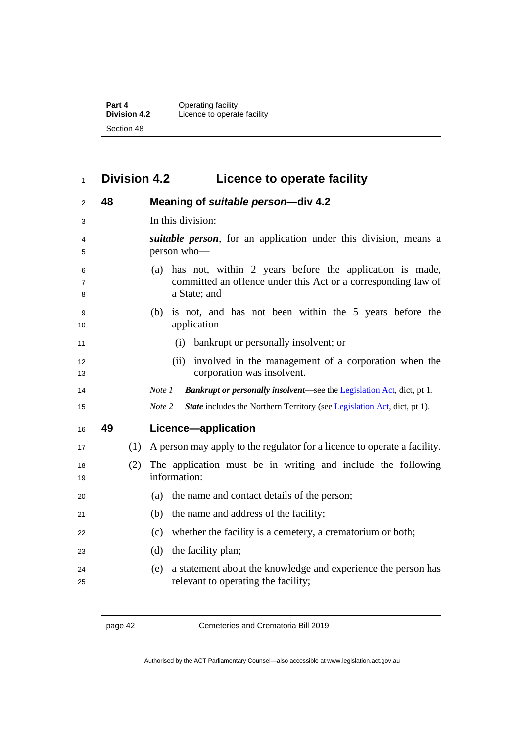# Division 4.2 Licence to operate facility

## 48 Meaning of *suitable person*—div 4.2

In this division:

***suitable person***, for an application under this division, means a person who—

(a) has not, within 2 years before the application is made, committed an offence under this Act or a corresponding law of a State; and

(b) is not, and has not been within the 5 years before the application—

(i) bankrupt or personally insolvent; or

(ii) involved in the management of a corporation when the corporation was insolvent.

*Note 1* ***Bankrupt or personally insolvent***—see the Legislation Act, dict, pt 1.

*Note 2* ***State*** includes the Northern Territory (see Legislation Act, dict, pt 1).

## 49 Licence—application

(1) A person may apply to the regulator for a licence to operate a facility.

(2) The application must be in writing and include the following information:

(a) the name and contact details of the person;

(b) the name and address of the facility;

(c) whether the facility is a cemetery, a crematorium or both;

(d) the facility plan;

(e) a statement about the knowledge and experience the person has relevant to operating the facility;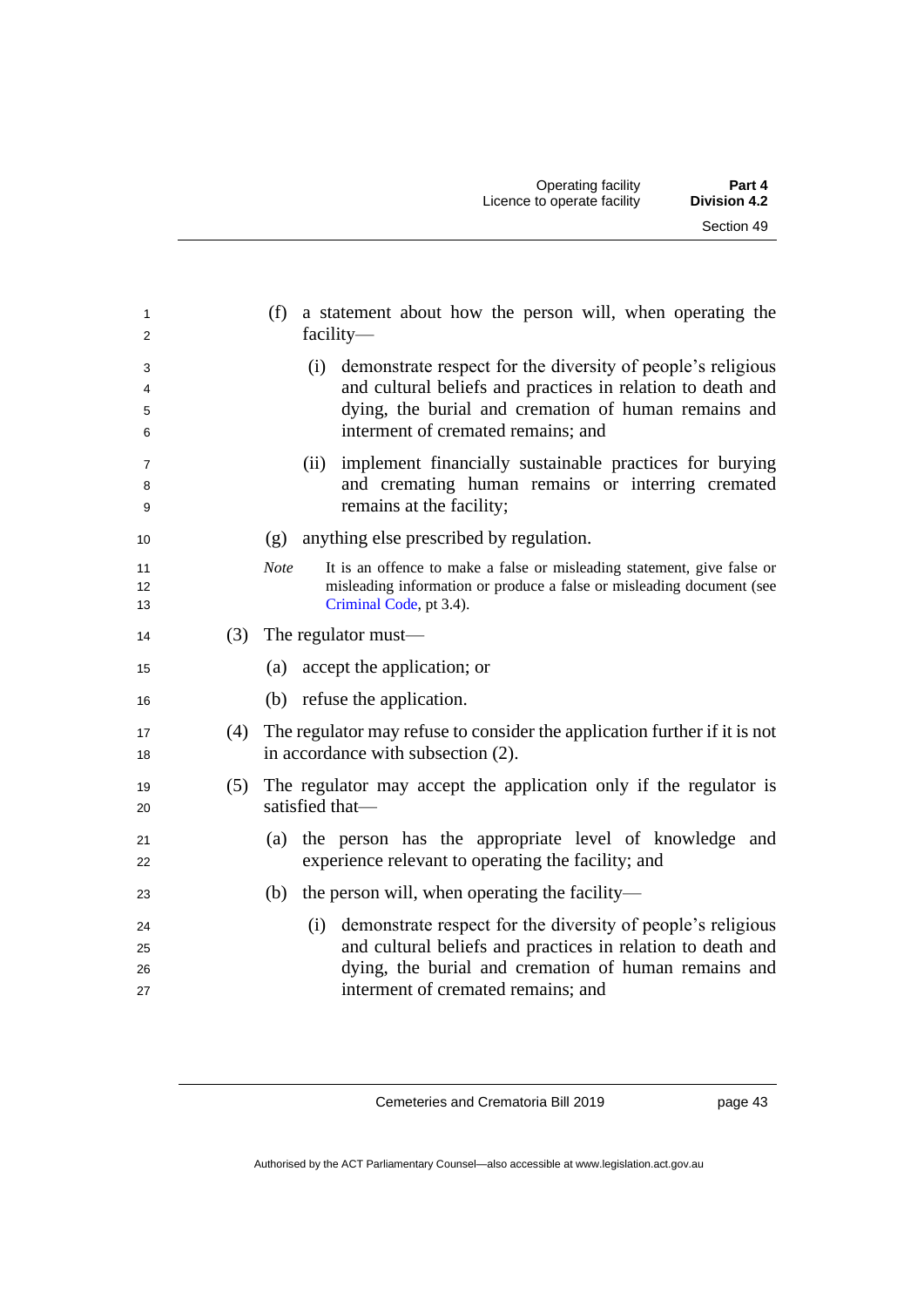(f) a statement about how the person will, when operating the facility—

(i) demonstrate respect for the diversity of people's religious and cultural beliefs and practices in relation to death and dying, the burial and cremation of human remains and interment of cremated remains; and

(ii) implement financially sustainable practices for burying and cremating human remains or interring cremated remains at the facility;

(g) anything else prescribed by regulation.

*Note* It is an offence to make a false or misleading statement, give false or misleading information or produce a false or misleading document (see Criminal Code, pt 3.4).

(3) The regulator must—

(a) accept the application; or

(b) refuse the application.

(4) The regulator may refuse to consider the application further if it is not in accordance with subsection (2).

(5) The regulator may accept the application only if the regulator is satisfied that—

(a) the person has the appropriate level of knowledge and experience relevant to operating the facility; and

(b) the person will, when operating the facility—

(i) demonstrate respect for the diversity of people's religious and cultural beliefs and practices in relation to death and dying, the burial and cremation of human remains and interment of cremated remains; and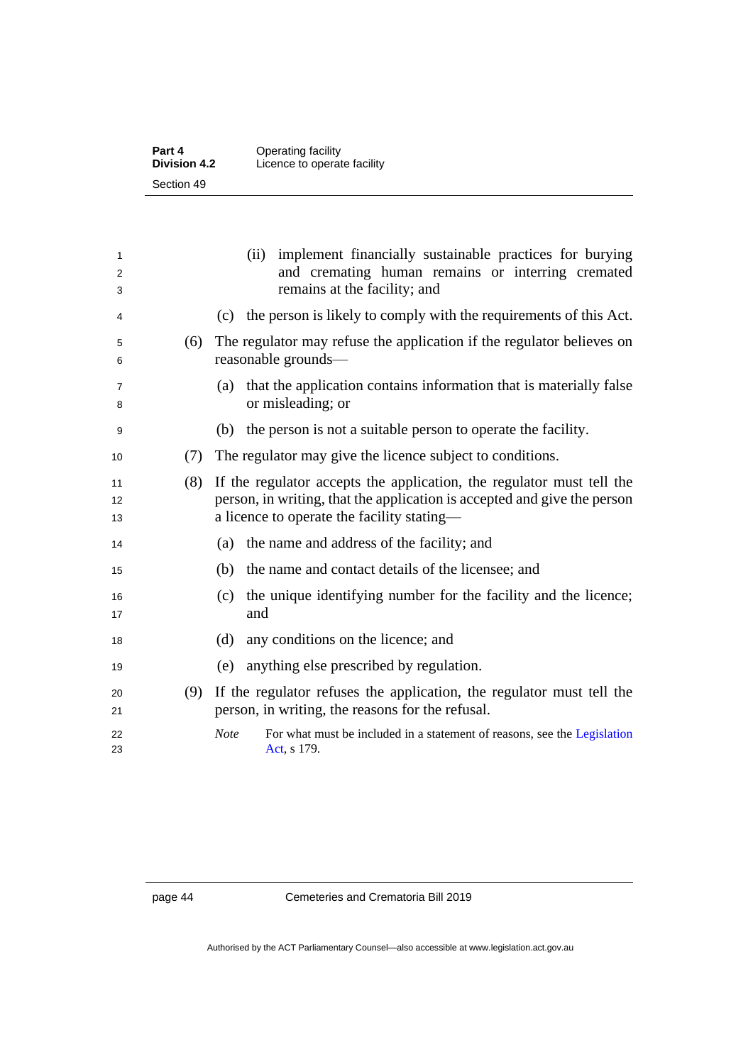(ii) implement financially sustainable practices for burying and cremating human remains or interring cremated remains at the facility; and

(c) the person is likely to comply with the requirements of this Act.

(6) The regulator may refuse the application if the regulator believes on reasonable grounds—

(a) that the application contains information that is materially false or misleading; or

(b) the person is not a suitable person to operate the facility.

(7) The regulator may give the licence subject to conditions.

(8) If the regulator accepts the application, the regulator must tell the person, in writing, that the application is accepted and give the person a licence to operate the facility stating—

(a) the name and address of the facility; and

(b) the name and contact details of the licensee; and

(c) the unique identifying number for the facility and the licence; and

(d) any conditions on the licence; and

(e) anything else prescribed by regulation.

(9) If the regulator refuses the application, the regulator must tell the person, in writing, the reasons for the refusal.

*Note* For what must be included in a statement of reasons, see the Legislation Act, s 179.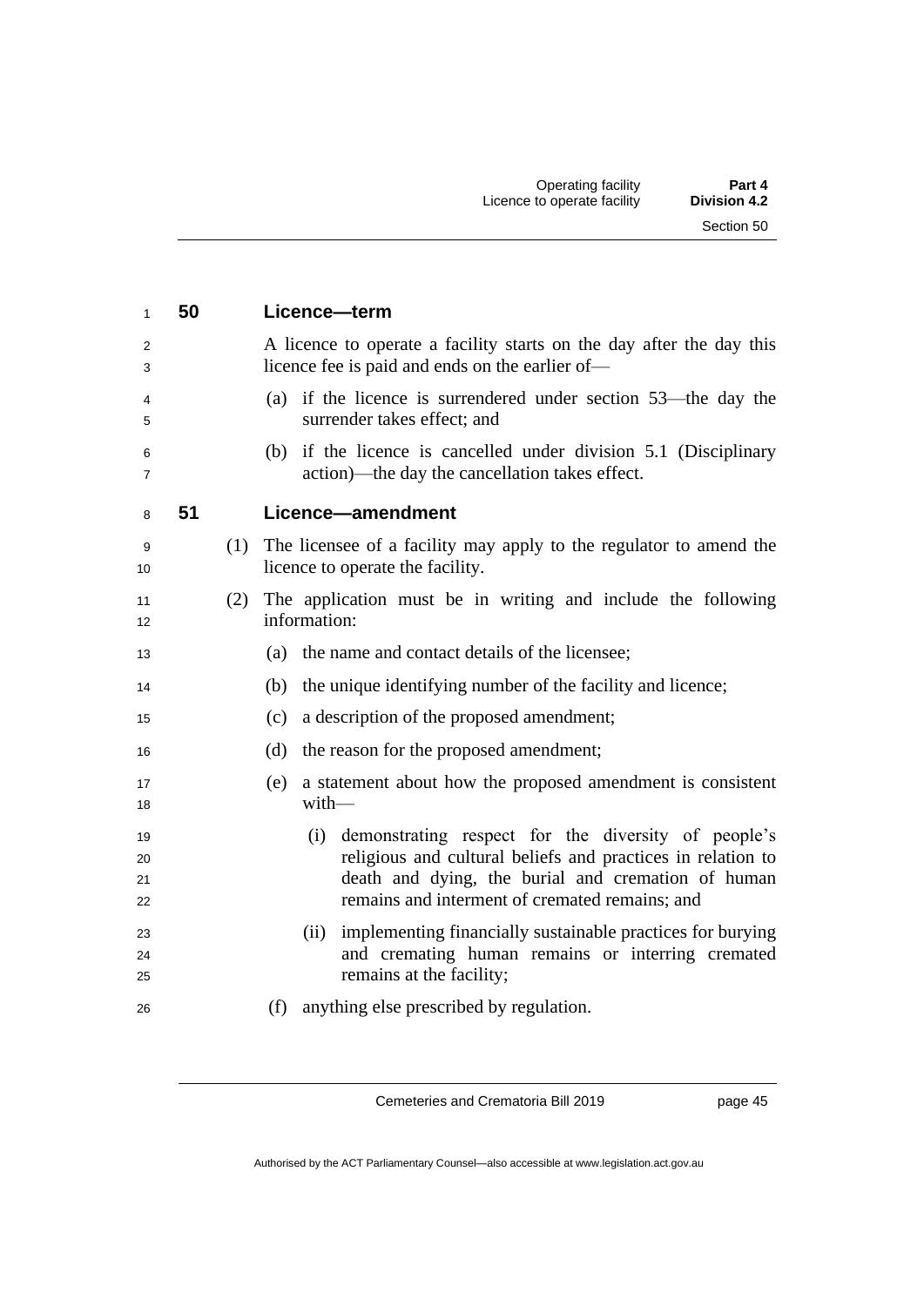## 50 Licence—term

A licence to operate a facility starts on the day after the day this licence fee is paid and ends on the earlier of—

(a) if the licence is surrendered under section 53—the day the surrender takes effect; and

(b) if the licence is cancelled under division 5.1 (Disciplinary action)—the day the cancellation takes effect.

## 51 Licence—amendment

(1) The licensee of a facility may apply to the regulator to amend the licence to operate the facility.

(2) The application must be in writing and include the following information:

(a) the name and contact details of the licensee;

(b) the unique identifying number of the facility and licence;

(c) a description of the proposed amendment;

(d) the reason for the proposed amendment;

(e) a statement about how the proposed amendment is consistent with—

(i) demonstrating respect for the diversity of people's religious and cultural beliefs and practices in relation to death and dying, the burial and cremation of human remains and interment of cremated remains; and

(ii) implementing financially sustainable practices for burying and cremating human remains or interring cremated remains at the facility;

(f) anything else prescribed by regulation.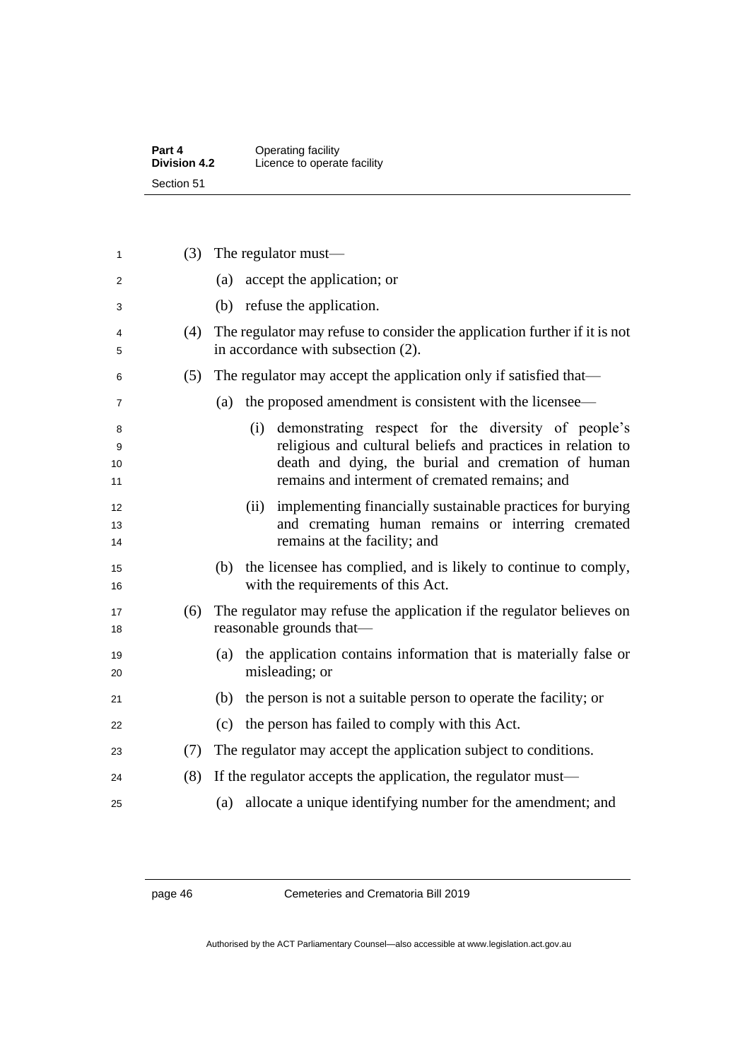(3) The regulator must—

(a) accept the application; or

(b) refuse the application.

(4) The regulator may refuse to consider the application further if it is not in accordance with subsection (2).

(5) The regulator may accept the application only if satisfied that—

(a) the proposed amendment is consistent with the licensee—

(i) demonstrating respect for the diversity of people's religious and cultural beliefs and practices in relation to death and dying, the burial and cremation of human remains and interment of cremated remains; and

(ii) implementing financially sustainable practices for burying and cremating human remains or interring cremated remains at the facility; and

(b) the licensee has complied, and is likely to continue to comply, with the requirements of this Act.

(6) The regulator may refuse the application if the regulator believes on reasonable grounds that—

(a) the application contains information that is materially false or misleading; or

(b) the person is not a suitable person to operate the facility; or

(c) the person has failed to comply with this Act.

(7) The regulator may accept the application subject to conditions.

(8) If the regulator accepts the application, the regulator must—

(a) allocate a unique identifying number for the amendment; and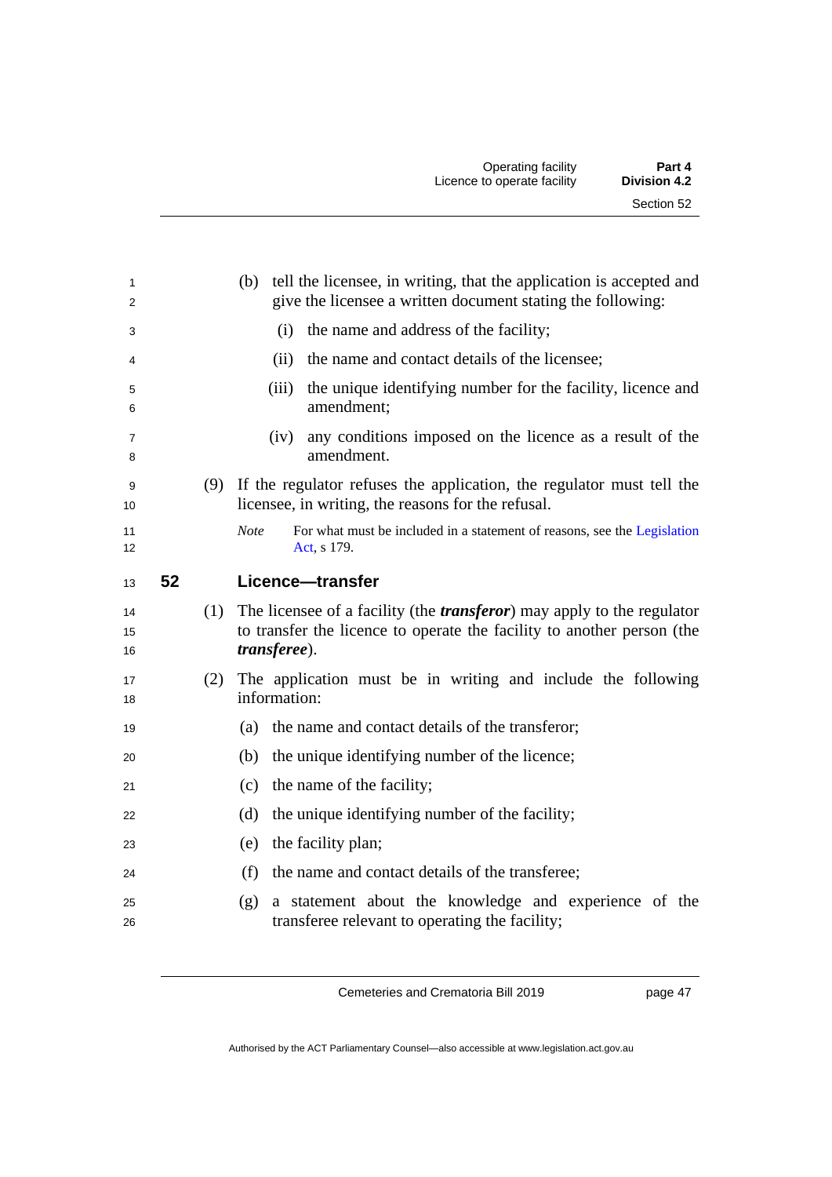(b) tell the licensee, in writing, that the application is accepted and give the licensee a written document stating the following:

(i) the name and address of the facility;

(ii) the name and contact details of the licensee;

(iii) the unique identifying number for the facility, licence and amendment;

(iv) any conditions imposed on the licence as a result of the amendment.

(9) If the regulator refuses the application, the regulator must tell the licensee, in writing, the reasons for the refusal.

*Note* For what must be included in a statement of reasons, see the Legislation Act, s 179.

## 52 Licence—transfer

(1) The licensee of a facility (the ***transferor***) may apply to the regulator to transfer the licence to operate the facility to another person (the ***transferee***).

(2) The application must be in writing and include the following information:

(a) the name and contact details of the transferor;

(b) the unique identifying number of the licence;

(c) the name of the facility;

(d) the unique identifying number of the facility;

(e) the facility plan;

(f) the name and contact details of the transferee;

(g) a statement about the knowledge and experience of the transferee relevant to operating the facility;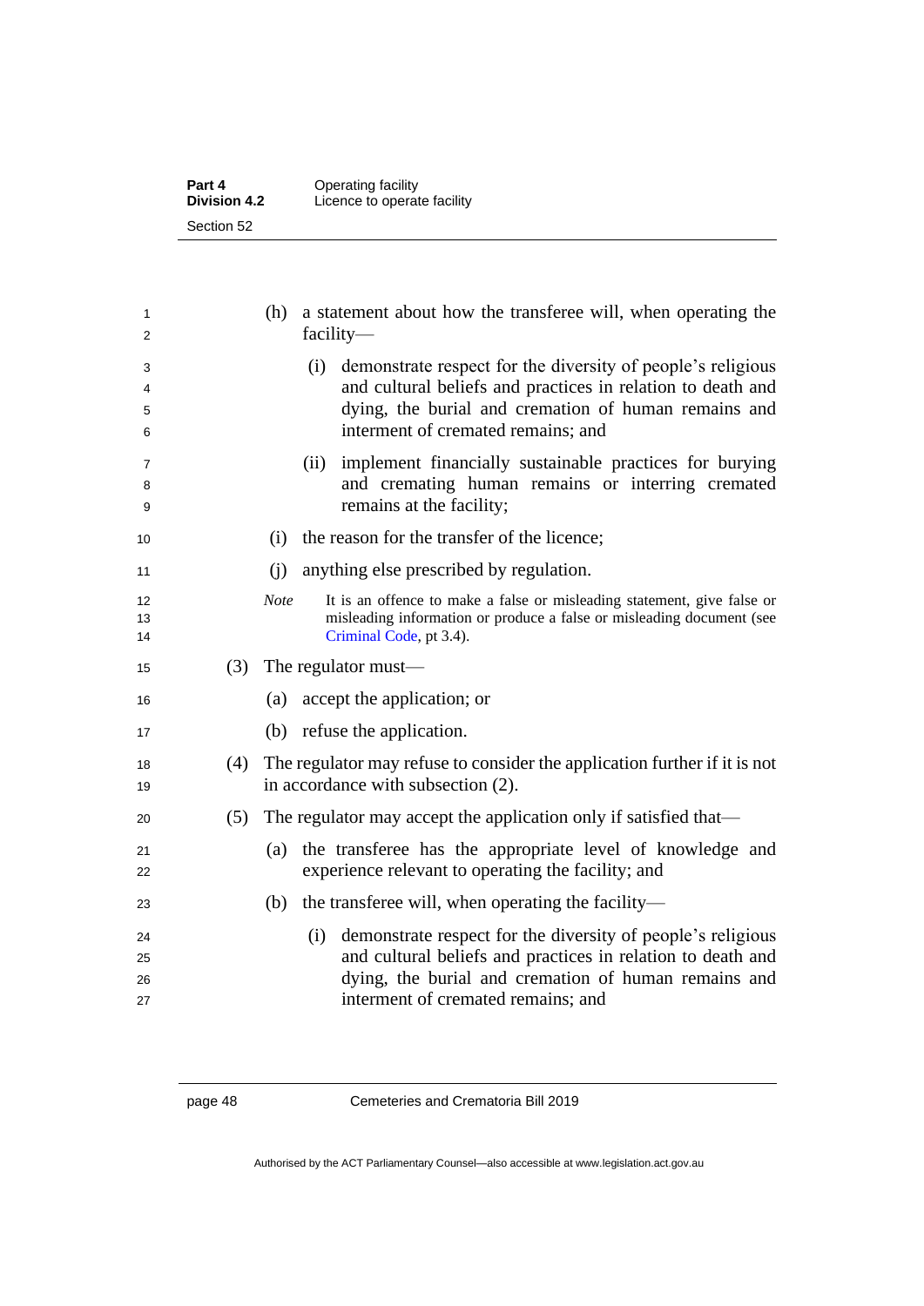(h) a statement about how the transferee will, when operating the facility—

(i) demonstrate respect for the diversity of people's religious and cultural beliefs and practices in relation to death and dying, the burial and cremation of human remains and interment of cremated remains; and

(ii) implement financially sustainable practices for burying and cremating human remains or interring cremated remains at the facility;

(i) the reason for the transfer of the licence;

(j) anything else prescribed by regulation.

*Note* It is an offence to make a false or misleading statement, give false or misleading information or produce a false or misleading document (see Criminal Code, pt 3.4).

(3) The regulator must—

(a) accept the application; or

(b) refuse the application.

(4) The regulator may refuse to consider the application further if it is not in accordance with subsection (2).

(5) The regulator may accept the application only if satisfied that—

(a) the transferee has the appropriate level of knowledge and experience relevant to operating the facility; and

(b) the transferee will, when operating the facility—

(i) demonstrate respect for the diversity of people's religious and cultural beliefs and practices in relation to death and dying, the burial and cremation of human remains and interment of cremated remains; and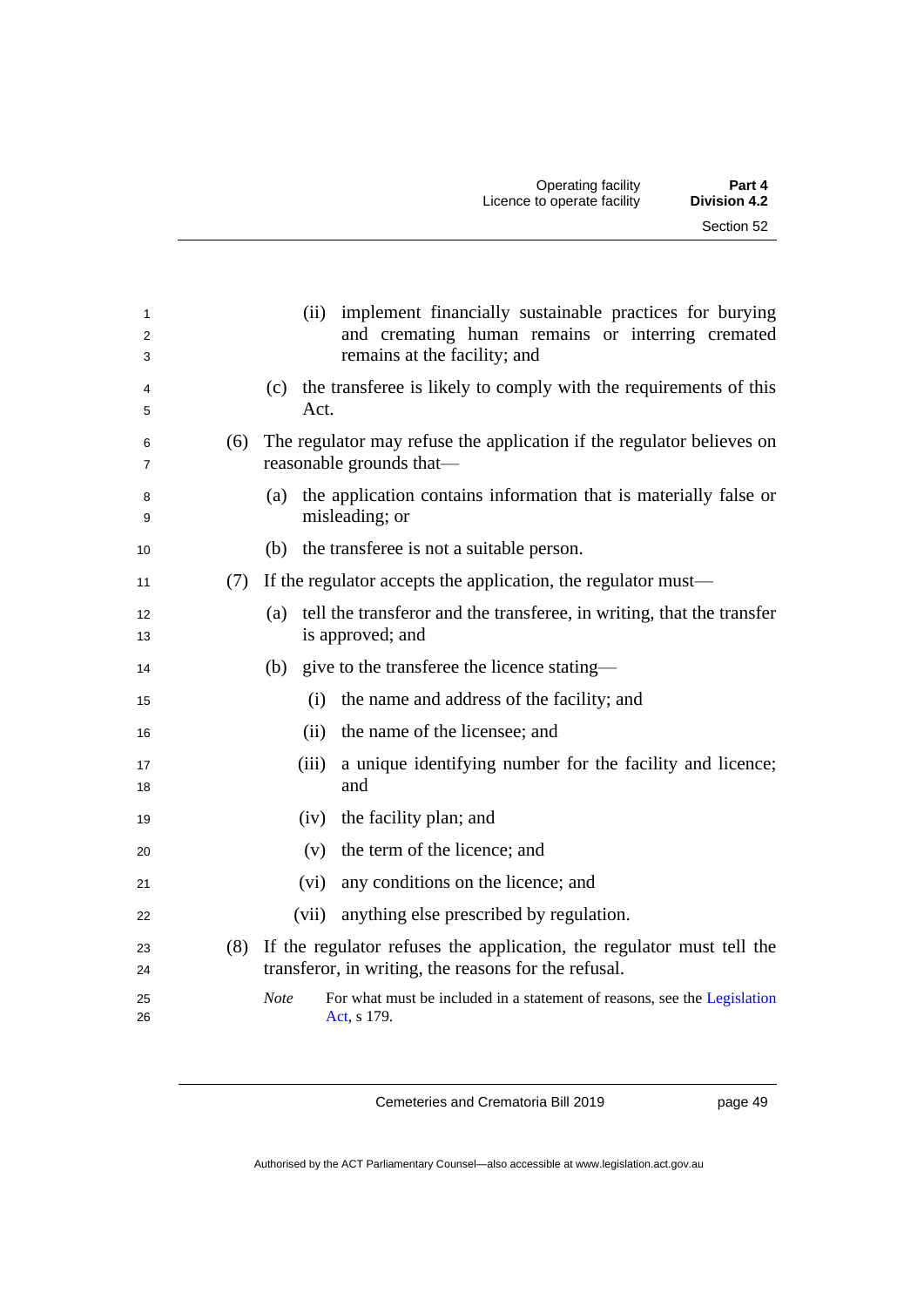(ii) implement financially sustainable practices for burying and cremating human remains or interring cremated remains at the facility; and

(c) the transferee is likely to comply with the requirements of this Act.

(6) The regulator may refuse the application if the regulator believes on reasonable grounds that—

(a) the application contains information that is materially false or misleading; or

(b) the transferee is not a suitable person.

(7) If the regulator accepts the application, the regulator must—

(a) tell the transferor and the transferee, in writing, that the transfer is approved; and

(b) give to the transferee the licence stating—

(i) the name and address of the facility; and

(ii) the name of the licensee; and

(iii) a unique identifying number for the facility and licence; and

(iv) the facility plan; and

(v) the term of the licence; and

(vi) any conditions on the licence; and

(vii) anything else prescribed by regulation.

(8) If the regulator refuses the application, the regulator must tell the transferor, in writing, the reasons for the refusal.

*Note* For what must be included in a statement of reasons, see the Legislation Act, s 179.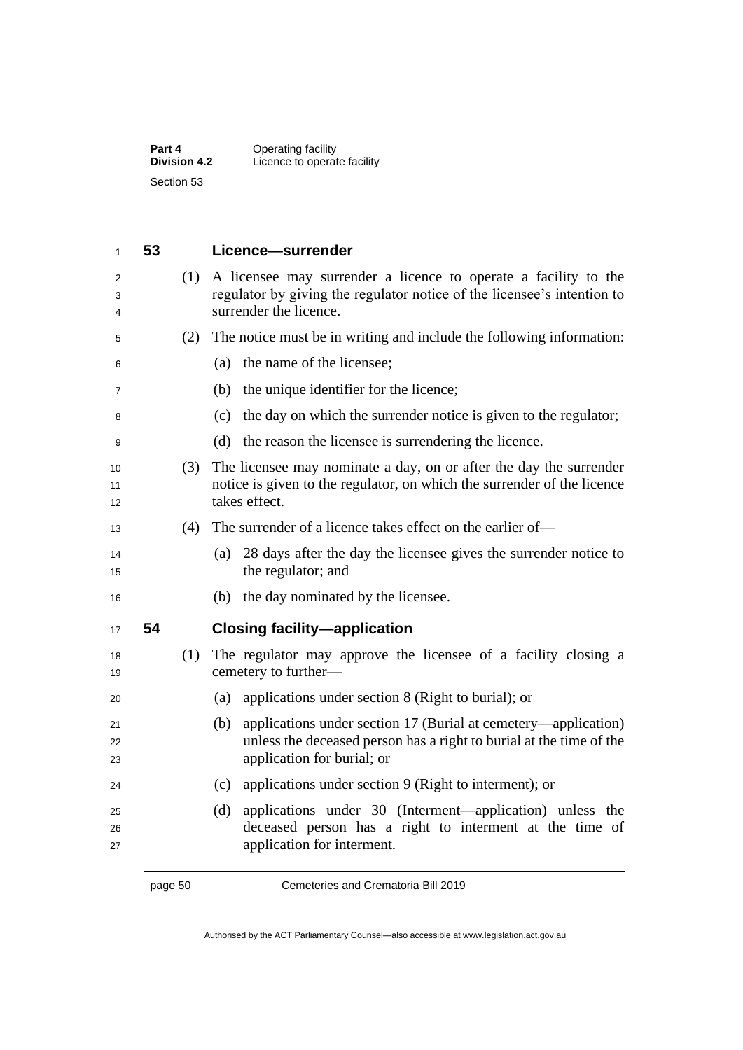### 53 Licence—surrender

(1) A licensee may surrender a licence to operate a facility to the regulator by giving the regulator notice of the licensee's intention to surrender the licence.

(2) The notice must be in writing and include the following information:

- (a) the name of the licensee;
- (b) the unique identifier for the licence;
- (c) the day on which the surrender notice is given to the regulator;
- (d) the reason the licensee is surrendering the licence.

(3) The licensee may nominate a day, on or after the day the surrender notice is given to the regulator, on which the surrender of the licence takes effect.

(4) The surrender of a licence takes effect on the earlier of—

- (a) 28 days after the day the licensee gives the surrender notice to the regulator; and
- (b) the day nominated by the licensee.

### 54 Closing facility—application

(1) The regulator may approve the licensee of a facility closing a cemetery to further—

- (a) applications under section 8 (Right to burial); or
- (b) applications under section 17 (Burial at cemetery—application) unless the deceased person has a right to burial at the time of the application for burial; or
- (c) applications under section 9 (Right to interment); or
- (d) applications under 30 (Interment—application) unless the deceased person has a right to interment at the time of application for interment.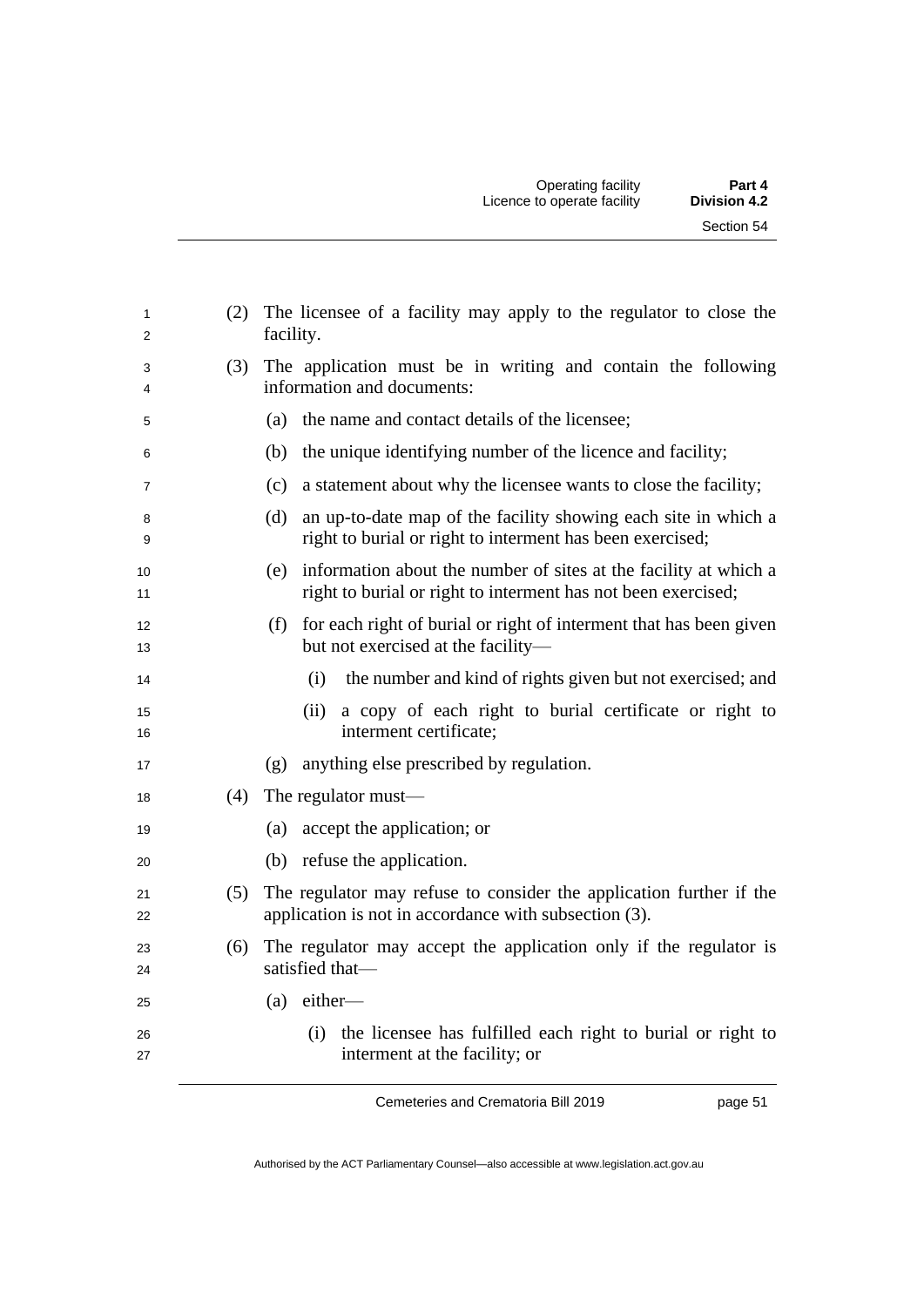(2) The licensee of a facility may apply to the regulator to close the facility.

(3) The application must be in writing and contain the following information and documents:

- (a) the name and contact details of the licensee;
- (b) the unique identifying number of the licence and facility;
- (c) a statement about why the licensee wants to close the facility;
- (d) an up-to-date map of the facility showing each site in which a right to burial or right to interment has been exercised;
- (e) information about the number of sites at the facility at which a right to burial or right to interment has not been exercised;
- (f) for each right of burial or right of interment that has been given but not exercised at the facility—
  - (i) the number and kind of rights given but not exercised; and
  - (ii) a copy of each right to burial certificate or right to interment certificate;
- (g) anything else prescribed by regulation.

(4) The regulator must—

- (a) accept the application; or
- (b) refuse the application.

(5) The regulator may refuse to consider the application further if the application is not in accordance with subsection (3).

(6) The regulator may accept the application only if the regulator is satisfied that—

- (a) either—
  - (i) the licensee has fulfilled each right to burial or right to interment at the facility; or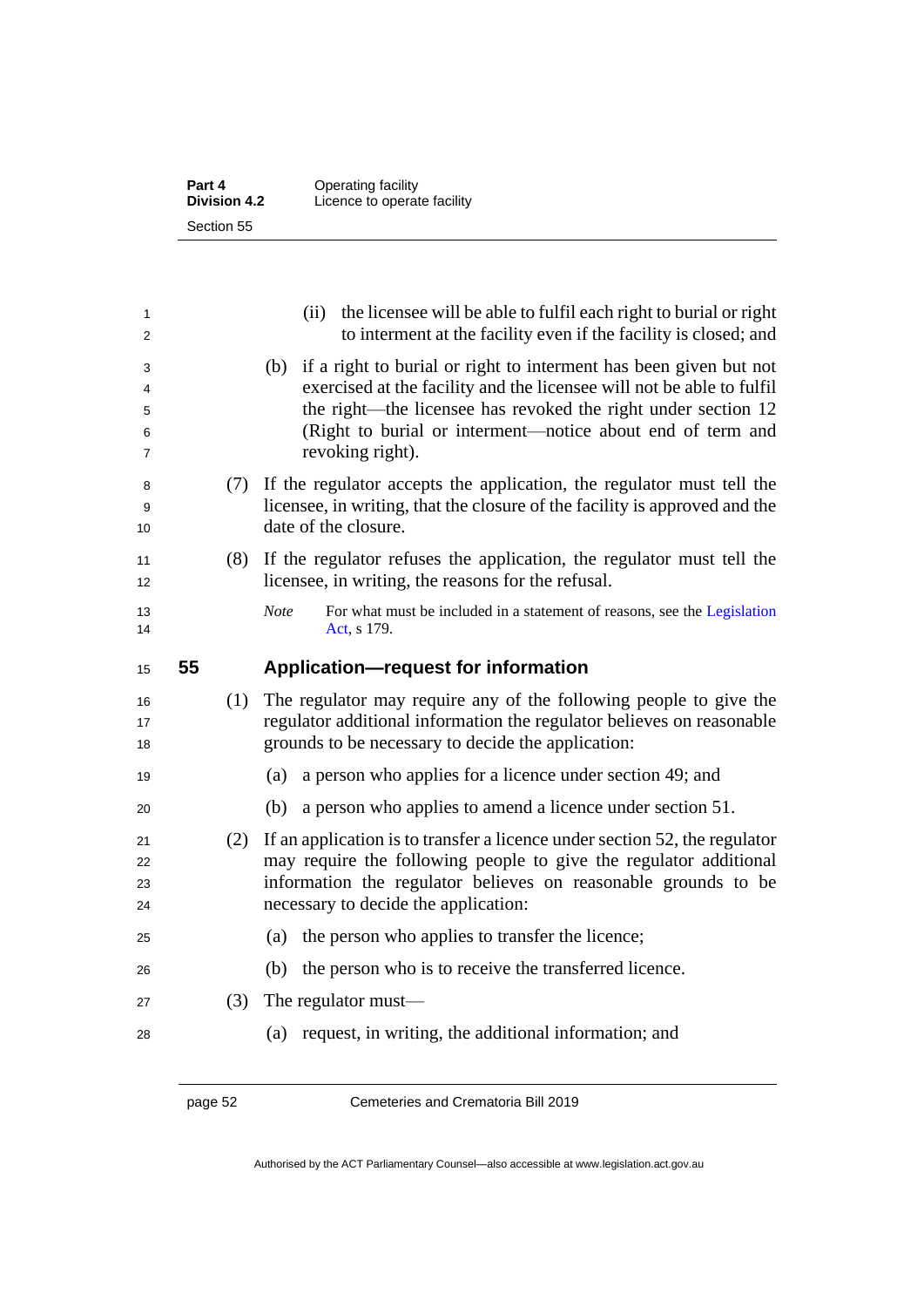(ii) the licensee will be able to fulfil each right to burial or right to interment at the facility even if the facility is closed; and

(b) if a right to burial or right to interment has been given but not exercised at the facility and the licensee will not be able to fulfil the right—the licensee has revoked the right under section 12 (Right to burial or interment—notice about end of term and revoking right).

(7) If the regulator accepts the application, the regulator must tell the licensee, in writing, that the closure of the facility is approved and the date of the closure.

(8) If the regulator refuses the application, the regulator must tell the licensee, in writing, the reasons for the refusal.

*Note* For what must be included in a statement of reasons, see the Legislation Act, s 179.

## 55 Application—request for information

(1) The regulator may require any of the following people to give the regulator additional information the regulator believes on reasonable grounds to be necessary to decide the application:

(a) a person who applies for a licence under section 49; and

(b) a person who applies to amend a licence under section 51.

(2) If an application is to transfer a licence under section 52, the regulator may require the following people to give the regulator additional information the regulator believes on reasonable grounds to be necessary to decide the application:

(a) the person who applies to transfer the licence;

(b) the person who is to receive the transferred licence.

(3) The regulator must—

(a) request, in writing, the additional information; and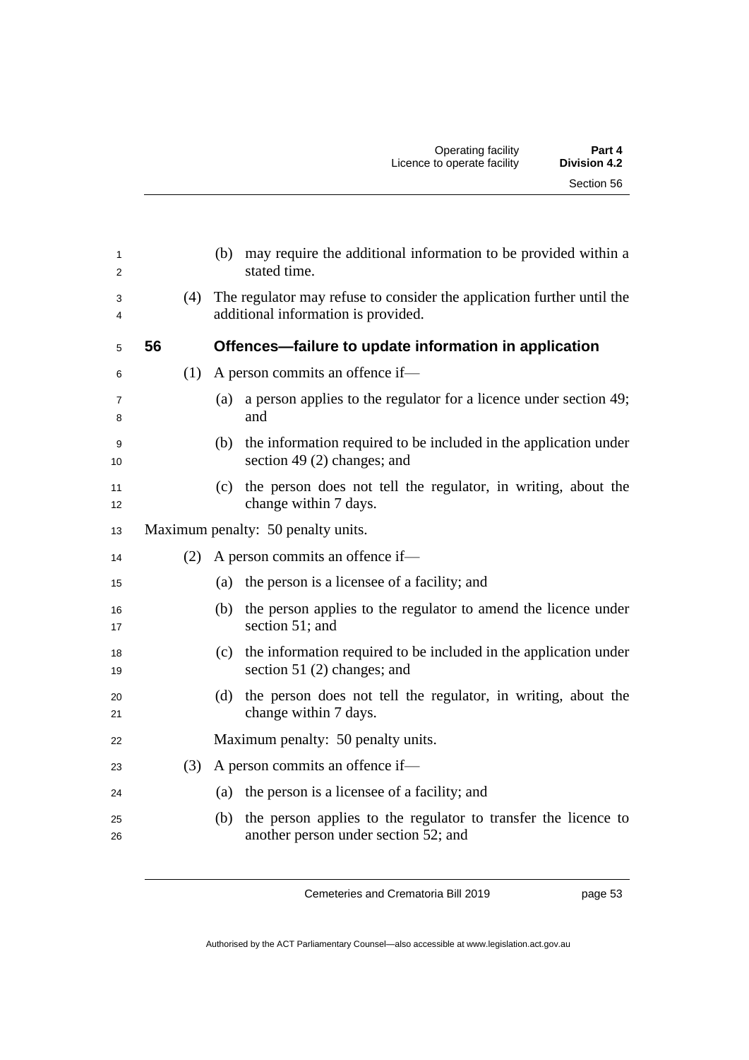(b) may require the additional information to be provided within a stated time.

(4) The regulator may refuse to consider the application further until the additional information is provided.

## 56 Offences—failure to update information in application

(1) A person commits an offence if—

(a) a person applies to the regulator for a licence under section 49; and

(b) the information required to be included in the application under section 49 (2) changes; and

(c) the person does not tell the regulator, in writing, about the change within 7 days.

Maximum penalty: 50 penalty units.

(2) A person commits an offence if—

(a) the person is a licensee of a facility; and

(b) the person applies to the regulator to amend the licence under section 51; and

(c) the information required to be included in the application under section 51 (2) changes; and

(d) the person does not tell the regulator, in writing, about the change within 7 days.

Maximum penalty: 50 penalty units.

(3) A person commits an offence if—

(a) the person is a licensee of a facility; and

(b) the person applies to the regulator to transfer the licence to another person under section 52; and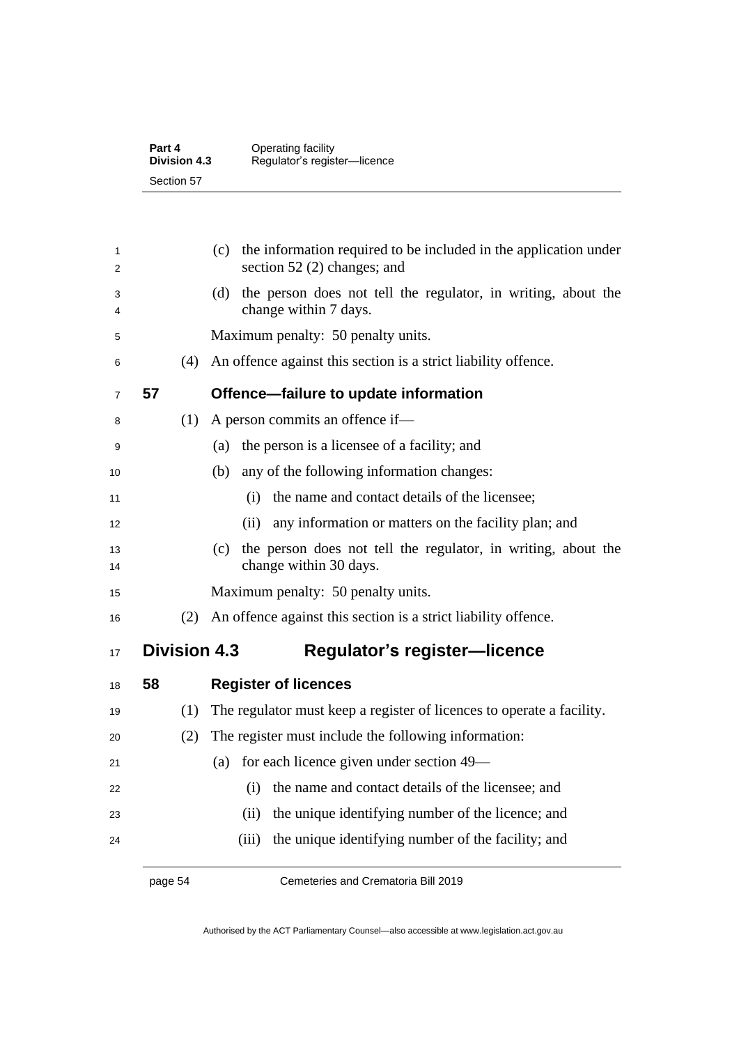(c) the information required to be included in the application under section 52 (2) changes; and

(d) the person does not tell the regulator, in writing, about the change within 7 days.

Maximum penalty: 50 penalty units.

(4) An offence against this section is a strict liability offence.

### 57 Offence—failure to update information

(1) A person commits an offence if—

(a) the person is a licensee of a facility; and

(b) any of the following information changes:

(i) the name and contact details of the licensee;

(ii) any information or matters on the facility plan; and

(c) the person does not tell the regulator, in writing, about the change within 30 days.

Maximum penalty: 50 penalty units.

(2) An offence against this section is a strict liability offence.

## Division 4.3 Regulator's register—licence

### 58 Register of licences

(1) The regulator must keep a register of licences to operate a facility.

(2) The register must include the following information:

(a) for each licence given under section 49—

(i) the name and contact details of the licensee; and

(ii) the unique identifying number of the licence; and

(iii) the unique identifying number of the facility; and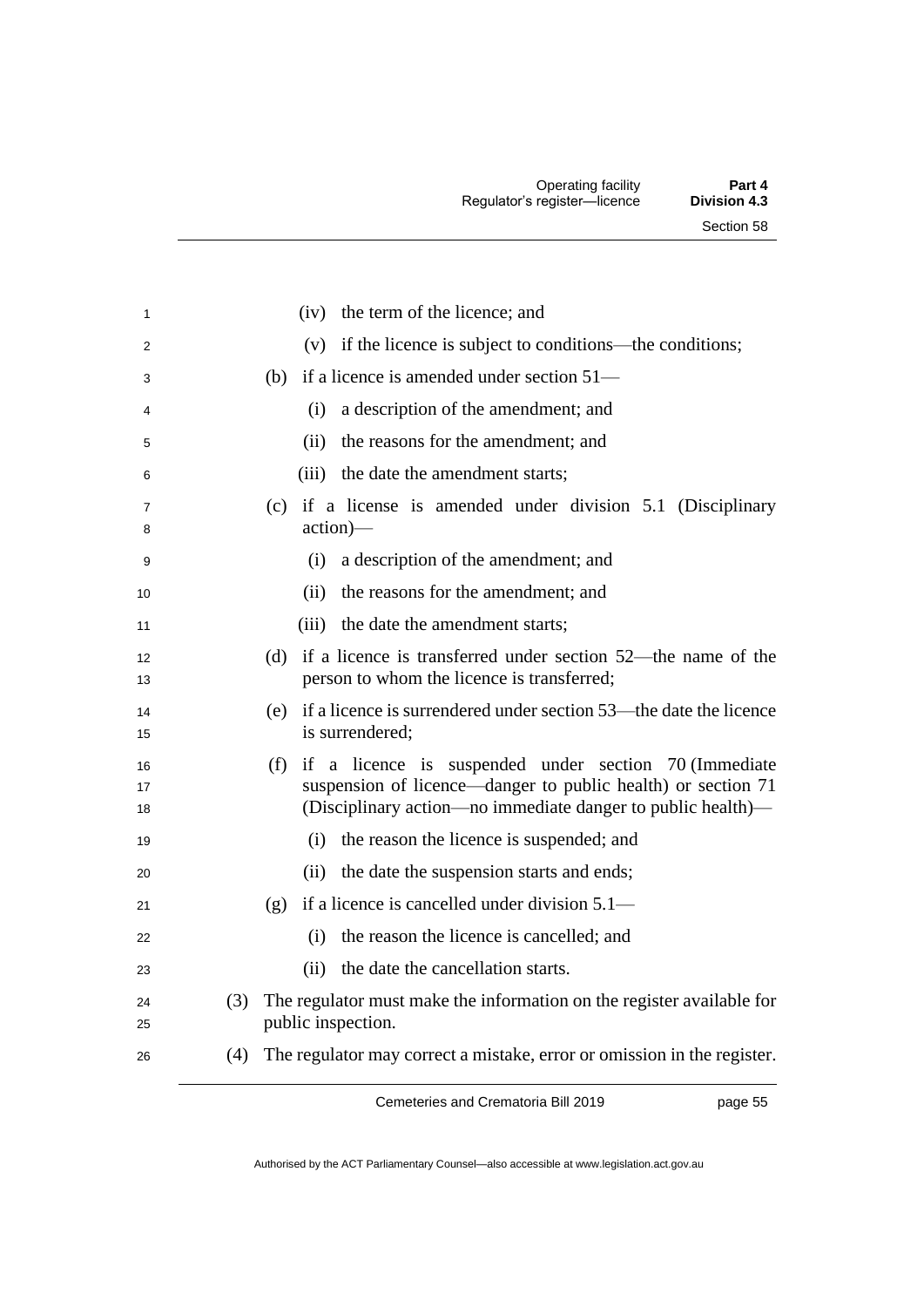(iv) the term of the licence; and

(v) if the licence is subject to conditions—the conditions;

(b) if a licence is amended under section 51—

(i) a description of the amendment; and

(ii) the reasons for the amendment; and

(iii) the date the amendment starts;

(c) if a license is amended under division 5.1 (Disciplinary action)—

(i) a description of the amendment; and

(ii) the reasons for the amendment; and

(iii) the date the amendment starts;

(d) if a licence is transferred under section 52—the name of the person to whom the licence is transferred;

(e) if a licence is surrendered under section 53—the date the licence is surrendered;

(f) if a licence is suspended under section 70 (Immediate suspension of licence—danger to public health) or section 71 (Disciplinary action—no immediate danger to public health)—

(i) the reason the licence is suspended; and

(ii) the date the suspension starts and ends;

(g) if a licence is cancelled under division 5.1—

(i) the reason the licence is cancelled; and

(ii) the date the cancellation starts.

(3) The regulator must make the information on the register available for public inspection.

(4) The regulator may correct a mistake, error or omission in the register.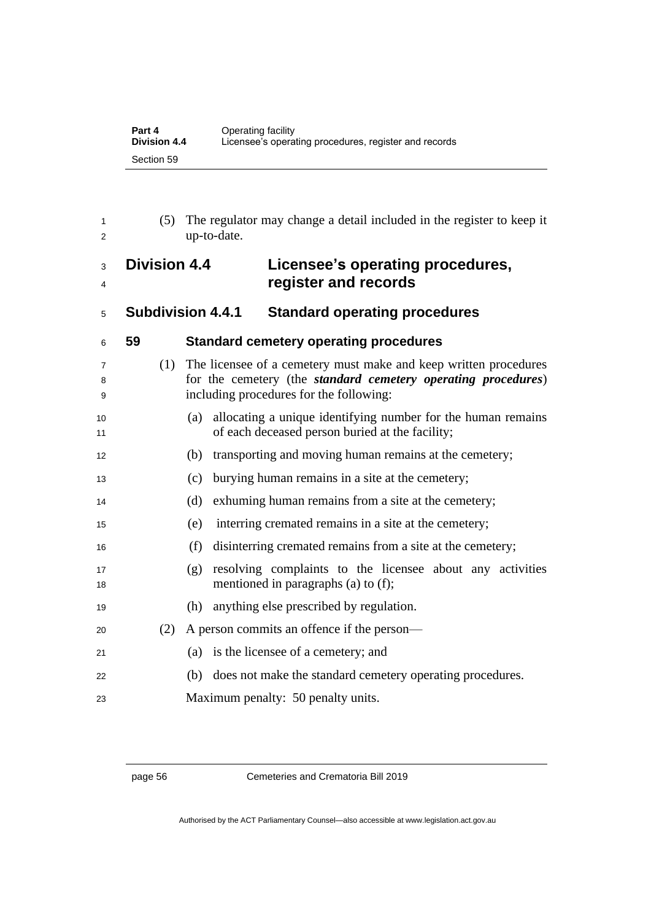(5) The regulator may change a detail included in the register to keep it up-to-date.

## Division 4.4 Licensee's operating procedures, register and records

### Subdivision 4.4.1 Standard operating procedures

#### 59 Standard cemetery operating procedures

(1) The licensee of a cemetery must make and keep written procedures for the cemetery (the ***standard cemetery operating procedures***) including procedures for the following:

(a) allocating a unique identifying number for the human remains of each deceased person buried at the facility;

(b) transporting and moving human remains at the cemetery;

(c) burying human remains in a site at the cemetery;

(d) exhuming human remains from a site at the cemetery;

(e) interring cremated remains in a site at the cemetery;

(f) disinterring cremated remains from a site at the cemetery;

(g) resolving complaints to the licensee about any activities mentioned in paragraphs (a) to (f);

(h) anything else prescribed by regulation.

(2) A person commits an offence if the person—

(a) is the licensee of a cemetery; and

(b) does not make the standard cemetery operating procedures.

Maximum penalty: 50 penalty units.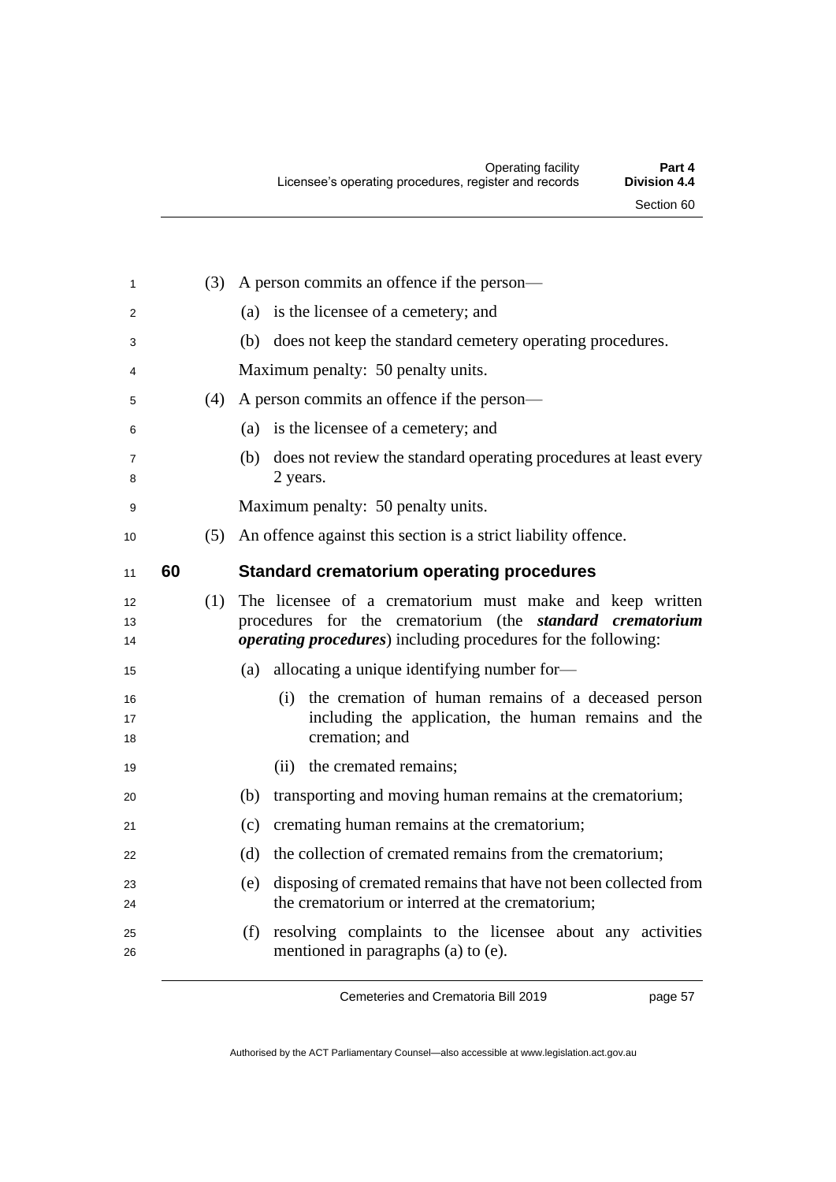(3) A person commits an offence if the person—

(a) is the licensee of a cemetery; and

(b) does not keep the standard cemetery operating procedures.

Maximum penalty: 50 penalty units.

(4) A person commits an offence if the person—

(a) is the licensee of a cemetery; and

(b) does not review the standard operating procedures at least every 2 years.

Maximum penalty: 50 penalty units.

(5) An offence against this section is a strict liability offence.

## 60 Standard crematorium operating procedures

(1) The licensee of a crematorium must make and keep written procedures for the crematorium (the ***standard crematorium operating procedures***) including procedures for the following:

(a) allocating a unique identifying number for—

(i) the cremation of human remains of a deceased person including the application, the human remains and the cremation; and

(ii) the cremated remains;

(b) transporting and moving human remains at the crematorium;

(c) cremating human remains at the crematorium;

(d) the collection of cremated remains from the crematorium;

(e) disposing of cremated remains that have not been collected from the crematorium or interred at the crematorium;

(f) resolving complaints to the licensee about any activities mentioned in paragraphs (a) to (e).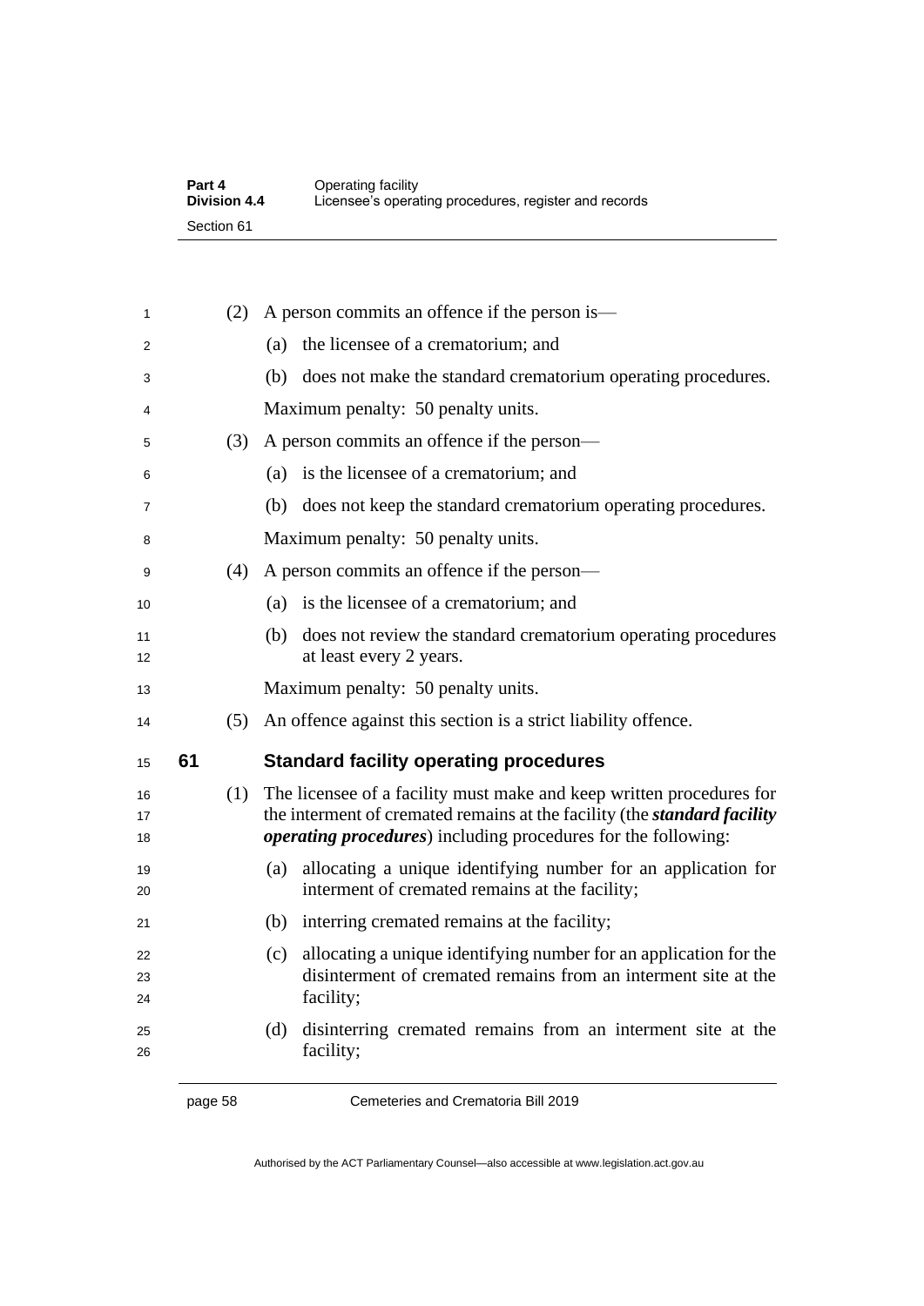(2) A person commits an offence if the person is—

(a) the licensee of a crematorium; and

(b) does not make the standard crematorium operating procedures.

Maximum penalty: 50 penalty units.

(3) A person commits an offence if the person—

(a) is the licensee of a crematorium; and

(b) does not keep the standard crematorium operating procedures.

Maximum penalty: 50 penalty units.

(4) A person commits an offence if the person—

(a) is the licensee of a crematorium; and

(b) does not review the standard crematorium operating procedures at least every 2 years.

Maximum penalty: 50 penalty units.

(5) An offence against this section is a strict liability offence.

## 61 Standard facility operating procedures

(1) The licensee of a facility must make and keep written procedures for the interment of cremated remains at the facility (the ***standard facility operating procedures***) including procedures for the following:

(a) allocating a unique identifying number for an application for interment of cremated remains at the facility;

(b) interring cremated remains at the facility;

(c) allocating a unique identifying number for an application for the disinterment of cremated remains from an interment site at the facility;

(d) disinterring cremated remains from an interment site at the facility;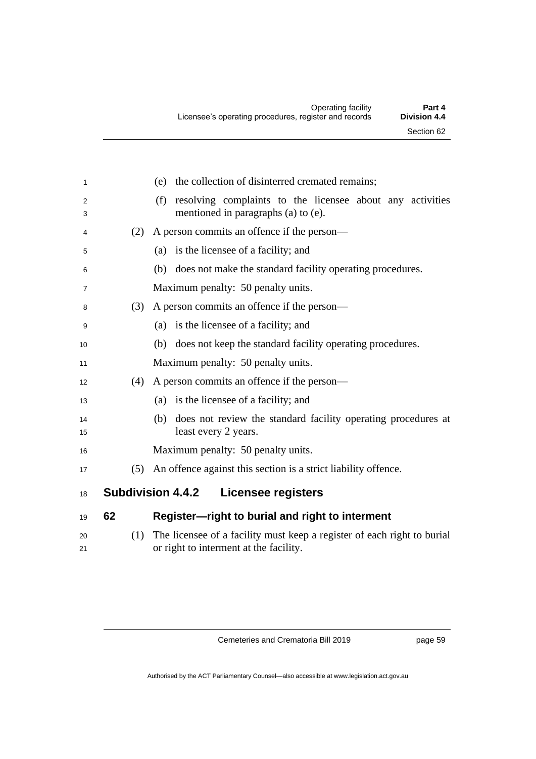(e) the collection of disinterred cremated remains;

(f) resolving complaints to the licensee about any activities mentioned in paragraphs (a) to (e).

(2) A person commits an offence if the person—

(a) is the licensee of a facility; and

(b) does not make the standard facility operating procedures.

Maximum penalty: 50 penalty units.

(3) A person commits an offence if the person—

(a) is the licensee of a facility; and

(b) does not keep the standard facility operating procedures.

Maximum penalty: 50 penalty units.

(4) A person commits an offence if the person—

(a) is the licensee of a facility; and

(b) does not review the standard facility operating procedures at least every 2 years.

Maximum penalty: 50 penalty units.

(5) An offence against this section is a strict liability offence.

## Subdivision 4.4.2 Licensee registers

### 62 Register—right to burial and right to interment

(1) The licensee of a facility must keep a register of each right to burial or right to interment at the facility.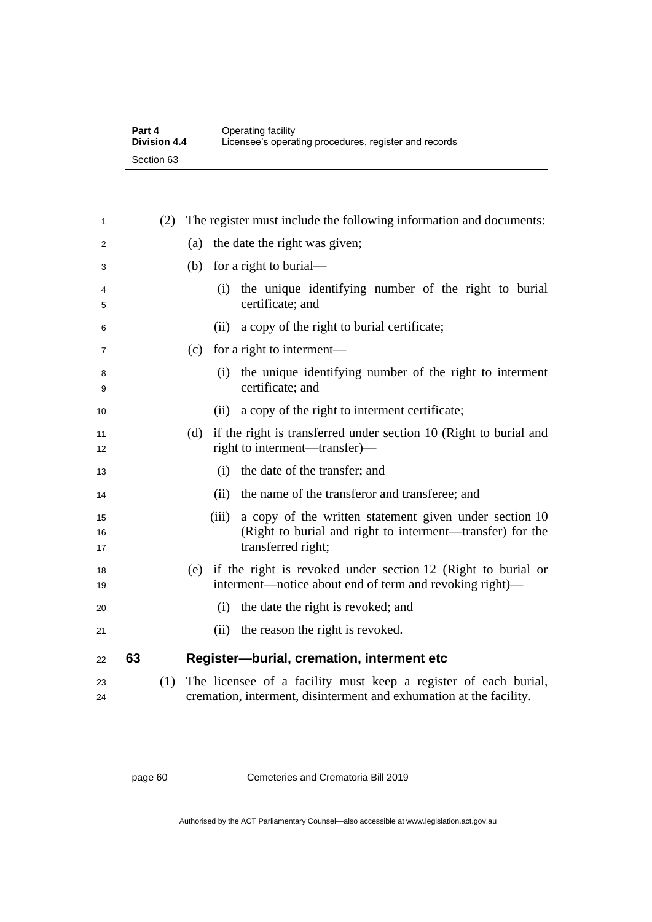(2) The register must include the following information and documents:

(a) the date the right was given;

(b) for a right to burial—

(i) the unique identifying number of the right to burial certificate; and

(ii) a copy of the right to burial certificate;

(c) for a right to interment—

(i) the unique identifying number of the right to interment certificate; and

(ii) a copy of the right to interment certificate;

(d) if the right is transferred under section 10 (Right to burial and right to interment—transfer)—

(i) the date of the transfer; and

(ii) the name of the transferor and transferee; and

(iii) a copy of the written statement given under section 10 (Right to burial and right to interment—transfer) for the transferred right;

(e) if the right is revoked under section 12 (Right to burial or interment—notice about end of term and revoking right)—

(i) the date the right is revoked; and

(ii) the reason the right is revoked.

## 63 Register—burial, cremation, interment etc

(1) The licensee of a facility must keep a register of each burial, cremation, interment, disinterment and exhumation at the facility.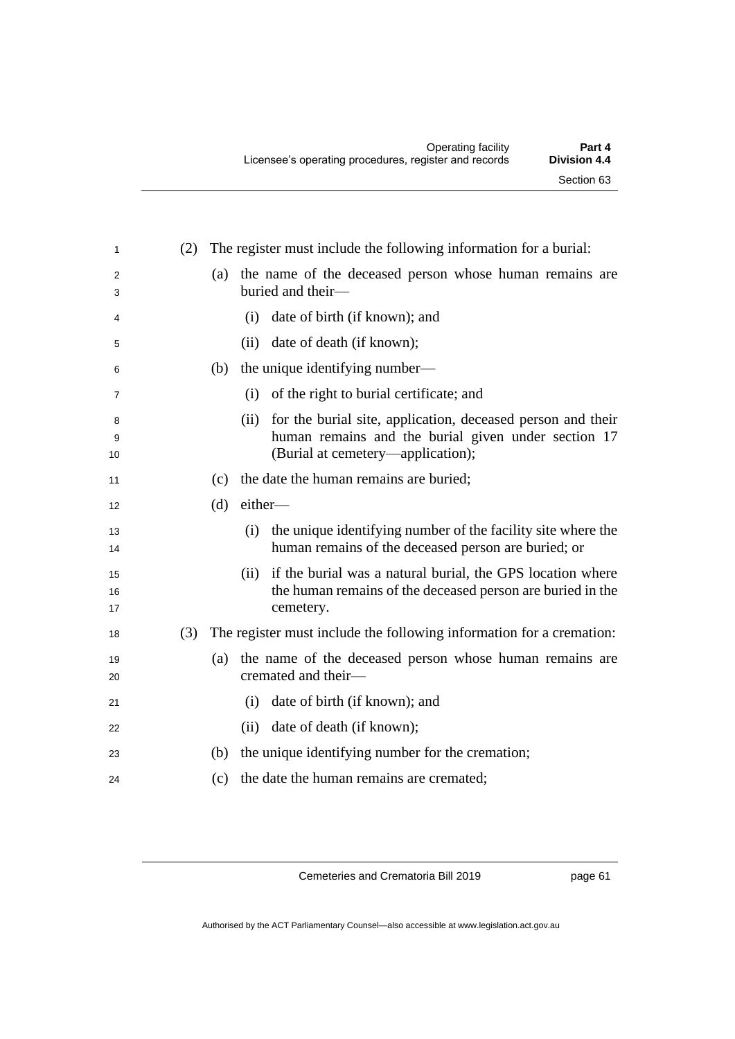(2) The register must include the following information for a burial:

(a) the name of the deceased person whose human remains are buried and their—

(i) date of birth (if known); and

(ii) date of death (if known);

(b) the unique identifying number—

(i) of the right to burial certificate; and

(ii) for the burial site, application, deceased person and their human remains and the burial given under section 17 (Burial at cemetery—application);

(c) the date the human remains are buried;

(d) either—

(i) the unique identifying number of the facility site where the human remains of the deceased person are buried; or

(ii) if the burial was a natural burial, the GPS location where the human remains of the deceased person are buried in the cemetery.

(3) The register must include the following information for a cremation:

(a) the name of the deceased person whose human remains are cremated and their—

(i) date of birth (if known); and

(ii) date of death (if known);

(b) the unique identifying number for the cremation;

(c) the date the human remains are cremated;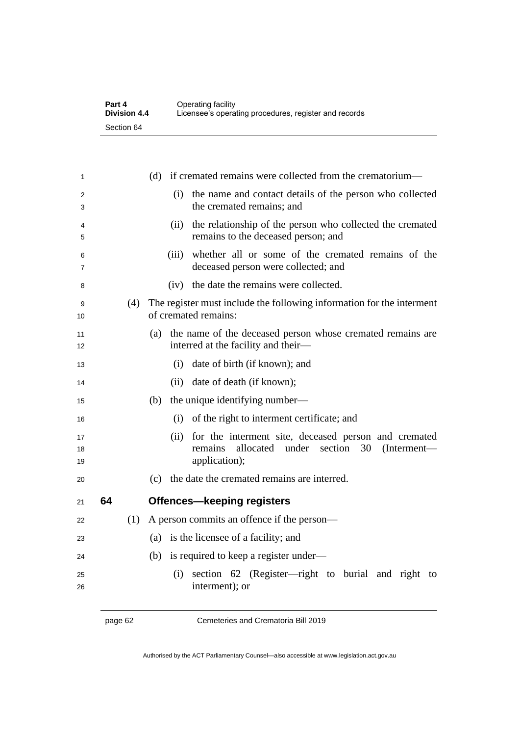(d) if cremated remains were collected from the crematorium—

(i) the name and contact details of the person who collected the cremated remains; and

(ii) the relationship of the person who collected the cremated remains to the deceased person; and

(iii) whether all or some of the cremated remains of the deceased person were collected; and

(iv) the date the remains were collected.

(4) The register must include the following information for the interment of cremated remains:

(a) the name of the deceased person whose cremated remains are interred at the facility and their—

(i) date of birth (if known); and

(ii) date of death (if known);

(b) the unique identifying number—

(i) of the right to interment certificate; and

(ii) for the interment site, deceased person and cremated remains allocated under section 30 (Interment—application);

(c) the date the cremated remains are interred.

## 64 Offences—keeping registers

(1) A person commits an offence if the person—

(a) is the licensee of a facility; and

(b) is required to keep a register under—

(i) section 62 (Register—right to burial and right to interment); or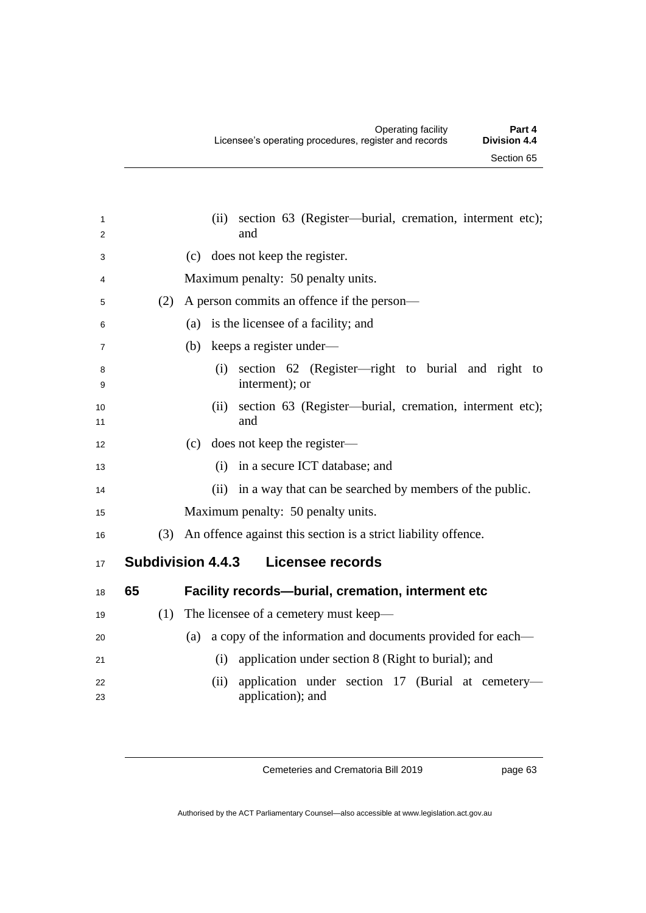(ii) section 63 (Register—burial, cremation, interment etc); and

(c) does not keep the register.

Maximum penalty: 50 penalty units.

(2) A person commits an offence if the person—

(a) is the licensee of a facility; and

(b) keeps a register under—

(i) section 62 (Register—right to burial and right to interment); or

(ii) section 63 (Register—burial, cremation, interment etc); and

(c) does not keep the register—

(i) in a secure ICT database; and

(ii) in a way that can be searched by members of the public.

Maximum penalty: 50 penalty units.

(3) An offence against this section is a strict liability offence.

## Subdivision 4.4.3 Licensee records

### 65 Facility records—burial, cremation, interment etc

(1) The licensee of a cemetery must keep—

(a) a copy of the information and documents provided for each—

(i) application under section 8 (Right to burial); and

(ii) application under section 17 (Burial at cemetery—application); and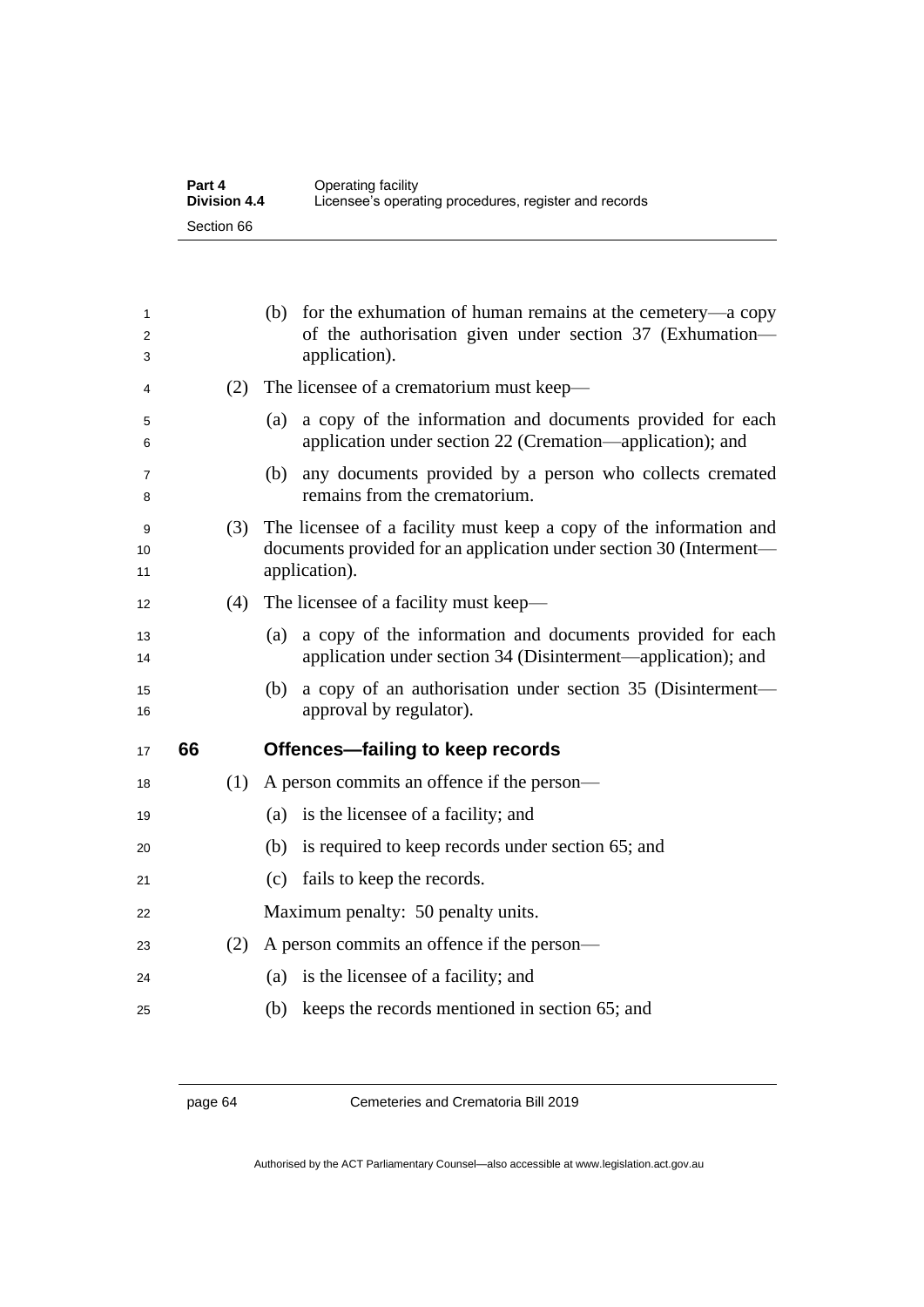(b) for the exhumation of human remains at the cemetery—a copy of the authorisation given under section 37 (Exhumation—application).

(2) The licensee of a crematorium must keep—

(a) a copy of the information and documents provided for each application under section 22 (Cremation—application); and

(b) any documents provided by a person who collects cremated remains from the crematorium.

(3) The licensee of a facility must keep a copy of the information and documents provided for an application under section 30 (Interment—application).

(4) The licensee of a facility must keep—

(a) a copy of the information and documents provided for each application under section 34 (Disinterment—application); and

(b) a copy of an authorisation under section 35 (Disinterment—approval by regulator).

### 66 Offences—failing to keep records

(1) A person commits an offence if the person—

(a) is the licensee of a facility; and

(b) is required to keep records under section 65; and

(c) fails to keep the records.

Maximum penalty: 50 penalty units.

(2) A person commits an offence if the person—

(a) is the licensee of a facility; and

(b) keeps the records mentioned in section 65; and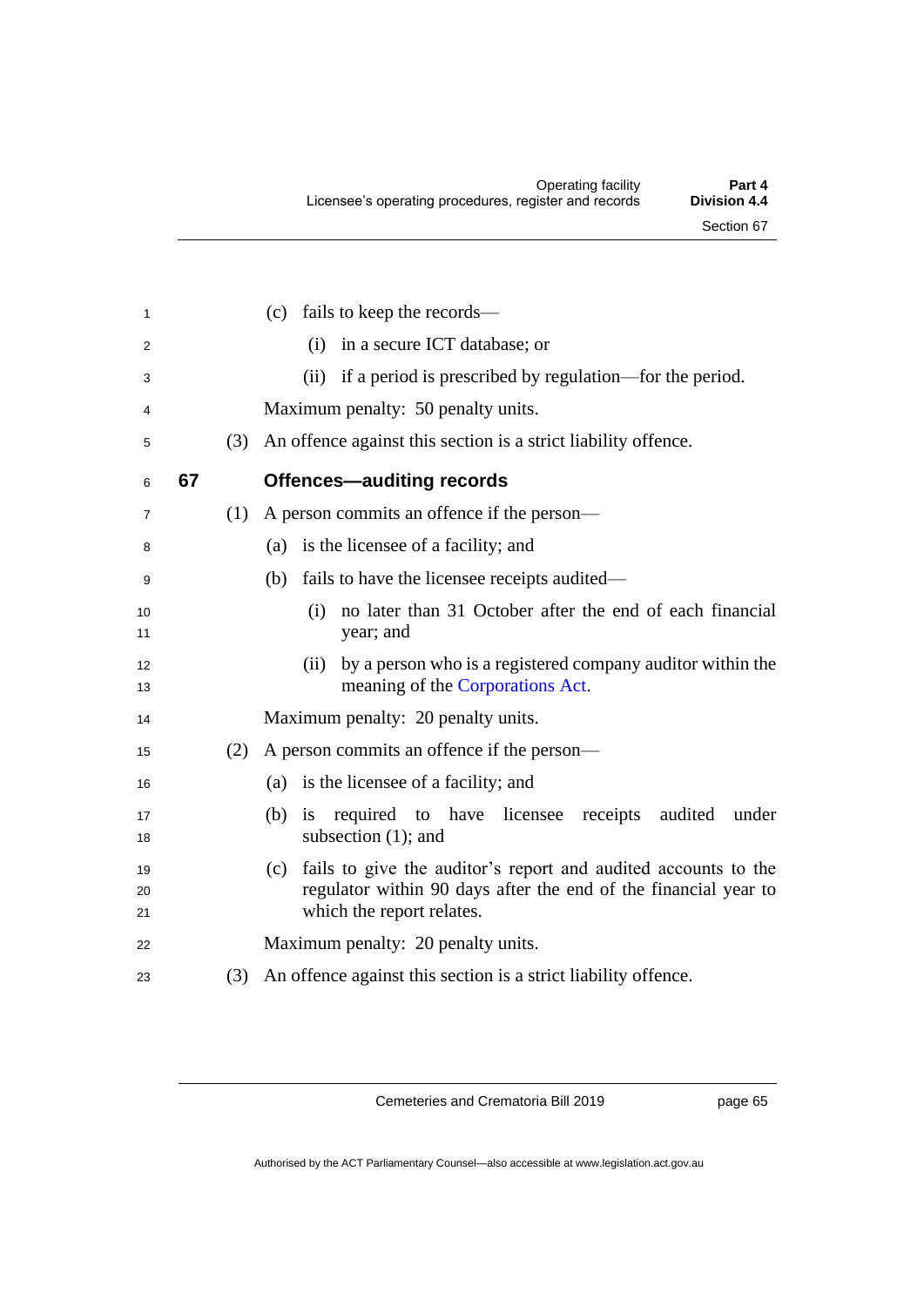(c) fails to keep the records—

(i) in a secure ICT database; or

(ii) if a period is prescribed by regulation—for the period.

Maximum penalty: 50 penalty units.

(3) An offence against this section is a strict liability offence.

## 67 Offences—auditing records

(1) A person commits an offence if the person—

(a) is the licensee of a facility; and

(b) fails to have the licensee receipts audited—

(i) no later than 31 October after the end of each financial year; and

(ii) by a person who is a registered company auditor within the meaning of the Corporations Act.

Maximum penalty: 20 penalty units.

(2) A person commits an offence if the person—

(a) is the licensee of a facility; and

(b) is required to have licensee receipts audited under subsection (1); and

(c) fails to give the auditor's report and audited accounts to the regulator within 90 days after the end of the financial year to which the report relates.

Maximum penalty: 20 penalty units.

(3) An offence against this section is a strict liability offence.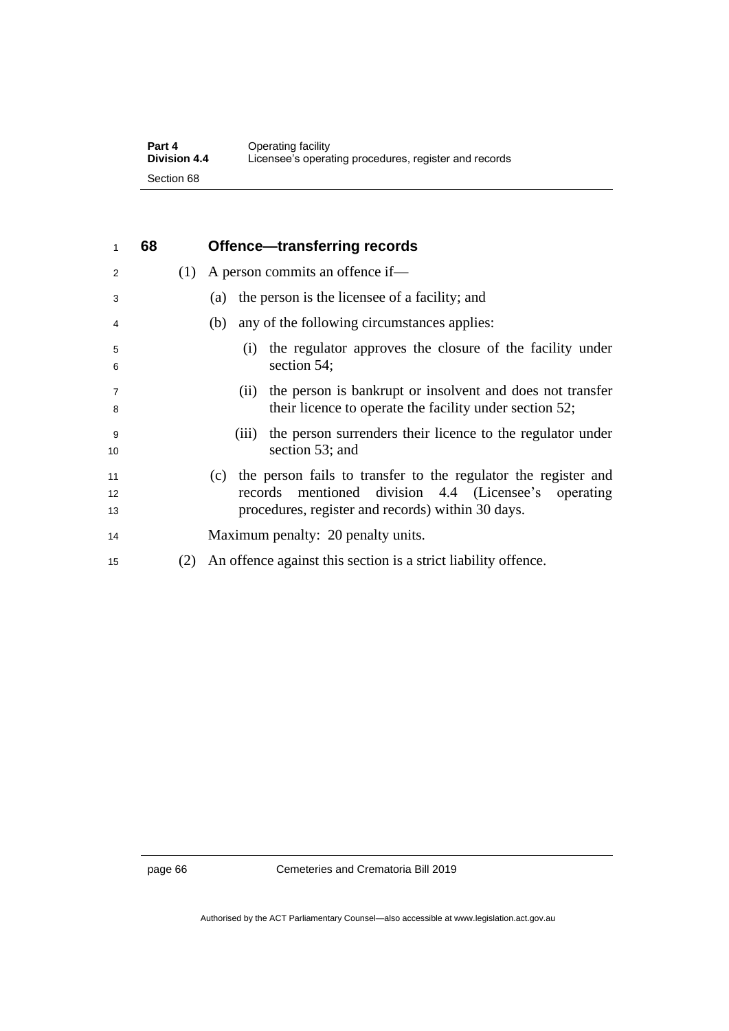## 68 Offence—transferring records

(1) A person commits an offence if—

(a) the person is the licensee of a facility; and

(b) any of the following circumstances applies:

(i) the regulator approves the closure of the facility under section 54;

(ii) the person is bankrupt or insolvent and does not transfer their licence to operate the facility under section 52;

(iii) the person surrenders their licence to the regulator under section 53; and

(c) the person fails to transfer to the regulator the register and records mentioned division 4.4 (Licensee's operating procedures, register and records) within 30 days.

Maximum penalty: 20 penalty units.

(2) An offence against this section is a strict liability offence.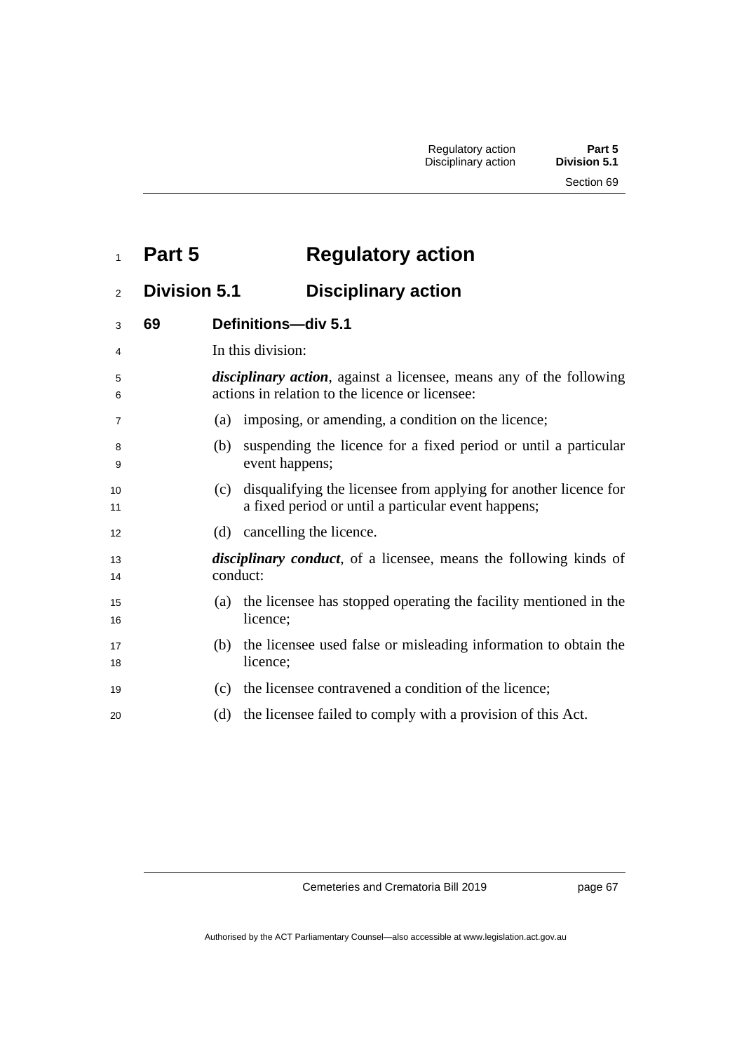# Part 5 Regulatory action

## Division 5.1 Disciplinary action

### 69 Definitions—div 5.1

In this division:

***disciplinary action***, against a licensee, means any of the following actions in relation to the licence or licensee:

(a) imposing, or amending, a condition on the licence;

(b) suspending the licence for a fixed period or until a particular event happens;

(c) disqualifying the licensee from applying for another licence for a fixed period or until a particular event happens;

(d) cancelling the licence.

***disciplinary conduct***, of a licensee, means the following kinds of conduct:

(a) the licensee has stopped operating the facility mentioned in the licence;

(b) the licensee used false or misleading information to obtain the licence;

(c) the licensee contravened a condition of the licence;

(d) the licensee failed to comply with a provision of this Act.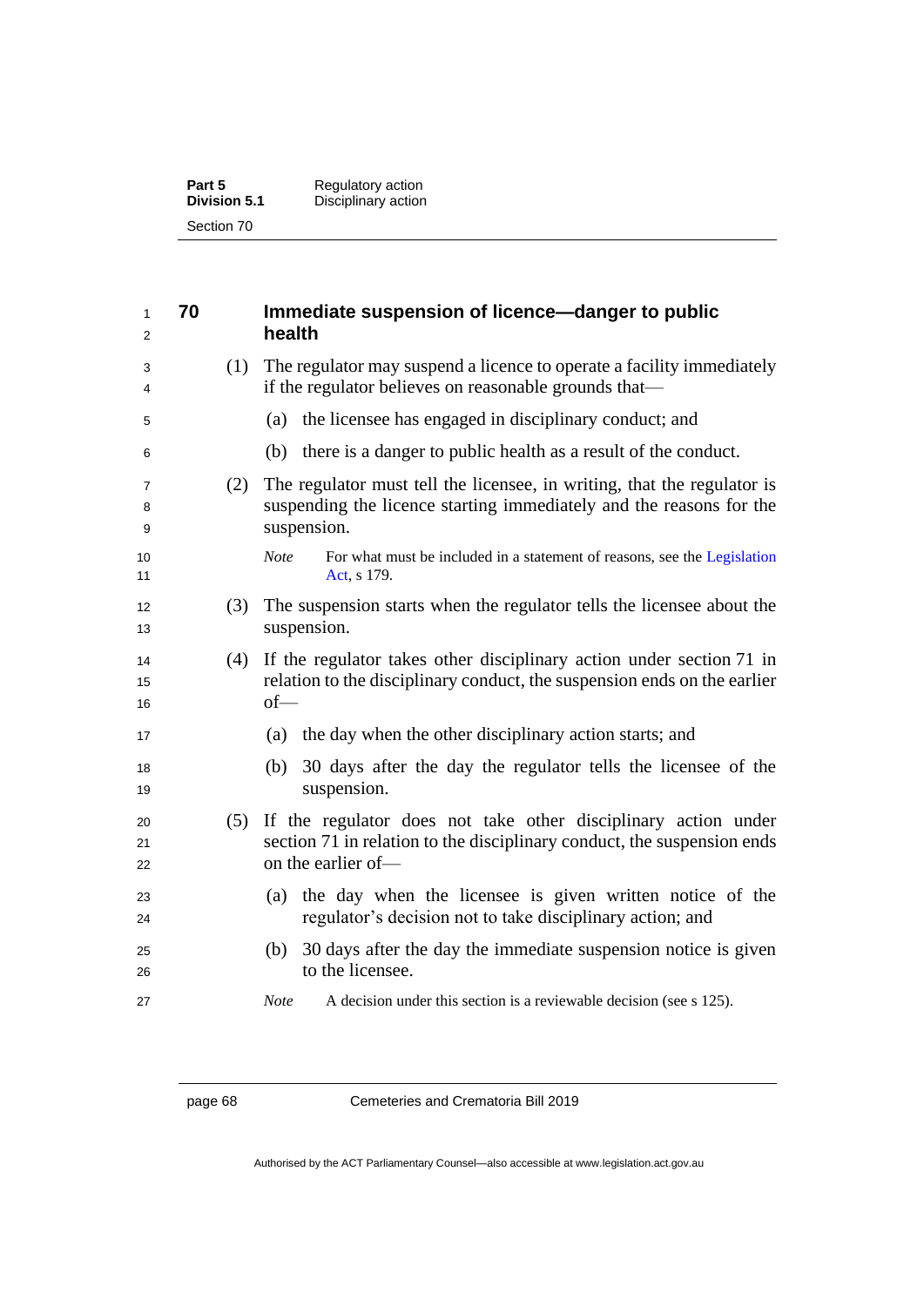## 70 Immediate suspension of licence—danger to public health

(1) The regulator may suspend a licence to operate a facility immediately if the regulator believes on reasonable grounds that—

(a) the licensee has engaged in disciplinary conduct; and

(b) there is a danger to public health as a result of the conduct.

(2) The regulator must tell the licensee, in writing, that the regulator is suspending the licence starting immediately and the reasons for the suspension.

*Note* For what must be included in a statement of reasons, see the Legislation Act, s 179.

(3) The suspension starts when the regulator tells the licensee about the suspension.

(4) If the regulator takes other disciplinary action under section 71 in relation to the disciplinary conduct, the suspension ends on the earlier of—

(a) the day when the other disciplinary action starts; and

(b) 30 days after the day the regulator tells the licensee of the suspension.

(5) If the regulator does not take other disciplinary action under section 71 in relation to the disciplinary conduct, the suspension ends on the earlier of—

(a) the day when the licensee is given written notice of the regulator's decision not to take disciplinary action; and

(b) 30 days after the day the immediate suspension notice is given to the licensee.

*Note* A decision under this section is a reviewable decision (see s 125).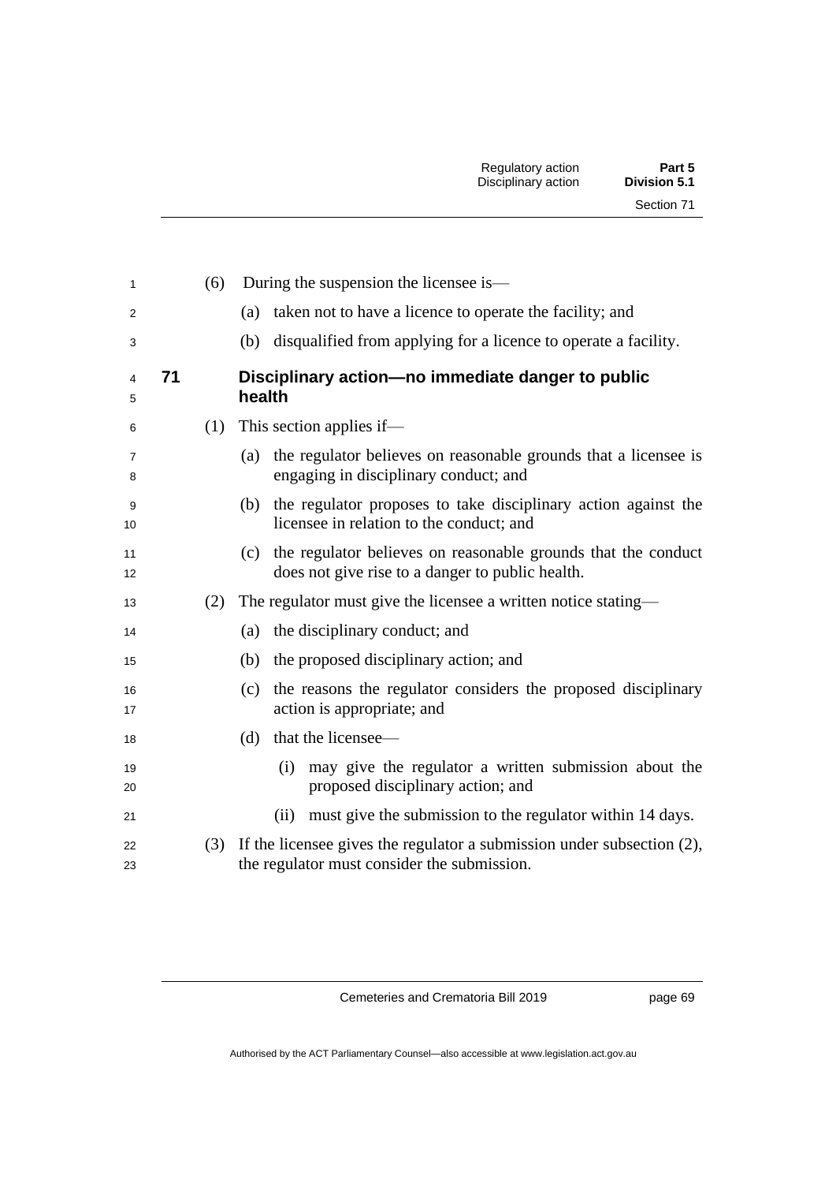(6) During the suspension the licensee is—

(a) taken not to have a licence to operate the facility; and

(b) disqualified from applying for a licence to operate a facility.

### 71 Disciplinary action—no immediate danger to public health

(1) This section applies if—

(a) the regulator believes on reasonable grounds that a licensee is engaging in disciplinary conduct; and

(b) the regulator proposes to take disciplinary action against the licensee in relation to the conduct; and

(c) the regulator believes on reasonable grounds that the conduct does not give rise to a danger to public health.

(2) The regulator must give the licensee a written notice stating—

(a) the disciplinary conduct; and

(b) the proposed disciplinary action; and

(c) the reasons the regulator considers the proposed disciplinary action is appropriate; and

(d) that the licensee—

(i) may give the regulator a written submission about the proposed disciplinary action; and

(ii) must give the submission to the regulator within 14 days.

(3) If the licensee gives the regulator a submission under subsection (2), the regulator must consider the submission.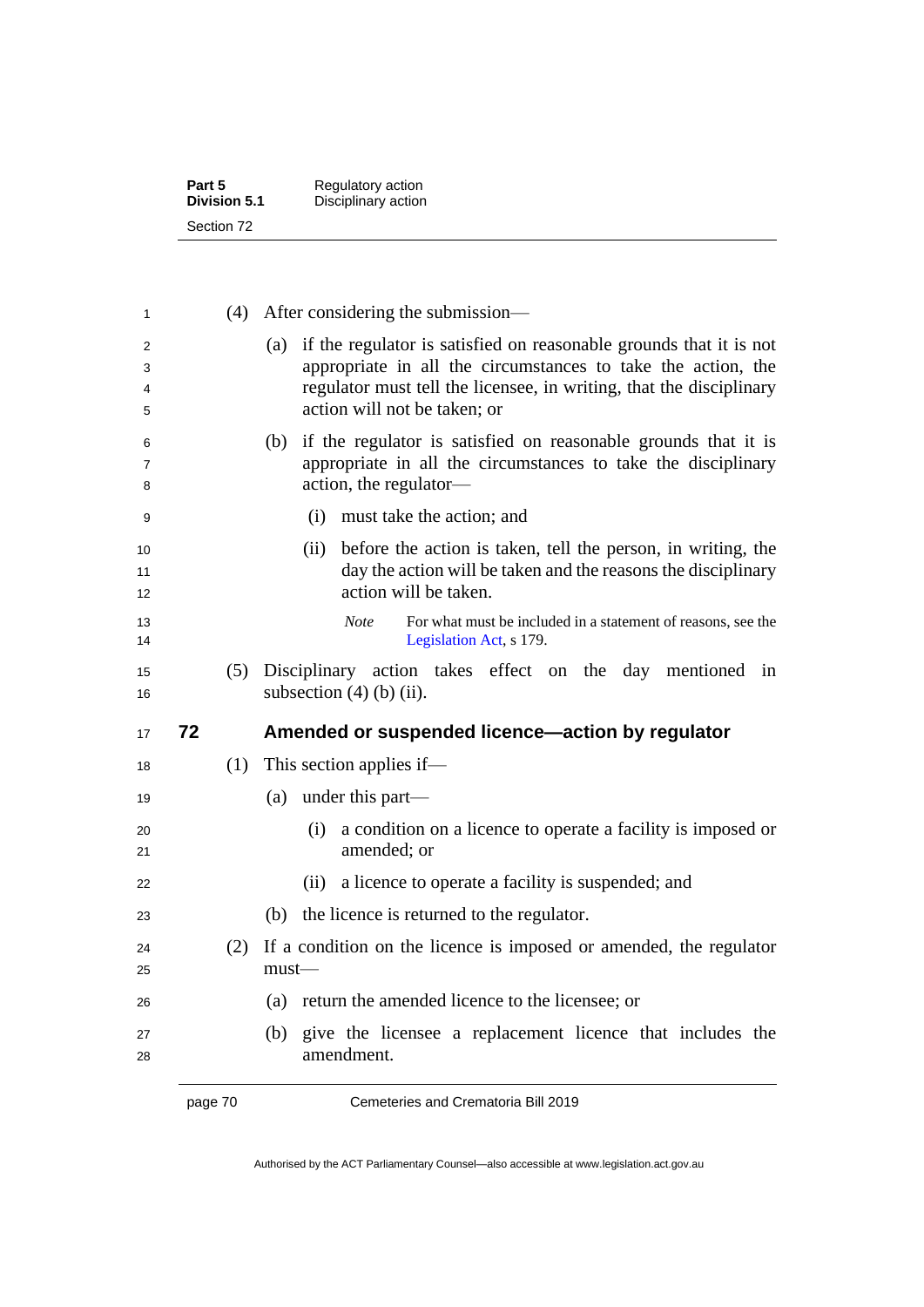(4) After considering the submission—

(a) if the regulator is satisfied on reasonable grounds that it is not appropriate in all the circumstances to take the action, the regulator must tell the licensee, in writing, that the disciplinary action will not be taken; or

(b) if the regulator is satisfied on reasonable grounds that it is appropriate in all the circumstances to take the disciplinary action, the regulator—

(i) must take the action; and

(ii) before the action is taken, tell the person, in writing, the day the action will be taken and the reasons the disciplinary action will be taken.

*Note* For what must be included in a statement of reasons, see the Legislation Act, s 179.

(5) Disciplinary action takes effect on the day mentioned in subsection (4) (b) (ii).

## 72 Amended or suspended licence—action by regulator

(1) This section applies if—

(a) under this part—

(i) a condition on a licence to operate a facility is imposed or amended; or

(ii) a licence to operate a facility is suspended; and

(b) the licence is returned to the regulator.

(2) If a condition on the licence is imposed or amended, the regulator must—

(a) return the amended licence to the licensee; or

(b) give the licensee a replacement licence that includes the amendment.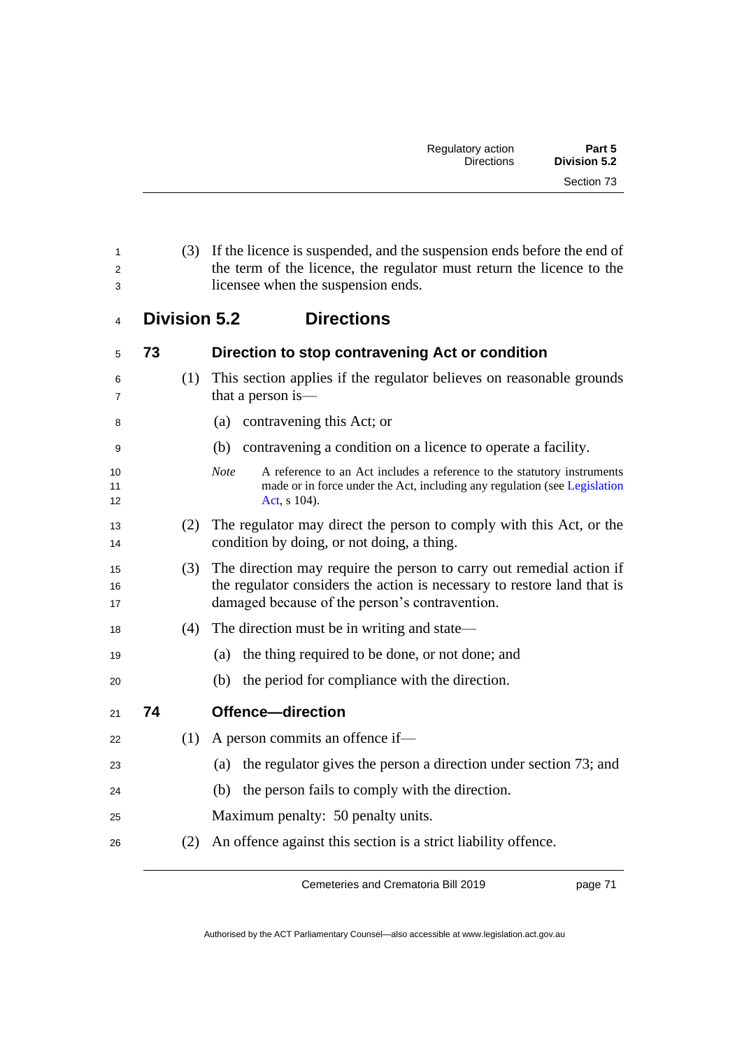(3) If the licence is suspended, and the suspension ends before the end of the term of the licence, the regulator must return the licence to the licensee when the suspension ends.

## Division 5.2 Directions

### 73 Direction to stop contravening Act or condition

(1) This section applies if the regulator believes on reasonable grounds that a person is—

(a) contravening this Act; or

(b) contravening a condition on a licence to operate a facility.

*Note* A reference to an Act includes a reference to the statutory instruments made or in force under the Act, including any regulation (see Legislation Act, s 104).

(2) The regulator may direct the person to comply with this Act, or the condition by doing, or not doing, a thing.

(3) The direction may require the person to carry out remedial action if the regulator considers the action is necessary to restore land that is damaged because of the person's contravention.

(4) The direction must be in writing and state—

(a) the thing required to be done, or not done; and

(b) the period for compliance with the direction.

### 74 Offence—direction

(1) A person commits an offence if—

(a) the regulator gives the person a direction under section 73; and

(b) the person fails to comply with the direction.

Maximum penalty: 50 penalty units.

(2) An offence against this section is a strict liability offence.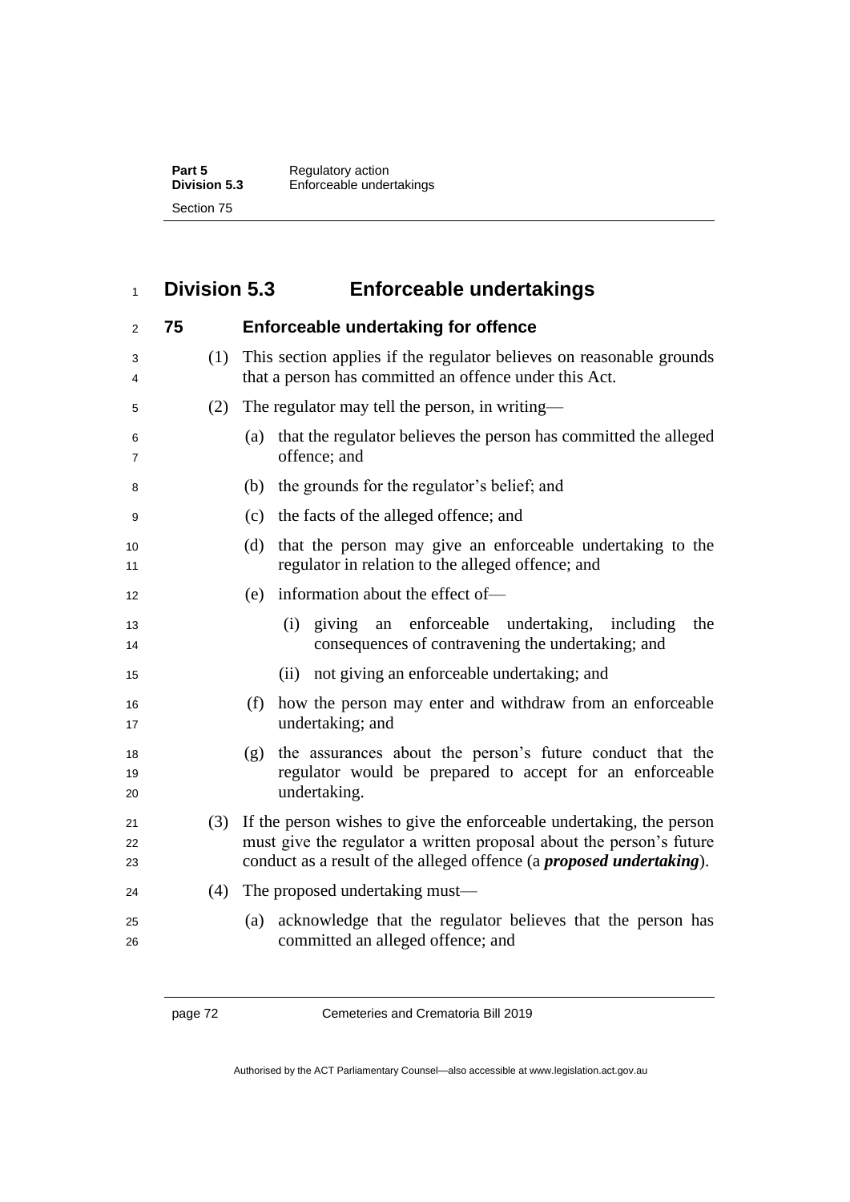## Division 5.3 Enforceable undertakings

### 75 Enforceable undertaking for offence

(1) This section applies if the regulator believes on reasonable grounds that a person has committed an offence under this Act.

(2) The regulator may tell the person, in writing—

(a) that the regulator believes the person has committed the alleged offence; and

(b) the grounds for the regulator's belief; and

(c) the facts of the alleged offence; and

(d) that the person may give an enforceable undertaking to the regulator in relation to the alleged offence; and

(e) information about the effect of—

(i) giving an enforceable undertaking, including the consequences of contravening the undertaking; and

(ii) not giving an enforceable undertaking; and

(f) how the person may enter and withdraw from an enforceable undertaking; and

(g) the assurances about the person's future conduct that the regulator would be prepared to accept for an enforceable undertaking.

(3) If the person wishes to give the enforceable undertaking, the person must give the regulator a written proposal about the person's future conduct as a result of the alleged offence (a ***proposed undertaking***).

(4) The proposed undertaking must—

(a) acknowledge that the regulator believes that the person has committed an alleged offence; and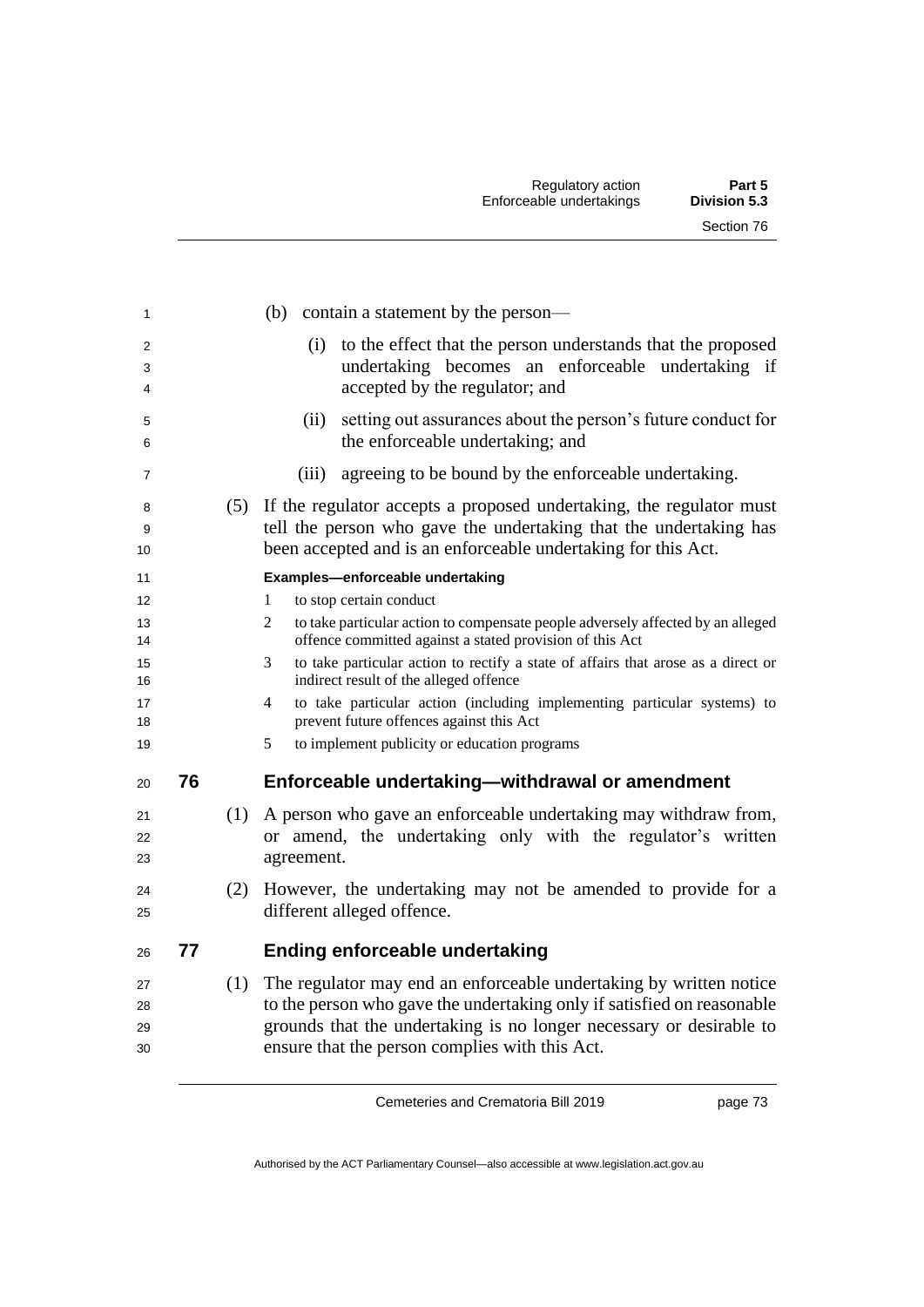(b) contain a statement by the person—

(i) to the effect that the person understands that the proposed undertaking becomes an enforceable undertaking if accepted by the regulator; and

(ii) setting out assurances about the person's future conduct for the enforceable undertaking; and

(iii) agreeing to be bound by the enforceable undertaking.

(5) If the regulator accepts a proposed undertaking, the regulator must tell the person who gave the undertaking that the undertaking has been accepted and is an enforceable undertaking for this Act.

**Examples—enforceable undertaking**

1 to stop certain conduct

2 to take particular action to compensate people adversely affected by an alleged offence committed against a stated provision of this Act

3 to take particular action to rectify a state of affairs that arose as a direct or indirect result of the alleged offence

4 to take particular action (including implementing particular systems) to prevent future offences against this Act

5 to implement publicity or education programs

## 76 Enforceable undertaking—withdrawal or amendment

(1) A person who gave an enforceable undertaking may withdraw from, or amend, the undertaking only with the regulator's written agreement.

(2) However, the undertaking may not be amended to provide for a different alleged offence.

## 77 Ending enforceable undertaking

(1) The regulator may end an enforceable undertaking by written notice to the person who gave the undertaking only if satisfied on reasonable grounds that the undertaking is no longer necessary or desirable to ensure that the person complies with this Act.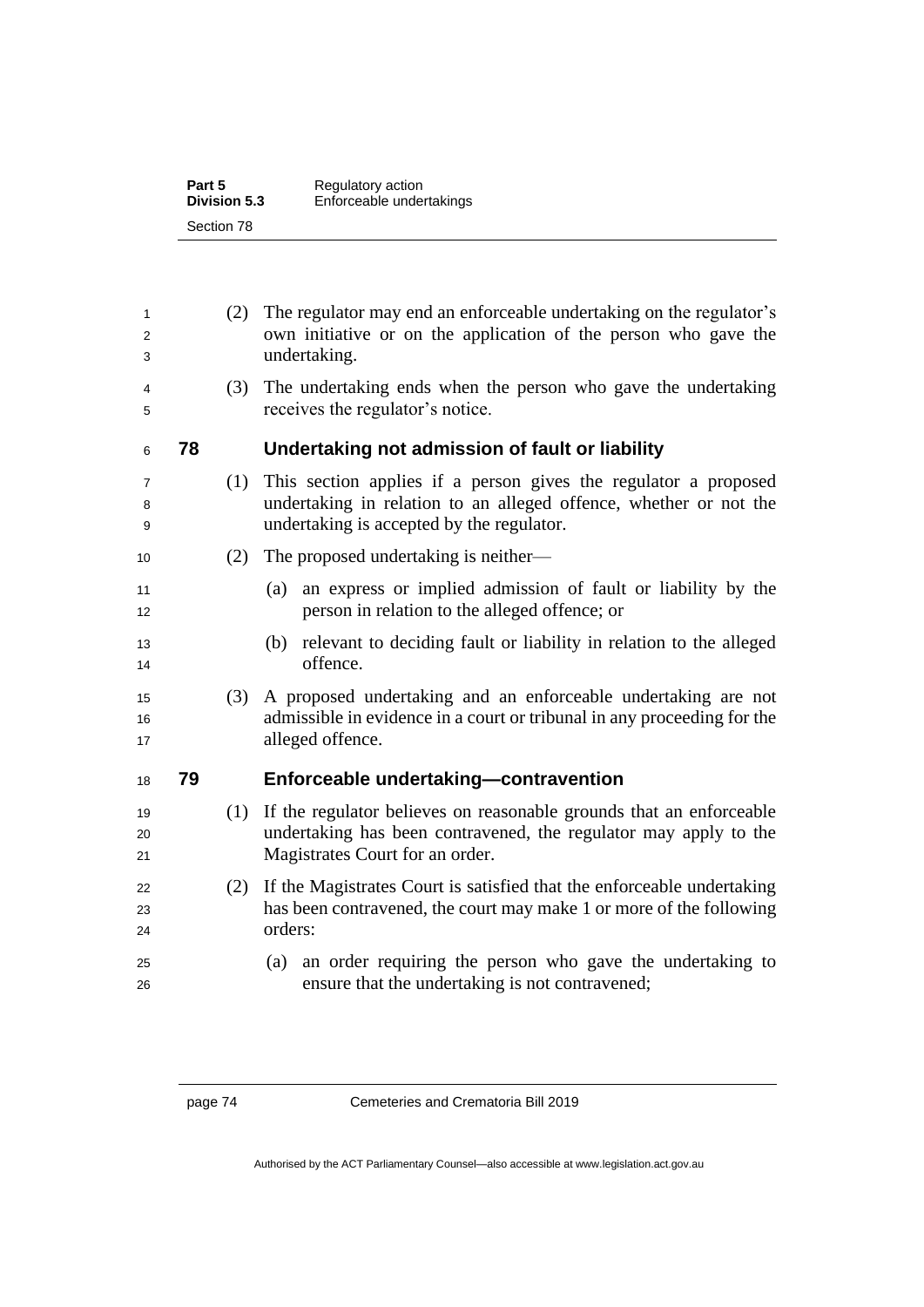(2) The regulator may end an enforceable undertaking on the regulator's own initiative or on the application of the person who gave the undertaking.

(3) The undertaking ends when the person who gave the undertaking receives the regulator's notice.

## 78 Undertaking not admission of fault or liability

(1) This section applies if a person gives the regulator a proposed undertaking in relation to an alleged offence, whether or not the undertaking is accepted by the regulator.

(2) The proposed undertaking is neither—

(a) an express or implied admission of fault or liability by the person in relation to the alleged offence; or

(b) relevant to deciding fault or liability in relation to the alleged offence.

(3) A proposed undertaking and an enforceable undertaking are not admissible in evidence in a court or tribunal in any proceeding for the alleged offence.

## 79 Enforceable undertaking—contravention

(1) If the regulator believes on reasonable grounds that an enforceable undertaking has been contravened, the regulator may apply to the Magistrates Court for an order.

(2) If the Magistrates Court is satisfied that the enforceable undertaking has been contravened, the court may make 1 or more of the following orders:

(a) an order requiring the person who gave the undertaking to ensure that the undertaking is not contravened;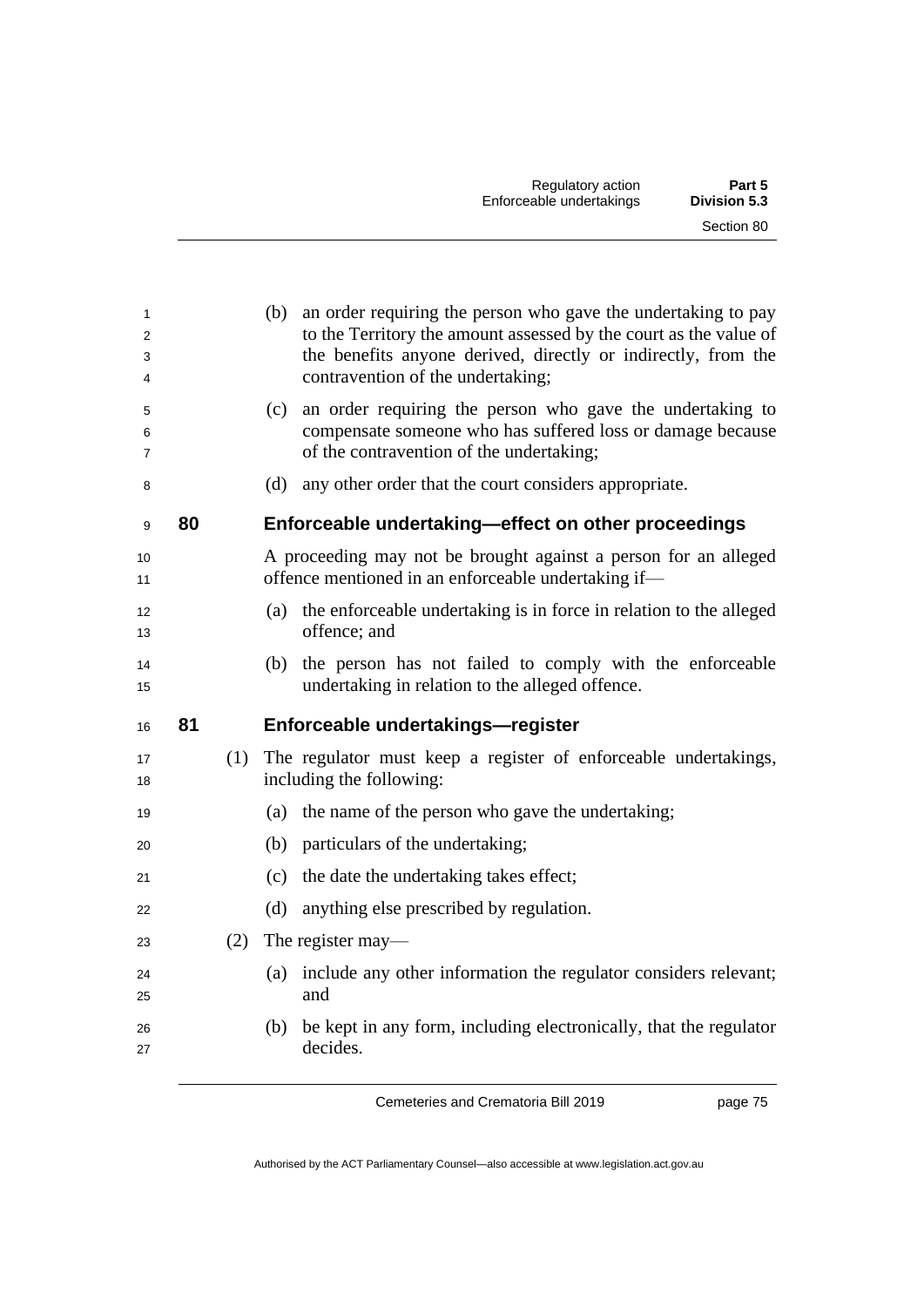(b) an order requiring the person who gave the undertaking to pay to the Territory the amount assessed by the court as the value of the benefits anyone derived, directly or indirectly, from the contravention of the undertaking;

(c) an order requiring the person who gave the undertaking to compensate someone who has suffered loss or damage because of the contravention of the undertaking;

(d) any other order that the court considers appropriate.

### 80 Enforceable undertaking—effect on other proceedings

A proceeding may not be brought against a person for an alleged offence mentioned in an enforceable undertaking if—

(a) the enforceable undertaking is in force in relation to the alleged offence; and

(b) the person has not failed to comply with the enforceable undertaking in relation to the alleged offence.

### 81 Enforceable undertakings—register

(1) The regulator must keep a register of enforceable undertakings, including the following:

(a) the name of the person who gave the undertaking;

(b) particulars of the undertaking;

(c) the date the undertaking takes effect;

(d) anything else prescribed by regulation.

(2) The register may—

(a) include any other information the regulator considers relevant; and

(b) be kept in any form, including electronically, that the regulator decides.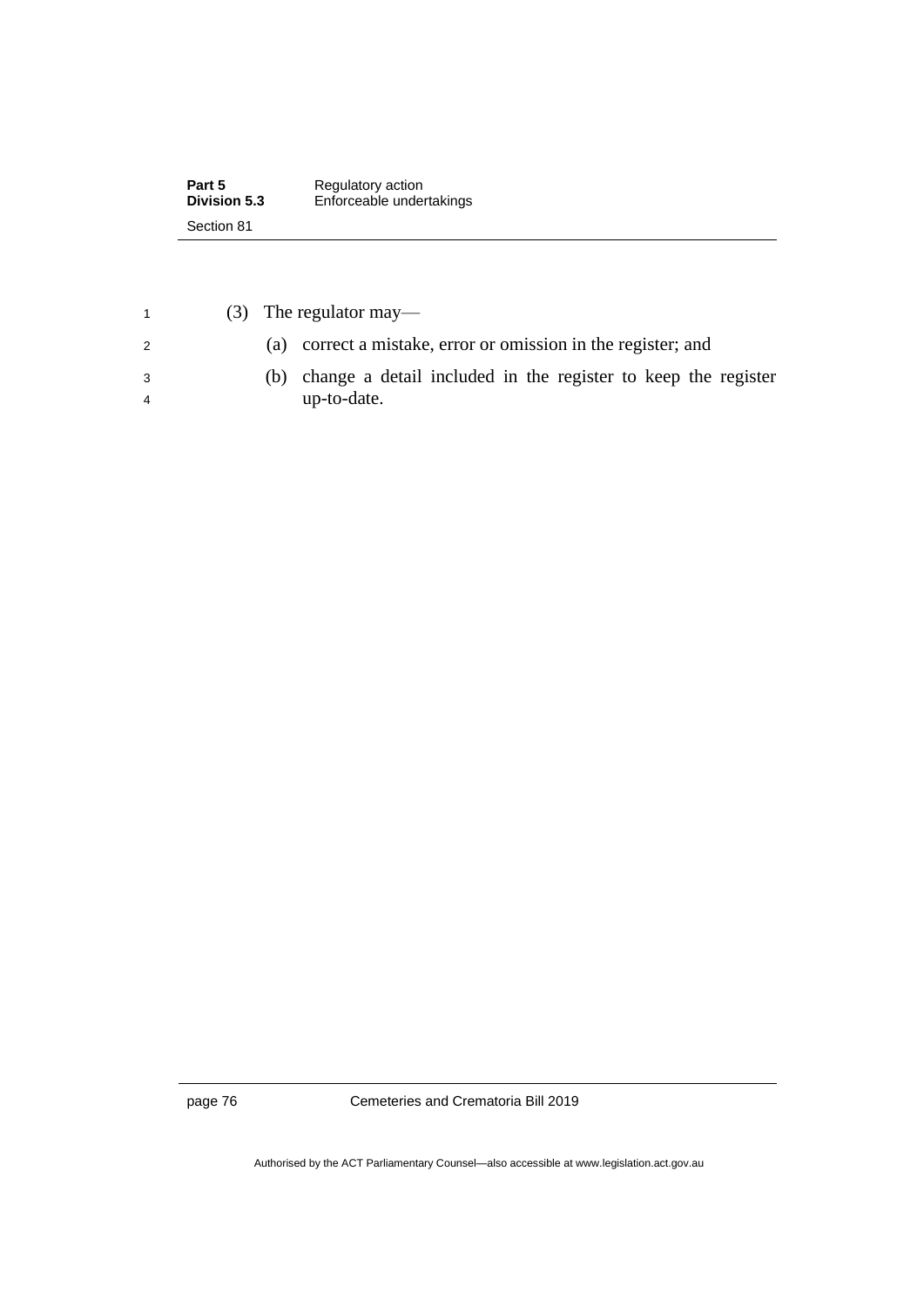(3) The regulator may—

(a) correct a mistake, error or omission in the register; and

(b) change a detail included in the register to keep the register up-to-date.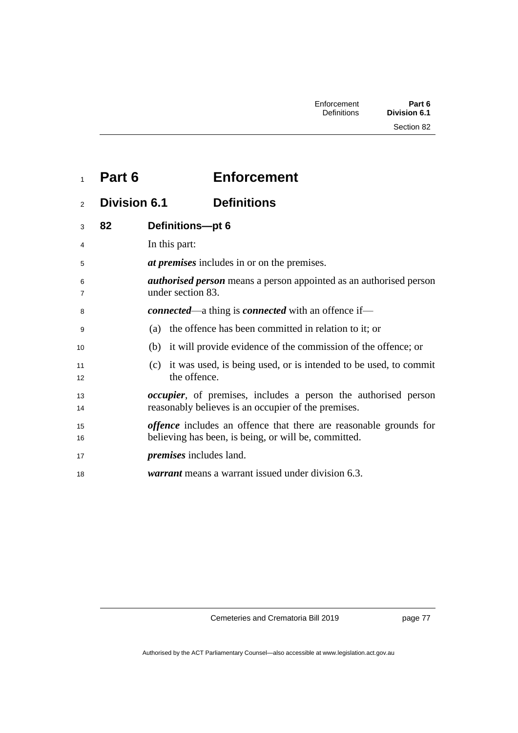# Part 6 Enforcement

## Division 6.1 Definitions

### 82 Definitions—pt 6

In this part:

***at premises*** includes in or on the premises.

***authorised person*** means a person appointed as an authorised person under section 83.

***connected***—a thing is ***connected*** with an offence if—

(a) the offence has been committed in relation to it; or

(b) it will provide evidence of the commission of the offence; or

(c) it was used, is being used, or is intended to be used, to commit the offence.

***occupier***, of premises, includes a person the authorised person reasonably believes is an occupier of the premises.

***offence*** includes an offence that there are reasonable grounds for believing has been, is being, or will be, committed.

***premises*** includes land.

***warrant*** means a warrant issued under division 6.3.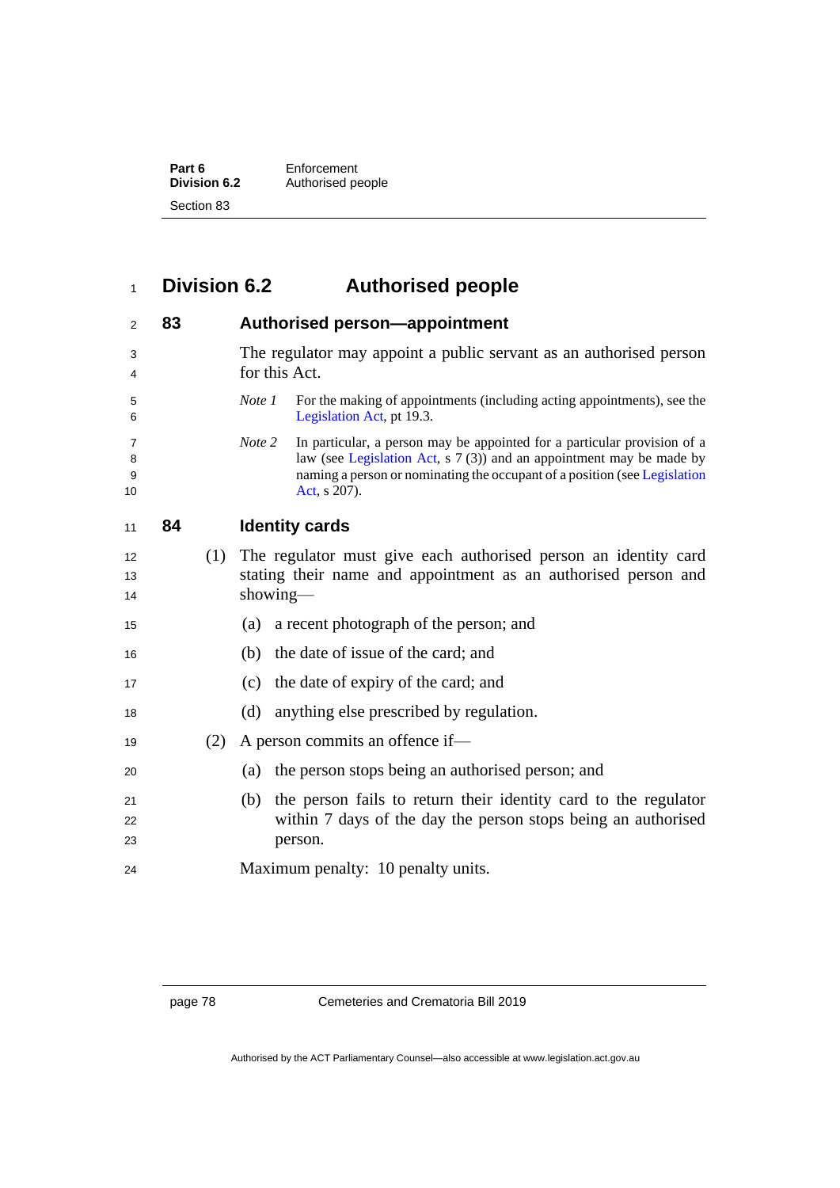## Division 6.2 Authorised people

### 83 Authorised person—appointment

The regulator may appoint a public servant as an authorised person for this Act.

*Note 1* For the making of appointments (including acting appointments), see the Legislation Act, pt 19.3.

*Note 2* In particular, a person may be appointed for a particular provision of a law (see Legislation Act, s 7 (3)) and an appointment may be made by naming a person or nominating the occupant of a position (see Legislation Act, s 207).

### 84 Identity cards

(1) The regulator must give each authorised person an identity card stating their name and appointment as an authorised person and showing—

(a) a recent photograph of the person; and

(b) the date of issue of the card; and

(c) the date of expiry of the card; and

(d) anything else prescribed by regulation.

(2) A person commits an offence if—

(a) the person stops being an authorised person; and

(b) the person fails to return their identity card to the regulator within 7 days of the day the person stops being an authorised person.

Maximum penalty: 10 penalty units.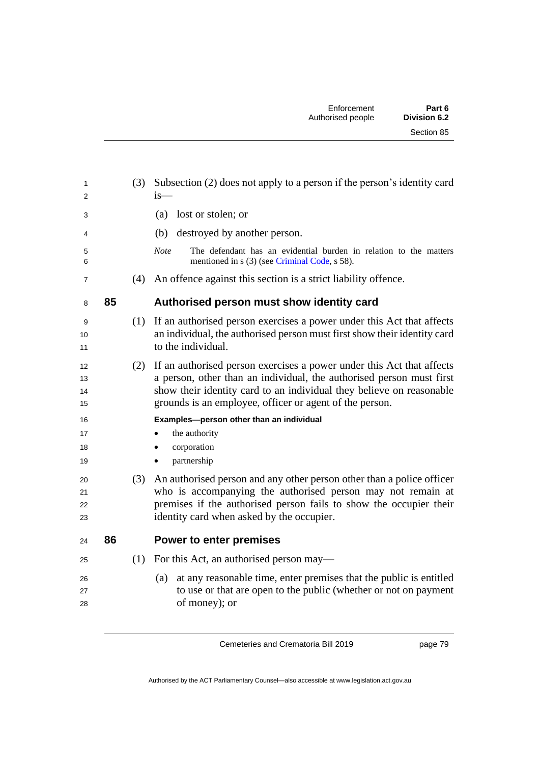(3) Subsection (2) does not apply to a person if the person's identity card is—

(a) lost or stolen; or

(b) destroyed by another person.

*Note* The defendant has an evidential burden in relation to the matters mentioned in s (3) (see Criminal Code, s 58).

(4) An offence against this section is a strict liability offence.

## 85 Authorised person must show identity card

(1) If an authorised person exercises a power under this Act that affects an individual, the authorised person must first show their identity card to the individual.

(2) If an authorised person exercises a power under this Act that affects a person, other than an individual, the authorised person must first show their identity card to an individual they believe on reasonable grounds is an employee, officer or agent of the person.

**Examples—person other than an individual**

- the authority
- corporation
- partnership

(3) An authorised person and any other person other than a police officer who is accompanying the authorised person may not remain at premises if the authorised person fails to show the occupier their identity card when asked by the occupier.

## 86 Power to enter premises

(1) For this Act, an authorised person may—

(a) at any reasonable time, enter premises that the public is entitled to use or that are open to the public (whether or not on payment of money); or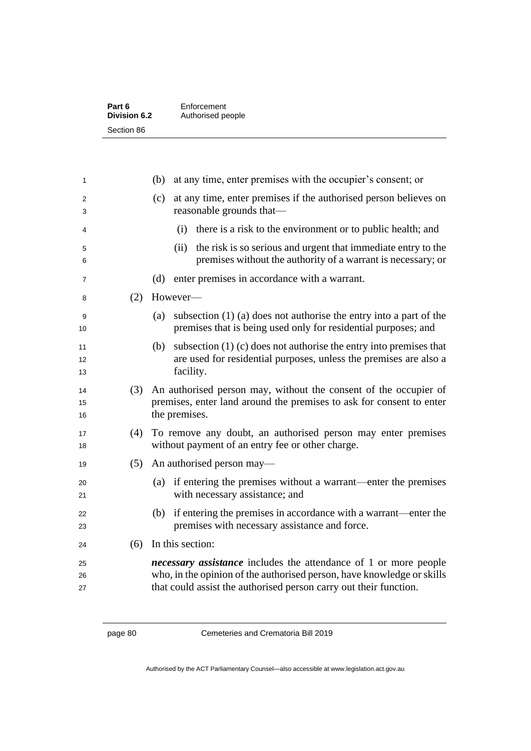(b) at any time, enter premises with the occupier's consent; or

(c) at any time, enter premises if the authorised person believes on reasonable grounds that—

(i) there is a risk to the environment or to public health; and

(ii) the risk is so serious and urgent that immediate entry to the premises without the authority of a warrant is necessary; or

(d) enter premises in accordance with a warrant.

(2) However—

(a) subsection (1) (a) does not authorise the entry into a part of the premises that is being used only for residential purposes; and

(b) subsection (1) (c) does not authorise the entry into premises that are used for residential purposes, unless the premises are also a facility.

(3) An authorised person may, without the consent of the occupier of premises, enter land around the premises to ask for consent to enter the premises.

(4) To remove any doubt, an authorised person may enter premises without payment of an entry fee or other charge.

(5) An authorised person may—

(a) if entering the premises without a warrant—enter the premises with necessary assistance; and

(b) if entering the premises in accordance with a warrant—enter the premises with necessary assistance and force.

(6) In this section:

***necessary assistance*** includes the attendance of 1 or more people who, in the opinion of the authorised person, have knowledge or skills that could assist the authorised person carry out their function.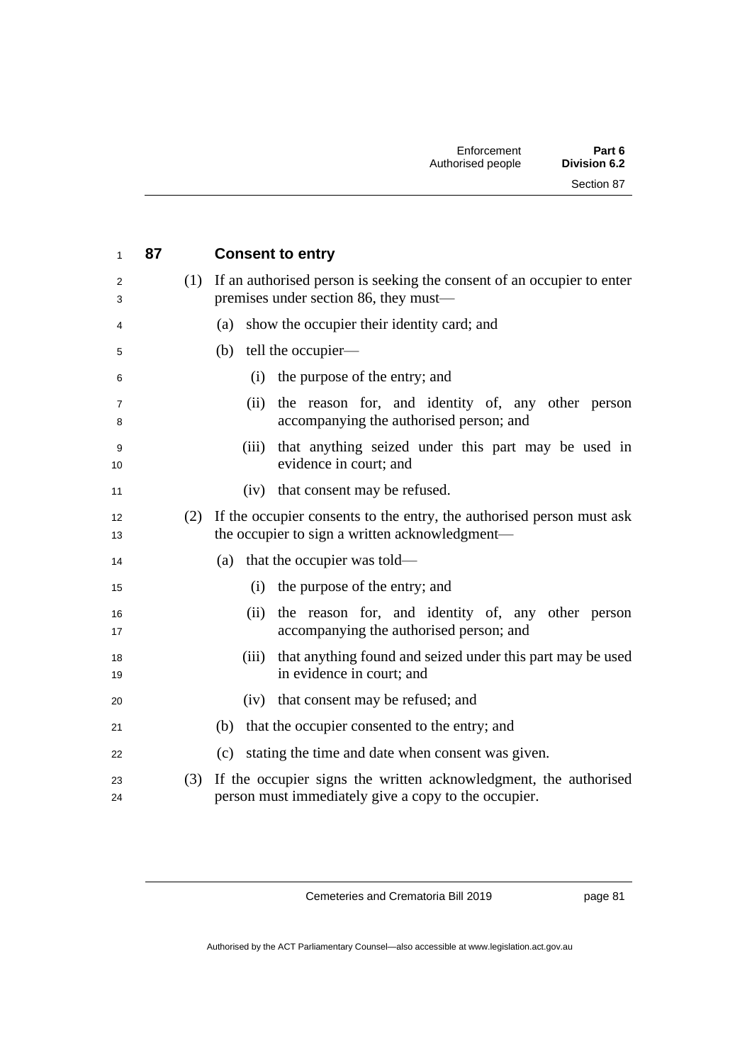## 87 Consent to entry

(1) If an authorised person is seeking the consent of an occupier to enter premises under section 86, they must—

(a) show the occupier their identity card; and

(b) tell the occupier—

(i) the purpose of the entry; and

(ii) the reason for, and identity of, any other person accompanying the authorised person; and

(iii) that anything seized under this part may be used in evidence in court; and

(iv) that consent may be refused.

(2) If the occupier consents to the entry, the authorised person must ask the occupier to sign a written acknowledgment—

(a) that the occupier was told—

(i) the purpose of the entry; and

(ii) the reason for, and identity of, any other person accompanying the authorised person; and

(iii) that anything found and seized under this part may be used in evidence in court; and

(iv) that consent may be refused; and

(b) that the occupier consented to the entry; and

(c) stating the time and date when consent was given.

(3) If the occupier signs the written acknowledgment, the authorised person must immediately give a copy to the occupier.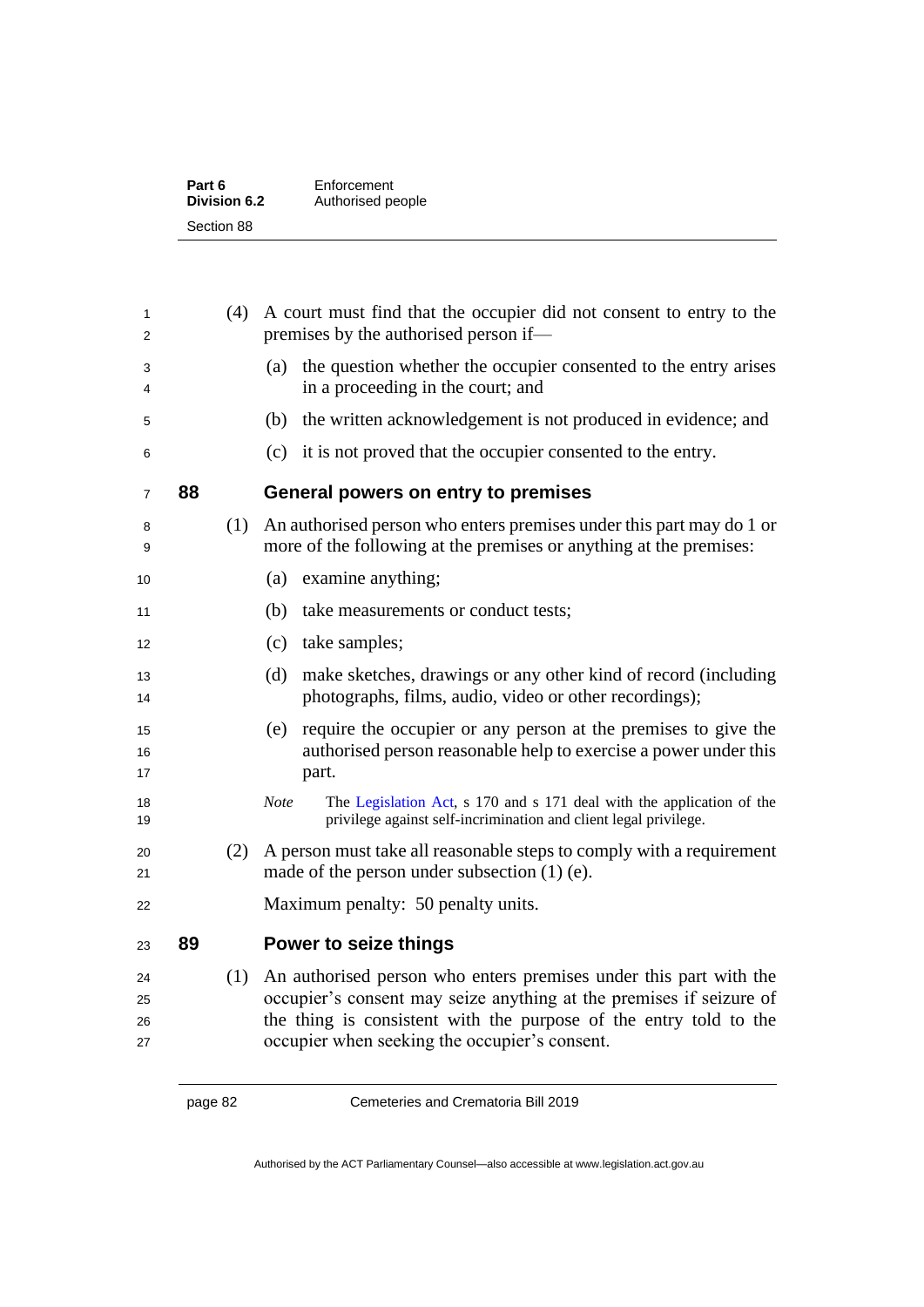(4) A court must find that the occupier did not consent to entry to the premises by the authorised person if—

(a) the question whether the occupier consented to the entry arises in a proceeding in the court; and

(b) the written acknowledgement is not produced in evidence; and

(c) it is not proved that the occupier consented to the entry.

### 88 General powers on entry to premises

(1) An authorised person who enters premises under this part may do 1 or more of the following at the premises or anything at the premises:

(a) examine anything;

(b) take measurements or conduct tests;

(c) take samples;

(d) make sketches, drawings or any other kind of record (including photographs, films, audio, video or other recordings);

(e) require the occupier or any person at the premises to give the authorised person reasonable help to exercise a power under this part.

*Note* The Legislation Act, s 170 and s 171 deal with the application of the privilege against self-incrimination and client legal privilege.

(2) A person must take all reasonable steps to comply with a requirement made of the person under subsection (1) (e).

Maximum penalty: 50 penalty units.

### 89 Power to seize things

(1) An authorised person who enters premises under this part with the occupier's consent may seize anything at the premises if seizure of the thing is consistent with the purpose of the entry told to the occupier when seeking the occupier's consent.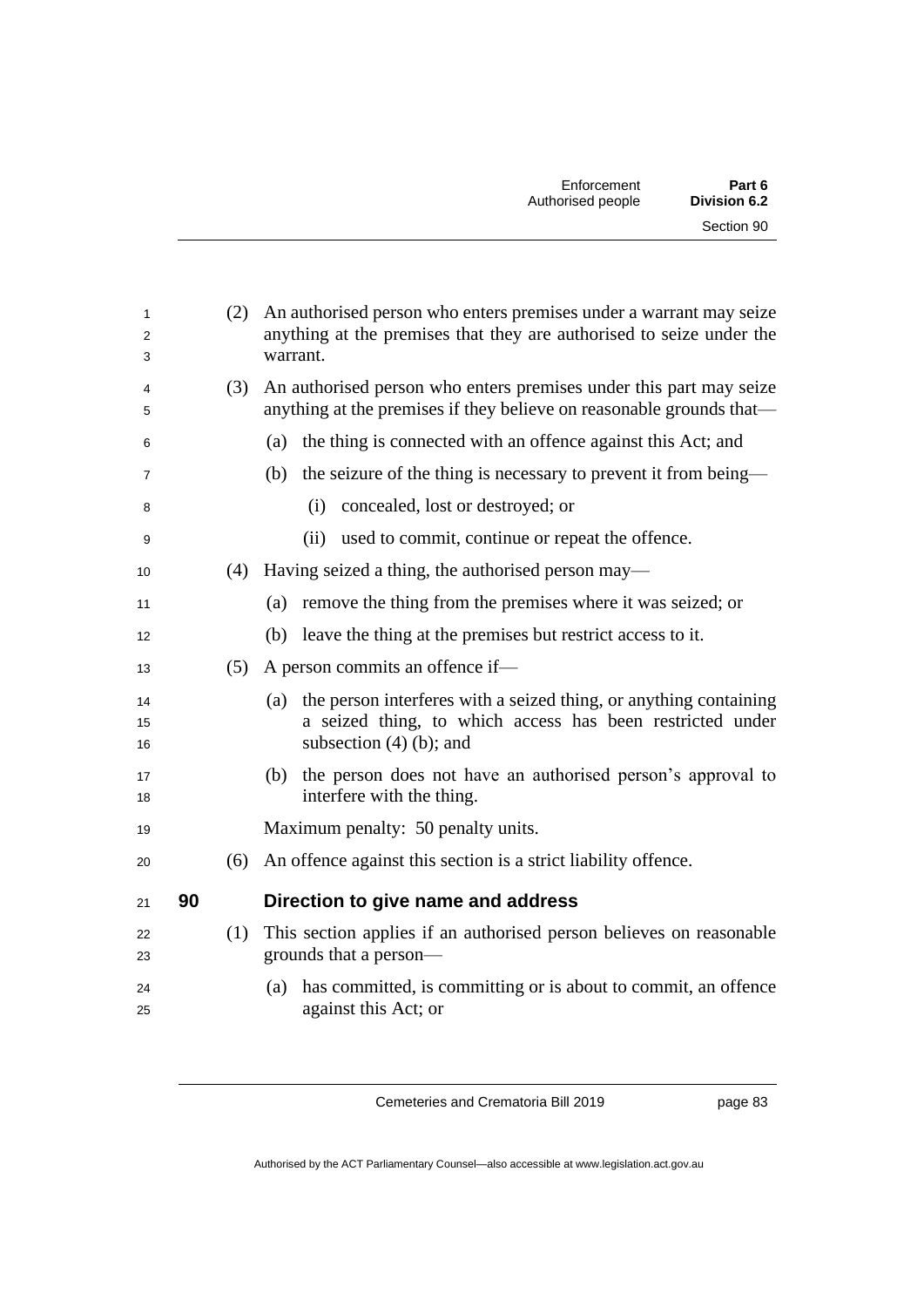(2) An authorised person who enters premises under a warrant may seize anything at the premises that they are authorised to seize under the warrant.

(3) An authorised person who enters premises under this part may seize anything at the premises if they believe on reasonable grounds that—

(a) the thing is connected with an offence against this Act; and

(b) the seizure of the thing is necessary to prevent it from being—

(i) concealed, lost or destroyed; or

(ii) used to commit, continue or repeat the offence.

(4) Having seized a thing, the authorised person may—

(a) remove the thing from the premises where it was seized; or

(b) leave the thing at the premises but restrict access to it.

(5) A person commits an offence if—

(a) the person interferes with a seized thing, or anything containing a seized thing, to which access has been restricted under subsection (4) (b); and

(b) the person does not have an authorised person's approval to interfere with the thing.

Maximum penalty: 50 penalty units.

(6) An offence against this section is a strict liability offence.

## 90 Direction to give name and address

(1) This section applies if an authorised person believes on reasonable grounds that a person—

(a) has committed, is committing or is about to commit, an offence against this Act; or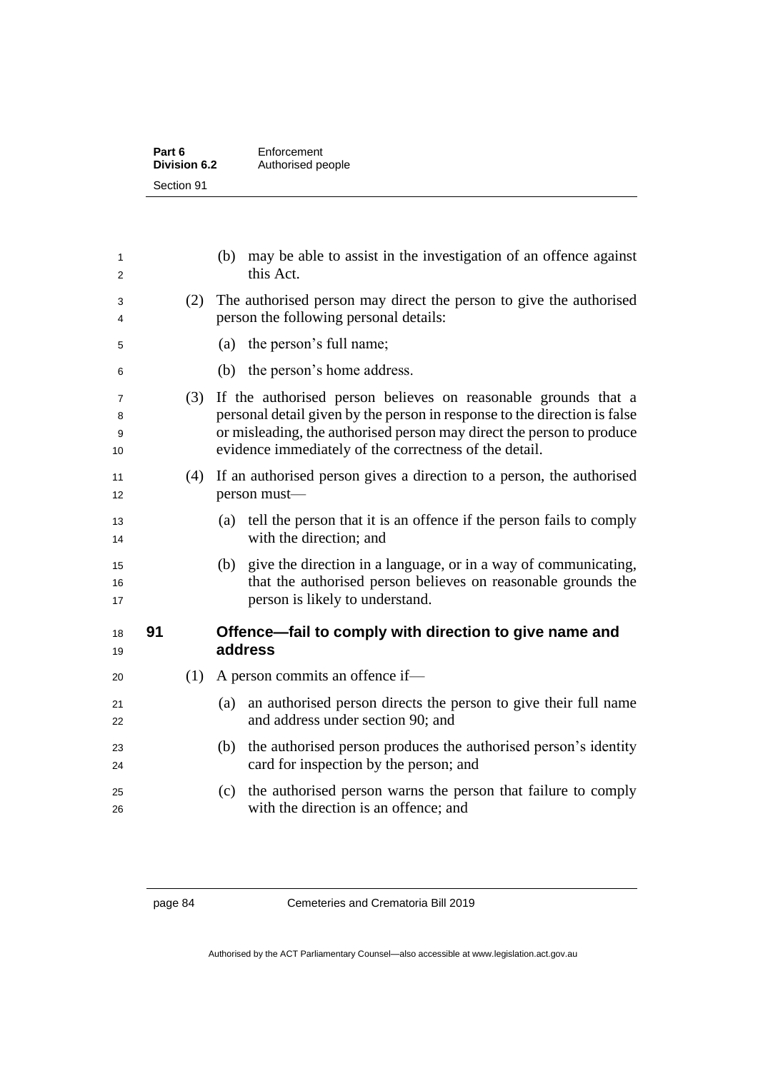(b) may be able to assist in the investigation of an offence against this Act.

(2) The authorised person may direct the person to give the authorised person the following personal details:

(a) the person's full name;

(b) the person's home address.

(3) If the authorised person believes on reasonable grounds that a personal detail given by the person in response to the direction is false or misleading, the authorised person may direct the person to produce evidence immediately of the correctness of the detail.

(4) If an authorised person gives a direction to a person, the authorised person must—

(a) tell the person that it is an offence if the person fails to comply with the direction; and

(b) give the direction in a language, or in a way of communicating, that the authorised person believes on reasonable grounds the person is likely to understand.

### 91 Offence—fail to comply with direction to give name and address

(1) A person commits an offence if—

(a) an authorised person directs the person to give their full name and address under section 90; and

(b) the authorised person produces the authorised person's identity card for inspection by the person; and

(c) the authorised person warns the person that failure to comply with the direction is an offence; and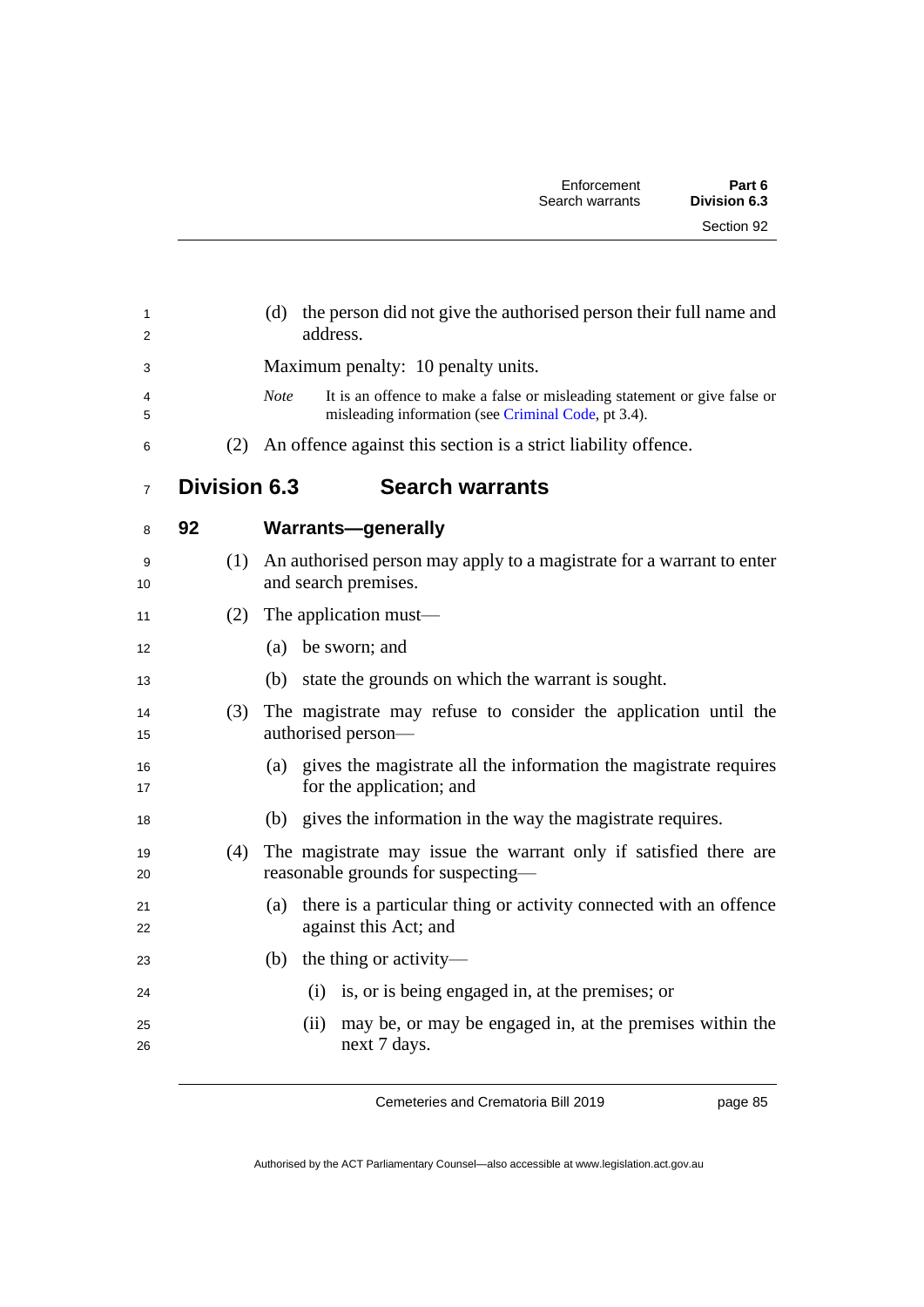(d) the person did not give the authorised person their full name and address.

Maximum penalty: 10 penalty units.

*Note* It is an offence to make a false or misleading statement or give false or misleading information (see Criminal Code, pt 3.4).

(2) An offence against this section is a strict liability offence.

## Division 6.3 Search warrants

### 92 Warrants—generally

(1) An authorised person may apply to a magistrate for a warrant to enter and search premises.

(2) The application must—

(a) be sworn; and

(b) state the grounds on which the warrant is sought.

(3) The magistrate may refuse to consider the application until the authorised person—

(a) gives the magistrate all the information the magistrate requires for the application; and

(b) gives the information in the way the magistrate requires.

(4) The magistrate may issue the warrant only if satisfied there are reasonable grounds for suspecting—

(a) there is a particular thing or activity connected with an offence against this Act; and

(b) the thing or activity—

(i) is, or is being engaged in, at the premises; or

(ii) may be, or may be engaged in, at the premises within the next 7 days.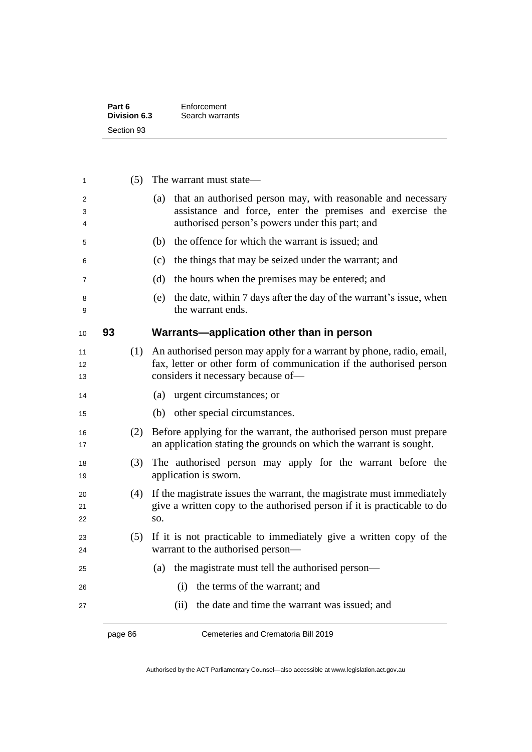(5) The warrant must state—

(a) that an authorised person may, with reasonable and necessary assistance and force, enter the premises and exercise the authorised person's powers under this part; and

(b) the offence for which the warrant is issued; and

(c) the things that may be seized under the warrant; and

(d) the hours when the premises may be entered; and

(e) the date, within 7 days after the day of the warrant's issue, when the warrant ends.

## 93 Warrants—application other than in person

(1) An authorised person may apply for a warrant by phone, radio, email, fax, letter or other form of communication if the authorised person considers it necessary because of—

(a) urgent circumstances; or

(b) other special circumstances.

(2) Before applying for the warrant, the authorised person must prepare an application stating the grounds on which the warrant is sought.

(3) The authorised person may apply for the warrant before the application is sworn.

(4) If the magistrate issues the warrant, the magistrate must immediately give a written copy to the authorised person if it is practicable to do so.

(5) If it is not practicable to immediately give a written copy of the warrant to the authorised person—

(a) the magistrate must tell the authorised person—

(i) the terms of the warrant; and

(ii) the date and time the warrant was issued; and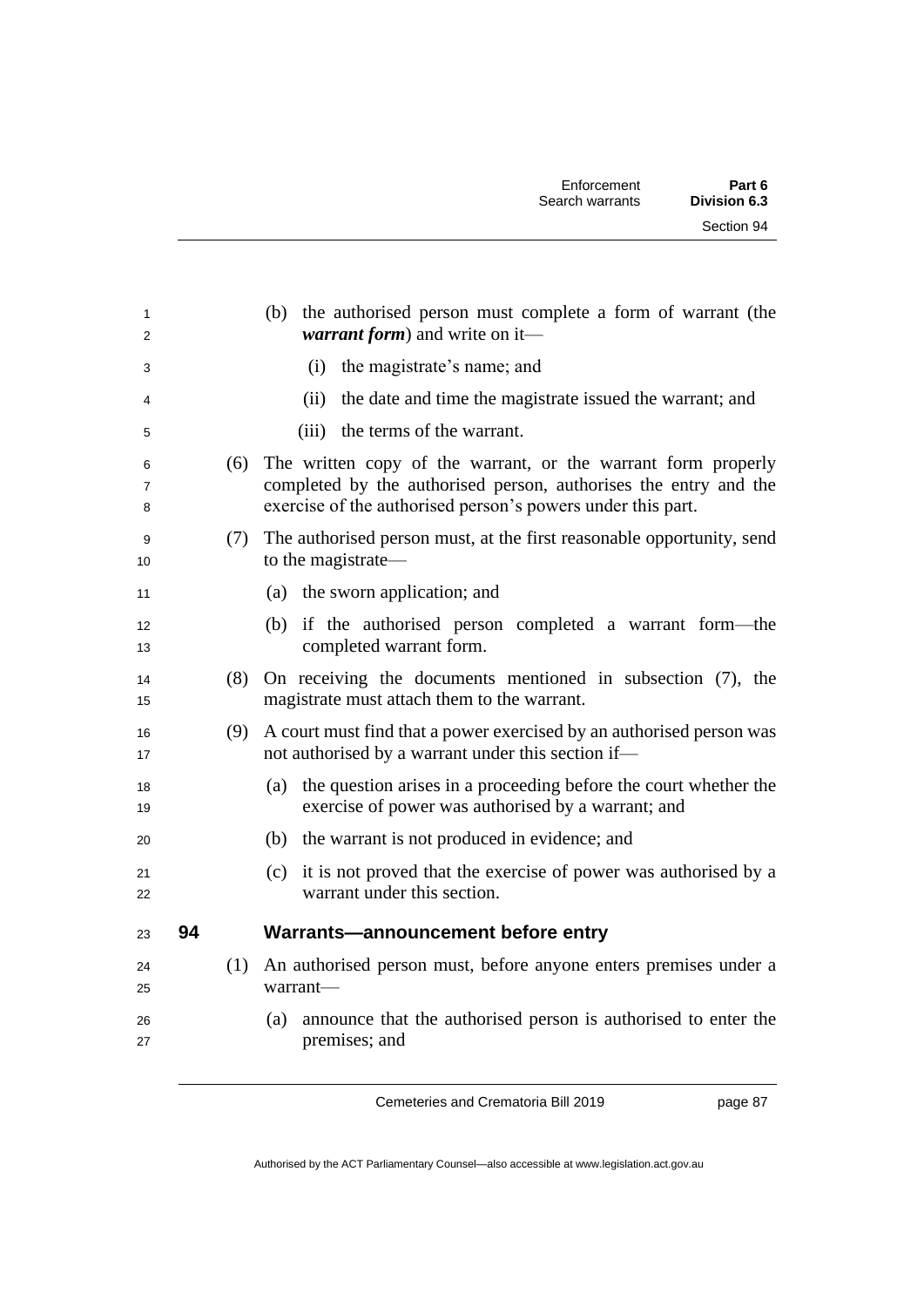(b) the authorised person must complete a form of warrant (the ***warrant form***) and write on it—

(i) the magistrate's name; and

(ii) the date and time the magistrate issued the warrant; and

(iii) the terms of the warrant.

(6) The written copy of the warrant, or the warrant form properly completed by the authorised person, authorises the entry and the exercise of the authorised person's powers under this part.

(7) The authorised person must, at the first reasonable opportunity, send to the magistrate—

(a) the sworn application; and

(b) if the authorised person completed a warrant form—the completed warrant form.

(8) On receiving the documents mentioned in subsection (7), the magistrate must attach them to the warrant.

(9) A court must find that a power exercised by an authorised person was not authorised by a warrant under this section if—

(a) the question arises in a proceeding before the court whether the exercise of power was authorised by a warrant; and

(b) the warrant is not produced in evidence; and

(c) it is not proved that the exercise of power was authorised by a warrant under this section.

## 94 Warrants—announcement before entry

(1) An authorised person must, before anyone enters premises under a warrant—

(a) announce that the authorised person is authorised to enter the premises; and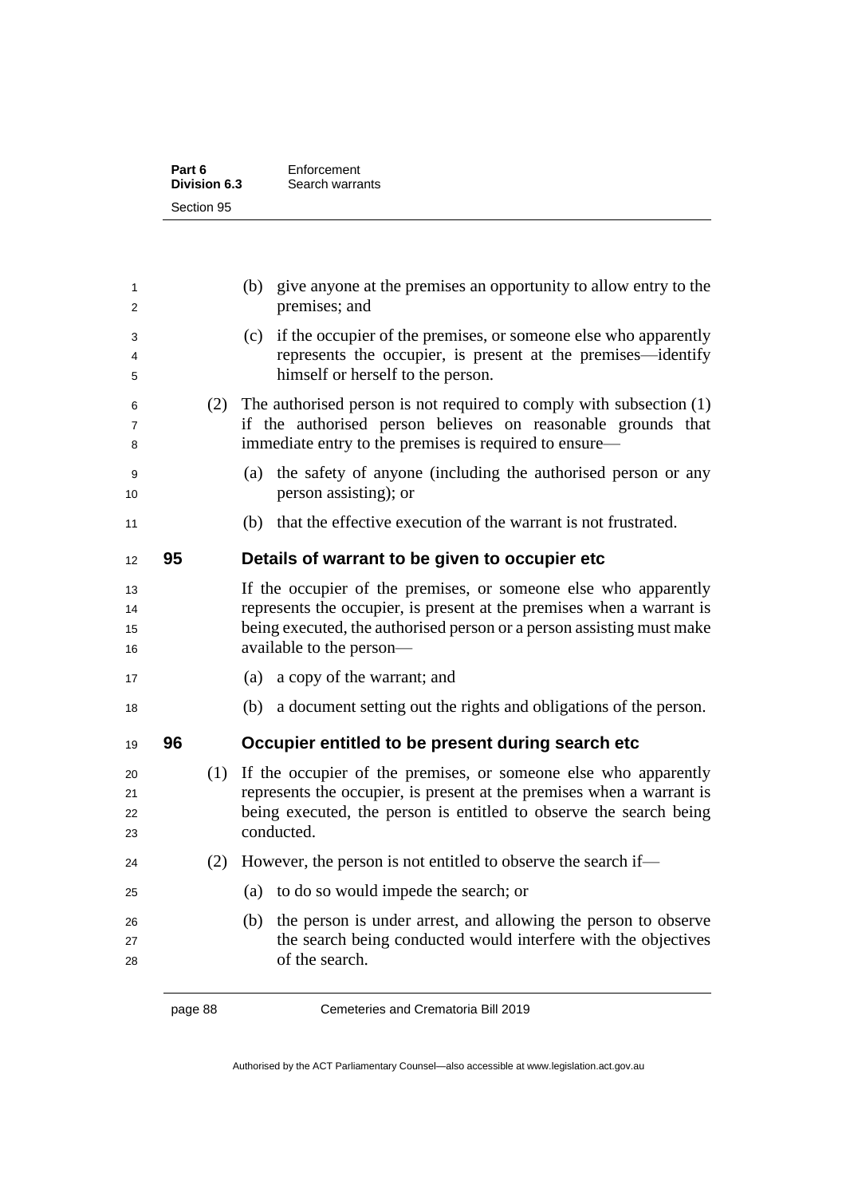(b) give anyone at the premises an opportunity to allow entry to the premises; and

(c) if the occupier of the premises, or someone else who apparently represents the occupier, is present at the premises—identify himself or herself to the person.

(2) The authorised person is not required to comply with subsection (1) if the authorised person believes on reasonable grounds that immediate entry to the premises is required to ensure—

(a) the safety of anyone (including the authorised person or any person assisting); or

(b) that the effective execution of the warrant is not frustrated.

## 95 Details of warrant to be given to occupier etc

If the occupier of the premises, or someone else who apparently represents the occupier, is present at the premises when a warrant is being executed, the authorised person or a person assisting must make available to the person—

(a) a copy of the warrant; and

(b) a document setting out the rights and obligations of the person.

## 96 Occupier entitled to be present during search etc

(1) If the occupier of the premises, or someone else who apparently represents the occupier, is present at the premises when a warrant is being executed, the person is entitled to observe the search being conducted.

(2) However, the person is not entitled to observe the search if—

(a) to do so would impede the search; or

(b) the person is under arrest, and allowing the person to observe the search being conducted would interfere with the objectives of the search.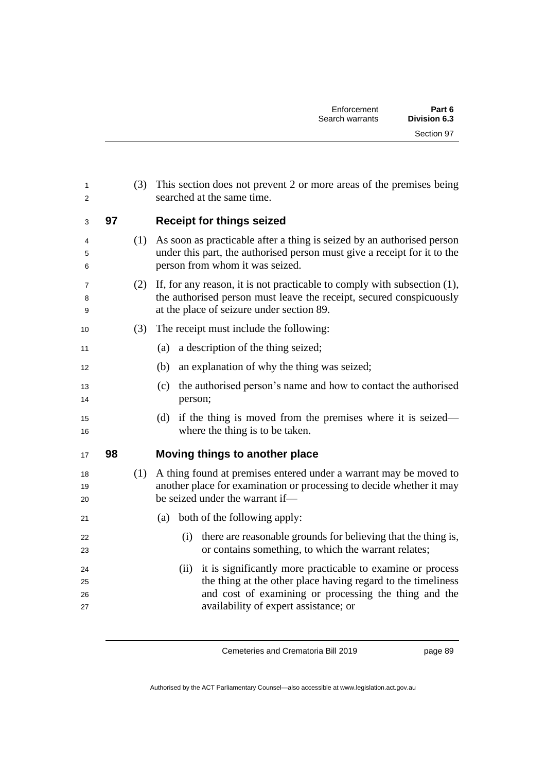(3) This section does not prevent 2 or more areas of the premises being searched at the same time.

### 97 Receipt for things seized

(1) As soon as practicable after a thing is seized by an authorised person under this part, the authorised person must give a receipt for it to the person from whom it was seized.

(2) If, for any reason, it is not practicable to comply with subsection (1), the authorised person must leave the receipt, secured conspicuously at the place of seizure under section 89.

(3) The receipt must include the following:

(a) a description of the thing seized;

(b) an explanation of why the thing was seized;

(c) the authorised person's name and how to contact the authorised person;

(d) if the thing is moved from the premises where it is seized—where the thing is to be taken.

### 98 Moving things to another place

(1) A thing found at premises entered under a warrant may be moved to another place for examination or processing to decide whether it may be seized under the warrant if—

(a) both of the following apply:

(i) there are reasonable grounds for believing that the thing is, or contains something, to which the warrant relates;

(ii) it is significantly more practicable to examine or process the thing at the other place having regard to the timeliness and cost of examining or processing the thing and the availability of expert assistance; or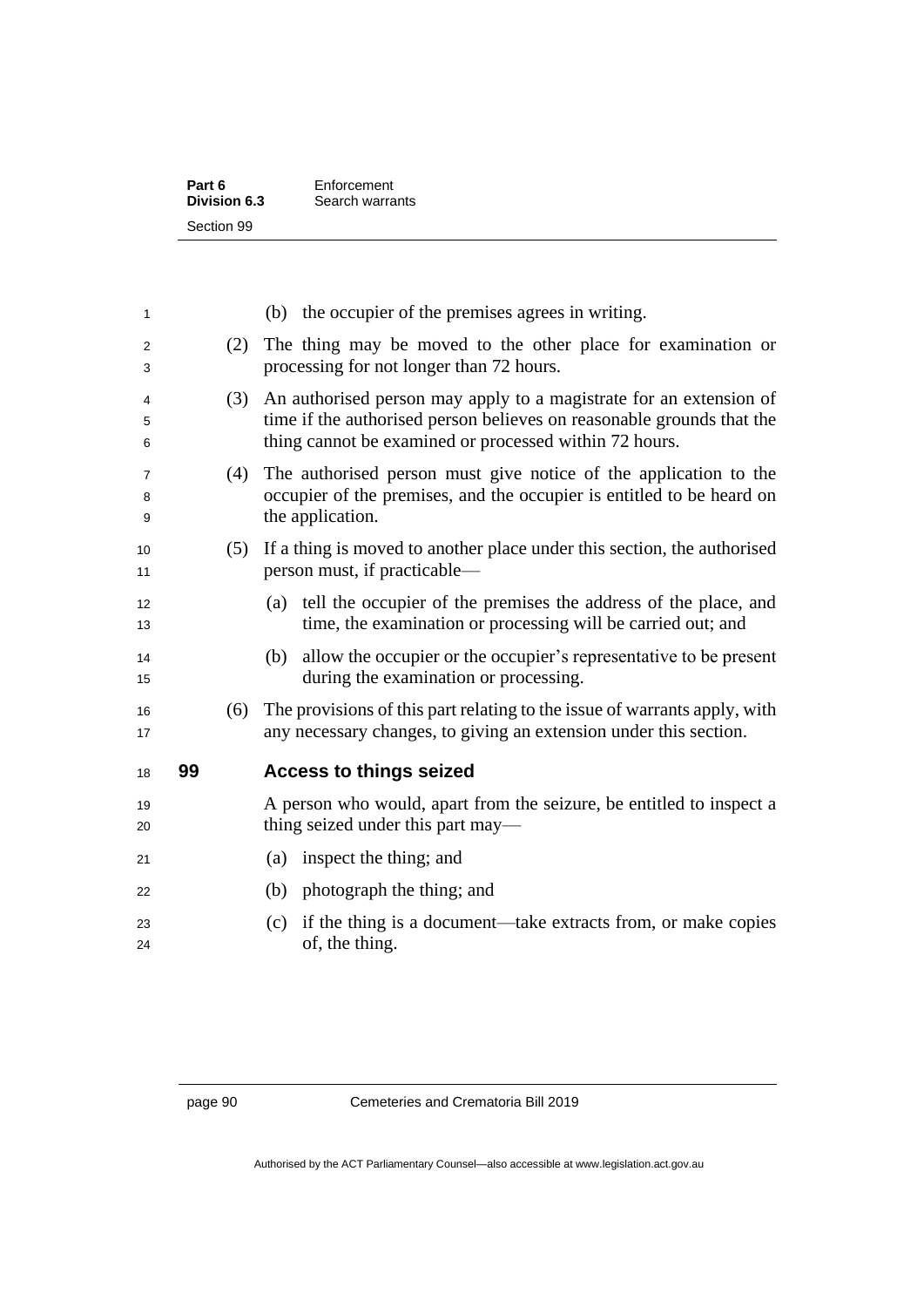(b) the occupier of the premises agrees in writing.

(2) The thing may be moved to the other place for examination or processing for not longer than 72 hours.

(3) An authorised person may apply to a magistrate for an extension of time if the authorised person believes on reasonable grounds that the thing cannot be examined or processed within 72 hours.

(4) The authorised person must give notice of the application to the occupier of the premises, and the occupier is entitled to be heard on the application.

(5) If a thing is moved to another place under this section, the authorised person must, if practicable—

(a) tell the occupier of the premises the address of the place, and time, the examination or processing will be carried out; and

(b) allow the occupier or the occupier's representative to be present during the examination or processing.

(6) The provisions of this part relating to the issue of warrants apply, with any necessary changes, to giving an extension under this section.

## 99 Access to things seized

A person who would, apart from the seizure, be entitled to inspect a thing seized under this part may—

(a) inspect the thing; and

(b) photograph the thing; and

(c) if the thing is a document—take extracts from, or make copies of, the thing.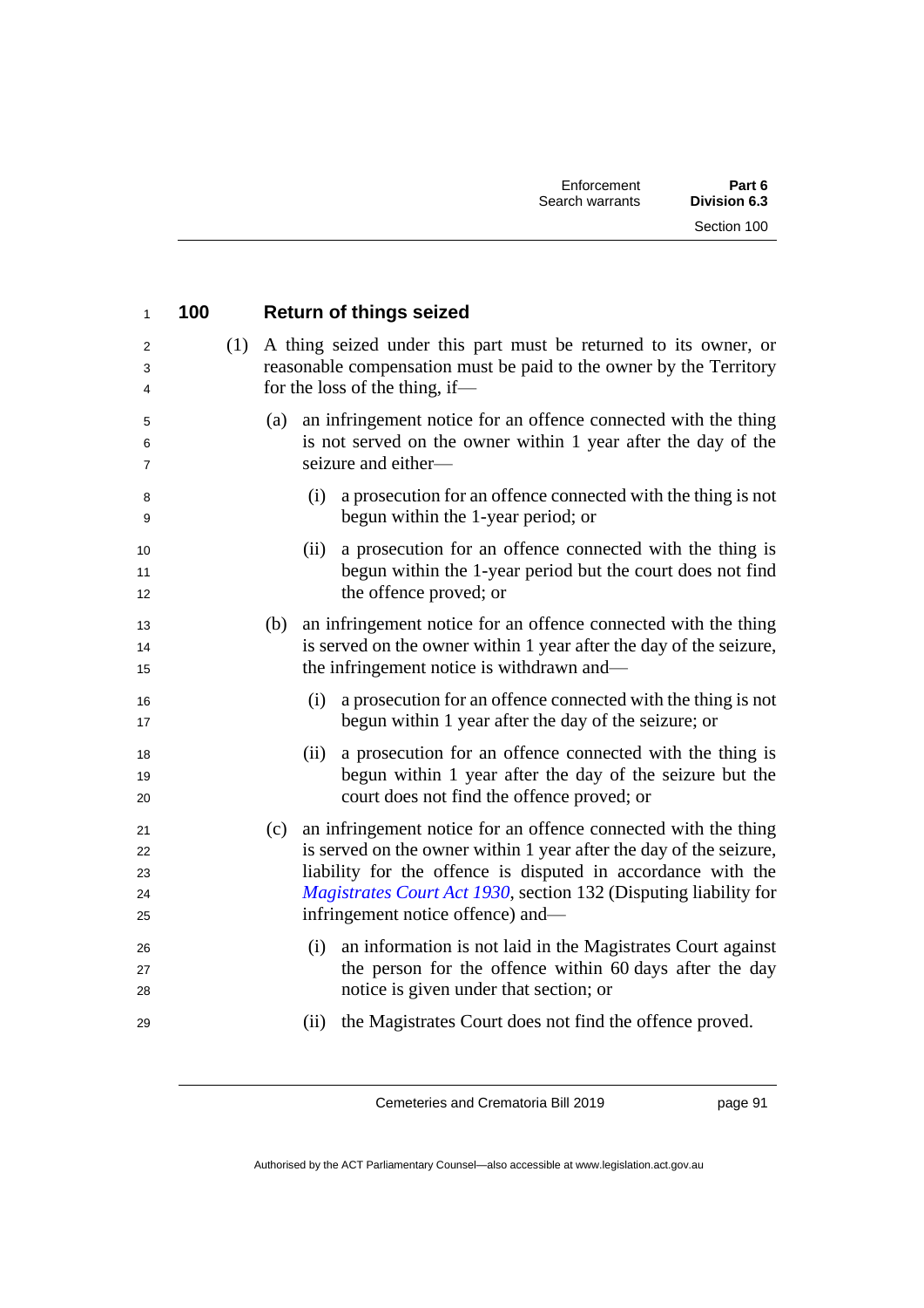## 100 Return of things seized

(1) A thing seized under this part must be returned to its owner, or reasonable compensation must be paid to the owner by the Territory for the loss of the thing, if—

(a) an infringement notice for an offence connected with the thing is not served on the owner within 1 year after the day of the seizure and either—

(i) a prosecution for an offence connected with the thing is not begun within the 1-year period; or

(ii) a prosecution for an offence connected with the thing is begun within the 1-year period but the court does not find the offence proved; or

(b) an infringement notice for an offence connected with the thing is served on the owner within 1 year after the day of the seizure, the infringement notice is withdrawn and—

(i) a prosecution for an offence connected with the thing is not begun within 1 year after the day of the seizure; or

(ii) a prosecution for an offence connected with the thing is begun within 1 year after the day of the seizure but the court does not find the offence proved; or

(c) an infringement notice for an offence connected with the thing is served on the owner within 1 year after the day of the seizure, liability for the offence is disputed in accordance with the *Magistrates Court Act 1930*, section 132 (Disputing liability for infringement notice offence) and—

(i) an information is not laid in the Magistrates Court against the person for the offence within 60 days after the day notice is given under that section; or

(ii) the Magistrates Court does not find the offence proved.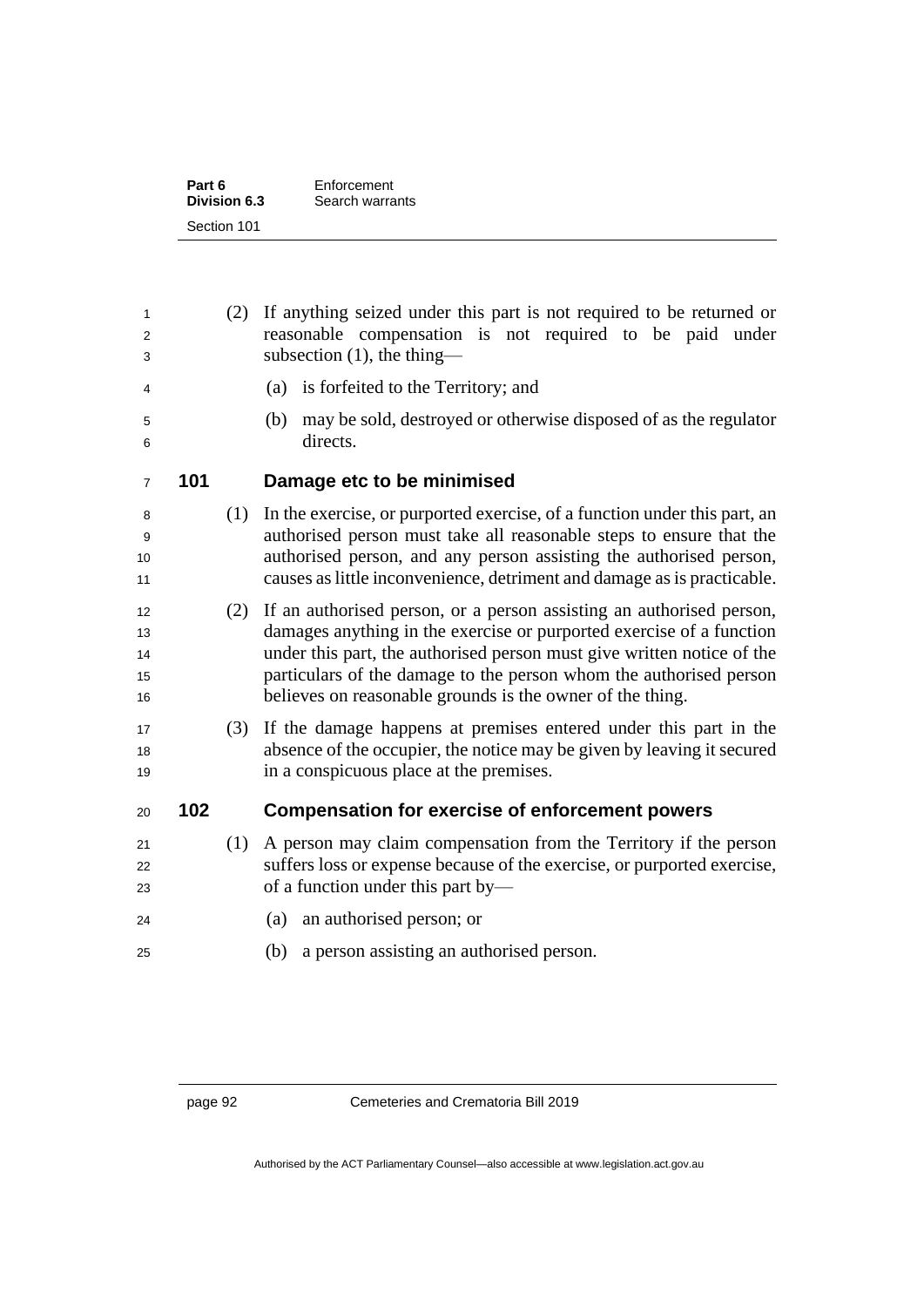(2) If anything seized under this part is not required to be returned or reasonable compensation is not required to be paid under subsection (1), the thing—

(a) is forfeited to the Territory; and

(b) may be sold, destroyed or otherwise disposed of as the regulator directs.

### 101 Damage etc to be minimised

(1) In the exercise, or purported exercise, of a function under this part, an authorised person must take all reasonable steps to ensure that the authorised person, and any person assisting the authorised person, causes as little inconvenience, detriment and damage as is practicable.

(2) If an authorised person, or a person assisting an authorised person, damages anything in the exercise or purported exercise of a function under this part, the authorised person must give written notice of the particulars of the damage to the person whom the authorised person believes on reasonable grounds is the owner of the thing.

(3) If the damage happens at premises entered under this part in the absence of the occupier, the notice may be given by leaving it secured in a conspicuous place at the premises.

### 102 Compensation for exercise of enforcement powers

(1) A person may claim compensation from the Territory if the person suffers loss or expense because of the exercise, or purported exercise, of a function under this part by—

(a) an authorised person; or

(b) a person assisting an authorised person.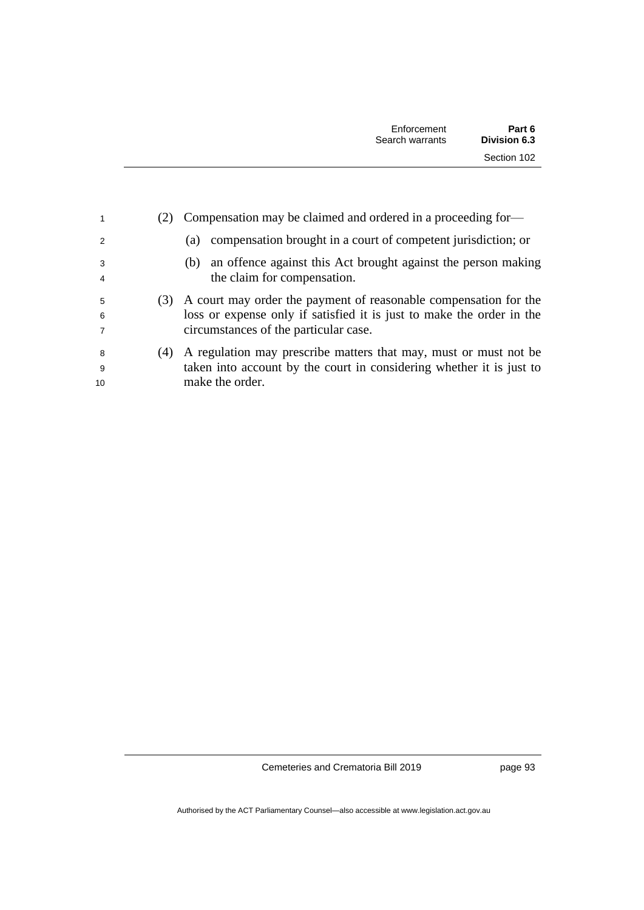(2) Compensation may be claimed and ordered in a proceeding for—

  (a) compensation brought in a court of competent jurisdiction; or

  (b) an offence against this Act brought against the person making the claim for compensation.

(3) A court may order the payment of reasonable compensation for the loss or expense only if satisfied it is just to make the order in the circumstances of the particular case.

(4) A regulation may prescribe matters that may, must or must not be taken into account by the court in considering whether it is just to make the order.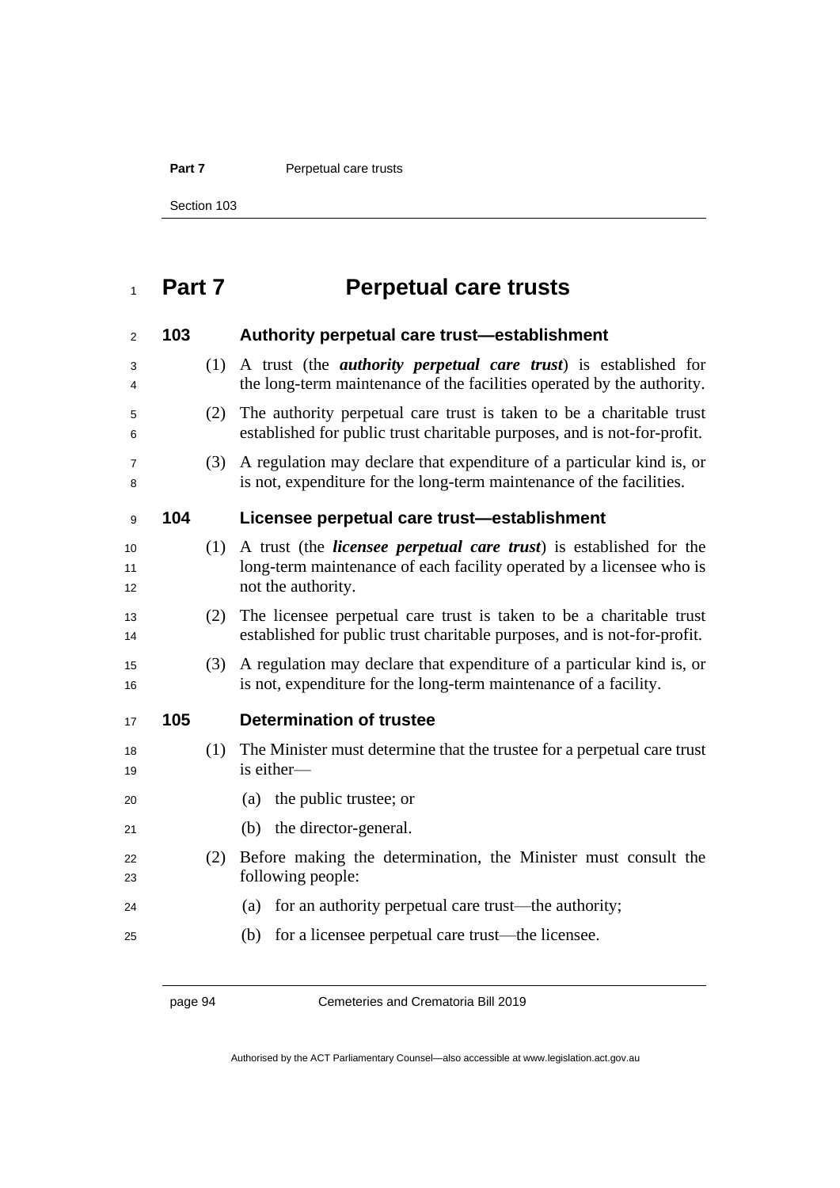# Part 7 Perpetual care trusts

## 103 Authority perpetual care trust—establishment

(1) A trust (the ***authority perpetual care trust***) is established for the long-term maintenance of the facilities operated by the authority.

(2) The authority perpetual care trust is taken to be a charitable trust established for public trust charitable purposes, and is not-for-profit.

(3) A regulation may declare that expenditure of a particular kind is, or is not, expenditure for the long-term maintenance of the facilities.

## 104 Licensee perpetual care trust—establishment

(1) A trust (the ***licensee perpetual care trust***) is established for the long-term maintenance of each facility operated by a licensee who is not the authority.

(2) The licensee perpetual care trust is taken to be a charitable trust established for public trust charitable purposes, and is not-for-profit.

(3) A regulation may declare that expenditure of a particular kind is, or is not, expenditure for the long-term maintenance of a facility.

## 105 Determination of trustee

(1) The Minister must determine that the trustee for a perpetual care trust is either—

(a) the public trustee; or

(b) the director-general.

(2) Before making the determination, the Minister must consult the following people:

(a) for an authority perpetual care trust—the authority;

(b) for a licensee perpetual care trust—the licensee.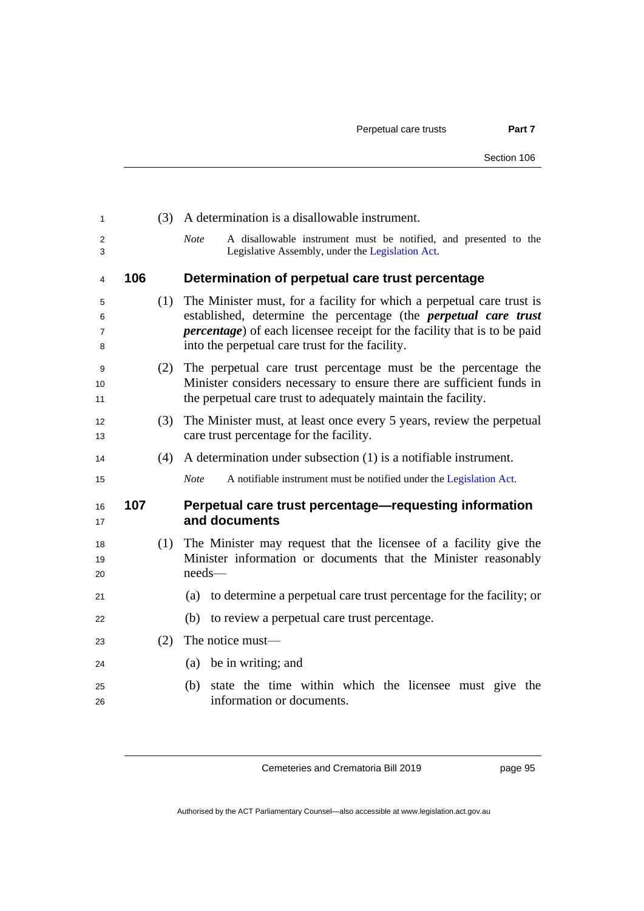(3) A determination is a disallowable instrument.

*Note* A disallowable instrument must be notified, and presented to the Legislative Assembly, under the Legislation Act.

## 106 Determination of perpetual care trust percentage

(1) The Minister must, for a facility for which a perpetual care trust is established, determine the percentage (the ***perpetual care trust percentage***) of each licensee receipt for the facility that is to be paid into the perpetual care trust for the facility.

(2) The perpetual care trust percentage must be the percentage the Minister considers necessary to ensure there are sufficient funds in the perpetual care trust to adequately maintain the facility.

(3) The Minister must, at least once every 5 years, review the perpetual care trust percentage for the facility.

(4) A determination under subsection (1) is a notifiable instrument.

*Note* A notifiable instrument must be notified under the Legislation Act.

## 107 Perpetual care trust percentage—requesting information and documents

(1) The Minister may request that the licensee of a facility give the Minister information or documents that the Minister reasonably needs—

(a) to determine a perpetual care trust percentage for the facility; or

(b) to review a perpetual care trust percentage.

(2) The notice must—

(a) be in writing; and

(b) state the time within which the licensee must give the information or documents.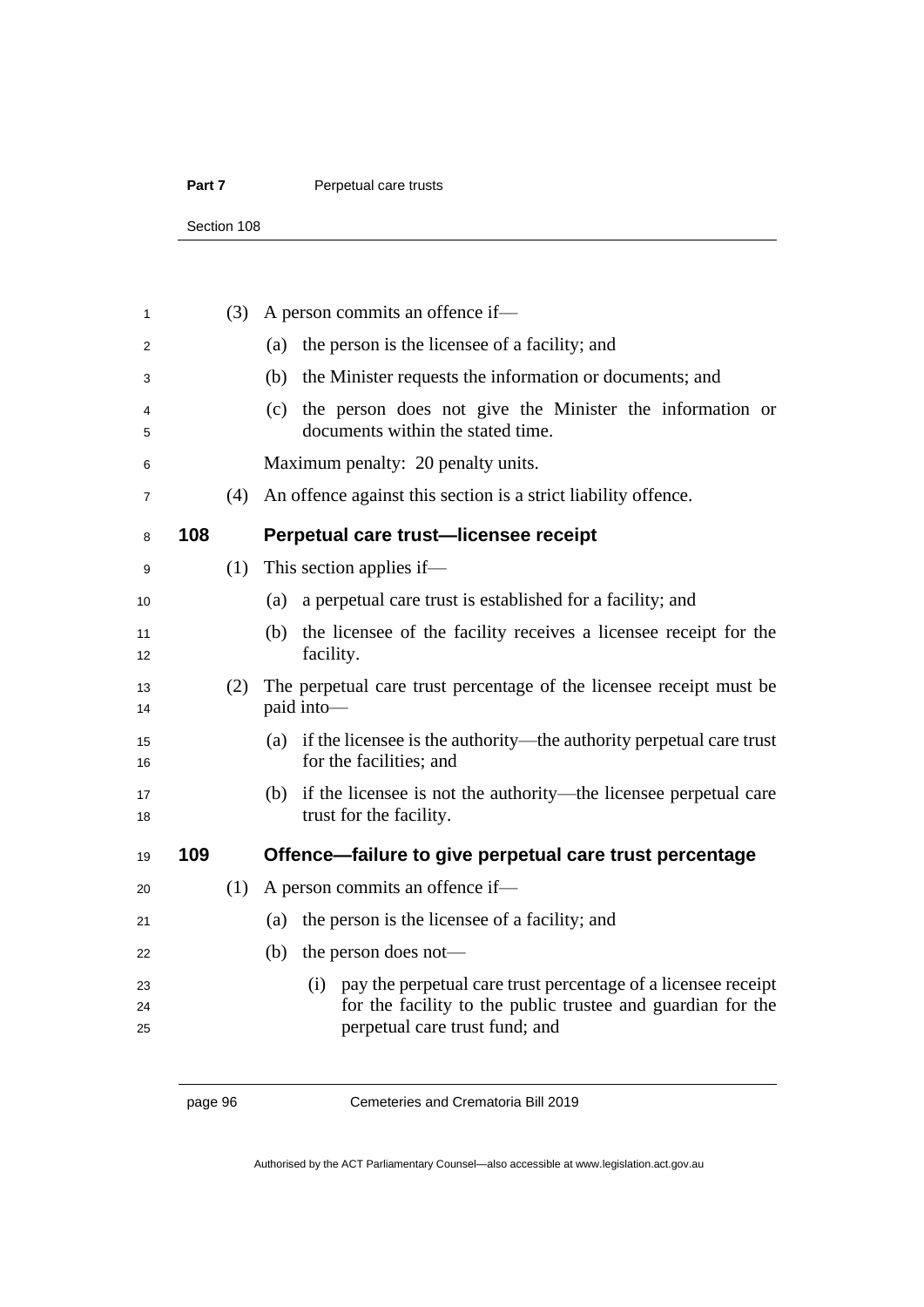(3) A person commits an offence if—

(a) the person is the licensee of a facility; and

(b) the Minister requests the information or documents; and

(c) the person does not give the Minister the information or documents within the stated time.

Maximum penalty: 20 penalty units.

(4) An offence against this section is a strict liability offence.

### 108 Perpetual care trust—licensee receipt

(1) This section applies if—

(a) a perpetual care trust is established for a facility; and

(b) the licensee of the facility receives a licensee receipt for the facility.

(2) The perpetual care trust percentage of the licensee receipt must be paid into—

(a) if the licensee is the authority—the authority perpetual care trust for the facilities; and

(b) if the licensee is not the authority—the licensee perpetual care trust for the facility.

### 109 Offence—failure to give perpetual care trust percentage

(1) A person commits an offence if—

(a) the person is the licensee of a facility; and

(b) the person does not—

(i) pay the perpetual care trust percentage of a licensee receipt for the facility to the public trustee and guardian for the perpetual care trust fund; and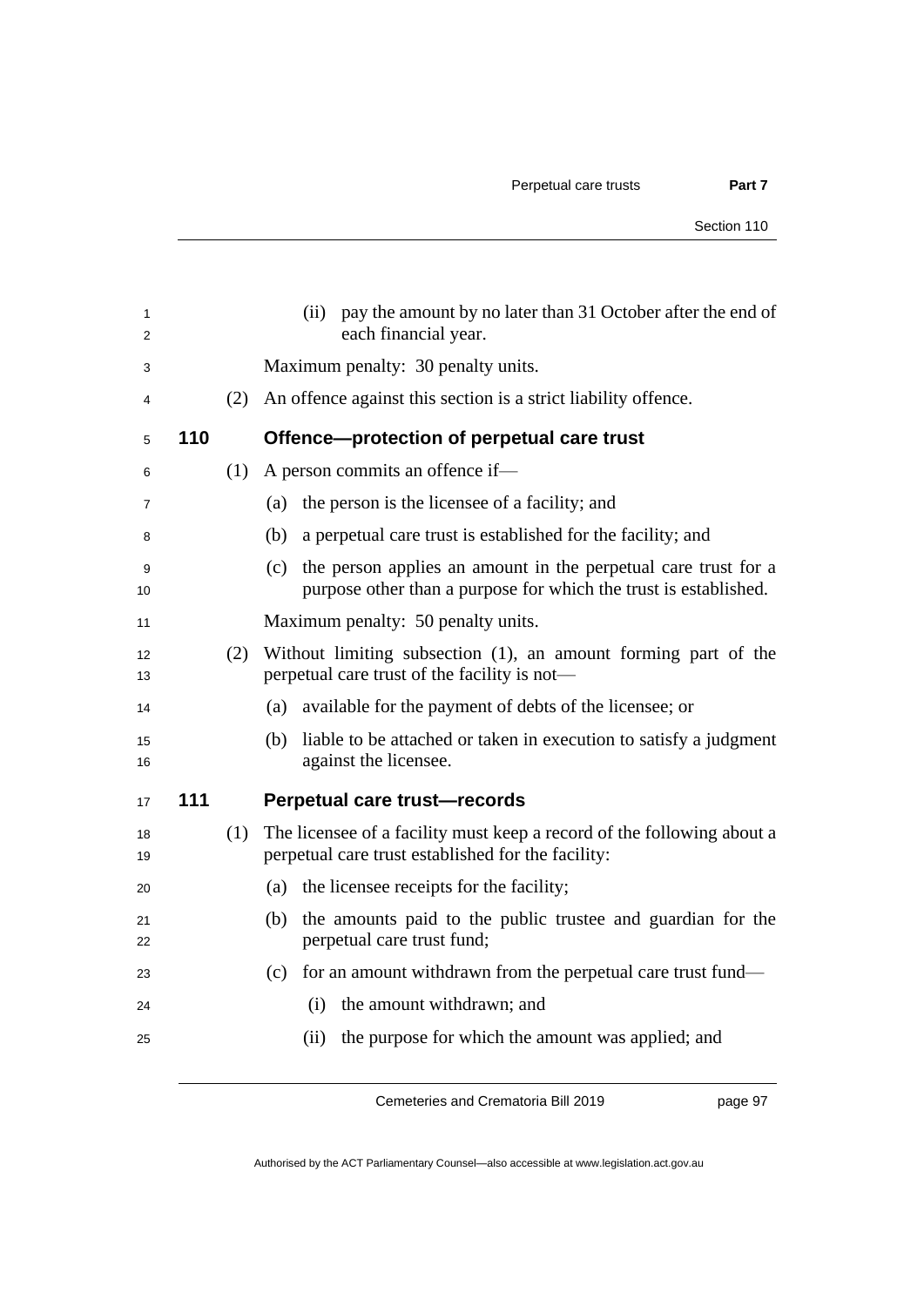(ii) pay the amount by no later than 31 October after the end of each financial year.

Maximum penalty: 30 penalty units.

(2) An offence against this section is a strict liability offence.

### 110 Offence—protection of perpetual care trust

(1) A person commits an offence if—

(a) the person is the licensee of a facility; and

(b) a perpetual care trust is established for the facility; and

(c) the person applies an amount in the perpetual care trust for a purpose other than a purpose for which the trust is established.

Maximum penalty: 50 penalty units.

(2) Without limiting subsection (1), an amount forming part of the perpetual care trust of the facility is not—

(a) available for the payment of debts of the licensee; or

(b) liable to be attached or taken in execution to satisfy a judgment against the licensee.

### 111 Perpetual care trust—records

(1) The licensee of a facility must keep a record of the following about a perpetual care trust established for the facility:

(a) the licensee receipts for the facility;

(b) the amounts paid to the public trustee and guardian for the perpetual care trust fund;

(c) for an amount withdrawn from the perpetual care trust fund—

(i) the amount withdrawn; and

(ii) the purpose for which the amount was applied; and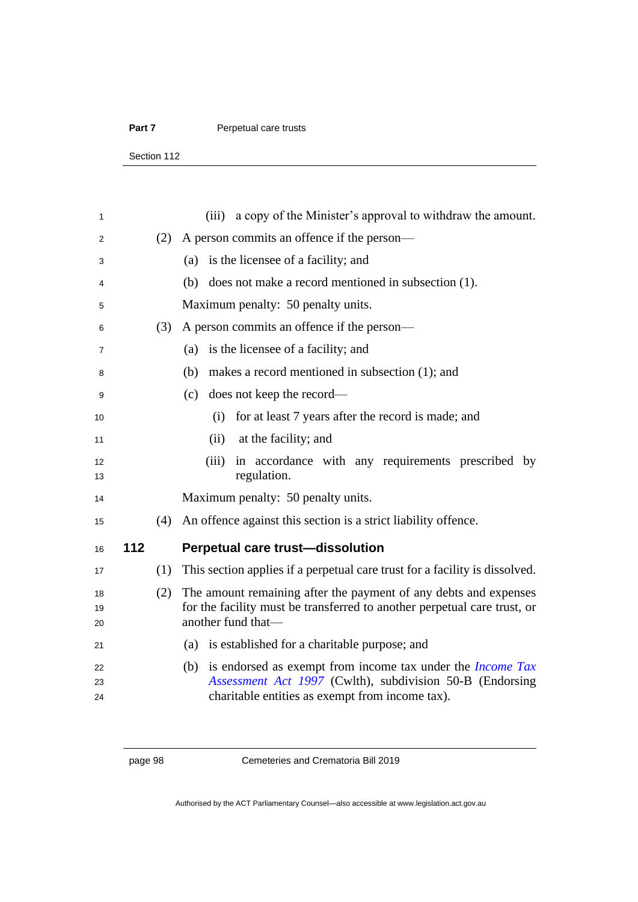(iii) a copy of the Minister's approval to withdraw the amount.

(2) A person commits an offence if the person—

(a) is the licensee of a facility; and

(b) does not make a record mentioned in subsection (1).

Maximum penalty: 50 penalty units.

(3) A person commits an offence if the person—

(a) is the licensee of a facility; and

(b) makes a record mentioned in subsection (1); and

(c) does not keep the record—

(i) for at least 7 years after the record is made; and

(ii) at the facility; and

(iii) in accordance with any requirements prescribed by regulation.

Maximum penalty: 50 penalty units.

(4) An offence against this section is a strict liability offence.

## 112 Perpetual care trust—dissolution

(1) This section applies if a perpetual care trust for a facility is dissolved.

(2) The amount remaining after the payment of any debts and expenses for the facility must be transferred to another perpetual care trust, or another fund that—

(a) is established for a charitable purpose; and

(b) is endorsed as exempt from income tax under the *Income Tax Assessment Act 1997* (Cwlth), subdivision 50-B (Endorsing charitable entities as exempt from income tax).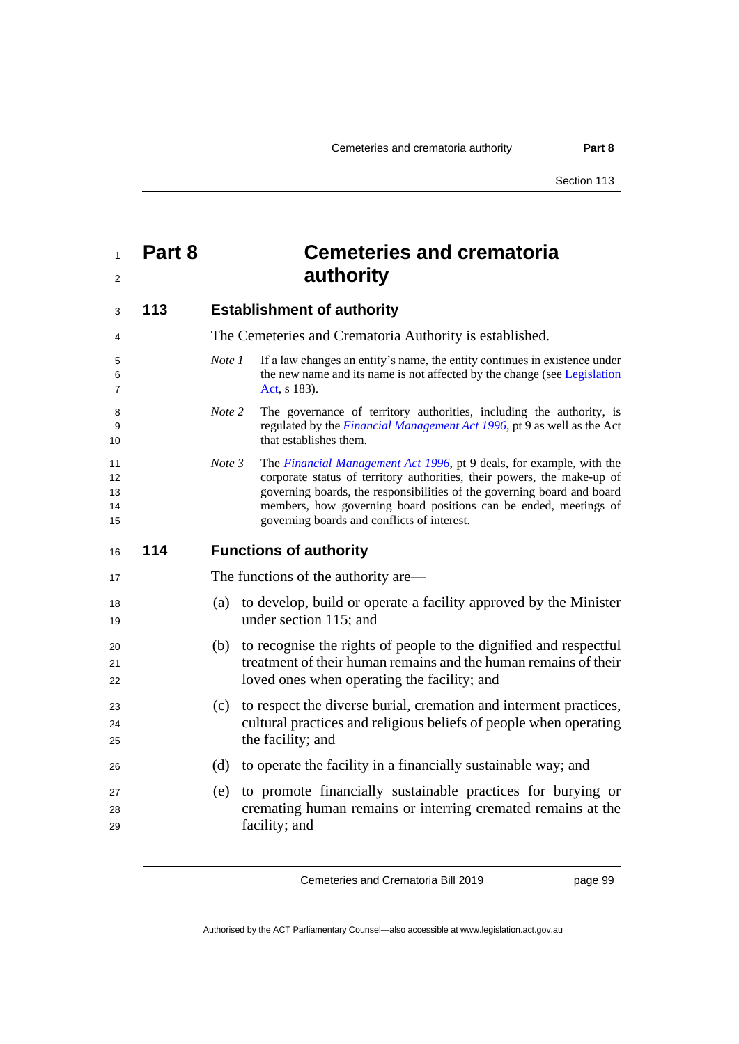# Part 8 Cemeteries and crematoria authority

## 113 Establishment of authority

The Cemeteries and Crematoria Authority is established.

*Note 1* If a law changes an entity's name, the entity continues in existence under the new name and its name is not affected by the change (see Legislation Act, s 183).

*Note 2* The governance of territory authorities, including the authority, is regulated by the *Financial Management Act 1996*, pt 9 as well as the Act that establishes them.

*Note 3* The *Financial Management Act 1996*, pt 9 deals, for example, with the corporate status of territory authorities, their powers, the make-up of governing boards, the responsibilities of the governing board and board members, how governing board positions can be ended, meetings of governing boards and conflicts of interest.

## 114 Functions of authority

The functions of the authority are—

(a) to develop, build or operate a facility approved by the Minister under section 115; and

(b) to recognise the rights of people to the dignified and respectful treatment of their human remains and the human remains of their loved ones when operating the facility; and

(c) to respect the diverse burial, cremation and interment practices, cultural practices and religious beliefs of people when operating the facility; and

(d) to operate the facility in a financially sustainable way; and

(e) to promote financially sustainable practices for burying or cremating human remains or interring cremated remains at the facility; and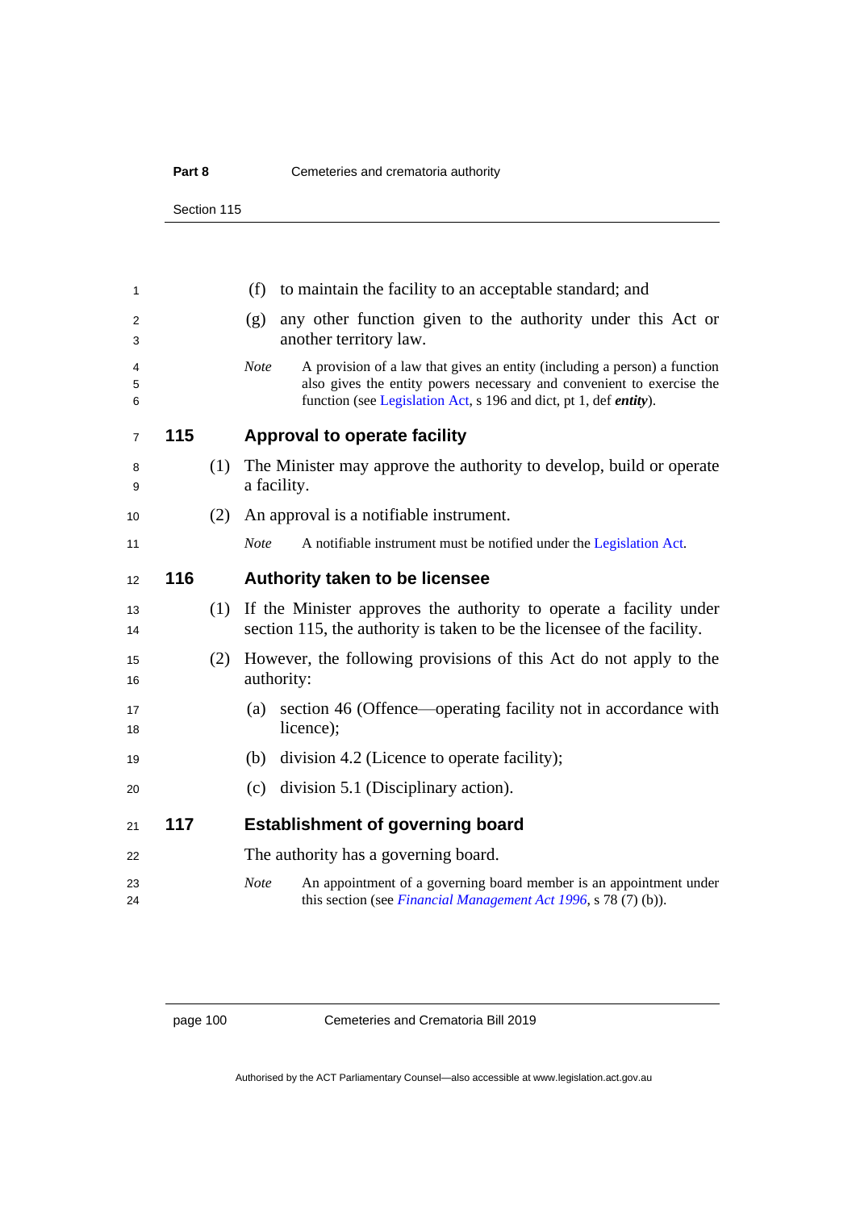(f) to maintain the facility to an acceptable standard; and

(g) any other function given to the authority under this Act or another territory law.

*Note* A provision of a law that gives an entity (including a person) a function also gives the entity powers necessary and convenient to exercise the function (see Legislation Act, s 196 and dict, pt 1, def ***entity***).

## 115 Approval to operate facility

(1) The Minister may approve the authority to develop, build or operate a facility.

(2) An approval is a notifiable instrument.

*Note* A notifiable instrument must be notified under the Legislation Act.

## 116 Authority taken to be licensee

(1) If the Minister approves the authority to operate a facility under section 115, the authority is taken to be the licensee of the facility.

(2) However, the following provisions of this Act do not apply to the authority:

(a) section 46 (Offence—operating facility not in accordance with licence);

(b) division 4.2 (Licence to operate facility);

(c) division 5.1 (Disciplinary action).

## 117 Establishment of governing board

The authority has a governing board.

*Note* An appointment of a governing board member is an appointment under this section (see *Financial Management Act 1996*, s 78 (7) (b)).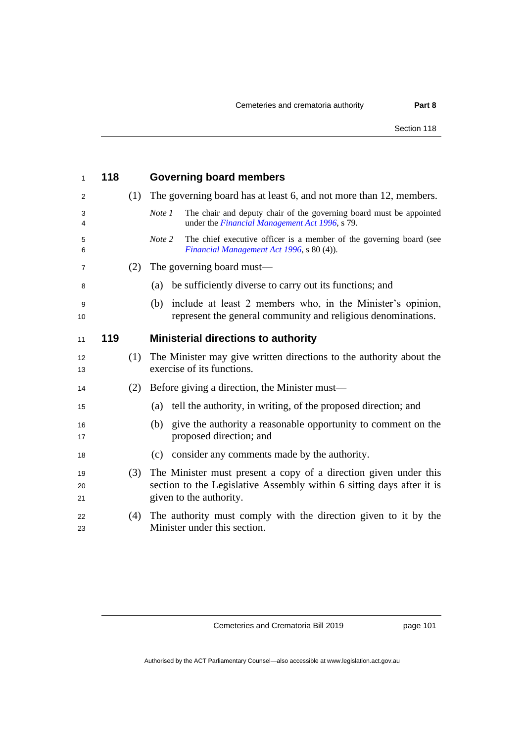## 118 Governing board members

(1) The governing board has at least 6, and not more than 12, members.

*Note 1* The chair and deputy chair of the governing board must be appointed under the *Financial Management Act 1996*, s 79.

*Note 2* The chief executive officer is a member of the governing board (see *Financial Management Act 1996*, s 80 (4)).

(2) The governing board must—

(a) be sufficiently diverse to carry out its functions; and

(b) include at least 2 members who, in the Minister's opinion, represent the general community and religious denominations.

## 119 Ministerial directions to authority

(1) The Minister may give written directions to the authority about the exercise of its functions.

(2) Before giving a direction, the Minister must—

(a) tell the authority, in writing, of the proposed direction; and

(b) give the authority a reasonable opportunity to comment on the proposed direction; and

(c) consider any comments made by the authority.

(3) The Minister must present a copy of a direction given under this section to the Legislative Assembly within 6 sitting days after it is given to the authority.

(4) The authority must comply with the direction given to it by the Minister under this section.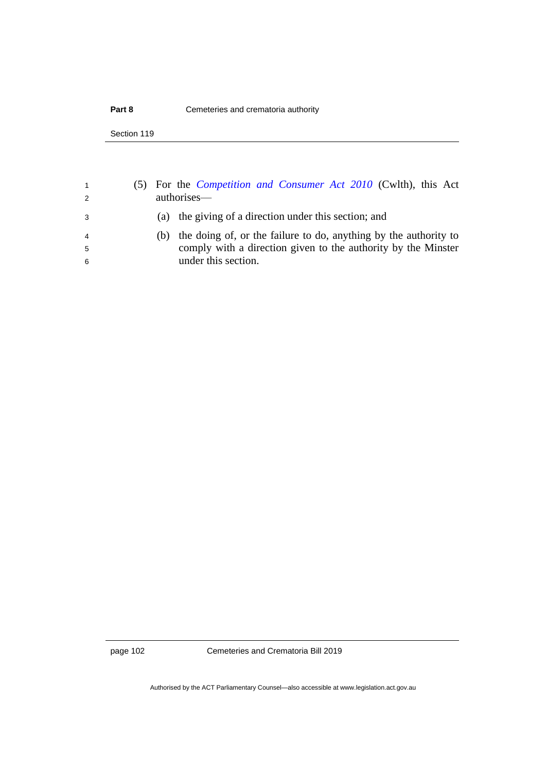(5) For the *Competition and Consumer Act 2010* (Cwlth), this Act authorises—

(a) the giving of a direction under this section; and

(b) the doing of, or the failure to do, anything by the authority to comply with a direction given to the authority by the Minster under this section.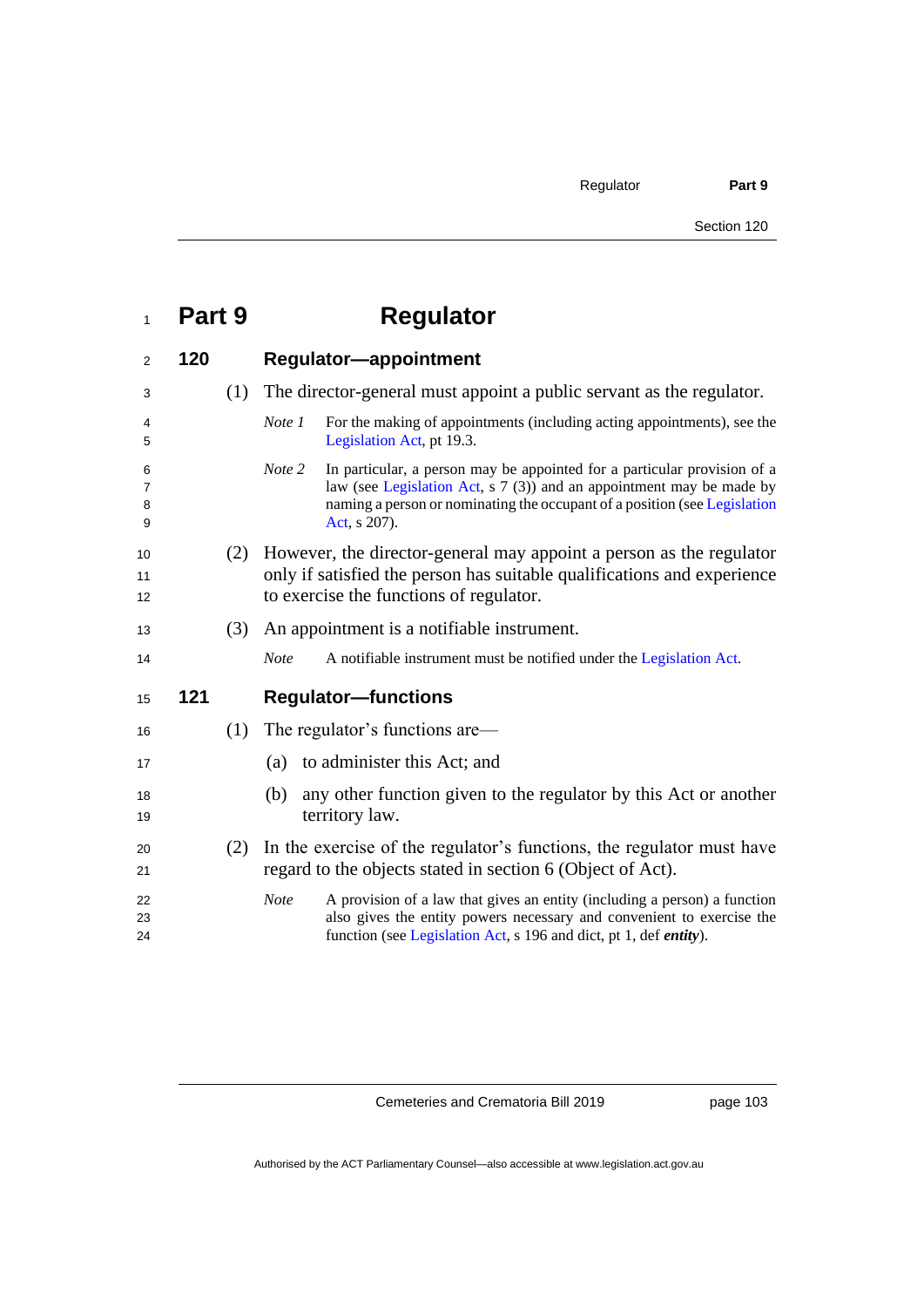# Part 9 Regulator

## 120 Regulator—appointment

(1) The director-general must appoint a public servant as the regulator.

*Note 1* For the making of appointments (including acting appointments), see the Legislation Act, pt 19.3.

*Note 2* In particular, a person may be appointed for a particular provision of a law (see Legislation Act, s 7 (3)) and an appointment may be made by naming a person or nominating the occupant of a position (see Legislation Act, s 207).

(2) However, the director-general may appoint a person as the regulator only if satisfied the person has suitable qualifications and experience to exercise the functions of regulator.

(3) An appointment is a notifiable instrument.

*Note* A notifiable instrument must be notified under the Legislation Act.

## 121 Regulator—functions

(1) The regulator's functions are—

(a) to administer this Act; and

(b) any other function given to the regulator by this Act or another territory law.

(2) In the exercise of the regulator's functions, the regulator must have regard to the objects stated in section 6 (Object of Act).

*Note* A provision of a law that gives an entity (including a person) a function also gives the entity powers necessary and convenient to exercise the function (see Legislation Act, s 196 and dict, pt 1, def ***entity***).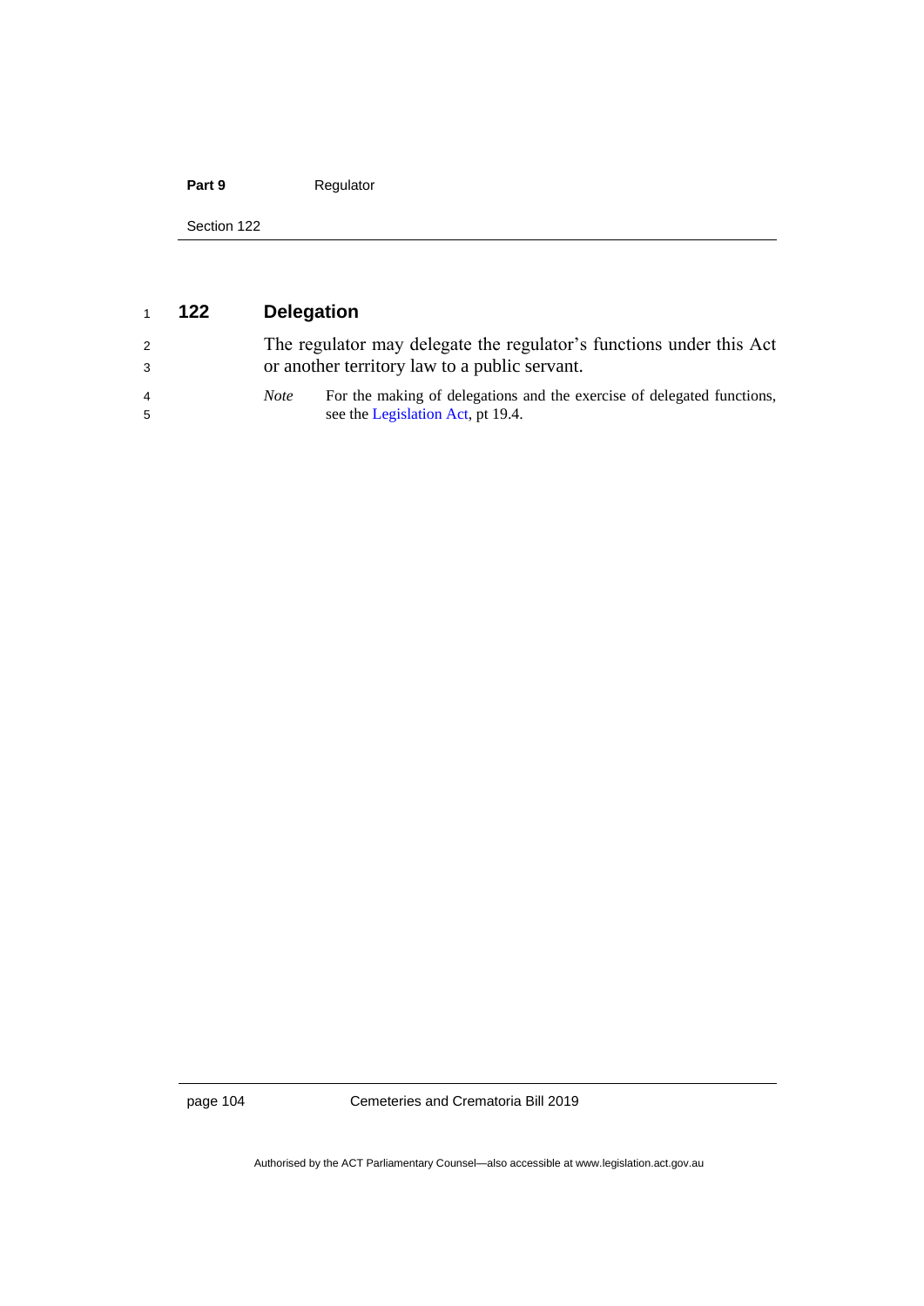## 122 Delegation

The regulator may delegate the regulator's functions under this Act or another territory law to a public servant.

*Note* For the making of delegations and the exercise of delegated functions, see the Legislation Act, pt 19.4.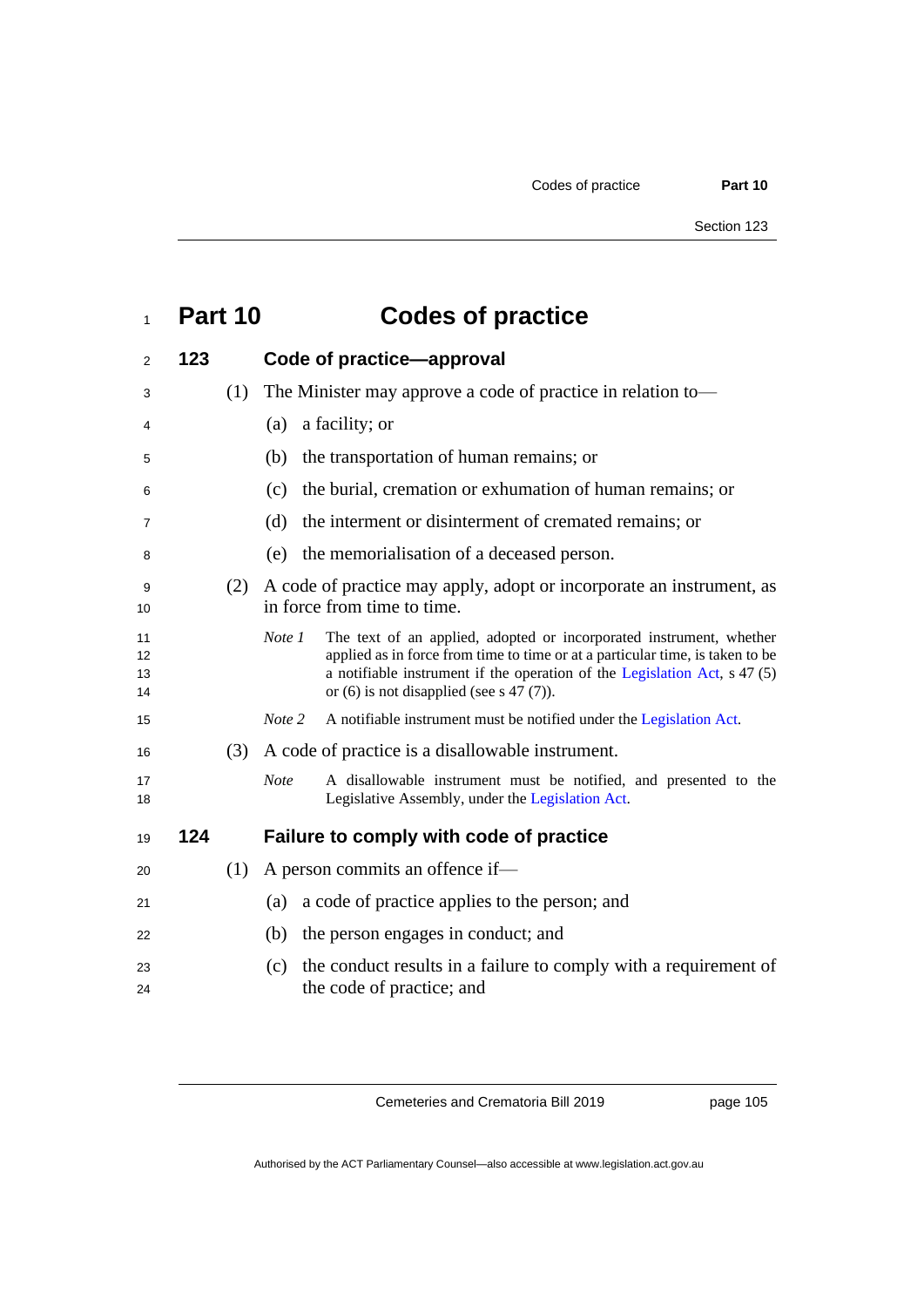# Part 10 Codes of practice

## 123 Code of practice—approval

(1) The Minister may approve a code of practice in relation to—

(a) a facility; or

(b) the transportation of human remains; or

(c) the burial, cremation or exhumation of human remains; or

(d) the interment or disinterment of cremated remains; or

(e) the memorialisation of a deceased person.

(2) A code of practice may apply, adopt or incorporate an instrument, as in force from time to time.

*Note 1* The text of an applied, adopted or incorporated instrument, whether applied as in force from time to time or at a particular time, is taken to be a notifiable instrument if the operation of the Legislation Act, s 47 (5) or (6) is not disapplied (see s 47 (7)).

*Note 2* A notifiable instrument must be notified under the Legislation Act.

(3) A code of practice is a disallowable instrument.

*Note* A disallowable instrument must be notified, and presented to the Legislative Assembly, under the Legislation Act.

## 124 Failure to comply with code of practice

(1) A person commits an offence if—

(a) a code of practice applies to the person; and

(b) the person engages in conduct; and

(c) the conduct results in a failure to comply with a requirement of the code of practice; and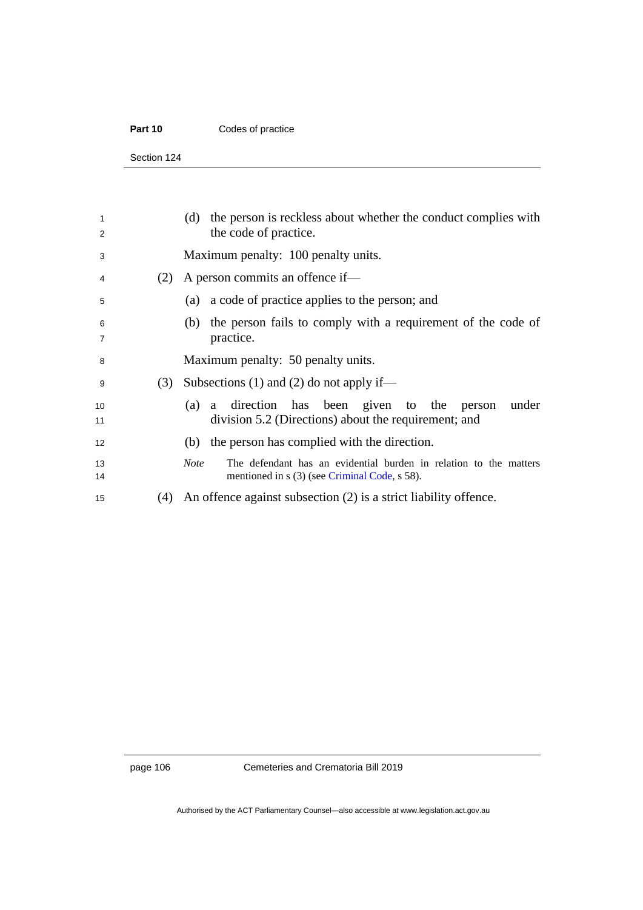(d) the person is reckless about whether the conduct complies with the code of practice.

Maximum penalty: 100 penalty units.

(2) A person commits an offence if—

(a) a code of practice applies to the person; and

(b) the person fails to comply with a requirement of the code of practice.

Maximum penalty: 50 penalty units.

(3) Subsections (1) and (2) do not apply if—

(a) a direction has been given to the person under division 5.2 (Directions) about the requirement; and

(b) the person has complied with the direction.

*Note* The defendant has an evidential burden in relation to the matters mentioned in s (3) (see Criminal Code, s 58).

(4) An offence against subsection (2) is a strict liability offence.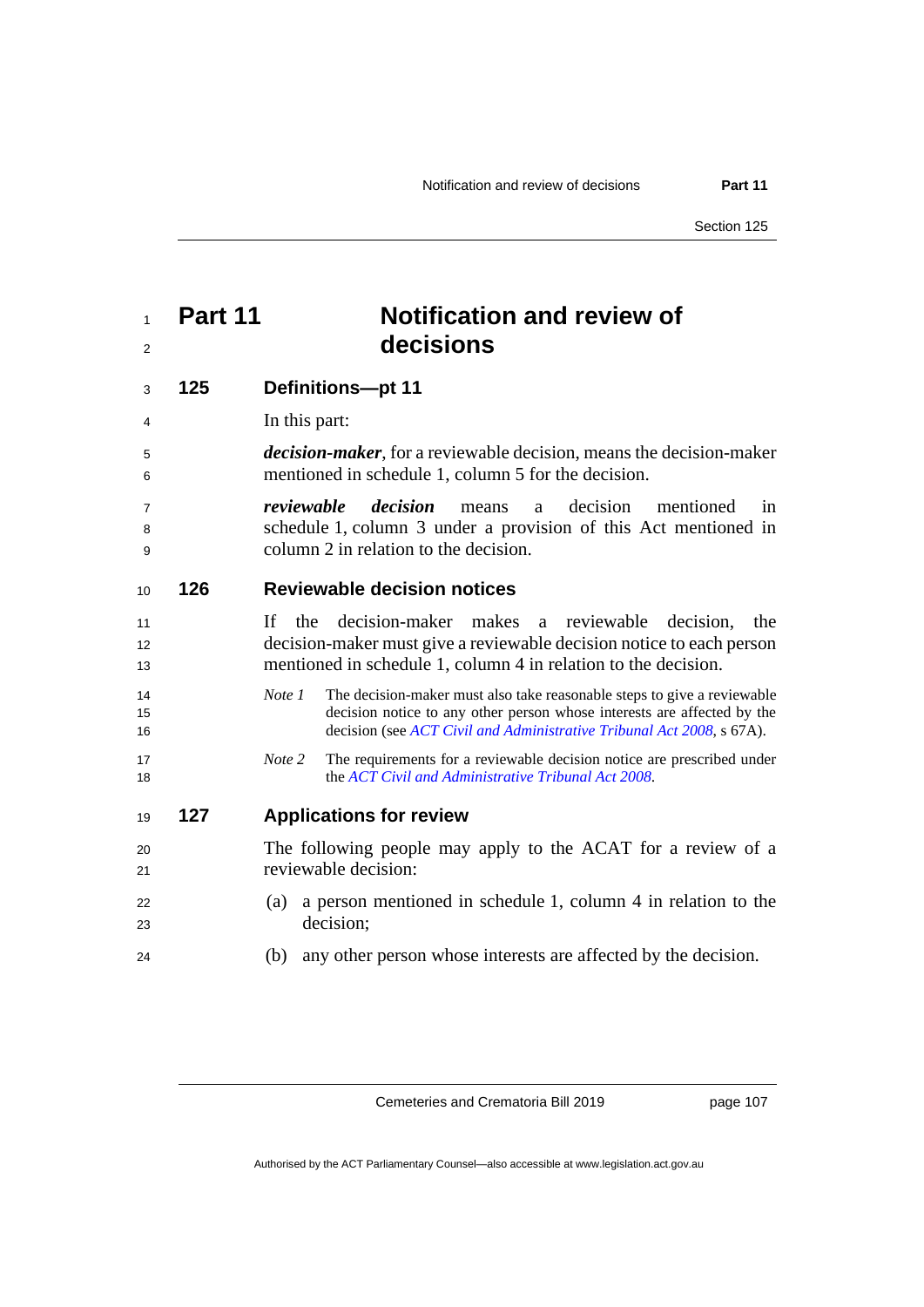# Part 11 Notification and review of decisions

## 125 Definitions—pt 11

In this part:

***decision-maker***, for a reviewable decision, means the decision-maker mentioned in schedule 1, column 5 for the decision.

***reviewable decision*** means a decision mentioned in schedule 1, column 3 under a provision of this Act mentioned in column 2 in relation to the decision.

## 126 Reviewable decision notices

If the decision-maker makes a reviewable decision, the decision-maker must give a reviewable decision notice to each person mentioned in schedule 1, column 4 in relation to the decision.

*Note 1* The decision-maker must also take reasonable steps to give a reviewable decision notice to any other person whose interests are affected by the decision (see *ACT Civil and Administrative Tribunal Act 2008*, s 67A).

*Note 2* The requirements for a reviewable decision notice are prescribed under the *ACT Civil and Administrative Tribunal Act 2008*.

## 127 Applications for review

The following people may apply to the ACAT for a review of a reviewable decision:

(a) a person mentioned in schedule 1, column 4 in relation to the decision;

(b) any other person whose interests are affected by the decision.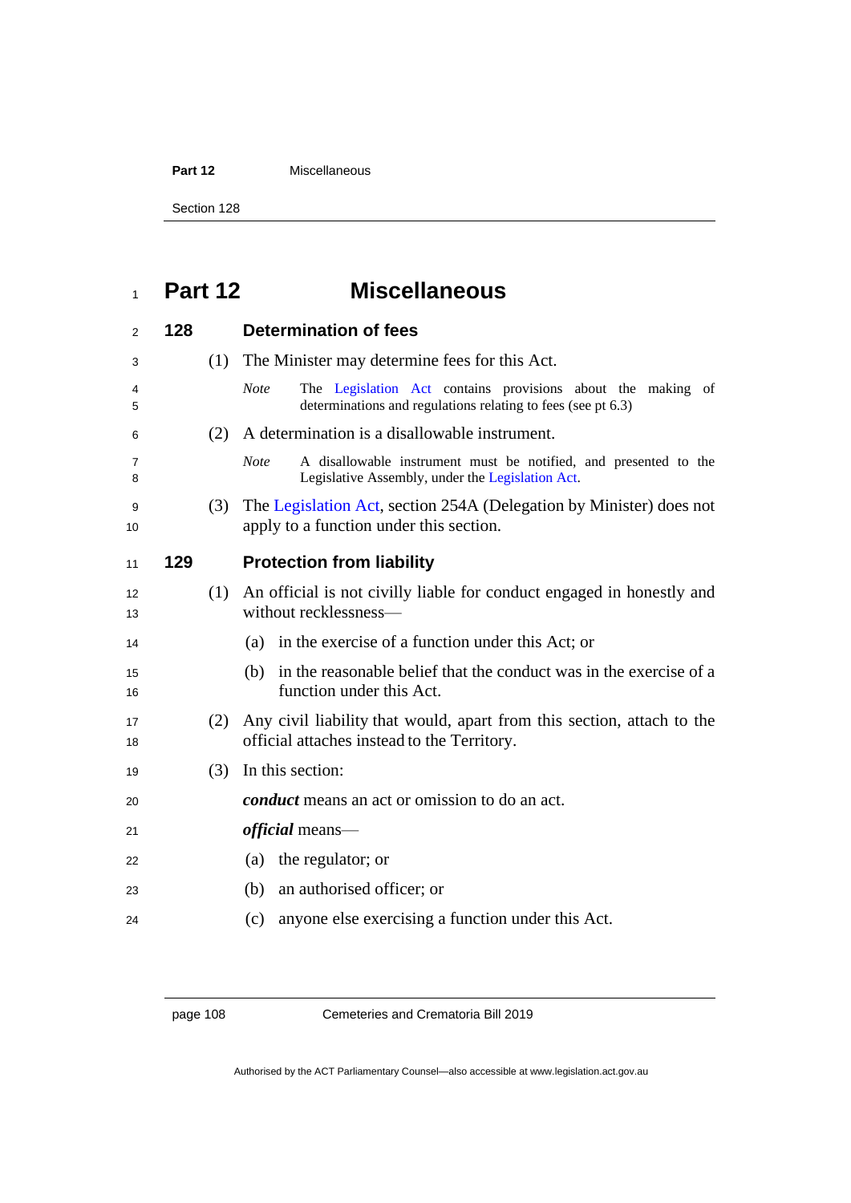# Part 12 Miscellaneous

## 128 Determination of fees

(1) The Minister may determine fees for this Act.

*Note* The Legislation Act contains provisions about the making of determinations and regulations relating to fees (see pt 6.3)

(2) A determination is a disallowable instrument.

*Note* A disallowable instrument must be notified, and presented to the Legislative Assembly, under the Legislation Act.

(3) The Legislation Act, section 254A (Delegation by Minister) does not apply to a function under this section.

## 129 Protection from liability

(1) An official is not civilly liable for conduct engaged in honestly and without recklessness—

(a) in the exercise of a function under this Act; or

(b) in the reasonable belief that the conduct was in the exercise of a function under this Act.

(2) Any civil liability that would, apart from this section, attach to the official attaches instead to the Territory.

(3) In this section:

***conduct*** means an act or omission to do an act.

***official*** means—

(a) the regulator; or

(b) an authorised officer; or

(c) anyone else exercising a function under this Act.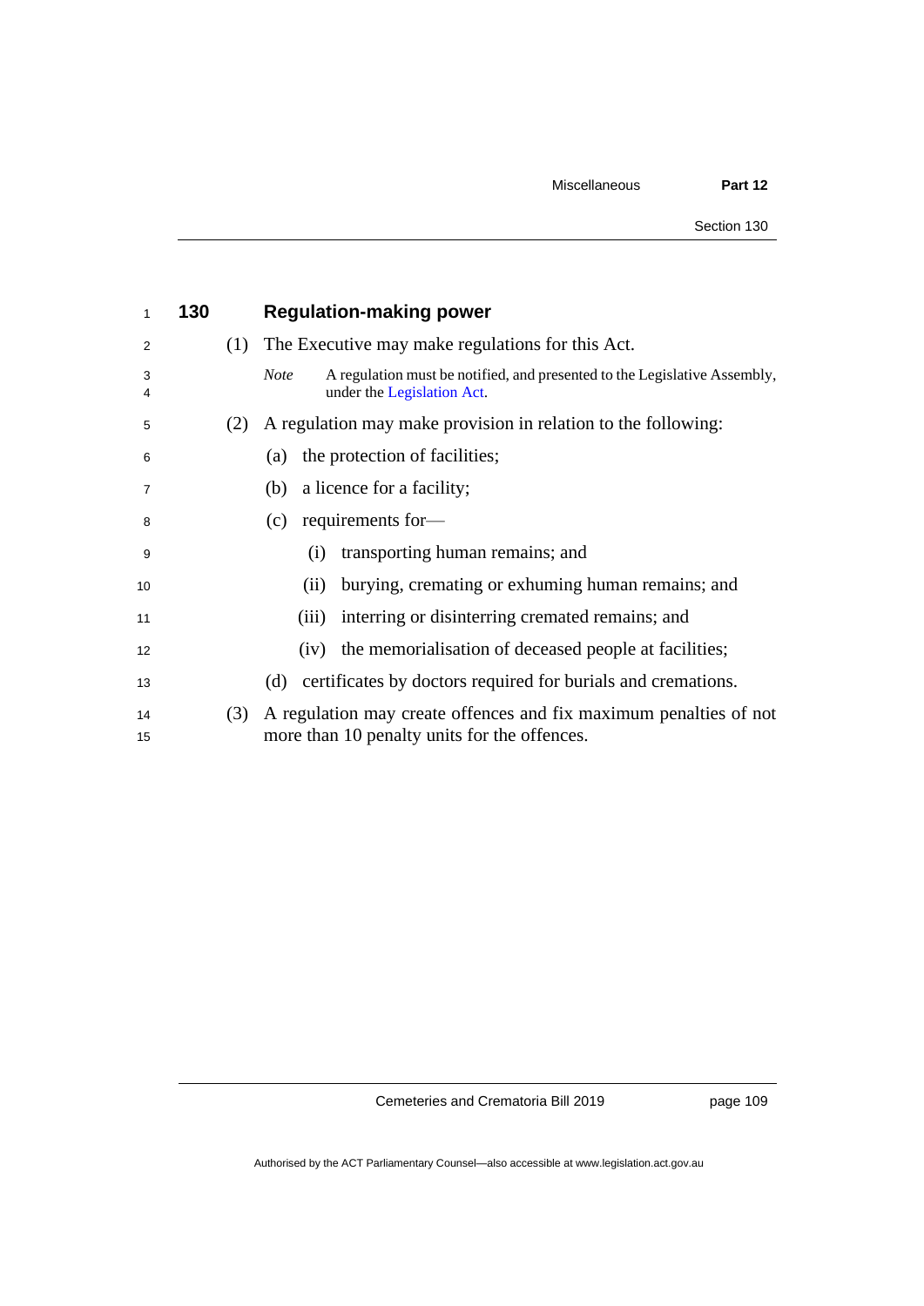## 130 Regulation-making power

(1) The Executive may make regulations for this Act.

*Note* A regulation must be notified, and presented to the Legislative Assembly, under the Legislation Act.

(2) A regulation may make provision in relation to the following:

(a) the protection of facilities;

(b) a licence for a facility;

(c) requirements for—

(i) transporting human remains; and

(ii) burying, cremating or exhuming human remains; and

(iii) interring or disinterring cremated remains; and

(iv) the memorialisation of deceased people at facilities;

(d) certificates by doctors required for burials and cremations.

(3) A regulation may create offences and fix maximum penalties of not more than 10 penalty units for the offences.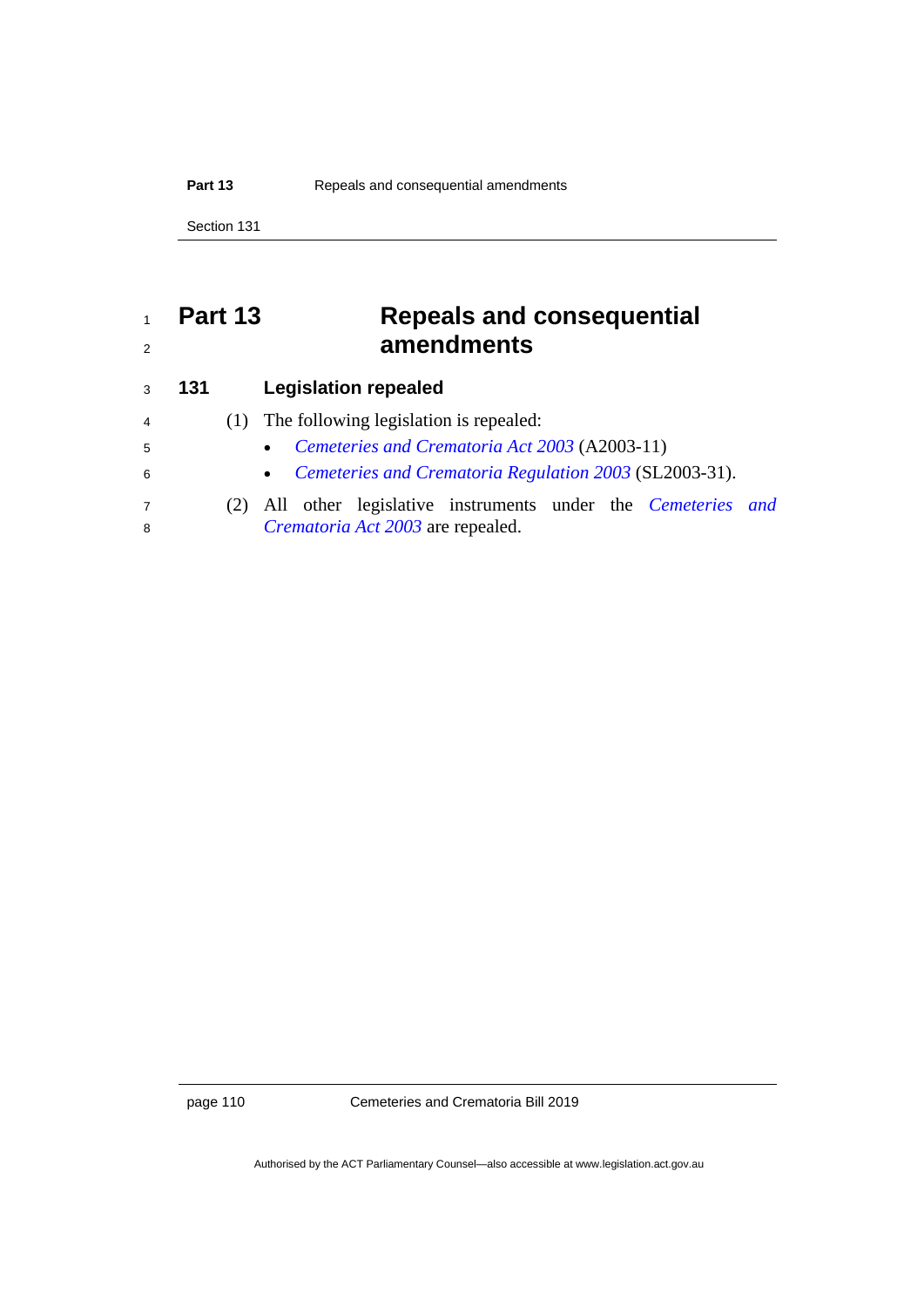# Part 13 Repeals and consequential amendments

## 131 Legislation repealed

(1) The following legislation is repealed:

- *Cemeteries and Crematoria Act 2003* (A2003-11)
- *Cemeteries and Crematoria Regulation 2003* (SL2003-31).

(2) All other legislative instruments under the *Cemeteries and Crematoria Act 2003* are repealed.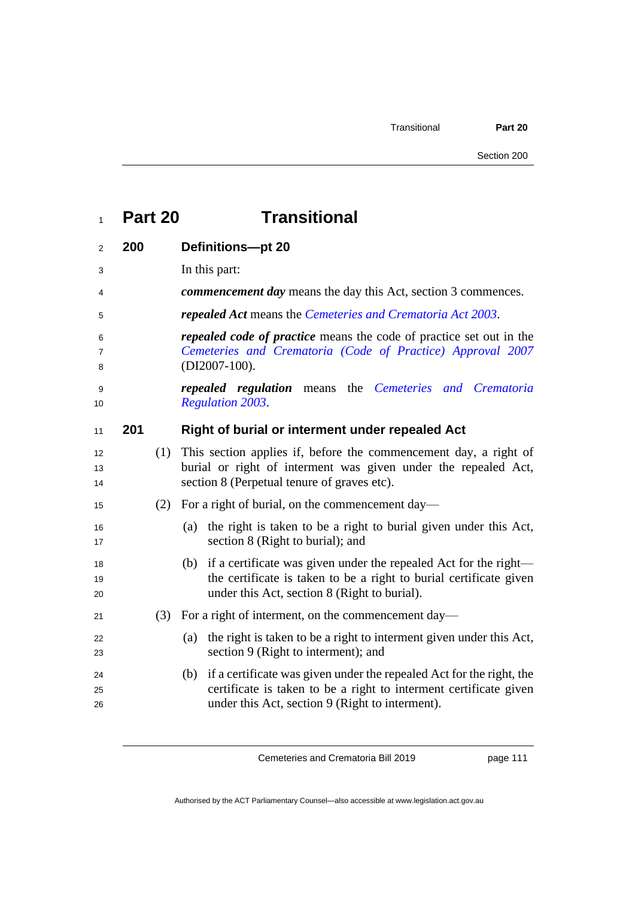# Part 20 Transitional

## 200 Definitions—pt 20

In this part:

***commencement day*** means the day this Act, section 3 commences.

***repealed Act*** means the *Cemeteries and Crematoria Act 2003*.

***repealed code of practice*** means the code of practice set out in the *Cemeteries and Crematoria (Code of Practice) Approval 2007* (DI2007-100).

***repealed regulation*** means the *Cemeteries and Crematoria Regulation 2003*.

## 201 Right of burial or interment under repealed Act

(1) This section applies if, before the commencement day, a right of burial or right of interment was given under the repealed Act, section 8 (Perpetual tenure of graves etc).

(2) For a right of burial, on the commencement day—

(a) the right is taken to be a right to burial given under this Act, section 8 (Right to burial); and

(b) if a certificate was given under the repealed Act for the right—the certificate is taken to be a right to burial certificate given under this Act, section 8 (Right to burial).

(3) For a right of interment, on the commencement day—

(a) the right is taken to be a right to interment given under this Act, section 9 (Right to interment); and

(b) if a certificate was given under the repealed Act for the right, the certificate is taken to be a right to interment certificate given under this Act, section 9 (Right to interment).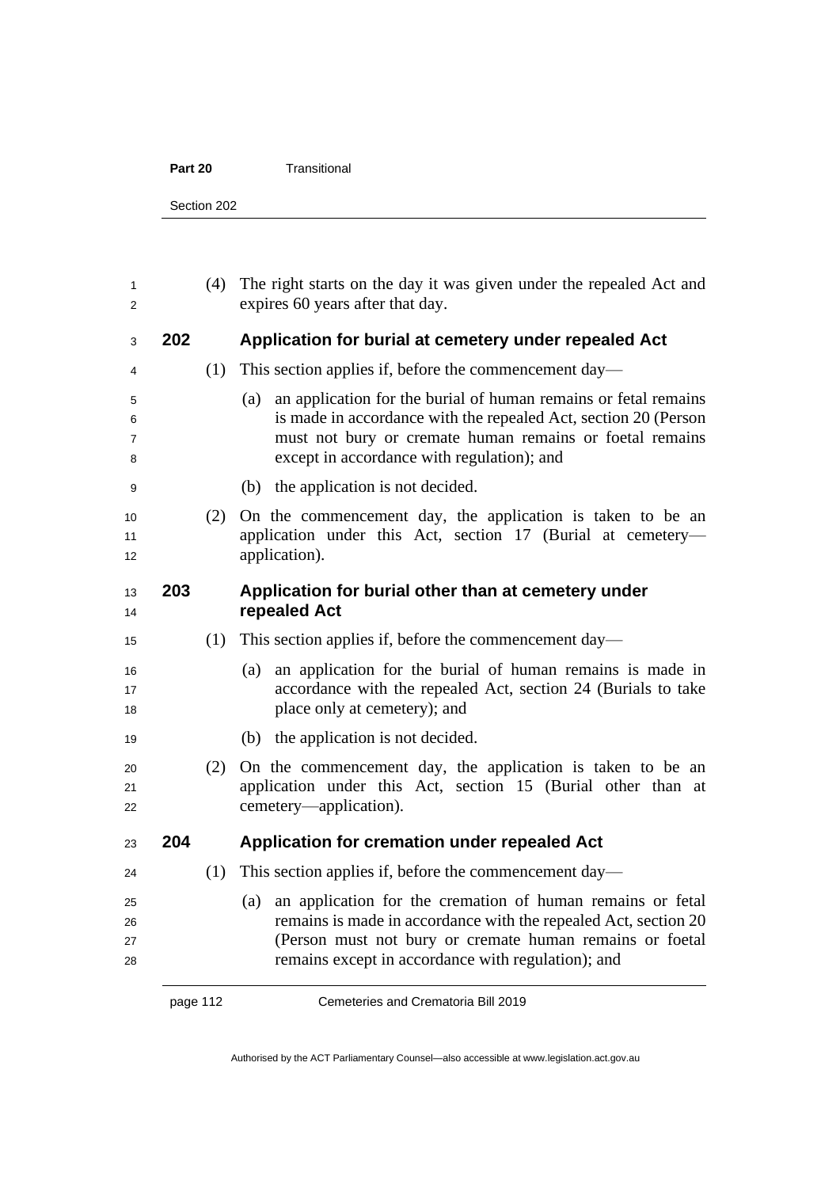(4) The right starts on the day it was given under the repealed Act and expires 60 years after that day.

### 202 Application for burial at cemetery under repealed Act

(1) This section applies if, before the commencement day—

(a) an application for the burial of human remains or fetal remains is made in accordance with the repealed Act, section 20 (Person must not bury or cremate human remains or foetal remains except in accordance with regulation); and

(b) the application is not decided.

(2) On the commencement day, the application is taken to be an application under this Act, section 17 (Burial at cemetery—application).

### 203 Application for burial other than at cemetery under repealed Act

(1) This section applies if, before the commencement day—

(a) an application for the burial of human remains is made in accordance with the repealed Act, section 24 (Burials to take place only at cemetery); and

(b) the application is not decided.

(2) On the commencement day, the application is taken to be an application under this Act, section 15 (Burial other than at cemetery—application).

### 204 Application for cremation under repealed Act

(1) This section applies if, before the commencement day—

(a) an application for the cremation of human remains or fetal remains is made in accordance with the repealed Act, section 20 (Person must not bury or cremate human remains or foetal remains except in accordance with regulation); and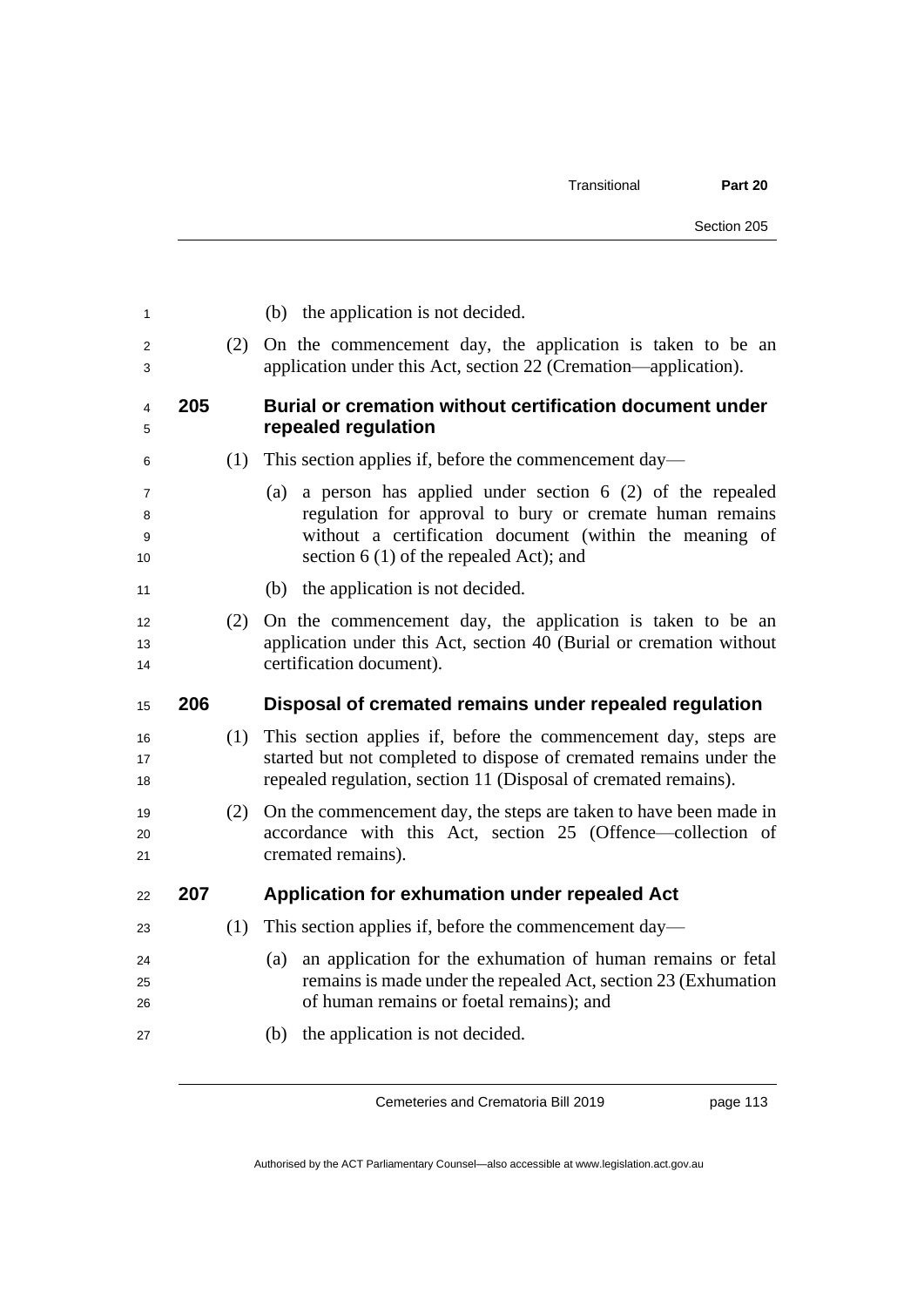(b) the application is not decided.

(2) On the commencement day, the application is taken to be an application under this Act, section 22 (Cremation—application).

### 205 Burial or cremation without certification document under repealed regulation

(1) This section applies if, before the commencement day—

(a) a person has applied under section 6 (2) of the repealed regulation for approval to bury or cremate human remains without a certification document (within the meaning of section 6 (1) of the repealed Act); and

(b) the application is not decided.

(2) On the commencement day, the application is taken to be an application under this Act, section 40 (Burial or cremation without certification document).

### 206 Disposal of cremated remains under repealed regulation

(1) This section applies if, before the commencement day, steps are started but not completed to dispose of cremated remains under the repealed regulation, section 11 (Disposal of cremated remains).

(2) On the commencement day, the steps are taken to have been made in accordance with this Act, section 25 (Offence—collection of cremated remains).

### 207 Application for exhumation under repealed Act

(1) This section applies if, before the commencement day—

(a) an application for the exhumation of human remains or fetal remains is made under the repealed Act, section 23 (Exhumation of human remains or foetal remains); and

(b) the application is not decided.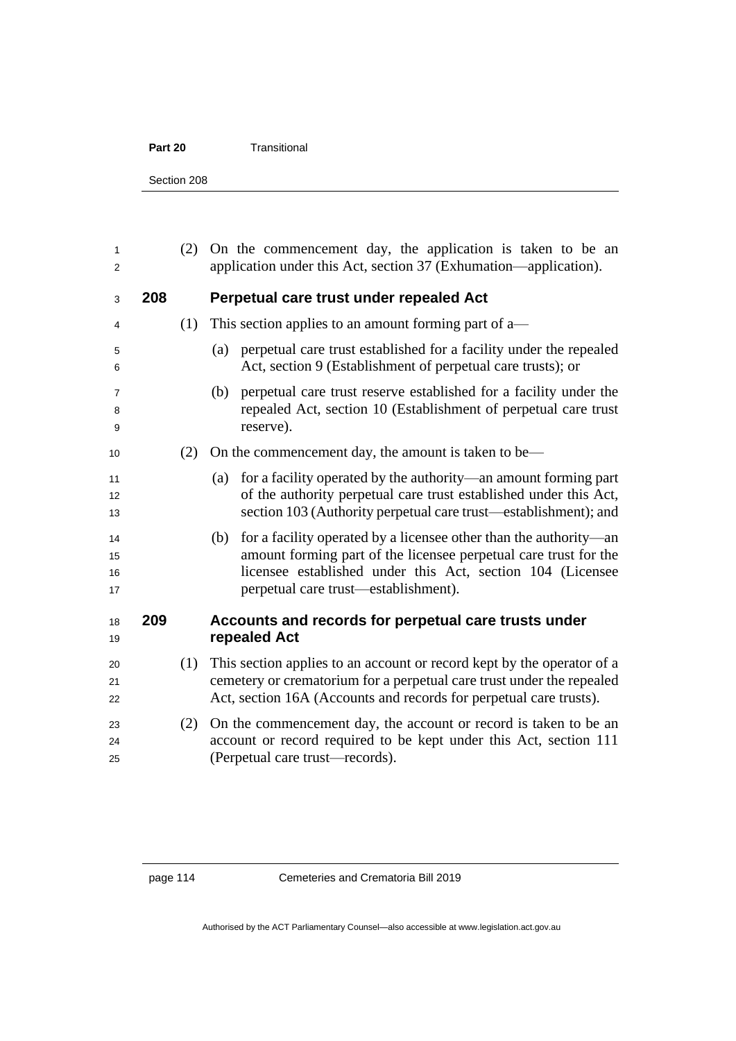(2) On the commencement day, the application is taken to be an application under this Act, section 37 (Exhumation—application).

### 208 Perpetual care trust under repealed Act

(1) This section applies to an amount forming part of a—

(a) perpetual care trust established for a facility under the repealed Act, section 9 (Establishment of perpetual care trusts); or

(b) perpetual care trust reserve established for a facility under the repealed Act, section 10 (Establishment of perpetual care trust reserve).

(2) On the commencement day, the amount is taken to be—

(a) for a facility operated by the authority—an amount forming part of the authority perpetual care trust established under this Act, section 103 (Authority perpetual care trust—establishment); and

(b) for a facility operated by a licensee other than the authority—an amount forming part of the licensee perpetual care trust for the licensee established under this Act, section 104 (Licensee perpetual care trust—establishment).

### 209 Accounts and records for perpetual care trusts under repealed Act

(1) This section applies to an account or record kept by the operator of a cemetery or crematorium for a perpetual care trust under the repealed Act, section 16A (Accounts and records for perpetual care trusts).

(2) On the commencement day, the account or record is taken to be an account or record required to be kept under this Act, section 111 (Perpetual care trust—records).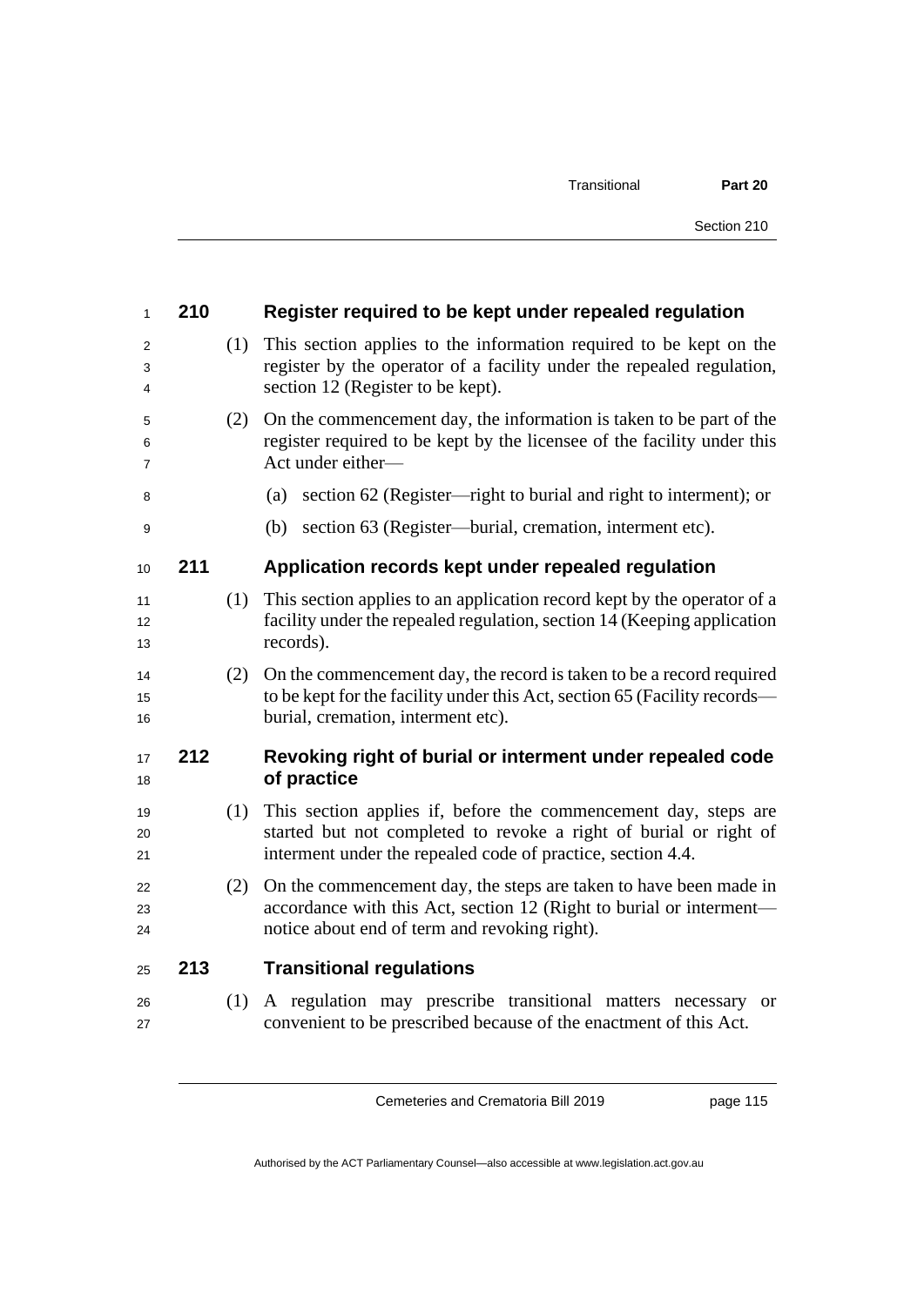### 210 Register required to be kept under repealed regulation

(1) This section applies to the information required to be kept on the register by the operator of a facility under the repealed regulation, section 12 (Register to be kept).

(2) On the commencement day, the information is taken to be part of the register required to be kept by the licensee of the facility under this Act under either—

(a) section 62 (Register—right to burial and right to interment); or

(b) section 63 (Register—burial, cremation, interment etc).

### 211 Application records kept under repealed regulation

(1) This section applies to an application record kept by the operator of a facility under the repealed regulation, section 14 (Keeping application records).

(2) On the commencement day, the record is taken to be a record required to be kept for the facility under this Act, section 65 (Facility records—burial, cremation, interment etc).

### 212 Revoking right of burial or interment under repealed code of practice

(1) This section applies if, before the commencement day, steps are started but not completed to revoke a right of burial or right of interment under the repealed code of practice, section 4.4.

(2) On the commencement day, the steps are taken to have been made in accordance with this Act, section 12 (Right to burial or interment—notice about end of term and revoking right).

### 213 Transitional regulations

(1) A regulation may prescribe transitional matters necessary or convenient to be prescribed because of the enactment of this Act.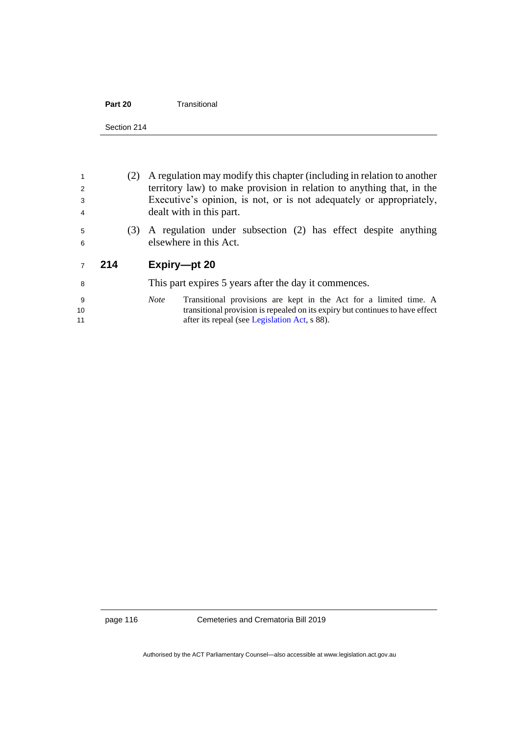(2) A regulation may modify this chapter (including in relation to another territory law) to make provision in relation to anything that, in the Executive's opinion, is not, or is not adequately or appropriately, dealt with in this part.

(3) A regulation under subsection (2) has effect despite anything elsewhere in this Act.

### 214 Expiry—pt 20

This part expires 5 years after the day it commences.

*Note* Transitional provisions are kept in the Act for a limited time. A transitional provision is repealed on its expiry but continues to have effect after its repeal (see Legislation Act, s 88).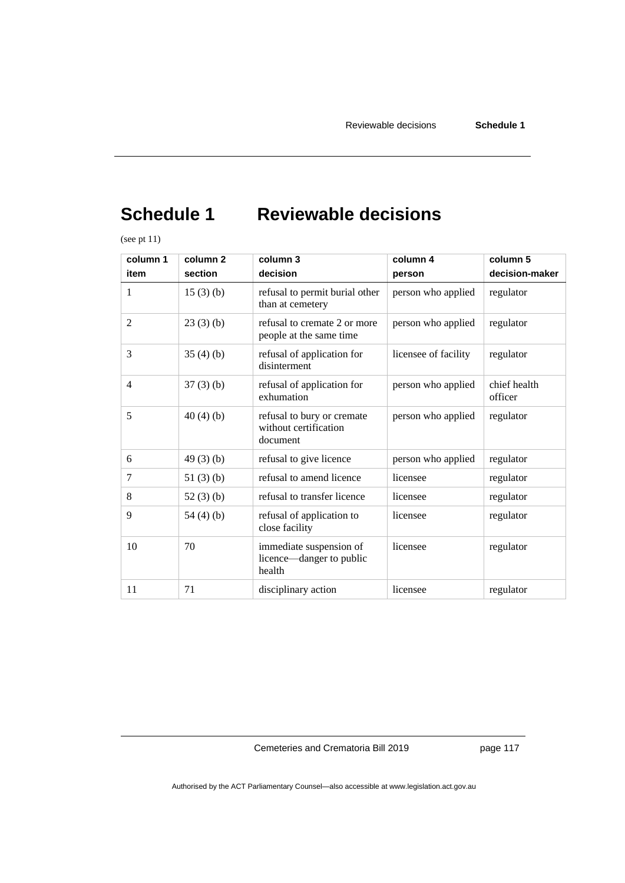# Schedule 1 Reviewable decisions

(see pt 11)

| column 1<br>item | column 2<br>section | column 3<br>decision | column 4<br>person | column 5<br>decision-maker |
|---|---|---|---|---|
| 1 | 15 (3) (b) | refusal to permit burial other than at cemetery | person who applied | regulator |
| 2 | 23 (3) (b) | refusal to cremate 2 or more people at the same time | person who applied | regulator |
| 3 | 35 (4) (b) | refusal of application for disinterment | licensee of facility | regulator |
| 4 | 37 (3) (b) | refusal of application for exhumation | person who applied | chief health officer |
| 5 | 40 (4) (b) | refusal to bury or cremate without certification document | person who applied | regulator |
| 6 | 49 (3) (b) | refusal to give licence | person who applied | regulator |
| 7 | 51 (3) (b) | refusal to amend licence | licensee | regulator |
| 8 | 52 (3) (b) | refusal to transfer licence | licensee | regulator |
| 9 | 54 (4) (b) | refusal of application to close facility | licensee | regulator |
| 10 | 70 | immediate suspension of licence—danger to public health | licensee | regulator |
| 11 | 71 | disciplinary action | licensee | regulator |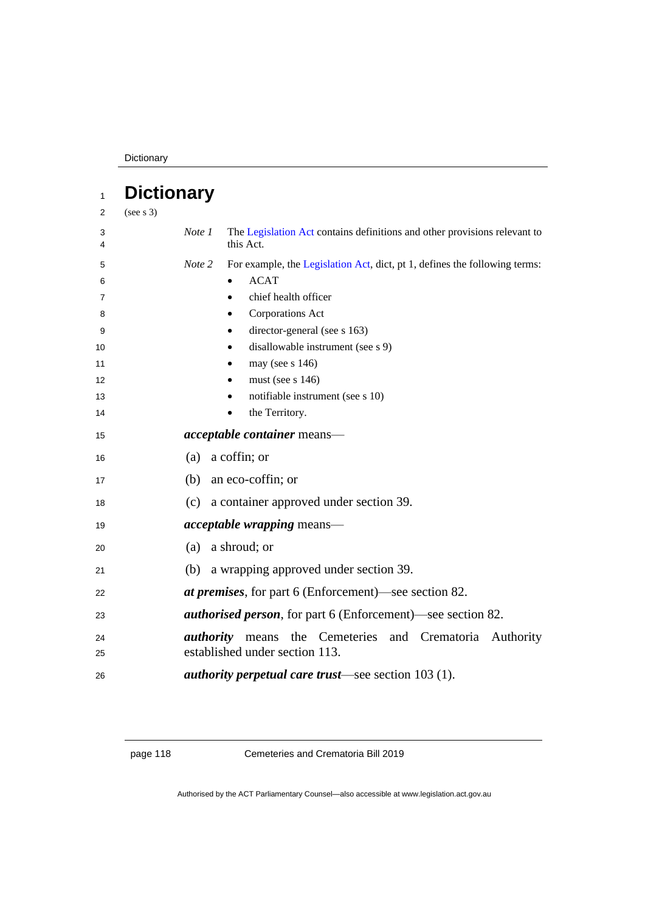# Dictionary

(see s 3)

*Note 1* The Legislation Act contains definitions and other provisions relevant to this Act.

*Note 2* For example, the Legislation Act, dict, pt 1, defines the following terms:

- ACAT
- chief health officer
- Corporations Act
- director-general (see s 163)
- disallowable instrument (see s 9)
- may (see s 146)
- must (see s 146)
- notifiable instrument (see s 10)
- the Territory.

***acceptable container*** means—

(a) a coffin; or

(b) an eco-coffin; or

(c) a container approved under section 39.

***acceptable wrapping*** means—

(a) a shroud; or

(b) a wrapping approved under section 39.

***at premises***, for part 6 (Enforcement)—see section 82.

***authorised person***, for part 6 (Enforcement)—see section 82.

***authority*** means the Cemeteries and Crematoria Authority established under section 113.

***authority perpetual care trust***—see section 103 (1).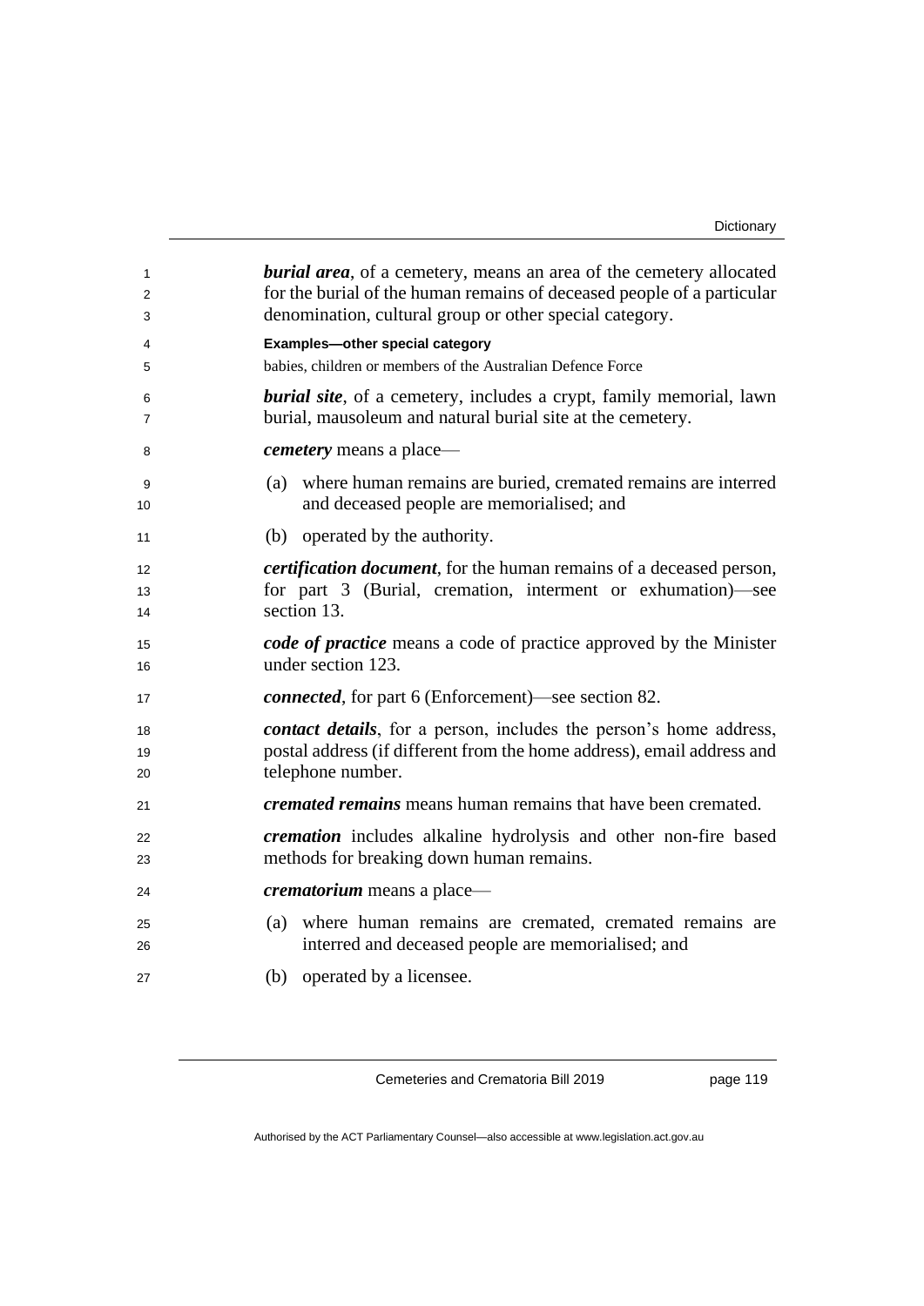***burial area***, of a cemetery, means an area of the cemetery allocated for the burial of the human remains of deceased people of a particular denomination, cultural group or other special category.

**Examples—other special category**

babies, children or members of the Australian Defence Force

***burial site***, of a cemetery, includes a crypt, family memorial, lawn burial, mausoleum and natural burial site at the cemetery.

***cemetery*** means a place—

(a) where human remains are buried, cremated remains are interred and deceased people are memorialised; and

(b) operated by the authority.

***certification document***, for the human remains of a deceased person, for part 3 (Burial, cremation, interment or exhumation)—see section 13.

***code of practice*** means a code of practice approved by the Minister under section 123.

***connected***, for part 6 (Enforcement)—see section 82.

***contact details***, for a person, includes the person's home address, postal address (if different from the home address), email address and telephone number.

***cremated remains*** means human remains that have been cremated.

***cremation*** includes alkaline hydrolysis and other non-fire based methods for breaking down human remains.

***crematorium*** means a place—

(a) where human remains are cremated, cremated remains are interred and deceased people are memorialised; and

(b) operated by a licensee.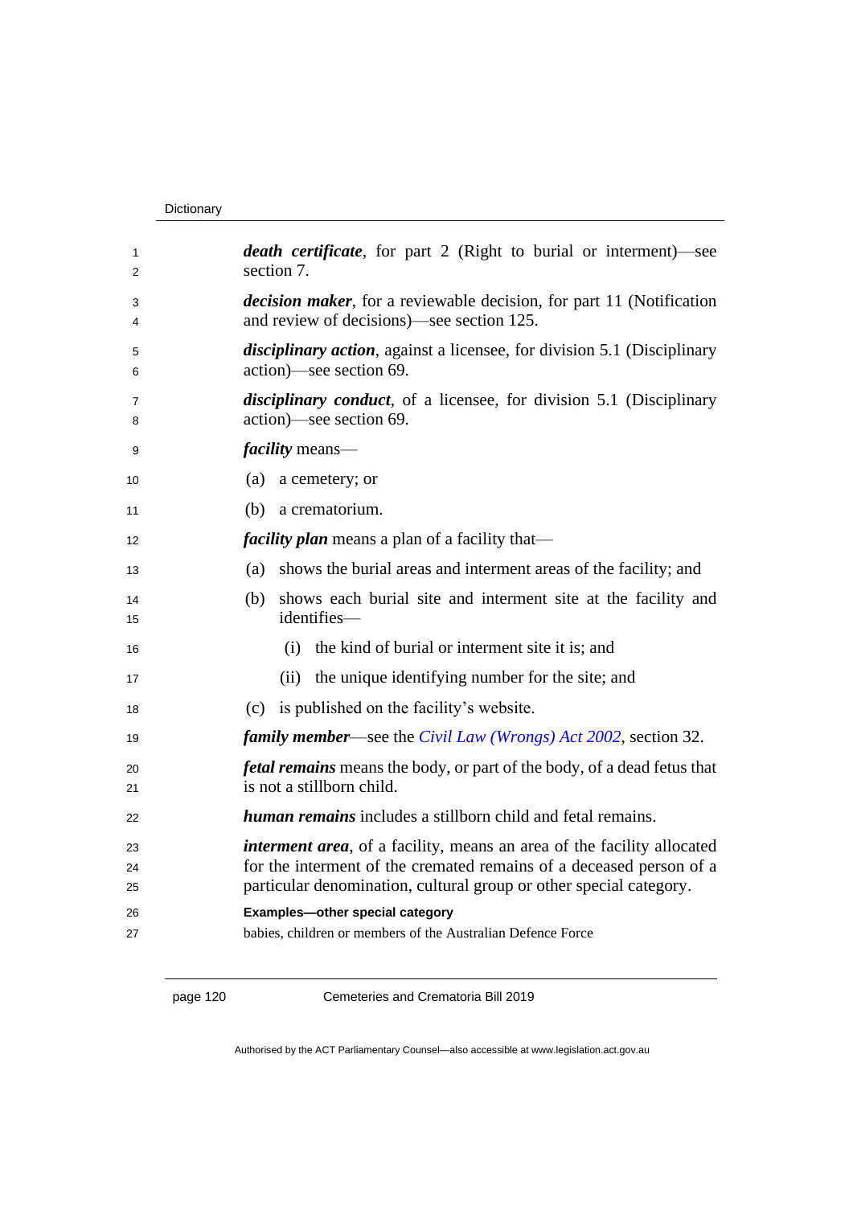***death certificate***, for part 2 (Right to burial or interment)—see section 7.

***decision maker***, for a reviewable decision, for part 11 (Notification and review of decisions)—see section 125.

***disciplinary action***, against a licensee, for division 5.1 (Disciplinary action)—see section 69.

***disciplinary conduct***, of a licensee, for division 5.1 (Disciplinary action)—see section 69.

***facility*** means—

(a) a cemetery; or

(b) a crematorium.

***facility plan*** means a plan of a facility that—

(a) shows the burial areas and interment areas of the facility; and

(b) shows each burial site and interment site at the facility and identifies—

(i) the kind of burial or interment site it is; and

(ii) the unique identifying number for the site; and

(c) is published on the facility's website.

***family member***—see the *Civil Law (Wrongs) Act 2002*, section 32.

***fetal remains*** means the body, or part of the body, of a dead fetus that is not a stillborn child.

***human remains*** includes a stillborn child and fetal remains.

***interment area***, of a facility, means an area of the facility allocated for the interment of the cremated remains of a deceased person of a particular denomination, cultural group or other special category.

**Examples—other special category**

babies, children or members of the Australian Defence Force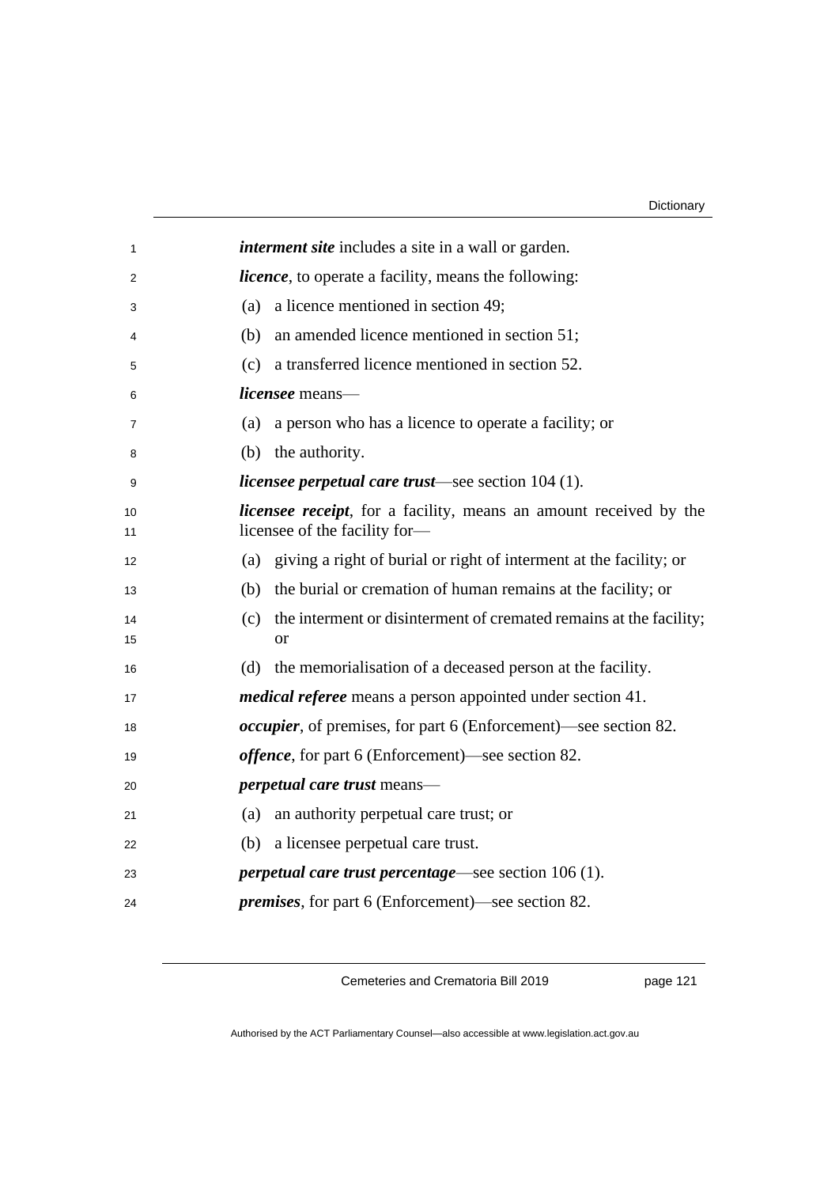***interment site*** includes a site in a wall or garden.

***licence***, to operate a facility, means the following:

(a) a licence mentioned in section 49;

(b) an amended licence mentioned in section 51;

(c) a transferred licence mentioned in section 52.

***licensee*** means—

(a) a person who has a licence to operate a facility; or

(b) the authority.

***licensee perpetual care trust***—see section 104 (1).

***licensee receipt***, for a facility, means an amount received by the licensee of the facility for—

(a) giving a right of burial or right of interment at the facility; or

(b) the burial or cremation of human remains at the facility; or

(c) the interment or disinterment of cremated remains at the facility; or

(d) the memorialisation of a deceased person at the facility.

***medical referee*** means a person appointed under section 41.

***occupier***, of premises, for part 6 (Enforcement)—see section 82.

***offence***, for part 6 (Enforcement)—see section 82.

***perpetual care trust*** means—

(a) an authority perpetual care trust; or

(b) a licensee perpetual care trust.

***perpetual care trust percentage***—see section 106 (1).

***premises***, for part 6 (Enforcement)—see section 82.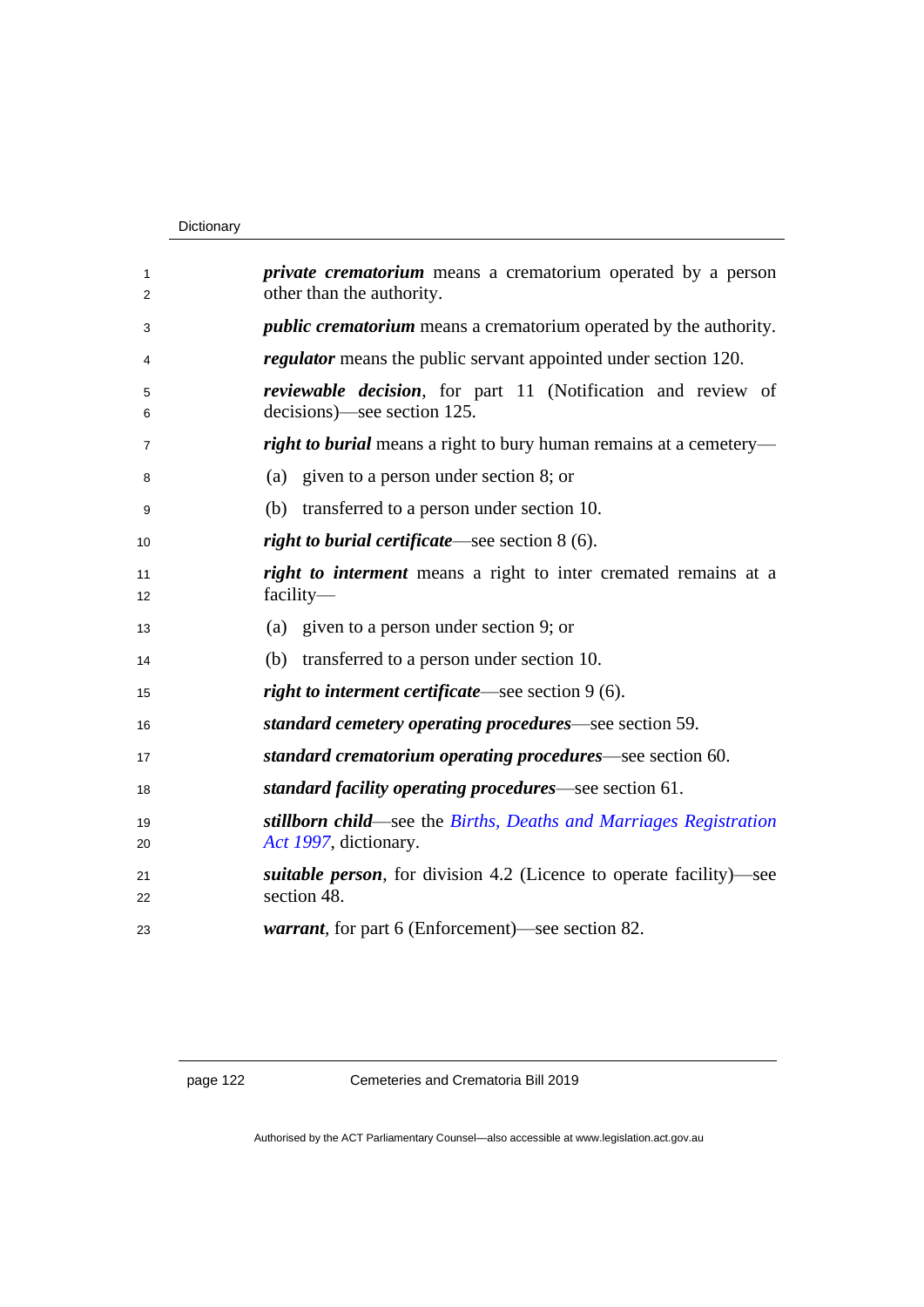***private crematorium*** means a crematorium operated by a person other than the authority.

***public crematorium*** means a crematorium operated by the authority.

***regulator*** means the public servant appointed under section 120.

***reviewable decision***, for part 11 (Notification and review of decisions)—see section 125.

***right to burial*** means a right to bury human remains at a cemetery—

(a) given to a person under section 8; or

(b) transferred to a person under section 10.

***right to burial certificate***—see section 8 (6).

***right to interment*** means a right to inter cremated remains at a facility—

(a) given to a person under section 9; or

(b) transferred to a person under section 10.

***right to interment certificate***—see section 9 (6).

***standard cemetery operating procedures***—see section 59.

***standard crematorium operating procedures***—see section 60.

***standard facility operating procedures***—see section 61.

***stillborn child***—see the *Births, Deaths and Marriages Registration Act 1997*, dictionary.

***suitable person***, for division 4.2 (Licence to operate facility)—see section 48.

***warrant***, for part 6 (Enforcement)—see section 82.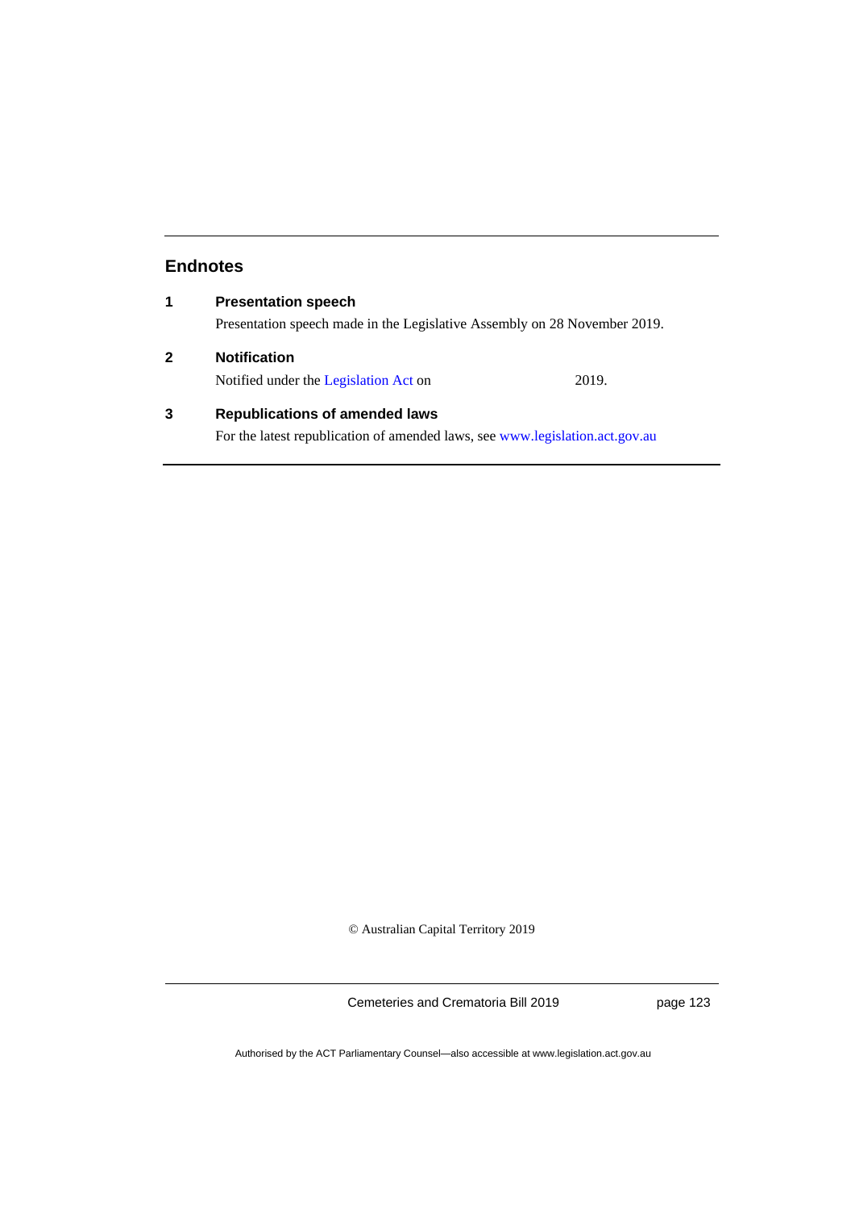## Endnotes

### 1 Presentation speech

Presentation speech made in the Legislative Assembly on 28 November 2019.

### 2 Notification

Notified under the Legislation Act on 2019.

### 3 Republications of amended laws

For the latest republication of amended laws, see www.legislation.act.gov.au

© Australian Capital Territory 2019